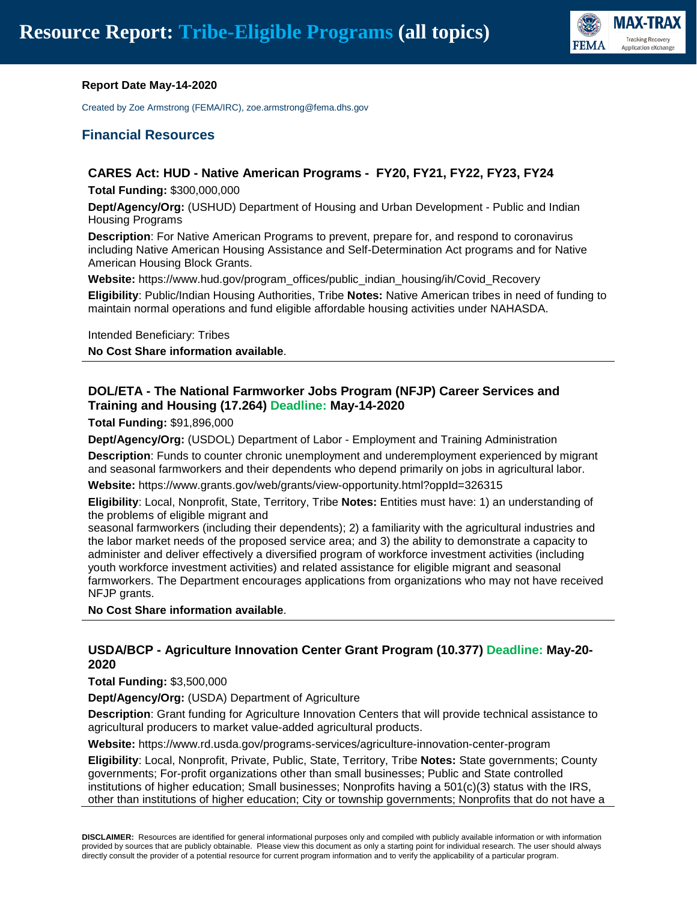# Resource Report: Tribe-Eligible Programs (all topics)

**Report Date May-14-2020**

Created by Zoe Armstrong (FEMA/IRC), zoe.armstrong@fema.dhs.gov

## Financial Resources

### CARES Act: HUD - Native American Programs - FY20, FY21, FY22, FY23, FY24

**Total Funding:** $300,000,000

**Dept/Agency/Org:** (USHUD) Department of Housing and Urban Development - Public and Indian Housing Programs

**Description**: For Native American Programs to prevent, prepare for, and respond to coronavirus including Native American Housing Assistance and Self-Determination Act programs and for Native American Housing Block Grants.

**Website:** https://www.hud.gov/program_offices/public_indian_housing/ih/Covid_Recovery

**Eligibility**: Public/Indian Housing Authorities, Tribe **Notes:** Native American tribes in need of funding to maintain normal operations and fund eligible affordable housing activities under NAHASDA.

Intended Beneficiary: Tribes

**No Cost Share information available**.

---

### DOL/ETA - The National Farmworker Jobs Program (NFJP) Career Services and Training and Housing (17.264) Deadline: May-14-2020

**Total Funding:** $91,896,000

**Dept/Agency/Org:** (USDOL) Department of Labor - Employment and Training Administration

**Description**: Funds to counter chronic unemployment and underemployment experienced by migrant and seasonal farmworkers and their dependents who depend primarily on jobs in agricultural labor.

**Website:** https://www.grants.gov/web/grants/view-opportunity.html?oppId=326315

**Eligibility**: Local, Nonprofit, State, Territory, Tribe **Notes:** Entities must have: 1) an understanding of the problems of eligible migrant and
seasonal farmworkers (including their dependents); 2) a familiarity with the agricultural industries and the labor market needs of the proposed service area; and 3) the ability to demonstrate a capacity to administer and deliver effectively a diversified program of workforce investment activities (including youth workforce investment activities) and related assistance for eligible migrant and seasonal farmworkers. The Department encourages applications from organizations who may not have received NFJP grants.

**No Cost Share information available**.

---

### USDA/BCP - Agriculture Innovation Center Grant Program (10.377) Deadline: May-20-2020

**Total Funding:** $3,500,000

**Dept/Agency/Org:** (USDA) Department of Agriculture

**Description**: Grant funding for Agriculture Innovation Centers that will provide technical assistance to agricultural producers to market value-added agricultural products.

**Website:** https://www.rd.usda.gov/programs-services/agriculture-innovation-center-program

**Eligibility**: Local, Nonprofit, Private, Public, State, Territory, Tribe **Notes:** State governments; County governments; For-profit organizations other than small businesses; Public and State controlled institutions of higher education; Small businesses; Nonprofits having a 501(c)(3) status with the IRS, other than institutions of higher education; City or township governments; Nonprofits that do not have a

---

**DISCLAIMER:** Resources are identified for general informational purposes only and compiled with publicly available information or with information provided by sources that are publicly obtainable. Please view this document as only a starting point for individual research. The user should always directly consult the provider of a potential resource for current program information and to verify the applicability of a particular program.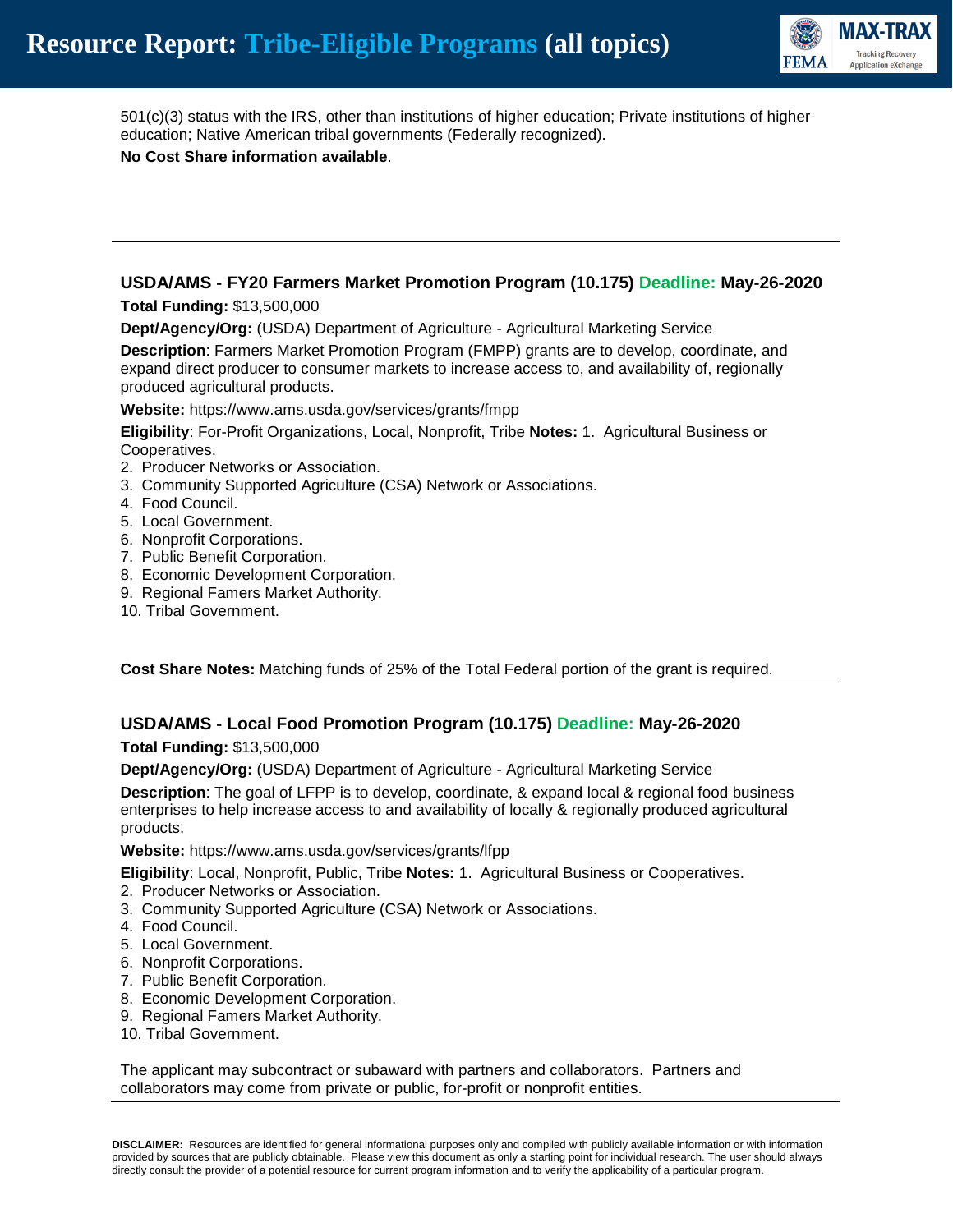501(c)(3) status with the IRS, other than institutions of higher education; Private institutions of higher education; Native American tribal governments (Federally recognized).

**No Cost Share information available**.

---

### USDA/AMS - FY20 Farmers Market Promotion Program (10.175) Deadline: May-26-2020

**Total Funding:** $13,500,000

**Dept/Agency/Org:** (USDA) Department of Agriculture - Agricultural Marketing Service

**Description**: Farmers Market Promotion Program (FMPP) grants are to develop, coordinate, and expand direct producer to consumer markets to increase access to, and availability of, regionally produced agricultural products.

**Website:** https://www.ams.usda.gov/services/grants/fmpp

**Eligibility**: For-Profit Organizations, Local, Nonprofit, Tribe **Notes:** 1. Agricultural Business or Cooperatives.
2. Producer Networks or Association.
3. Community Supported Agriculture (CSA) Network or Associations.
4. Food Council.
5. Local Government.
6. Nonprofit Corporations.
7. Public Benefit Corporation.
8. Economic Development Corporation.
9. Regional Famers Market Authority.
10. Tribal Government.

**Cost Share Notes:** Matching funds of 25% of the Total Federal portion of the grant is required.

---

### USDA/AMS - Local Food Promotion Program (10.175) Deadline: May-26-2020

**Total Funding:** $13,500,000

**Dept/Agency/Org:** (USDA) Department of Agriculture - Agricultural Marketing Service

**Description**: The goal of LFPP is to develop, coordinate, & expand local & regional food business enterprises to help increase access to and availability of locally & regionally produced agricultural products.

**Website:** https://www.ams.usda.gov/services/grants/lfpp

**Eligibility**: Local, Nonprofit, Public, Tribe **Notes:** 1. Agricultural Business or Cooperatives.
2. Producer Networks or Association.
3. Community Supported Agriculture (CSA) Network or Associations.
4. Food Council.
5. Local Government.
6. Nonprofit Corporations.
7. Public Benefit Corporation.
8. Economic Development Corporation.
9. Regional Famers Market Authority.
10. Tribal Government.

The applicant may subcontract or subaward with partners and collaborators. Partners and collaborators may come from private or public, for-profit or nonprofit entities.

---

**DISCLAIMER:** Resources are identified for general informational purposes only and compiled with publicly available information or with information provided by sources that are publicly obtainable. Please view this document as only a starting point for individual research. The user should always directly consult the provider of a potential resource for current program information and to verify the applicability of a particular program.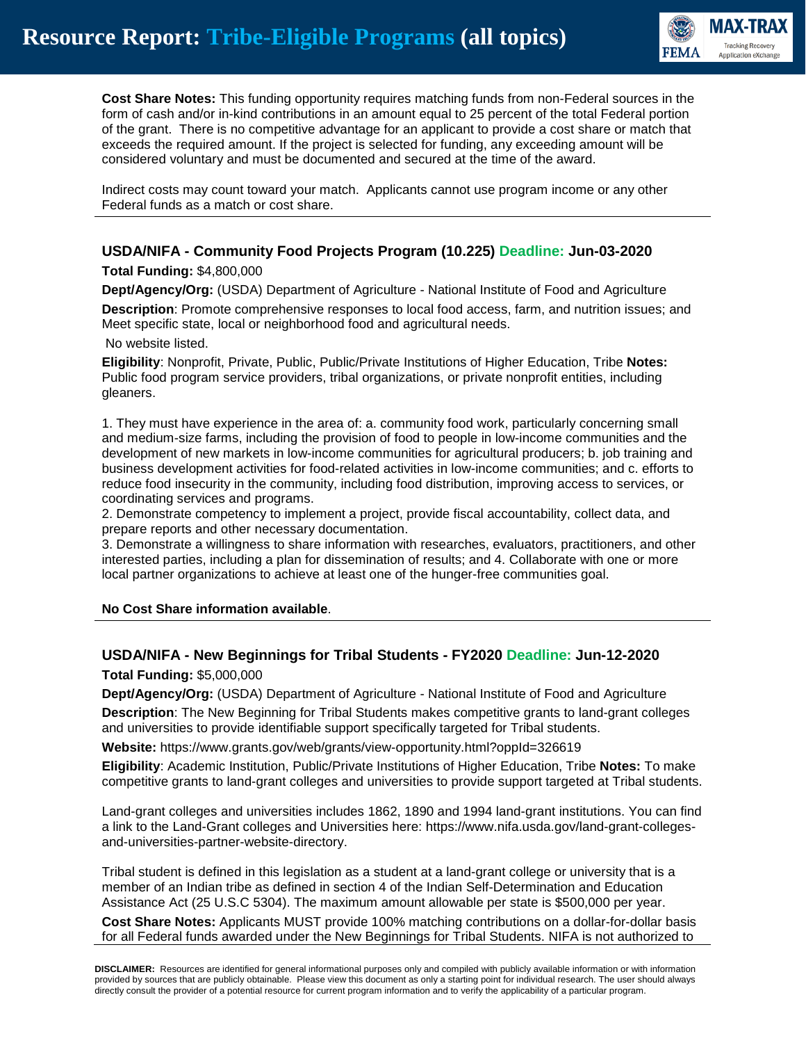**Cost Share Notes:** This funding opportunity requires matching funds from non-Federal sources in the form of cash and/or in-kind contributions in an amount equal to 25 percent of the total Federal portion of the grant. There is no competitive advantage for an applicant to provide a cost share or match that exceeds the required amount. If the project is selected for funding, any exceeding amount will be considered voluntary and must be documented and secured at the time of the award.

Indirect costs may count toward your match. Applicants cannot use program income or any other Federal funds as a match or cost share.

---

### USDA/NIFA - Community Food Projects Program (10.225) Deadline: Jun-03-2020

**Total Funding:** $4,800,000

**Dept/Agency/Org:** (USDA) Department of Agriculture - National Institute of Food and Agriculture

**Description**: Promote comprehensive responses to local food access, farm, and nutrition issues; and Meet specific state, local or neighborhood food and agricultural needs.

No website listed.

**Eligibility**: Nonprofit, Private, Public, Public/Private Institutions of Higher Education, Tribe **Notes:** Public food program service providers, tribal organizations, or private nonprofit entities, including gleaners.

1. They must have experience in the area of: a. community food work, particularly concerning small and medium-size farms, including the provision of food to people in low-income communities and the development of new markets in low-income communities for agricultural producers; b. job training and business development activities for food-related activities in low-income communities; and c. efforts to reduce food insecurity in the community, including food distribution, improving access to services, or coordinating services and programs.
2. Demonstrate competency to implement a project, provide fiscal accountability, collect data, and prepare reports and other necessary documentation.
3. Demonstrate a willingness to share information with researches, evaluators, practitioners, and other interested parties, including a plan for dissemination of results; and 4. Collaborate with one or more local partner organizations to achieve at least one of the hunger-free communities goal.

**No Cost Share information available**.

---

### USDA/NIFA - New Beginnings for Tribal Students - FY2020 Deadline: Jun-12-2020

**Total Funding:** $5,000,000

**Dept/Agency/Org:** (USDA) Department of Agriculture - National Institute of Food and Agriculture

**Description**: The New Beginning for Tribal Students makes competitive grants to land-grant colleges and universities to provide identifiable support specifically targeted for Tribal students.

**Website:** https://www.grants.gov/web/grants/view-opportunity.html?oppId=326619

**Eligibility**: Academic Institution, Public/Private Institutions of Higher Education, Tribe **Notes:** To make competitive grants to land-grant colleges and universities to provide support targeted at Tribal students.

Land-grant colleges and universities includes 1862, 1890 and 1994 land-grant institutions. You can find a link to the Land-Grant colleges and Universities here: https://www.nifa.usda.gov/land-grant-colleges-and-universities-partner-website-directory.

Tribal student is defined in this legislation as a student at a land-grant college or university that is a member of an Indian tribe as defined in section 4 of the Indian Self-Determination and Education Assistance Act (25 U.S.C 5304). The maximum amount allowable per state is $500,000 per year.

**Cost Share Notes:** Applicants MUST provide 100% matching contributions on a dollar-for-dollar basis for all Federal funds awarded under the New Beginnings for Tribal Students. NIFA is not authorized to

**DISCLAIMER:** Resources are identified for general informational purposes only and compiled with publicly available information or with information provided by sources that are publicly obtainable. Please view this document as only a starting point for individual research. The user should always directly consult the provider of a potential resource for current program information and to verify the applicability of a particular program.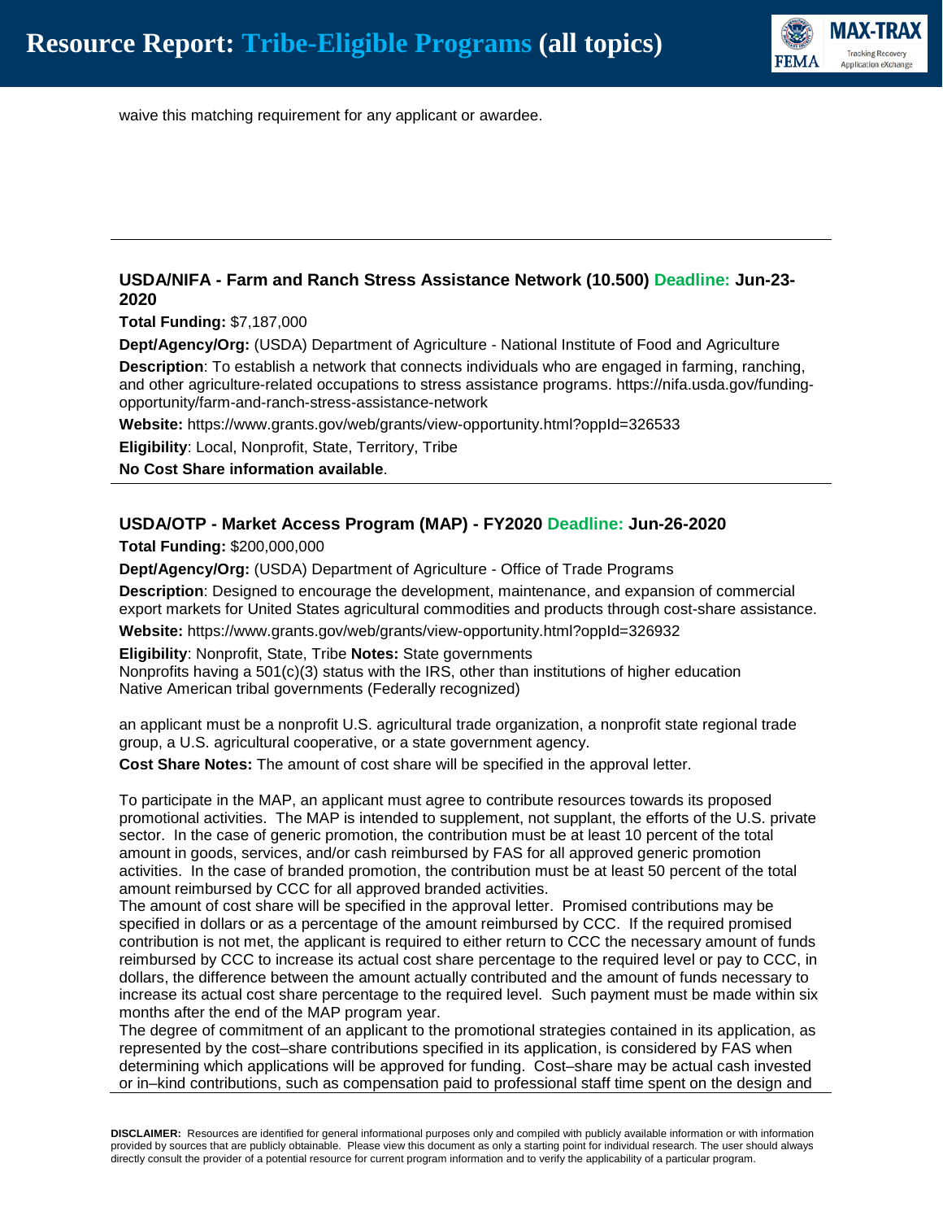waive this matching requirement for any applicant or awardee.

---

### USDA/NIFA - Farm and Ranch Stress Assistance Network (10.500) Deadline: Jun-23-2020

**Total Funding:** $7,187,000

**Dept/Agency/Org:** (USDA) Department of Agriculture - National Institute of Food and Agriculture

**Description**: To establish a network that connects individuals who are engaged in farming, ranching, and other agriculture-related occupations to stress assistance programs. https://nifa.usda.gov/funding-opportunity/farm-and-ranch-stress-assistance-network

**Website:** https://www.grants.gov/web/grants/view-opportunity.html?oppId=326533

**Eligibility**: Local, Nonprofit, State, Territory, Tribe

**No Cost Share information available**.

---

### USDA/OTP - Market Access Program (MAP) - FY2020 Deadline: Jun-26-2020

**Total Funding:** $200,000,000

**Dept/Agency/Org:** (USDA) Department of Agriculture - Office of Trade Programs

**Description**: Designed to encourage the development, maintenance, and expansion of commercial export markets for United States agricultural commodities and products through cost-share assistance.

**Website:** https://www.grants.gov/web/grants/view-opportunity.html?oppId=326932

**Eligibility**: Nonprofit, State, Tribe **Notes:** State governments
Nonprofits having a 501(c)(3) status with the IRS, other than institutions of higher education
Native American tribal governments (Federally recognized)

an applicant must be a nonprofit U.S. agricultural trade organization, a nonprofit state regional trade group, a U.S. agricultural cooperative, or a state government agency.

**Cost Share Notes:** The amount of cost share will be specified in the approval letter.

To participate in the MAP, an applicant must agree to contribute resources towards its proposed promotional activities. The MAP is intended to supplement, not supplant, the efforts of the U.S. private sector. In the case of generic promotion, the contribution must be at least 10 percent of the total amount in goods, services, and/or cash reimbursed by FAS for all approved generic promotion activities. In the case of branded promotion, the contribution must be at least 50 percent of the total amount reimbursed by CCC for all approved branded activities.
The amount of cost share will be specified in the approval letter. Promised contributions may be specified in dollars or as a percentage of the amount reimbursed by CCC. If the required promised contribution is not met, the applicant is required to either return to CCC the necessary amount of funds reimbursed by CCC to increase its actual cost share percentage to the required level or pay to CCC, in dollars, the difference between the amount actually contributed and the amount of funds necessary to increase its actual cost share percentage to the required level. Such payment must be made within six months after the end of the MAP program year.
The degree of commitment of an applicant to the promotional strategies contained in its application, as represented by the cost–share contributions specified in its application, is considered by FAS when determining which applications will be approved for funding. Cost–share may be actual cash invested or in–kind contributions, such as compensation paid to professional staff time spent on the design and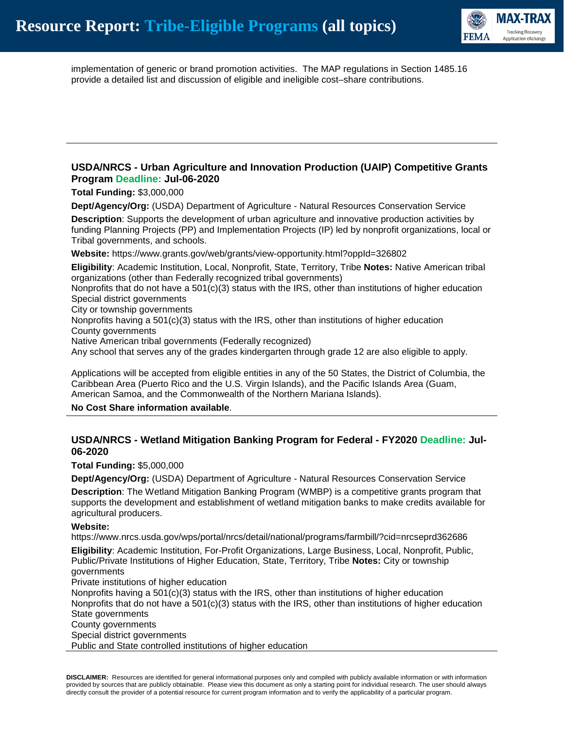implementation of generic or brand promotion activities. The MAP regulations in Section 1485.16 provide a detailed list and discussion of eligible and ineligible cost–share contributions.

---

### USDA/NRCS - Urban Agriculture and Innovation Production (UAIP) Competitive Grants Program Deadline: Jul-06-2020

**Total Funding:** $3,000,000

**Dept/Agency/Org:** (USDA) Department of Agriculture - Natural Resources Conservation Service

**Description**: Supports the development of urban agriculture and innovative production activities by funding Planning Projects (PP) and Implementation Projects (IP) led by nonprofit organizations, local or Tribal governments, and schools.

**Website:** https://www.grants.gov/web/grants/view-opportunity.html?oppId=326802

**Eligibility**: Academic Institution, Local, Nonprofit, State, Territory, Tribe **Notes:** Native American tribal organizations (other than Federally recognized tribal governments)
Nonprofits that do not have a 501(c)(3) status with the IRS, other than institutions of higher education
Special district governments
City or township governments
Nonprofits having a 501(c)(3) status with the IRS, other than institutions of higher education
County governments
Native American tribal governments (Federally recognized)
Any school that serves any of the grades kindergarten through grade 12 are also eligible to apply.

Applications will be accepted from eligible entities in any of the 50 States, the District of Columbia, the Caribbean Area (Puerto Rico and the U.S. Virgin Islands), and the Pacific Islands Area (Guam, American Samoa, and the Commonwealth of the Northern Mariana Islands).

**No Cost Share information available**.

---

### USDA/NRCS - Wetland Mitigation Banking Program for Federal - FY2020 Deadline: Jul-06-2020

**Total Funding:** $5,000,000

**Dept/Agency/Org:** (USDA) Department of Agriculture - Natural Resources Conservation Service

**Description**: The Wetland Mitigation Banking Program (WMBP) is a competitive grants program that supports the development and establishment of wetland mitigation banks to make credits available for agricultural producers.

**Website:**
https://www.nrcs.usda.gov/wps/portal/nrcs/detail/national/programs/farmbill/?cid=nrcseprd362686

**Eligibility**: Academic Institution, For-Profit Organizations, Large Business, Local, Nonprofit, Public, Public/Private Institutions of Higher Education, State, Territory, Tribe **Notes:** City or township governments
Private institutions of higher education
Nonprofits having a 501(c)(3) status with the IRS, other than institutions of higher education
Nonprofits that do not have a 501(c)(3) status with the IRS, other than institutions of higher education
State governments
County governments
Special district governments
Public and State controlled institutions of higher education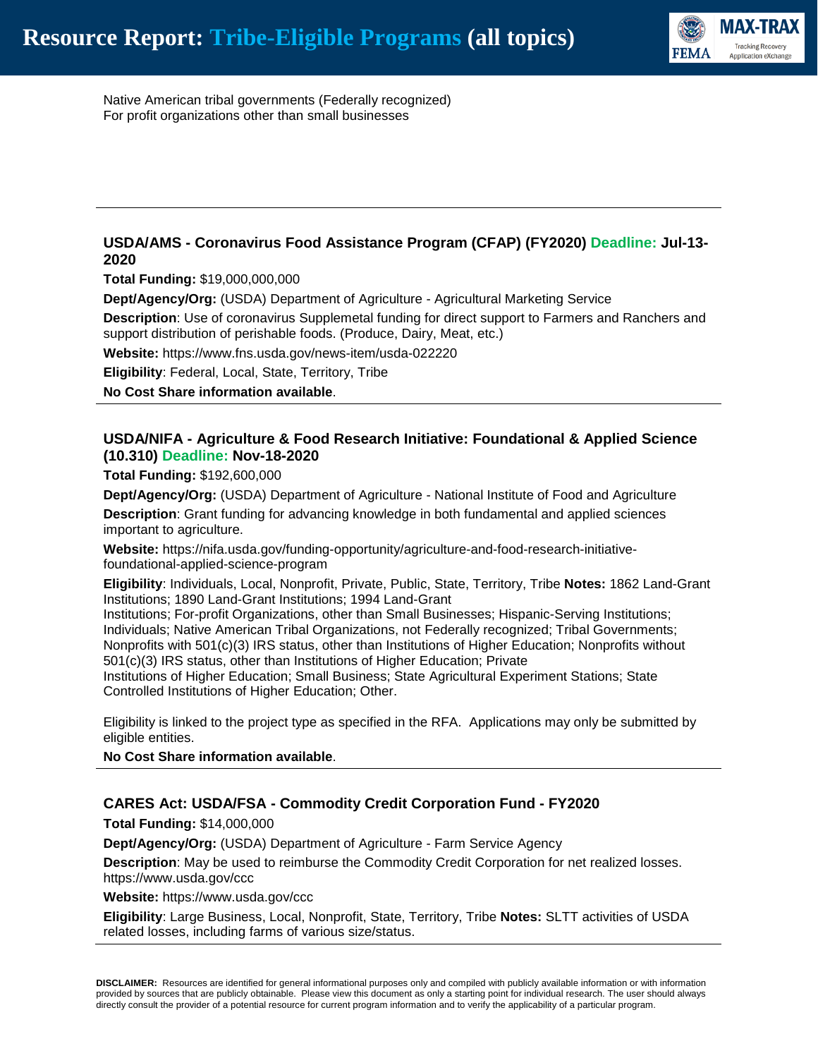Native American tribal governments (Federally recognized)
For profit organizations other than small businesses

---

### USDA/AMS - Coronavirus Food Assistance Program (CFAP) (FY2020) Deadline: Jul-13-2020

**Total Funding:** $19,000,000,000

**Dept/Agency/Org:** (USDA) Department of Agriculture - Agricultural Marketing Service

**Description**: Use of coronavirus Supplemetal funding for direct support to Farmers and Ranchers and support distribution of perishable foods. (Produce, Dairy, Meat, etc.)

**Website:** https://www.fns.usda.gov/news-item/usda-022220

**Eligibility**: Federal, Local, State, Territory, Tribe

**No Cost Share information available**.

---

### USDA/NIFA - Agriculture & Food Research Initiative: Foundational & Applied Science (10.310) Deadline: Nov-18-2020

**Total Funding:** $192,600,000

**Dept/Agency/Org:** (USDA) Department of Agriculture - National Institute of Food and Agriculture

**Description**: Grant funding for advancing knowledge in both fundamental and applied sciences important to agriculture.

**Website:** https://nifa.usda.gov/funding-opportunity/agriculture-and-food-research-initiative-foundational-applied-science-program

**Eligibility**: Individuals, Local, Nonprofit, Private, Public, State, Territory, Tribe **Notes:** 1862 Land-Grant Institutions; 1890 Land-Grant Institutions; 1994 Land-Grant
Institutions; For-profit Organizations, other than Small Businesses; Hispanic-Serving Institutions; Individuals; Native American Tribal Organizations, not Federally recognized; Tribal Governments; Nonprofits with 501(c)(3) IRS status, other than Institutions of Higher Education; Nonprofits without 501(c)(3) IRS status, other than Institutions of Higher Education; Private
Institutions of Higher Education; Small Business; State Agricultural Experiment Stations; State Controlled Institutions of Higher Education; Other.

Eligibility is linked to the project type as specified in the RFA. Applications may only be submitted by eligible entities.

**No Cost Share information available**.

---

### CARES Act: USDA/FSA - Commodity Credit Corporation Fund - FY2020

**Total Funding:** $14,000,000

**Dept/Agency/Org:** (USDA) Department of Agriculture - Farm Service Agency

**Description**: May be used to reimburse the Commodity Credit Corporation for net realized losses. https://www.usda.gov/ccc

**Website:** https://www.usda.gov/ccc

**Eligibility**: Large Business, Local, Nonprofit, State, Territory, Tribe **Notes:** SLTT activities of USDA related losses, including farms of various size/status.

---

**DISCLAIMER:** Resources are identified for general informational purposes only and compiled with publicly available information or with information provided by sources that are publicly obtainable. Please view this document as only a starting point for individual research. The user should always directly consult the provider of a potential resource for current program information and to verify the applicability of a particular program.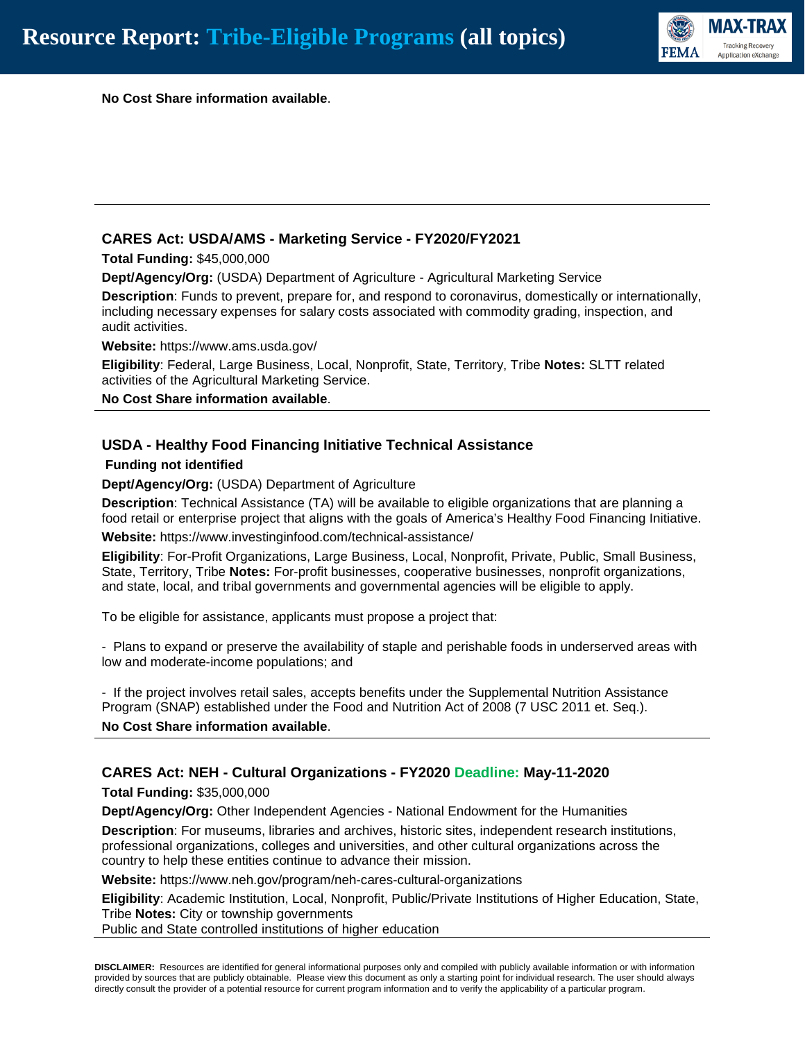**No Cost Share information available**.

---

### CARES Act: USDA/AMS - Marketing Service - FY2020/FY2021

**Total Funding:** $45,000,000

**Dept/Agency/Org:** (USDA) Department of Agriculture - Agricultural Marketing Service

**Description**: Funds to prevent, prepare for, and respond to coronavirus, domestically or internationally, including necessary expenses for salary costs associated with commodity grading, inspection, and audit activities.

**Website:** https://www.ams.usda.gov/

**Eligibility**: Federal, Large Business, Local, Nonprofit, State, Territory, Tribe **Notes:** SLTT related activities of the Agricultural Marketing Service.

**No Cost Share information available**.

---

### USDA - Healthy Food Financing Initiative Technical Assistance

**Funding not identified**

**Dept/Agency/Org:** (USDA) Department of Agriculture

**Description**: Technical Assistance (TA) will be available to eligible organizations that are planning a food retail or enterprise project that aligns with the goals of America's Healthy Food Financing Initiative.

**Website:** https://www.investinginfood.com/technical-assistance/

**Eligibility**: For-Profit Organizations, Large Business, Local, Nonprofit, Private, Public, Small Business, State, Territory, Tribe **Notes:** For-profit businesses, cooperative businesses, nonprofit organizations, and state, local, and tribal governments and governmental agencies will be eligible to apply.

To be eligible for assistance, applicants must propose a project that:

- Plans to expand or preserve the availability of staple and perishable foods in underserved areas with low and moderate-income populations; and

- If the project involves retail sales, accepts benefits under the Supplemental Nutrition Assistance Program (SNAP) established under the Food and Nutrition Act of 2008 (7 USC 2011 et. Seq.).

**No Cost Share information available**.

---

### CARES Act: NEH - Cultural Organizations - FY2020 Deadline: May-11-2020

**Total Funding:** $35,000,000

**Dept/Agency/Org:** Other Independent Agencies - National Endowment for the Humanities

**Description**: For museums, libraries and archives, historic sites, independent research institutions, professional organizations, colleges and universities, and other cultural organizations across the country to help these entities continue to advance their mission.

**Website:** https://www.neh.gov/program/neh-cares-cultural-organizations

**Eligibility**: Academic Institution, Local, Nonprofit, Public/Private Institutions of Higher Education, State, Tribe **Notes:** City or township governments
Public and State controlled institutions of higher education

---

**DISCLAIMER:** Resources are identified for general informational purposes only and compiled with publicly available information or with information provided by sources that are publicly obtainable. Please view this document as only a starting point for individual research. The user should always directly consult the provider of a potential resource for current program information and to verify the applicability of a particular program.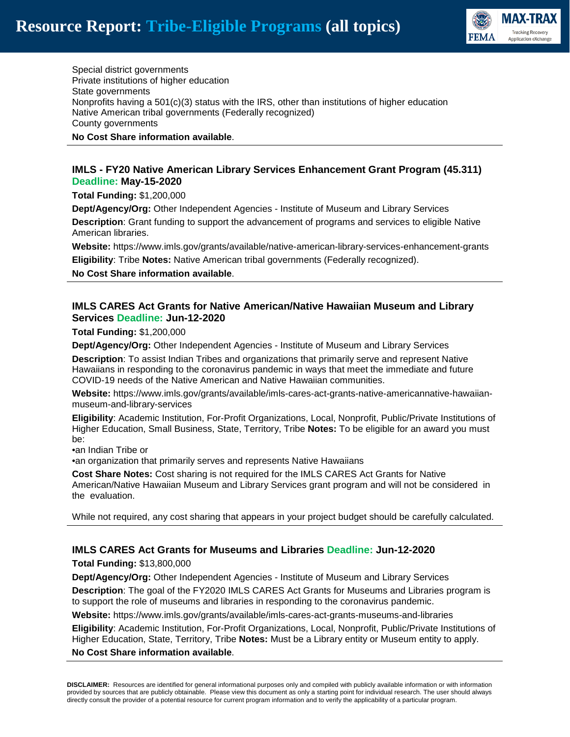Special district governments
Private institutions of higher education
State governments
Nonprofits having a 501(c)(3) status with the IRS, other than institutions of higher education
Native American tribal governments (Federally recognized)
County governments

**No Cost Share information available**.

---

### IMLS - FY20 Native American Library Services Enhancement Grant Program (45.311) Deadline: May-15-2020

**Total Funding:** $1,200,000

**Dept/Agency/Org:** Other Independent Agencies - Institute of Museum and Library Services

**Description**: Grant funding to support the advancement of programs and services to eligible Native American libraries.

**Website:** https://www.imls.gov/grants/available/native-american-library-services-enhancement-grants

**Eligibility**: Tribe **Notes:** Native American tribal governments (Federally recognized).

**No Cost Share information available**.

---

### IMLS CARES Act Grants for Native American/Native Hawaiian Museum and Library Services Deadline: Jun-12-2020

**Total Funding:** $1,200,000

**Dept/Agency/Org:** Other Independent Agencies - Institute of Museum and Library Services

**Description**: To assist Indian Tribes and organizations that primarily serve and represent Native Hawaiians in responding to the coronavirus pandemic in ways that meet the immediate and future COVID-19 needs of the Native American and Native Hawaiian communities.

**Website:** https://www.imls.gov/grants/available/imls-cares-act-grants-native-americannative-hawaiian-museum-and-library-services

**Eligibility**: Academic Institution, For-Profit Organizations, Local, Nonprofit, Public/Private Institutions of Higher Education, Small Business, State, Territory, Tribe **Notes:** To be eligible for an award you must be:

- an Indian Tribe or
- an organization that primarily serves and represents Native Hawaiians

**Cost Share Notes:** Cost sharing is not required for the IMLS CARES Act Grants for Native American/Native Hawaiian Museum and Library Services grant program and will not be considered in the evaluation.

While not required, any cost sharing that appears in your project budget should be carefully calculated.

---

### IMLS CARES Act Grants for Museums and Libraries Deadline: Jun-12-2020

**Total Funding:** $13,800,000

**Dept/Agency/Org:** Other Independent Agencies - Institute of Museum and Library Services

**Description**: The goal of the FY2020 IMLS CARES Act Grants for Museums and Libraries program is to support the role of museums and libraries in responding to the coronavirus pandemic.

**Website:** https://www.imls.gov/grants/available/imls-cares-act-grants-museums-and-libraries

**Eligibility**: Academic Institution, For-Profit Organizations, Local, Nonprofit, Public/Private Institutions of Higher Education, State, Territory, Tribe **Notes:** Must be a Library entity or Museum entity to apply.

**No Cost Share information available**.

---

**DISCLAIMER:** Resources are identified for general informational purposes only and compiled with publicly available information or with information provided by sources that are publicly obtainable. Please view this document as only a starting point for individual research. The user should always directly consult the provider of a potential resource for current program information and to verify the applicability of a particular program.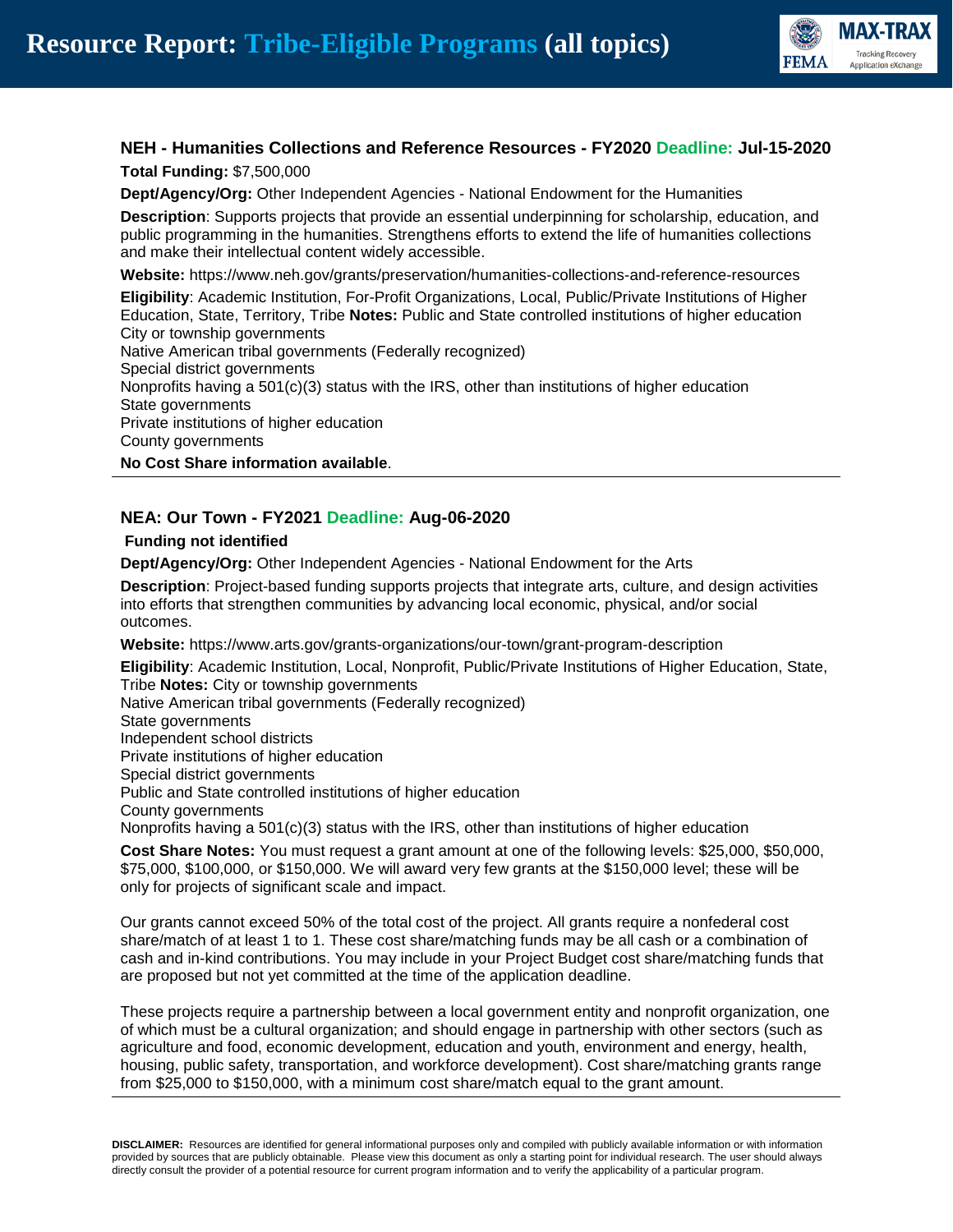# Resource Report: Tribe-Eligible Programs (all topics)

### NEH - Humanities Collections and Reference Resources - FY2020 Deadline: Jul-15-2020

**Total Funding:** $7,500,000

**Dept/Agency/Org:** Other Independent Agencies - National Endowment for the Humanities

**Description**: Supports projects that provide an essential underpinning for scholarship, education, and public programming in the humanities. Strengthens efforts to extend the life of humanities collections and make their intellectual content widely accessible.

**Website:** https://www.neh.gov/grants/preservation/humanities-collections-and-reference-resources

**Eligibility**: Academic Institution, For-Profit Organizations, Local, Public/Private Institutions of Higher Education, State, Territory, Tribe **Notes:** Public and State controlled institutions of higher education
City or township governments
Native American tribal governments (Federally recognized)
Special district governments
Nonprofits having a 501(c)(3) status with the IRS, other than institutions of higher education
State governments
Private institutions of higher education
County governments

**No Cost Share information available**.

---

### NEA: Our Town - FY2021 Deadline: Aug-06-2020

**Funding not identified**

**Dept/Agency/Org:** Other Independent Agencies - National Endowment for the Arts

**Description**: Project-based funding supports projects that integrate arts, culture, and design activities into efforts that strengthen communities by advancing local economic, physical, and/or social outcomes.

**Website:** https://www.arts.gov/grants-organizations/our-town/grant-program-description

**Eligibility**: Academic Institution, Local, Nonprofit, Public/Private Institutions of Higher Education, State, Tribe **Notes:** City or township governments
Native American tribal governments (Federally recognized)
State governments
Independent school districts
Private institutions of higher education
Special district governments
Public and State controlled institutions of higher education
County governments
Nonprofits having a 501(c)(3) status with the IRS, other than institutions of higher education

**Cost Share Notes:** You must request a grant amount at one of the following levels: $25,000, $50,000, $75,000, $100,000, or $150,000. We will award very few grants at the $150,000 level; these will be only for projects of significant scale and impact.

Our grants cannot exceed 50% of the total cost of the project. All grants require a nonfederal cost share/match of at least 1 to 1. These cost share/matching funds may be all cash or a combination of cash and in-kind contributions. You may include in your Project Budget cost share/matching funds that are proposed but not yet committed at the time of the application deadline.

These projects require a partnership between a local government entity and nonprofit organization, one of which must be a cultural organization; and should engage in partnership with other sectors (such as agriculture and food, economic development, education and youth, environment and energy, health, housing, public safety, transportation, and workforce development). Cost share/matching grants range from $25,000 to $150,000, with a minimum cost share/match equal to the grant amount.

---

**DISCLAIMER:** Resources are identified for general informational purposes only and compiled with publicly available information or with information provided by sources that are publicly obtainable. Please view this document as only a starting point for individual research. The user should always directly consult the provider of a potential resource for current program information and to verify the applicability of a particular program.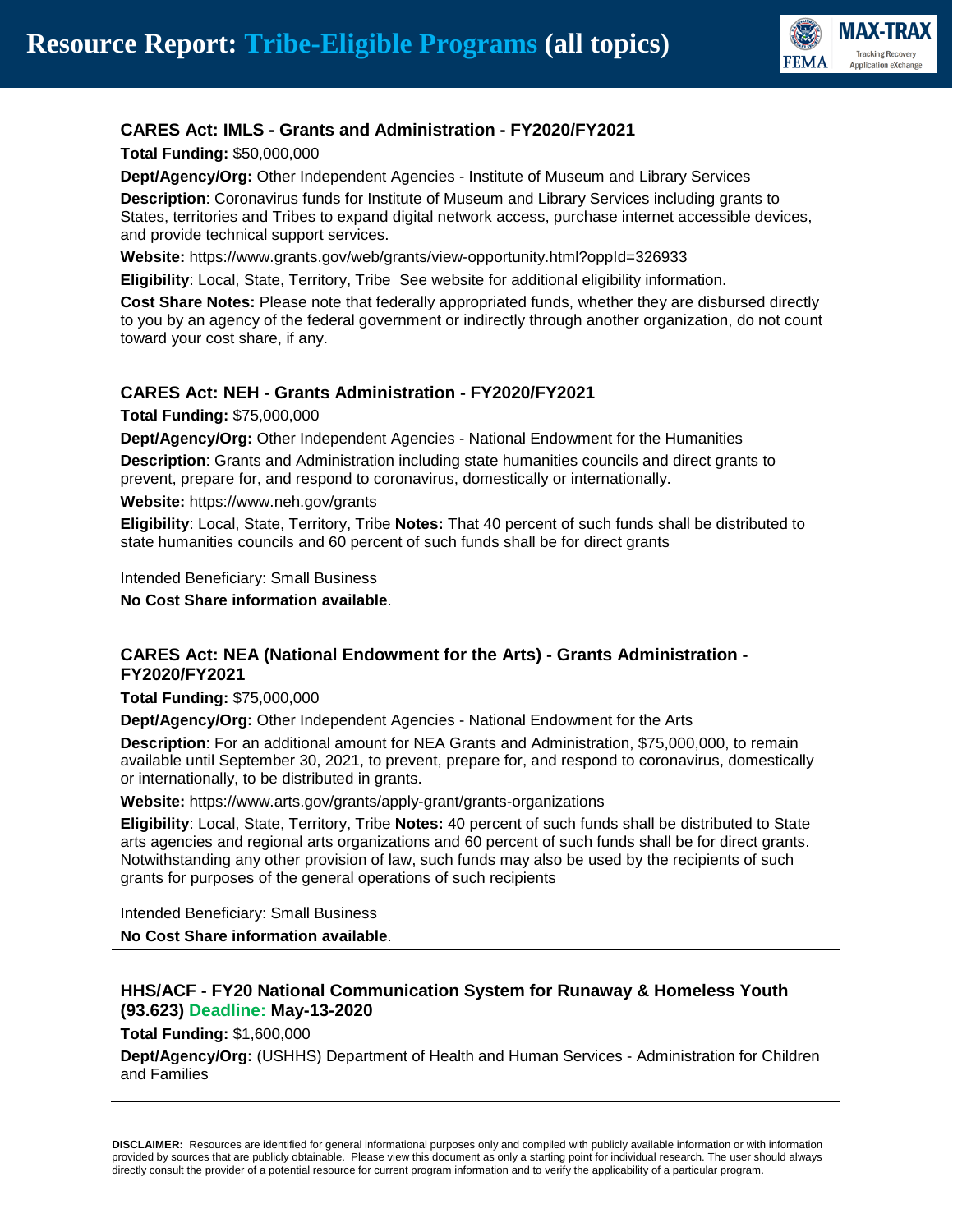### CARES Act: IMLS - Grants and Administration - FY2020/FY2021

**Total Funding:** $50,000,000

**Dept/Agency/Org:** Other Independent Agencies - Institute of Museum and Library Services

**Description**: Coronavirus funds for Institute of Museum and Library Services including grants to States, territories and Tribes to expand digital network access, purchase internet accessible devices, and provide technical support services.

**Website:** https://www.grants.gov/web/grants/view-opportunity.html?oppId=326933

**Eligibility**: Local, State, Territory, Tribe See website for additional eligibility information.

**Cost Share Notes:** Please note that federally appropriated funds, whether they are disbursed directly to you by an agency of the federal government or indirectly through another organization, do not count toward your cost share, if any.

---

### CARES Act: NEH - Grants Administration - FY2020/FY2021

**Total Funding:** $75,000,000

**Dept/Agency/Org:** Other Independent Agencies - National Endowment for the Humanities

**Description**: Grants and Administration including state humanities councils and direct grants to prevent, prepare for, and respond to coronavirus, domestically or internationally.

**Website:** https://www.neh.gov/grants

**Eligibility**: Local, State, Territory, Tribe **Notes:** That 40 percent of such funds shall be distributed to state humanities councils and 60 percent of such funds shall be for direct grants

Intended Beneficiary: Small Business

**No Cost Share information available**.

---

### CARES Act: NEA (National Endowment for the Arts) - Grants Administration - FY2020/FY2021

**Total Funding:** $75,000,000

**Dept/Agency/Org:** Other Independent Agencies - National Endowment for the Arts

**Description**: For an additional amount for NEA Grants and Administration, $75,000,000, to remain available until September 30, 2021, to prevent, prepare for, and respond to coronavirus, domestically or internationally, to be distributed in grants.

**Website:** https://www.arts.gov/grants/apply-grant/grants-organizations

**Eligibility**: Local, State, Territory, Tribe **Notes:** 40 percent of such funds shall be distributed to State arts agencies and regional arts organizations and 60 percent of such funds shall be for direct grants. Notwithstanding any other provision of law, such funds may also be used by the recipients of such grants for purposes of the general operations of such recipients

Intended Beneficiary: Small Business

**No Cost Share information available**.

---

### HHS/ACF - FY20 National Communication System for Runaway & Homeless Youth (93.623) Deadline: May-13-2020

**Total Funding:** $1,600,000

**Dept/Agency/Org:** (USHHS) Department of Health and Human Services - Administration for Children and Families

---

**DISCLAIMER:** Resources are identified for general informational purposes only and compiled with publicly available information or with information provided by sources that are publicly obtainable. Please view this document as only a starting point for individual research. The user should always directly consult the provider of a potential resource for current program information and to verify the applicability of a particular program.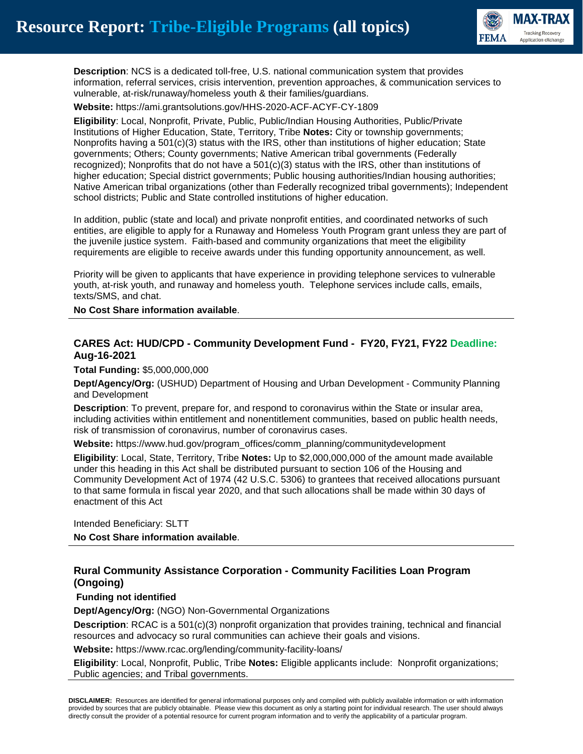**Description**: NCS is a dedicated toll-free, U.S. national communication system that provides information, referral services, crisis intervention, prevention approaches, & communication services to vulnerable, at-risk/runaway/homeless youth & their families/guardians.

**Website:** https://ami.grantsolutions.gov/HHS-2020-ACF-ACYF-CY-1809

**Eligibility**: Local, Nonprofit, Private, Public, Public/Indian Housing Authorities, Public/Private Institutions of Higher Education, State, Territory, Tribe **Notes:** City or township governments; Nonprofits having a 501(c)(3) status with the IRS, other than institutions of higher education; State governments; Others; County governments; Native American tribal governments (Federally recognized); Nonprofits that do not have a 501(c)(3) status with the IRS, other than institutions of higher education; Special district governments; Public housing authorities/Indian housing authorities; Native American tribal organizations (other than Federally recognized tribal governments); Independent school districts; Public and State controlled institutions of higher education.

In addition, public (state and local) and private nonprofit entities, and coordinated networks of such entities, are eligible to apply for a Runaway and Homeless Youth Program grant unless they are part of the juvenile justice system. Faith-based and community organizations that meet the eligibility requirements are eligible to receive awards under this funding opportunity announcement, as well.

Priority will be given to applicants that have experience in providing telephone services to vulnerable youth, at-risk youth, and runaway and homeless youth. Telephone services include calls, emails, texts/SMS, and chat.

**No Cost Share information available**.

---

### CARES Act: HUD/CPD - Community Development Fund - FY20, FY21, FY22 Deadline: Aug-16-2021

**Total Funding:** $5,000,000,000

**Dept/Agency/Org:** (USHUD) Department of Housing and Urban Development - Community Planning and Development

**Description**: To prevent, prepare for, and respond to coronavirus within the State or insular area, including activities within entitlement and nonentitlement communities, based on public health needs, risk of transmission of coronavirus, number of coronavirus cases.

**Website:** https://www.hud.gov/program_offices/comm_planning/communitydevelopment

**Eligibility**: Local, State, Territory, Tribe **Notes:** Up to $2,000,000,000 of the amount made available under this heading in this Act shall be distributed pursuant to section 106 of the Housing and Community Development Act of 1974 (42 U.S.C. 5306) to grantees that received allocations pursuant to that same formula in fiscal year 2020, and that such allocations shall be made within 30 days of enactment of this Act

Intended Beneficiary: SLTT

**No Cost Share information available**.

---

### Rural Community Assistance Corporation - Community Facilities Loan Program (Ongoing)

**Funding not identified**

**Dept/Agency/Org:** (NGO) Non-Governmental Organizations

**Description**: RCAC is a 501(c)(3) nonprofit organization that provides training, technical and financial resources and advocacy so rural communities can achieve their goals and visions.

**Website:** https://www.rcac.org/lending/community-facility-loans/

**Eligibility**: Local, Nonprofit, Public, Tribe **Notes:** Eligible applicants include: Nonprofit organizations; Public agencies; and Tribal governments.

---

**DISCLAIMER:** Resources are identified for general informational purposes only and compiled with publicly available information or with information provided by sources that are publicly obtainable. Please view this document as only a starting point for individual research. The user should always directly consult the provider of a potential resource for current program information and to verify the applicability of a particular program.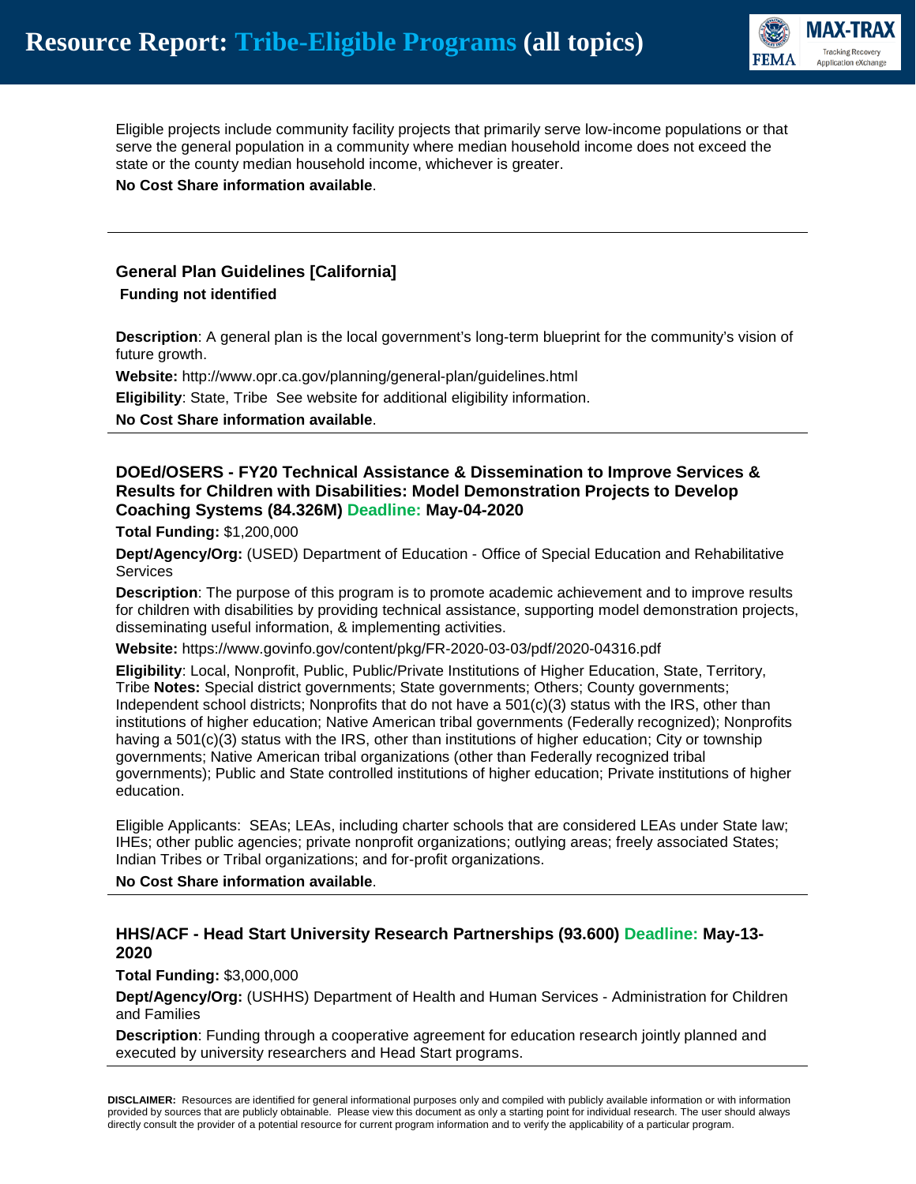Eligible projects include community facility projects that primarily serve low-income populations or that serve the general population in a community where median household income does not exceed the state or the county median household income, whichever is greater.

**No Cost Share information available**.

---

### General Plan Guidelines [California]

**Funding not identified**

**Description**: A general plan is the local government's long-term blueprint for the community's vision of future growth.

**Website:** http://www.opr.ca.gov/planning/general-plan/guidelines.html

**Eligibility**: State, Tribe See website for additional eligibility information.

**No Cost Share information available**.

---

### DOEd/OSERS - FY20 Technical Assistance & Dissemination to Improve Services & Results for Children with Disabilities: Model Demonstration Projects to Develop Coaching Systems (84.326M) Deadline: May-04-2020

**Total Funding:** $1,200,000

**Dept/Agency/Org:** (USED) Department of Education - Office of Special Education and Rehabilitative Services

**Description**: The purpose of this program is to promote academic achievement and to improve results for children with disabilities by providing technical assistance, supporting model demonstration projects, disseminating useful information, & implementing activities.

**Website:** https://www.govinfo.gov/content/pkg/FR-2020-03-03/pdf/2020-04316.pdf

**Eligibility**: Local, Nonprofit, Public, Public/Private Institutions of Higher Education, State, Territory, Tribe **Notes:** Special district governments; State governments; Others; County governments; Independent school districts; Nonprofits that do not have a 501(c)(3) status with the IRS, other than institutions of higher education; Native American tribal governments (Federally recognized); Nonprofits having a 501(c)(3) status with the IRS, other than institutions of higher education; City or township governments; Native American tribal organizations (other than Federally recognized tribal governments); Public and State controlled institutions of higher education; Private institutions of higher education.

Eligible Applicants: SEAs; LEAs, including charter schools that are considered LEAs under State law; IHEs; other public agencies; private nonprofit organizations; outlying areas; freely associated States; Indian Tribes or Tribal organizations; and for-profit organizations.

**No Cost Share information available**.

---

### HHS/ACF - Head Start University Research Partnerships (93.600) Deadline: May-13-2020

**Total Funding:** $3,000,000

**Dept/Agency/Org:** (USHHS) Department of Health and Human Services - Administration for Children and Families

**Description**: Funding through a cooperative agreement for education research jointly planned and executed by university researchers and Head Start programs.

---

**DISCLAIMER:** Resources are identified for general informational purposes only and compiled with publicly available information or with information provided by sources that are publicly obtainable. Please view this document as only a starting point for individual research. The user should always directly consult the provider of a potential resource for current program information and to verify the applicability of a particular program.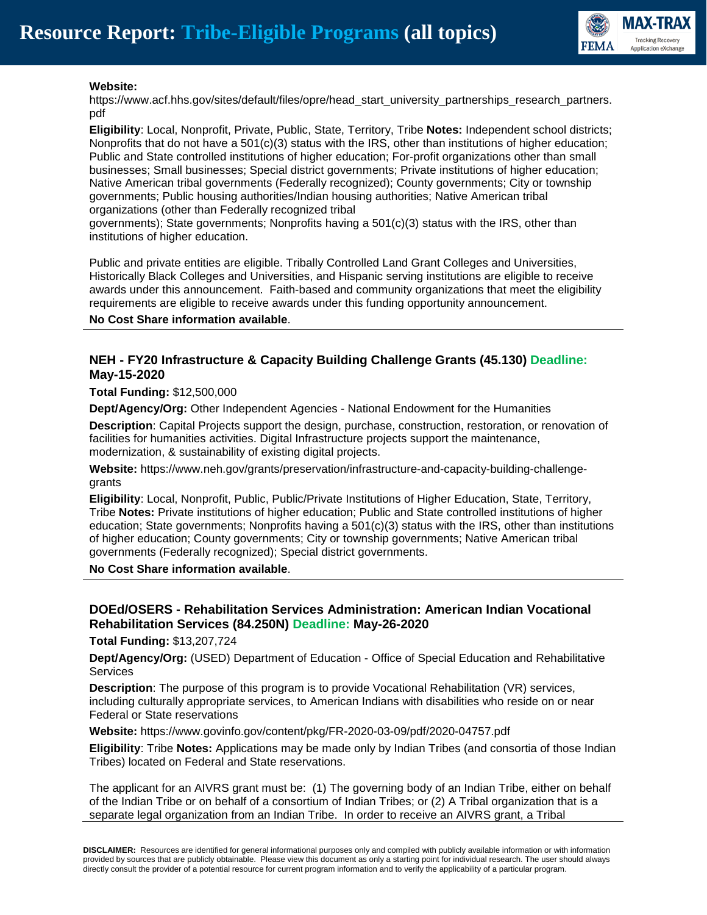**Website:** https://www.acf.hhs.gov/sites/default/files/opre/head_start_university_partnerships_research_partners.pdf

**Eligibility**: Local, Nonprofit, Private, Public, State, Territory, Tribe **Notes:** Independent school districts; Nonprofits that do not have a 501(c)(3) status with the IRS, other than institutions of higher education; Public and State controlled institutions of higher education; For-profit organizations other than small businesses; Small businesses; Special district governments; Private institutions of higher education; Native American tribal governments (Federally recognized); County governments; City or township governments; Public housing authorities/Indian housing authorities; Native American tribal organizations (other than Federally recognized tribal governments); State governments; Nonprofits having a 501(c)(3) status with the IRS, other than institutions of higher education.

Public and private entities are eligible. Tribally Controlled Land Grant Colleges and Universities, Historically Black Colleges and Universities, and Hispanic serving institutions are eligible to receive awards under this announcement. Faith-based and community organizations that meet the eligibility requirements are eligible to receive awards under this funding opportunity announcement.

**No Cost Share information available**.

---

### NEH - FY20 Infrastructure & Capacity Building Challenge Grants (45.130) Deadline: May-15-2020

**Total Funding:** $12,500,000

**Dept/Agency/Org:** Other Independent Agencies - National Endowment for the Humanities

**Description**: Capital Projects support the design, purchase, construction, restoration, or renovation of facilities for humanities activities. Digital Infrastructure projects support the maintenance, modernization, & sustainability of existing digital projects.

**Website:** https://www.neh.gov/grants/preservation/infrastructure-and-capacity-building-challenge-grants

**Eligibility**: Local, Nonprofit, Public, Public/Private Institutions of Higher Education, State, Territory, Tribe **Notes:** Private institutions of higher education; Public and State controlled institutions of higher education; State governments; Nonprofits having a 501(c)(3) status with the IRS, other than institutions of higher education; County governments; City or township governments; Native American tribal governments (Federally recognized); Special district governments.

**No Cost Share information available**.

---

### DOEd/OSERS - Rehabilitation Services Administration: American Indian Vocational Rehabilitation Services (84.250N) Deadline: May-26-2020

**Total Funding:** $13,207,724

**Dept/Agency/Org:** (USED) Department of Education - Office of Special Education and Rehabilitative Services

**Description**: The purpose of this program is to provide Vocational Rehabilitation (VR) services, including culturally appropriate services, to American Indians with disabilities who reside on or near Federal or State reservations

**Website:** https://www.govinfo.gov/content/pkg/FR-2020-03-09/pdf/2020-04757.pdf

**Eligibility**: Tribe **Notes:** Applications may be made only by Indian Tribes (and consortia of those Indian Tribes) located on Federal and State reservations.

The applicant for an AIVRS grant must be: (1) The governing body of an Indian Tribe, either on behalf of the Indian Tribe or on behalf of a consortium of Indian Tribes; or (2) A Tribal organization that is a separate legal organization from an Indian Tribe. In order to receive an AIVRS grant, a Tribal

**DISCLAIMER:** Resources are identified for general informational purposes only and compiled with publicly available information or with information provided by sources that are publicly obtainable. Please view this document as only a starting point for individual research. The user should always directly consult the provider of a potential resource for current program information and to verify the applicability of a particular program.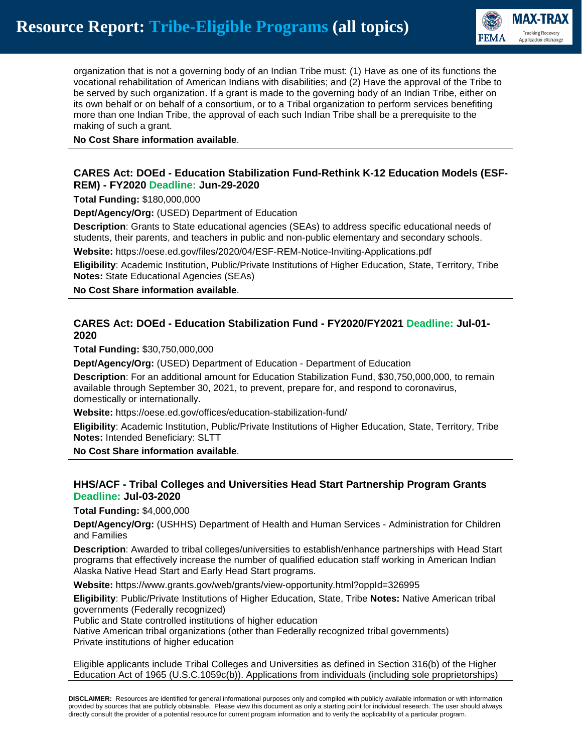organization that is not a governing body of an Indian Tribe must: (1) Have as one of its functions the vocational rehabilitation of American Indians with disabilities; and (2) Have the approval of the Tribe to be served by such organization. If a grant is made to the governing body of an Indian Tribe, either on its own behalf or on behalf of a consortium, or to a Tribal organization to perform services benefiting more than one Indian Tribe, the approval of each such Indian Tribe shall be a prerequisite to the making of such a grant.

**No Cost Share information available**.

---

### CARES Act: DOEd - Education Stabilization Fund-Rethink K-12 Education Models (ESF-REM) - FY2020 Deadline: Jun-29-2020

**Total Funding:** $180,000,000

**Dept/Agency/Org:** (USED) Department of Education

**Description**: Grants to State educational agencies (SEAs) to address specific educational needs of students, their parents, and teachers in public and non-public elementary and secondary schools.

**Website:** https://oese.ed.gov/files/2020/04/ESF-REM-Notice-Inviting-Applications.pdf

**Eligibility**: Academic Institution, Public/Private Institutions of Higher Education, State, Territory, Tribe **Notes:** State Educational Agencies (SEAs)

**No Cost Share information available**.

---

### CARES Act: DOEd - Education Stabilization Fund - FY2020/FY2021 Deadline: Jul-01-2020

**Total Funding:** $30,750,000,000

**Dept/Agency/Org:** (USED) Department of Education - Department of Education

**Description**: For an additional amount for Education Stabilization Fund, $30,750,000,000, to remain available through September 30, 2021, to prevent, prepare for, and respond to coronavirus, domestically or internationally.

**Website:** https://oese.ed.gov/offices/education-stabilization-fund/

**Eligibility**: Academic Institution, Public/Private Institutions of Higher Education, State, Territory, Tribe **Notes:** Intended Beneficiary: SLTT

**No Cost Share information available**.

---

### HHS/ACF - Tribal Colleges and Universities Head Start Partnership Program Grants Deadline: Jul-03-2020

**Total Funding:** $4,000,000

**Dept/Agency/Org:** (USHHS) Department of Health and Human Services - Administration for Children and Families

**Description**: Awarded to tribal colleges/universities to establish/enhance partnerships with Head Start programs that effectively increase the number of qualified education staff working in American Indian Alaska Native Head Start and Early Head Start programs.

**Website:** https://www.grants.gov/web/grants/view-opportunity.html?oppId=326995

**Eligibility**: Public/Private Institutions of Higher Education, State, Tribe **Notes:** Native American tribal governments (Federally recognized)
Public and State controlled institutions of higher education
Native American tribal organizations (other than Federally recognized tribal governments)
Private institutions of higher education

Eligible applicants include Tribal Colleges and Universities as defined in Section 316(b) of the Higher Education Act of 1965 (U.S.C.1059c(b)). Applications from individuals (including sole proprietorships)

**DISCLAIMER:** Resources are identified for general informational purposes only and compiled with publicly available information or with information provided by sources that are publicly obtainable. Please view this document as only a starting point for individual research. The user should always directly consult the provider of a potential resource for current program information and to verify the applicability of a particular program.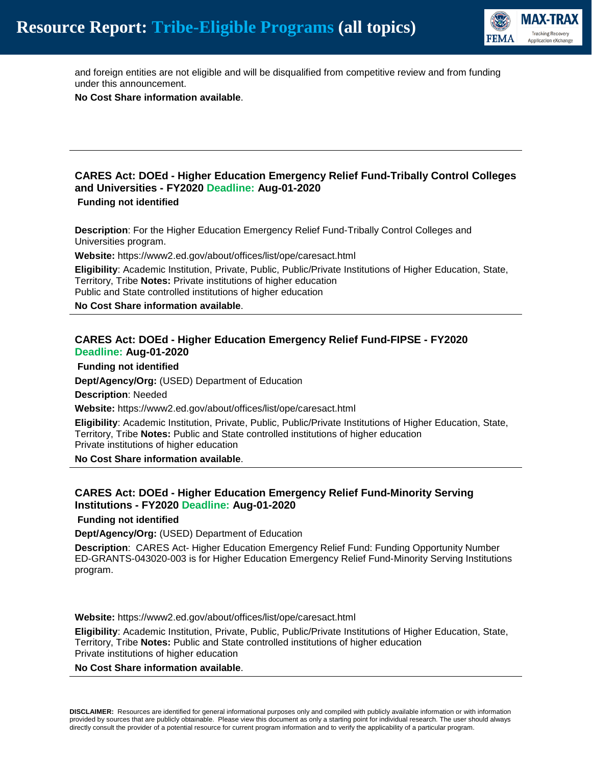and foreign entities are not eligible and will be disqualified from competitive review and from funding under this announcement.

**No Cost Share information available**.

---

### CARES Act: DOEd - Higher Education Emergency Relief Fund-Tribally Control Colleges and Universities - FY2020 Deadline: Aug-01-2020

**Funding not identified**

**Description**: For the Higher Education Emergency Relief Fund-Tribally Control Colleges and Universities program.

**Website:** https://www2.ed.gov/about/offices/list/ope/caresact.html

**Eligibility**: Academic Institution, Private, Public, Public/Private Institutions of Higher Education, State, Territory, Tribe **Notes:** Private institutions of higher education
Public and State controlled institutions of higher education

**No Cost Share information available**.

---

### CARES Act: DOEd - Higher Education Emergency Relief Fund-FIPSE - FY2020 Deadline: Aug-01-2020

**Funding not identified**

**Dept/Agency/Org:** (USED) Department of Education

**Description**: Needed

**Website:** https://www2.ed.gov/about/offices/list/ope/caresact.html

**Eligibility**: Academic Institution, Private, Public, Public/Private Institutions of Higher Education, State, Territory, Tribe **Notes:** Public and State controlled institutions of higher education
Private institutions of higher education

**No Cost Share information available**.

---

### CARES Act: DOEd - Higher Education Emergency Relief Fund-Minority Serving Institutions - FY2020 Deadline: Aug-01-2020

**Funding not identified**

**Dept/Agency/Org:** (USED) Department of Education

**Description**: CARES Act- Higher Education Emergency Relief Fund: Funding Opportunity Number ED-GRANTS-043020-003 is for Higher Education Emergency Relief Fund-Minority Serving Institutions program.

**Website:** https://www2.ed.gov/about/offices/list/ope/caresact.html

**Eligibility**: Academic Institution, Private, Public, Public/Private Institutions of Higher Education, State, Territory, Tribe **Notes:** Public and State controlled institutions of higher education
Private institutions of higher education

**No Cost Share information available**.

---

**DISCLAIMER:** Resources are identified for general informational purposes only and compiled with publicly available information or with information provided by sources that are publicly obtainable. Please view this document as only a starting point for individual research. The user should always directly consult the provider of a potential resource for current program information and to verify the applicability of a particular program.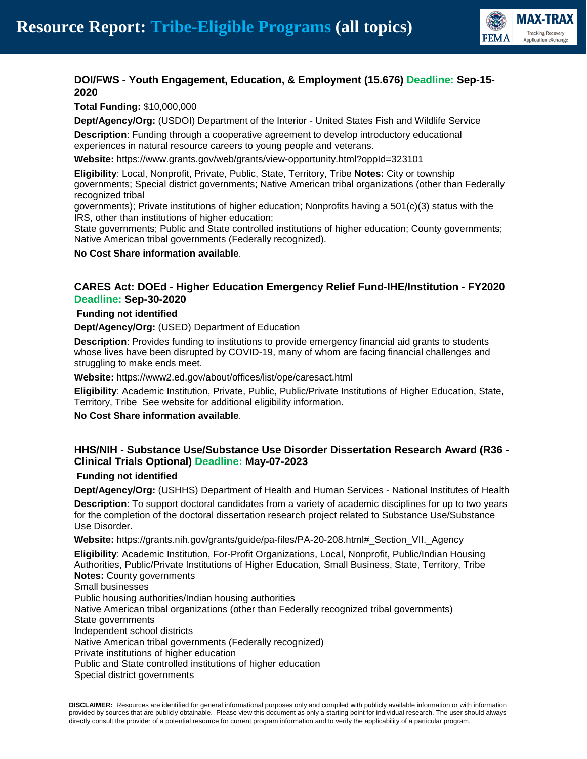### DOI/FWS - Youth Engagement, Education, & Employment (15.676) Deadline: Sep-15-2020

**Total Funding:** $10,000,000

**Dept/Agency/Org:** (USDOI) Department of the Interior - United States Fish and Wildlife Service

**Description**: Funding through a cooperative agreement to develop introductory educational experiences in natural resource careers to young people and veterans.

**Website:** https://www.grants.gov/web/grants/view-opportunity.html?oppId=323101

**Eligibility**: Local, Nonprofit, Private, Public, State, Territory, Tribe **Notes:** City or township governments; Special district governments; Native American tribal organizations (other than Federally recognized tribal governments); Private institutions of higher education; Nonprofits having a 501(c)(3) status with the IRS, other than institutions of higher education; State governments; Public and State controlled institutions of higher education; County governments; Native American tribal governments (Federally recognized).

**No Cost Share information available**.

---

### CARES Act: DOEd - Higher Education Emergency Relief Fund-IHE/Institution - FY2020 Deadline: Sep-30-2020

**Funding not identified**

**Dept/Agency/Org:** (USED) Department of Education

**Description**: Provides funding to institutions to provide emergency financial aid grants to students whose lives have been disrupted by COVID-19, many of whom are facing financial challenges and struggling to make ends meet.

**Website:** https://www2.ed.gov/about/offices/list/ope/caresact.html

**Eligibility**: Academic Institution, Private, Public, Public/Private Institutions of Higher Education, State, Territory, Tribe See website for additional eligibility information.

**No Cost Share information available**.

---

### HHS/NIH - Substance Use/Substance Use Disorder Dissertation Research Award (R36 - Clinical Trials Optional) Deadline: May-07-2023

**Funding not identified**

**Dept/Agency/Org:** (USHHS) Department of Health and Human Services - National Institutes of Health

**Description**: To support doctoral candidates from a variety of academic disciplines for up to two years for the completion of the doctoral dissertation research project related to Substance Use/Substance Use Disorder.

**Website:** https://grants.nih.gov/grants/guide/pa-files/PA-20-208.html#_Section_VII._Agency

**Eligibility**: Academic Institution, For-Profit Organizations, Local, Nonprofit, Public/Indian Housing Authorities, Public/Private Institutions of Higher Education, Small Business, State, Territory, Tribe
**Notes:** County governments
Small businesses
Public housing authorities/Indian housing authorities
Native American tribal organizations (other than Federally recognized tribal governments)
State governments
Independent school districts
Native American tribal governments (Federally recognized)
Private institutions of higher education
Public and State controlled institutions of higher education
Special district governments

---

**DISCLAIMER:** Resources are identified for general informational purposes only and compiled with publicly available information or with information provided by sources that are publicly obtainable. Please view this document as only a starting point for individual research. The user should always directly consult the provider of a potential resource for current program information and to verify the applicability of a particular program.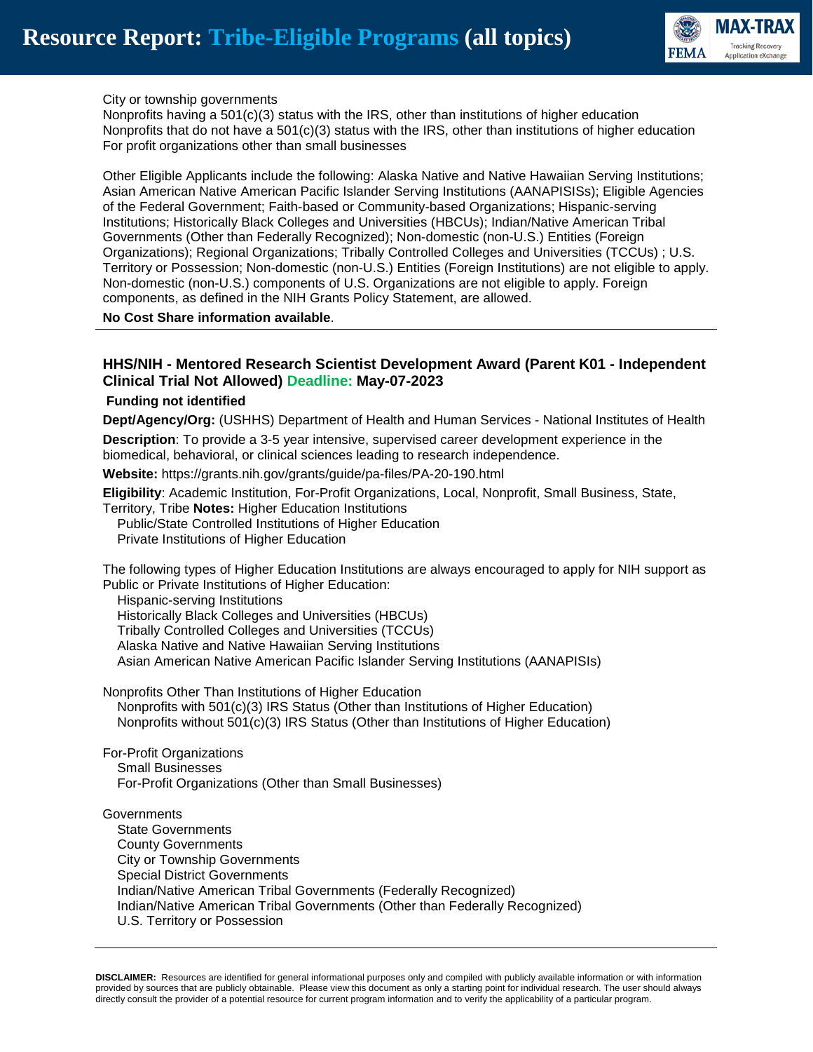City or township governments
Nonprofits having a 501(c)(3) status with the IRS, other than institutions of higher education
Nonprofits that do not have a 501(c)(3) status with the IRS, other than institutions of higher education
For profit organizations other than small businesses

Other Eligible Applicants include the following: Alaska Native and Native Hawaiian Serving Institutions; Asian American Native American Pacific Islander Serving Institutions (AANAPISISs); Eligible Agencies of the Federal Government; Faith-based or Community-based Organizations; Hispanic-serving Institutions; Historically Black Colleges and Universities (HBCUs); Indian/Native American Tribal Governments (Other than Federally Recognized); Non-domestic (non-U.S.) Entities (Foreign Organizations); Regional Organizations; Tribally Controlled Colleges and Universities (TCCUs) ; U.S. Territory or Possession; Non-domestic (non-U.S.) Entities (Foreign Institutions) are not eligible to apply. Non-domestic (non-U.S.) components of U.S. Organizations are not eligible to apply. Foreign components, as defined in the NIH Grants Policy Statement, are allowed.

**No Cost Share information available**.

---

### HHS/NIH - Mentored Research Scientist Development Award (Parent K01 - Independent Clinical Trial Not Allowed) Deadline: May-07-2023

**Funding not identified**

**Dept/Agency/Org:** (USHHS) Department of Health and Human Services - National Institutes of Health

**Description**: To provide a 3-5 year intensive, supervised career development experience in the biomedical, behavioral, or clinical sciences leading to research independence.

**Website:** https://grants.nih.gov/grants/guide/pa-files/PA-20-190.html

**Eligibility**: Academic Institution, For-Profit Organizations, Local, Nonprofit, Small Business, State, Territory, Tribe **Notes:** Higher Education Institutions
  Public/State Controlled Institutions of Higher Education
  Private Institutions of Higher Education

The following types of Higher Education Institutions are always encouraged to apply for NIH support as Public or Private Institutions of Higher Education:
  Hispanic-serving Institutions
  Historically Black Colleges and Universities (HBCUs)
  Tribally Controlled Colleges and Universities (TCCUs)
  Alaska Native and Native Hawaiian Serving Institutions
  Asian American Native American Pacific Islander Serving Institutions (AANAPISIs)

Nonprofits Other Than Institutions of Higher Education
  Nonprofits with 501(c)(3) IRS Status (Other than Institutions of Higher Education)
  Nonprofits without 501(c)(3) IRS Status (Other than Institutions of Higher Education)

For-Profit Organizations
  Small Businesses
  For-Profit Organizations (Other than Small Businesses)

Governments
  State Governments
  County Governments
  City or Township Governments
  Special District Governments
  Indian/Native American Tribal Governments (Federally Recognized)
  Indian/Native American Tribal Governments (Other than Federally Recognized)
  U.S. Territory or Possession

---

**DISCLAIMER:** Resources are identified for general informational purposes only and compiled with publicly available information or with information provided by sources that are publicly obtainable. Please view this document as only a starting point for individual research. The user should always directly consult the provider of a potential resource for current program information and to verify the applicability of a particular program.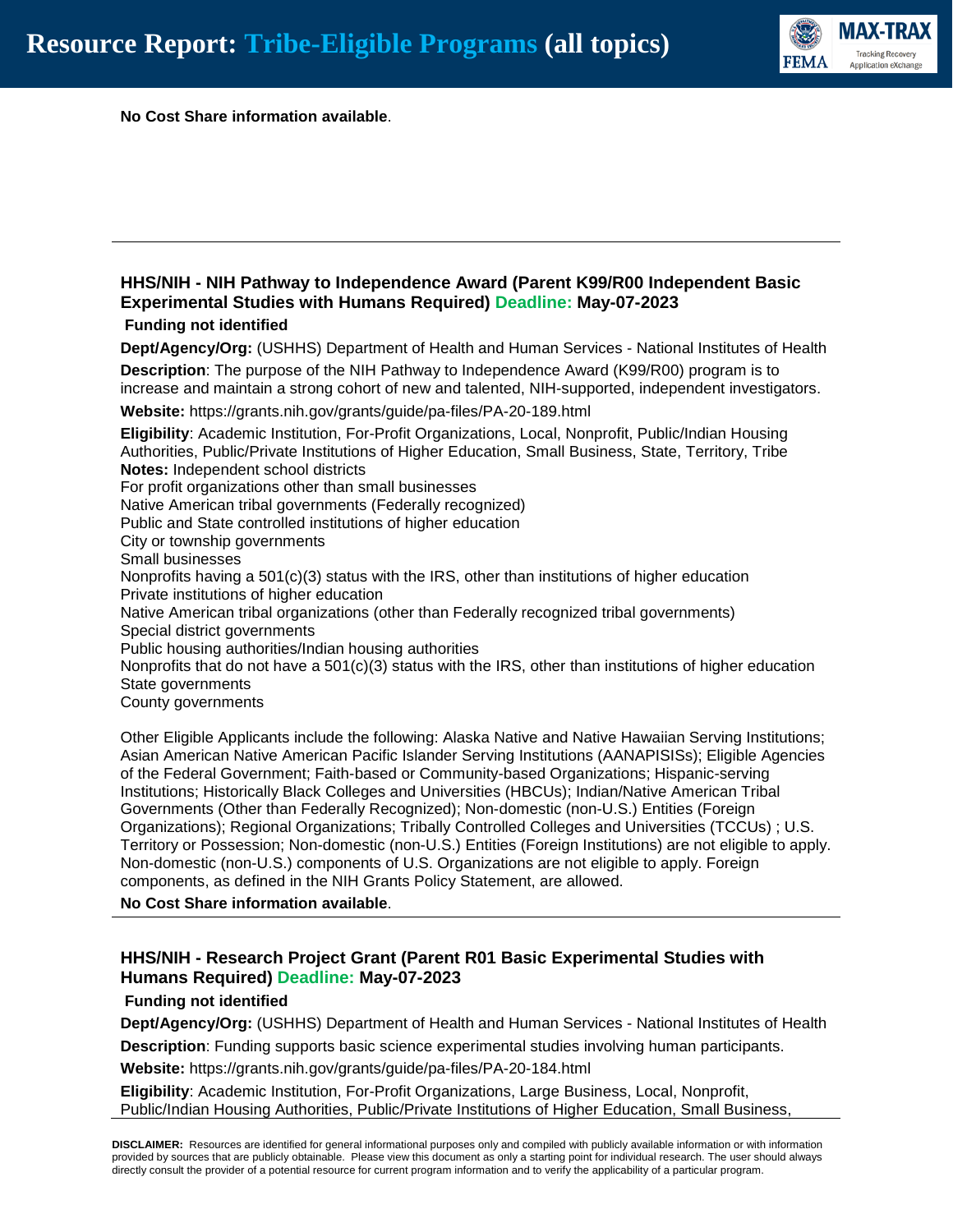**No Cost Share information available**.

---

### HHS/NIH - NIH Pathway to Independence Award (Parent K99/R00 Independent Basic Experimental Studies with Humans Required) Deadline: May-07-2023

**Funding not identified**

**Dept/Agency/Org:** (USHHS) Department of Health and Human Services - National Institutes of Health

**Description**: The purpose of the NIH Pathway to Independence Award (K99/R00) program is to increase and maintain a strong cohort of new and talented, NIH-supported, independent investigators.

**Website:** https://grants.nih.gov/grants/guide/pa-files/PA-20-189.html

**Eligibility**: Academic Institution, For-Profit Organizations, Local, Nonprofit, Public/Indian Housing Authorities, Public/Private Institutions of Higher Education, Small Business, State, Territory, Tribe

**Notes:** Independent school districts
For profit organizations other than small businesses
Native American tribal governments (Federally recognized)
Public and State controlled institutions of higher education
City or township governments
Small businesses
Nonprofits having a 501(c)(3) status with the IRS, other than institutions of higher education
Private institutions of higher education
Native American tribal organizations (other than Federally recognized tribal governments)
Special district governments
Public housing authorities/Indian housing authorities
Nonprofits that do not have a 501(c)(3) status with the IRS, other than institutions of higher education
State governments
County governments

Other Eligible Applicants include the following: Alaska Native and Native Hawaiian Serving Institutions; Asian American Native American Pacific Islander Serving Institutions (AANAPISISs); Eligible Agencies of the Federal Government; Faith-based or Community-based Organizations; Hispanic-serving Institutions; Historically Black Colleges and Universities (HBCUs); Indian/Native American Tribal Governments (Other than Federally Recognized); Non-domestic (non-U.S.) Entities (Foreign Organizations); Regional Organizations; Tribally Controlled Colleges and Universities (TCCUs) ; U.S. Territory or Possession; Non-domestic (non-U.S.) Entities (Foreign Institutions) are not eligible to apply. Non-domestic (non-U.S.) components of U.S. Organizations are not eligible to apply. Foreign components, as defined in the NIH Grants Policy Statement, are allowed.

**No Cost Share information available**.

---

### HHS/NIH - Research Project Grant (Parent R01 Basic Experimental Studies with Humans Required) Deadline: May-07-2023

**Funding not identified**

**Dept/Agency/Org:** (USHHS) Department of Health and Human Services - National Institutes of Health

**Description**: Funding supports basic science experimental studies involving human participants.

**Website:** https://grants.nih.gov/grants/guide/pa-files/PA-20-184.html

**Eligibility**: Academic Institution, For-Profit Organizations, Large Business, Local, Nonprofit, Public/Indian Housing Authorities, Public/Private Institutions of Higher Education, Small Business,

**DISCLAIMER:** Resources are identified for general informational purposes only and compiled with publicly available information or with information provided by sources that are publicly obtainable. Please view this document as only a starting point for individual research. The user should always directly consult the provider of a potential resource for current program information and to verify the applicability of a particular program.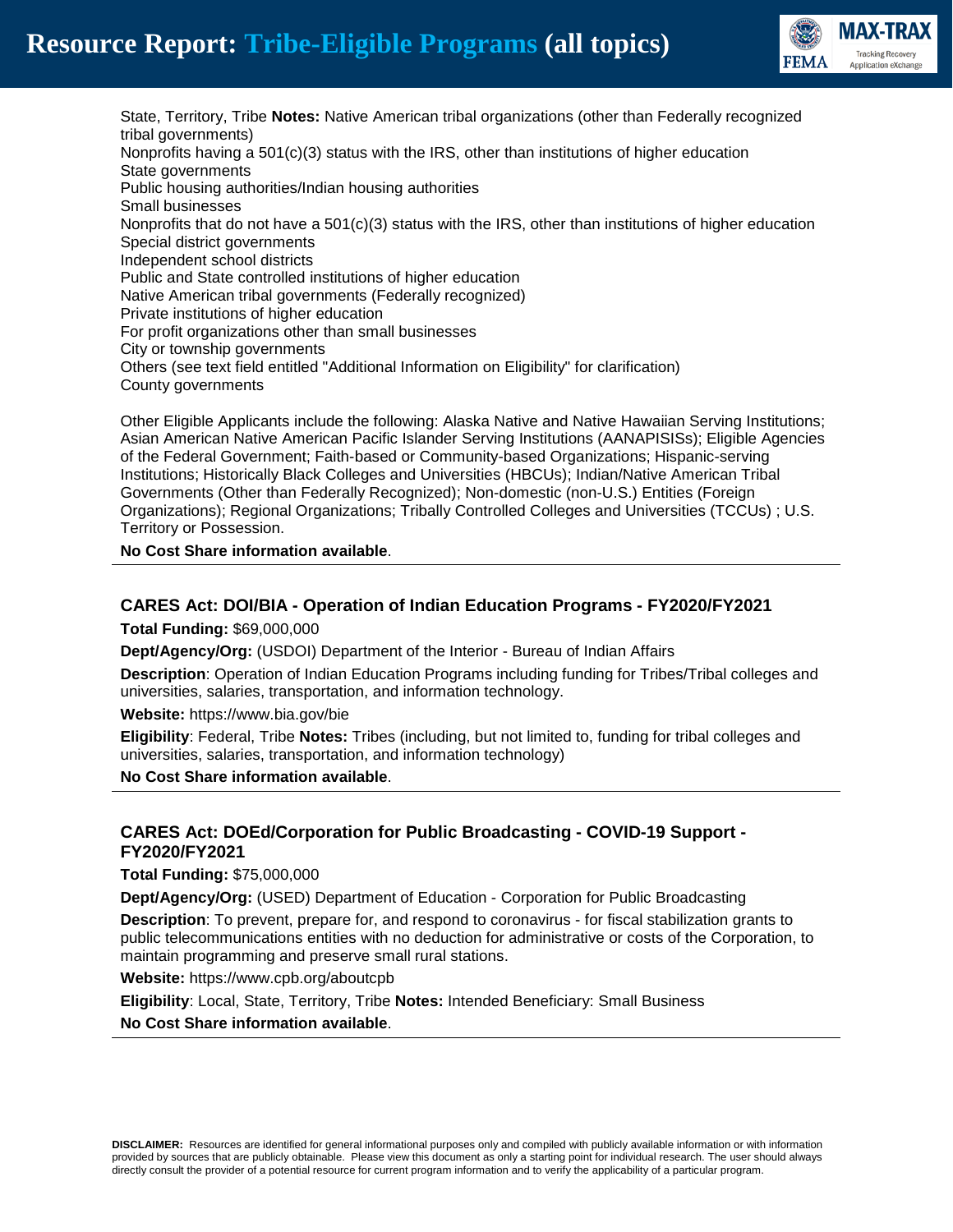State, Territory, Tribe **Notes:** Native American tribal organizations (other than Federally recognized tribal governments)
Nonprofits having a 501(c)(3) status with the IRS, other than institutions of higher education
State governments
Public housing authorities/Indian housing authorities
Small businesses
Nonprofits that do not have a 501(c)(3) status with the IRS, other than institutions of higher education
Special district governments
Independent school districts
Public and State controlled institutions of higher education
Native American tribal governments (Federally recognized)
Private institutions of higher education
For profit organizations other than small businesses
City or township governments
Others (see text field entitled "Additional Information on Eligibility" for clarification)
County governments

Other Eligible Applicants include the following: Alaska Native and Native Hawaiian Serving Institutions; Asian American Native American Pacific Islander Serving Institutions (AANAPISISs); Eligible Agencies of the Federal Government; Faith-based or Community-based Organizations; Hispanic-serving Institutions; Historically Black Colleges and Universities (HBCUs); Indian/Native American Tribal Governments (Other than Federally Recognized); Non-domestic (non-U.S.) Entities (Foreign Organizations); Regional Organizations; Tribally Controlled Colleges and Universities (TCCUs) ; U.S. Territory or Possession.

**No Cost Share information available**.

---

### CARES Act: DOI/BIA - Operation of Indian Education Programs - FY2020/FY2021

**Total Funding:** $69,000,000

**Dept/Agency/Org:** (USDOI) Department of the Interior - Bureau of Indian Affairs

**Description**: Operation of Indian Education Programs including funding for Tribes/Tribal colleges and universities, salaries, transportation, and information technology.

**Website:** https://www.bia.gov/bie

**Eligibility**: Federal, Tribe **Notes:** Tribes (including, but not limited to, funding for tribal colleges and universities, salaries, transportation, and information technology)

**No Cost Share information available**.

---

### CARES Act: DOEd/Corporation for Public Broadcasting - COVID-19 Support - FY2020/FY2021

**Total Funding:** $75,000,000

**Dept/Agency/Org:** (USED) Department of Education - Corporation for Public Broadcasting

**Description**: To prevent, prepare for, and respond to coronavirus - for fiscal stabilization grants to public telecommunications entities with no deduction for administrative or costs of the Corporation, to maintain programming and preserve small rural stations.

**Website:** https://www.cpb.org/aboutcpb

**Eligibility**: Local, State, Territory, Tribe **Notes:** Intended Beneficiary: Small Business

**No Cost Share information available**.

---

**DISCLAIMER:** Resources are identified for general informational purposes only and compiled with publicly available information or with information provided by sources that are publicly obtainable. Please view this document as only a starting point for individual research. The user should always directly consult the provider of a potential resource for current program information and to verify the applicability of a particular program.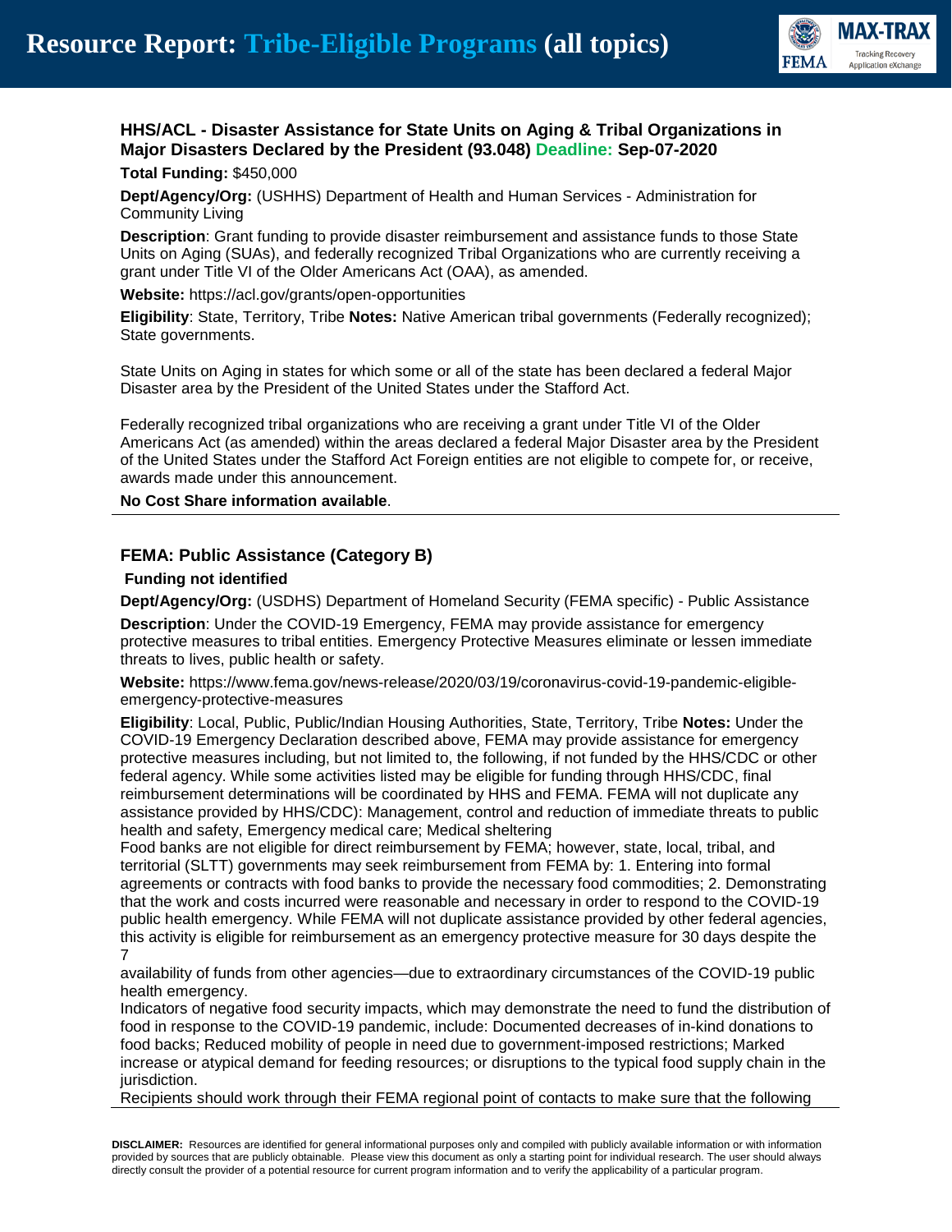## HHS/ACL - Disaster Assistance for State Units on Aging & Tribal Organizations in Major Disasters Declared by the President (93.048) Deadline: Sep-07-2020

**Total Funding:** $450,000

**Dept/Agency/Org:** (USHHS) Department of Health and Human Services - Administration for Community Living

**Description**: Grant funding to provide disaster reimbursement and assistance funds to those State Units on Aging (SUAs), and federally recognized Tribal Organizations who are currently receiving a grant under Title VI of the Older Americans Act (OAA), as amended.

**Website:** https://acl.gov/grants/open-opportunities

**Eligibility**: State, Territory, Tribe **Notes:** Native American tribal governments (Federally recognized); State governments.

State Units on Aging in states for which some or all of the state has been declared a federal Major Disaster area by the President of the United States under the Stafford Act.

Federally recognized tribal organizations who are receiving a grant under Title VI of the Older Americans Act (as amended) within the areas declared a federal Major Disaster area by the President of the United States under the Stafford Act Foreign entities are not eligible to compete for, or receive, awards made under this announcement.

**No Cost Share information available**.

---

## FEMA: Public Assistance (Category B)

**Funding not identified**

**Dept/Agency/Org:** (USDHS) Department of Homeland Security (FEMA specific) - Public Assistance

**Description**: Under the COVID-19 Emergency, FEMA may provide assistance for emergency protective measures to tribal entities. Emergency Protective Measures eliminate or lessen immediate threats to lives, public health or safety.

**Website:** https://www.fema.gov/news-release/2020/03/19/coronavirus-covid-19-pandemic-eligible-emergency-protective-measures

**Eligibility**: Local, Public, Public/Indian Housing Authorities, State, Territory, Tribe **Notes:** Under the COVID-19 Emergency Declaration described above, FEMA may provide assistance for emergency protective measures including, but not limited to, the following, if not funded by the HHS/CDC or other federal agency. While some activities listed may be eligible for funding through HHS/CDC, final reimbursement determinations will be coordinated by HHS and FEMA. FEMA will not duplicate any assistance provided by HHS/CDC): Management, control and reduction of immediate threats to public health and safety, Emergency medical care; Medical sheltering
Food banks are not eligible for direct reimbursement by FEMA; however, state, local, tribal, and territorial (SLTT) governments may seek reimbursement from FEMA by: 1. Entering into formal agreements or contracts with food banks to provide the necessary food commodities; 2. Demonstrating that the work and costs incurred were reasonable and necessary in order to respond to the COVID-19 public health emergency. While FEMA will not duplicate assistance provided by other federal agencies, this activity is eligible for reimbursement as an emergency protective measure for 30 days despite the
7
availability of funds from other agencies—due to extraordinary circumstances of the COVID-19 public health emergency.
Indicators of negative food security impacts, which may demonstrate the need to fund the distribution of food in response to the COVID-19 pandemic, include: Documented decreases of in-kind donations to food backs; Reduced mobility of people in need due to government-imposed restrictions; Marked increase or atypical demand for feeding resources; or disruptions to the typical food supply chain in the jurisdiction.
Recipients should work through their FEMA regional point of contacts to make sure that the following

---

**DISCLAIMER:** Resources are identified for general informational purposes only and compiled with publicly available information or with information provided by sources that are publicly obtainable. Please view this document as only a starting point for individual research. The user should always directly consult the provider of a potential resource for current program information and to verify the applicability of a particular program.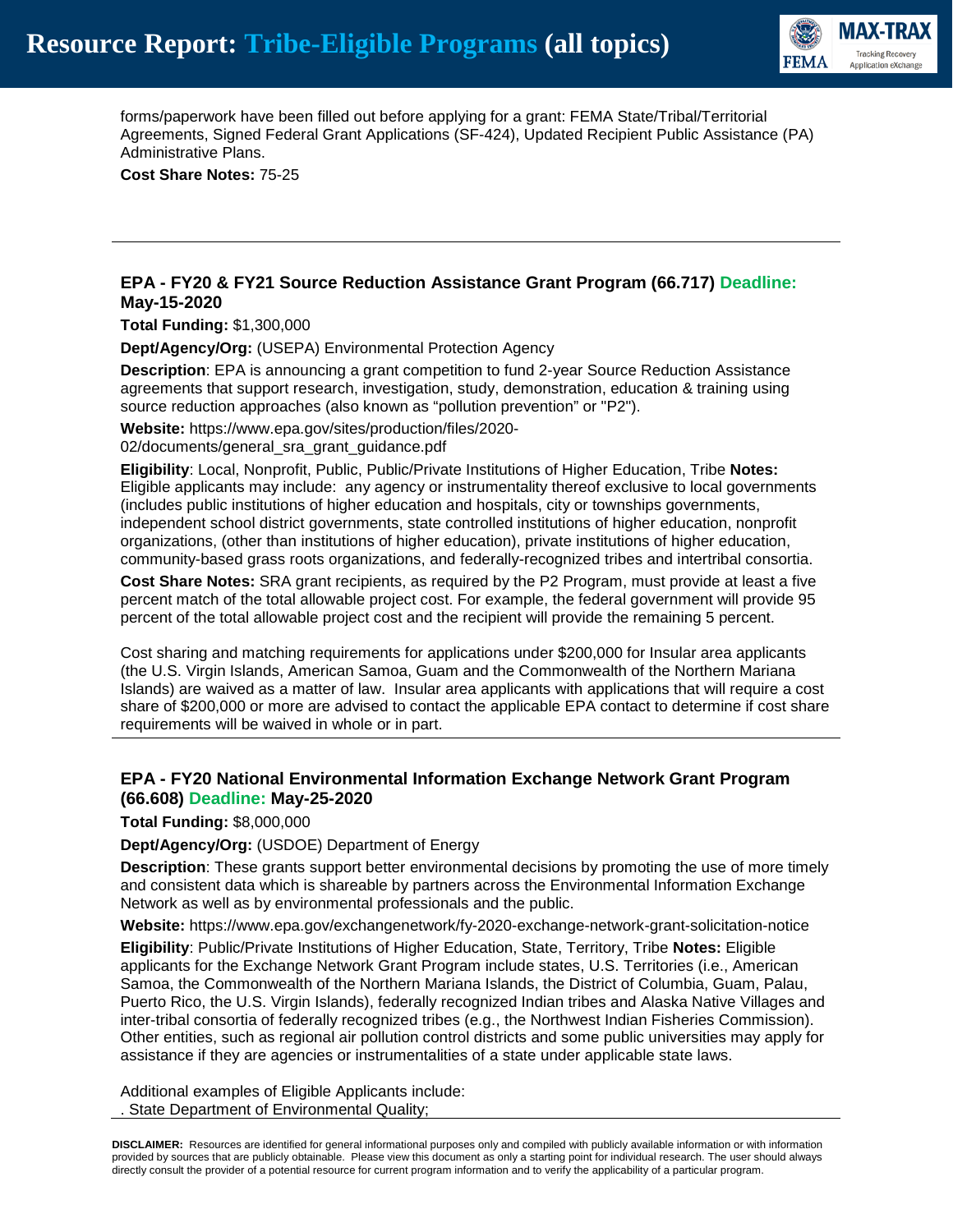forms/paperwork have been filled out before applying for a grant: FEMA State/Tribal/Territorial Agreements, Signed Federal Grant Applications (SF-424), Updated Recipient Public Assistance (PA) Administrative Plans.

**Cost Share Notes:** 75-25

---

### EPA - FY20 & FY21 Source Reduction Assistance Grant Program (66.717) Deadline: May-15-2020

**Total Funding:** $1,300,000

**Dept/Agency/Org:** (USEPA) Environmental Protection Agency

**Description**: EPA is announcing a grant competition to fund 2-year Source Reduction Assistance agreements that support research, investigation, study, demonstration, education & training using source reduction approaches (also known as "pollution prevention" or "P2").

**Website:** https://www.epa.gov/sites/production/files/2020-02/documents/general_sra_grant_guidance.pdf

**Eligibility**: Local, Nonprofit, Public, Public/Private Institutions of Higher Education, Tribe **Notes:** Eligible applicants may include: any agency or instrumentality thereof exclusive to local governments (includes public institutions of higher education and hospitals, city or townships governments, independent school district governments, state controlled institutions of higher education, nonprofit organizations, (other than institutions of higher education), private institutions of higher education, community-based grass roots organizations, and federally-recognized tribes and intertribal consortia.

**Cost Share Notes:** SRA grant recipients, as required by the P2 Program, must provide at least a five percent match of the total allowable project cost. For example, the federal government will provide 95 percent of the total allowable project cost and the recipient will provide the remaining 5 percent.

Cost sharing and matching requirements for applications under $200,000 for Insular area applicants (the U.S. Virgin Islands, American Samoa, Guam and the Commonwealth of the Northern Mariana Islands) are waived as a matter of law. Insular area applicants with applications that will require a cost share of $200,000 or more are advised to contact the applicable EPA contact to determine if cost share requirements will be waived in whole or in part.

---

### EPA - FY20 National Environmental Information Exchange Network Grant Program (66.608) Deadline: May-25-2020

**Total Funding:** $8,000,000

**Dept/Agency/Org:** (USDOE) Department of Energy

**Description**: These grants support better environmental decisions by promoting the use of more timely and consistent data which is shareable by partners across the Environmental Information Exchange Network as well as by environmental professionals and the public.

**Website:** https://www.epa.gov/exchangenetwork/fy-2020-exchange-network-grant-solicitation-notice

**Eligibility**: Public/Private Institutions of Higher Education, State, Territory, Tribe **Notes:** Eligible applicants for the Exchange Network Grant Program include states, U.S. Territories (i.e., American Samoa, the Commonwealth of the Northern Mariana Islands, the District of Columbia, Guam, Palau, Puerto Rico, the U.S. Virgin Islands), federally recognized Indian tribes and Alaska Native Villages and inter-tribal consortia of federally recognized tribes (e.g., the Northwest Indian Fisheries Commission). Other entities, such as regional air pollution control districts and some public universities may apply for assistance if they are agencies or instrumentalities of a state under applicable state laws.

Additional examples of Eligible Applicants include:
. State Department of Environmental Quality;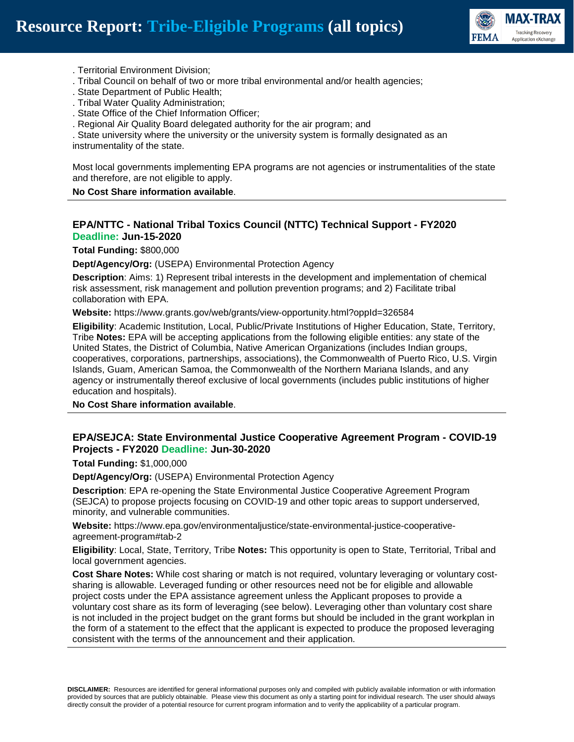. Territorial Environment Division;
. Tribal Council on behalf of two or more tribal environmental and/or health agencies;
. State Department of Public Health;
. Tribal Water Quality Administration;
. State Office of the Chief Information Officer;
. Regional Air Quality Board delegated authority for the air program; and
. State university where the university or the university system is formally designated as an instrumentality of the state.

Most local governments implementing EPA programs are not agencies or instrumentalities of the state and therefore, are not eligible to apply.

**No Cost Share information available**.

---

### EPA/NTTC - National Tribal Toxics Council (NTTC) Technical Support - FY2020 Deadline: Jun-15-2020

**Total Funding:** $800,000

**Dept/Agency/Org:** (USEPA) Environmental Protection Agency

**Description**: Aims: 1) Represent tribal interests in the development and implementation of chemical risk assessment, risk management and pollution prevention programs; and 2) Facilitate tribal collaboration with EPA.

**Website:** https://www.grants.gov/web/grants/view-opportunity.html?oppId=326584

**Eligibility**: Academic Institution, Local, Public/Private Institutions of Higher Education, State, Territory, Tribe **Notes:** EPA will be accepting applications from the following eligible entities: any state of the United States, the District of Columbia, Native American Organizations (includes Indian groups, cooperatives, corporations, partnerships, associations), the Commonwealth of Puerto Rico, U.S. Virgin Islands, Guam, American Samoa, the Commonwealth of the Northern Mariana Islands, and any agency or instrumentally thereof exclusive of local governments (includes public institutions of higher education and hospitals).

**No Cost Share information available**.

---

### EPA/SEJCA: State Environmental Justice Cooperative Agreement Program - COVID-19 Projects - FY2020 Deadline: Jun-30-2020

**Total Funding:** $1,000,000

**Dept/Agency/Org:** (USEPA) Environmental Protection Agency

**Description**: EPA re-opening the State Environmental Justice Cooperative Agreement Program (SEJCA) to propose projects focusing on COVID-19 and other topic areas to support underserved, minority, and vulnerable communities.

**Website:** https://www.epa.gov/environmentaljustice/state-environmental-justice-cooperative-agreement-program#tab-2

**Eligibility**: Local, State, Territory, Tribe **Notes:** This opportunity is open to State, Territorial, Tribal and local government agencies.

**Cost Share Notes:** While cost sharing or match is not required, voluntary leveraging or voluntary cost-sharing is allowable. Leveraged funding or other resources need not be for eligible and allowable project costs under the EPA assistance agreement unless the Applicant proposes to provide a voluntary cost share as its form of leveraging (see below). Leveraging other than voluntary cost share is not included in the project budget on the grant forms but should be included in the grant workplan in the form of a statement to the effect that the applicant is expected to produce the proposed leveraging consistent with the terms of the announcement and their application.

---

**DISCLAIMER:** Resources are identified for general informational purposes only and compiled with publicly available information or with information provided by sources that are publicly obtainable. Please view this document as only a starting point for individual research. The user should always directly consult the provider of a potential resource for current program information and to verify the applicability of a particular program.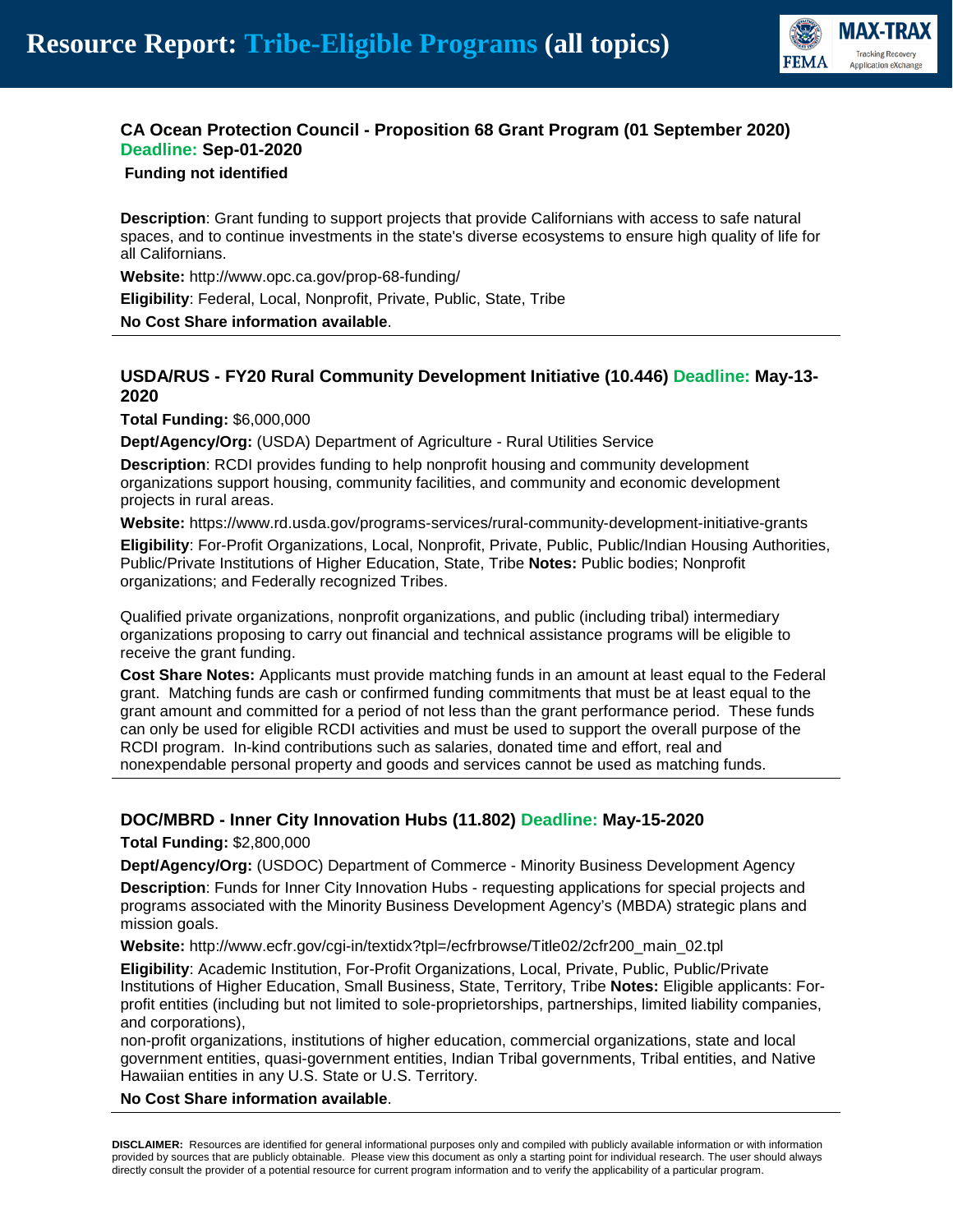### CA Ocean Protection Council - Proposition 68 Grant Program (01 September 2020) Deadline: Sep-01-2020

**Funding not identified**

**Description**: Grant funding to support projects that provide Californians with access to safe natural spaces, and to continue investments in the state's diverse ecosystems to ensure high quality of life for all Californians.

**Website:** http://www.opc.ca.gov/prop-68-funding/

**Eligibility**: Federal, Local, Nonprofit, Private, Public, State, Tribe

**No Cost Share information available**.

---

### USDA/RUS - FY20 Rural Community Development Initiative (10.446) Deadline: May-13-2020

**Total Funding:** $6,000,000

**Dept/Agency/Org:** (USDA) Department of Agriculture - Rural Utilities Service

**Description**: RCDI provides funding to help nonprofit housing and community development organizations support housing, community facilities, and community and economic development projects in rural areas.

**Website:** https://www.rd.usda.gov/programs-services/rural-community-development-initiative-grants

**Eligibility**: For-Profit Organizations, Local, Nonprofit, Private, Public, Public/Indian Housing Authorities, Public/Private Institutions of Higher Education, State, Tribe **Notes:** Public bodies; Nonprofit organizations; and Federally recognized Tribes.

Qualified private organizations, nonprofit organizations, and public (including tribal) intermediary organizations proposing to carry out financial and technical assistance programs will be eligible to receive the grant funding.

**Cost Share Notes:** Applicants must provide matching funds in an amount at least equal to the Federal grant. Matching funds are cash or confirmed funding commitments that must be at least equal to the grant amount and committed for a period of not less than the grant performance period. These funds can only be used for eligible RCDI activities and must be used to support the overall purpose of the RCDI program. In-kind contributions such as salaries, donated time and effort, real and nonexpendable personal property and goods and services cannot be used as matching funds.

---

### DOC/MBRD - Inner City Innovation Hubs (11.802) Deadline: May-15-2020

**Total Funding:** $2,800,000

**Dept/Agency/Org:** (USDOC) Department of Commerce - Minority Business Development Agency

**Description**: Funds for Inner City Innovation Hubs - requesting applications for special projects and programs associated with the Minority Business Development Agency's (MBDA) strategic plans and mission goals.

**Website:** http://www.ecfr.gov/cgi-in/textidx?tpl=/ecfrbrowse/Title02/2cfr200_main_02.tpl

**Eligibility**: Academic Institution, For-Profit Organizations, Local, Private, Public, Public/Private Institutions of Higher Education, Small Business, State, Territory, Tribe **Notes:** Eligible applicants: For-profit entities (including but not limited to sole-proprietorships, partnerships, limited liability companies, and corporations),
non-profit organizations, institutions of higher education, commercial organizations, state and local government entities, quasi-government entities, Indian Tribal governments, Tribal entities, and Native Hawaiian entities in any U.S. State or U.S. Territory.

**No Cost Share information available**.

---

**DISCLAIMER:** Resources are identified for general informational purposes only and compiled with publicly available information or with information provided by sources that are publicly obtainable. Please view this document as only a starting point for individual research. The user should always directly consult the provider of a potential resource for current program information and to verify the applicability of a particular program.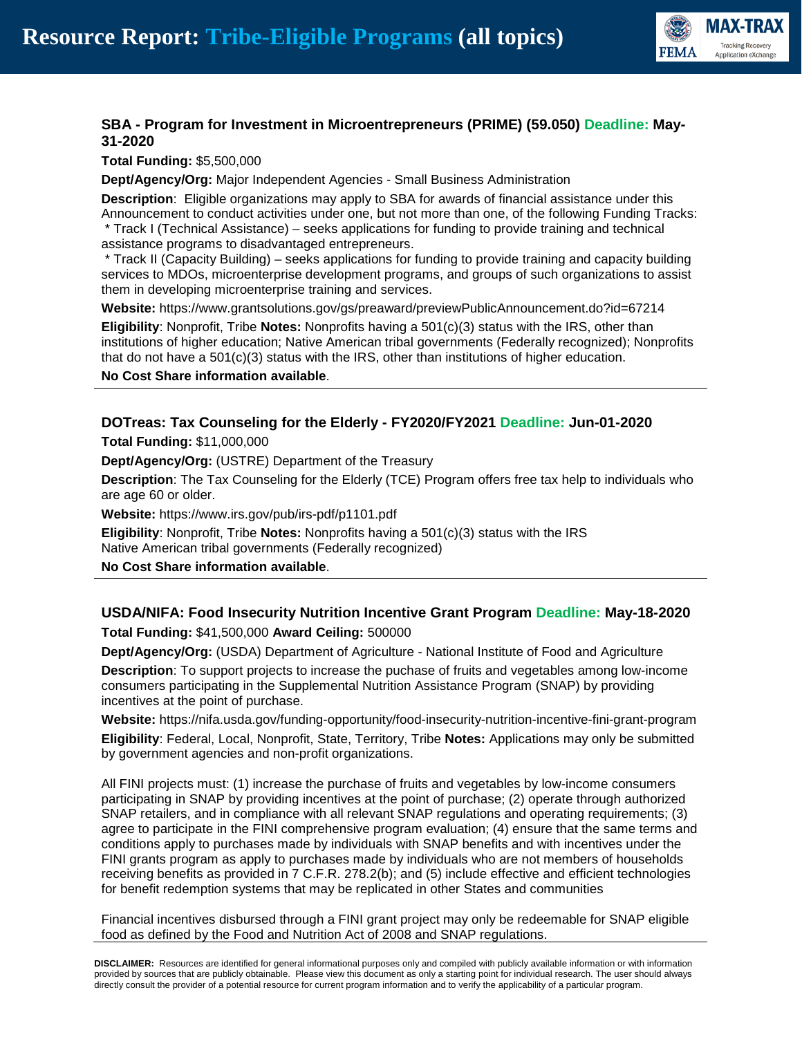### SBA - Program for Investment in Microentrepreneurs (PRIME) (59.050) Deadline: May-31-2020

**Total Funding:** $5,500,000

**Dept/Agency/Org:** Major Independent Agencies - Small Business Administration

**Description**: Eligible organizations may apply to SBA for awards of financial assistance under this Announcement to conduct activities under one, but not more than one, of the following Funding Tracks:
* Track I (Technical Assistance) – seeks applications for funding to provide training and technical assistance programs to disadvantaged entrepreneurs.
* Track II (Capacity Building) – seeks applications for funding to provide training and capacity building services to MDOs, microenterprise development programs, and groups of such organizations to assist them in developing microenterprise training and services.

**Website:** https://www.grantsolutions.gov/gs/preaward/previewPublicAnnouncement.do?id=67214

**Eligibility**: Nonprofit, Tribe **Notes:** Nonprofits having a 501(c)(3) status with the IRS, other than institutions of higher education; Native American tribal governments (Federally recognized); Nonprofits that do not have a 501(c)(3) status with the IRS, other than institutions of higher education.

**No Cost Share information available**.

---

### DOTreas: Tax Counseling for the Elderly - FY2020/FY2021 Deadline: Jun-01-2020

**Total Funding:** $11,000,000

**Dept/Agency/Org:** (USTRE) Department of the Treasury

**Description**: The Tax Counseling for the Elderly (TCE) Program offers free tax help to individuals who are age 60 or older.

**Website:** https://www.irs.gov/pub/irs-pdf/p1101.pdf

**Eligibility**: Nonprofit, Tribe **Notes:** Nonprofits having a 501(c)(3) status with the IRS
Native American tribal governments (Federally recognized)

**No Cost Share information available**.

---

### USDA/NIFA: Food Insecurity Nutrition Incentive Grant Program Deadline: May-18-2020

**Total Funding:** $41,500,000 **Award Ceiling:** 500000

**Dept/Agency/Org:** (USDA) Department of Agriculture - National Institute of Food and Agriculture

**Description**: To support projects to increase the puchase of fruits and vegetables among low-income consumers participating in the Supplemental Nutrition Assistance Program (SNAP) by providing incentives at the point of purchase.

**Website:** https://nifa.usda.gov/funding-opportunity/food-insecurity-nutrition-incentive-fini-grant-program

**Eligibility**: Federal, Local, Nonprofit, State, Territory, Tribe **Notes:** Applications may only be submitted by government agencies and non-profit organizations.

All FINI projects must: (1) increase the purchase of fruits and vegetables by low-income consumers participating in SNAP by providing incentives at the point of purchase; (2) operate through authorized SNAP retailers, and in compliance with all relevant SNAP regulations and operating requirements; (3) agree to participate in the FINI comprehensive program evaluation; (4) ensure that the same terms and conditions apply to purchases made by individuals with SNAP benefits and with incentives under the FINI grants program as apply to purchases made by individuals who are not members of households receiving benefits as provided in 7 C.F.R. 278.2(b); and (5) include effective and efficient technologies for benefit redemption systems that may be replicated in other States and communities

Financial incentives disbursed through a FINI grant project may only be redeemable for SNAP eligible food as defined by the Food and Nutrition Act of 2008 and SNAP regulations.

---

**DISCLAIMER:** Resources are identified for general informational purposes only and compiled with publicly available information or with information provided by sources that are publicly obtainable. Please view this document as only a starting point for individual research. The user should always directly consult the provider of a potential resource for current program information and to verify the applicability of a particular program.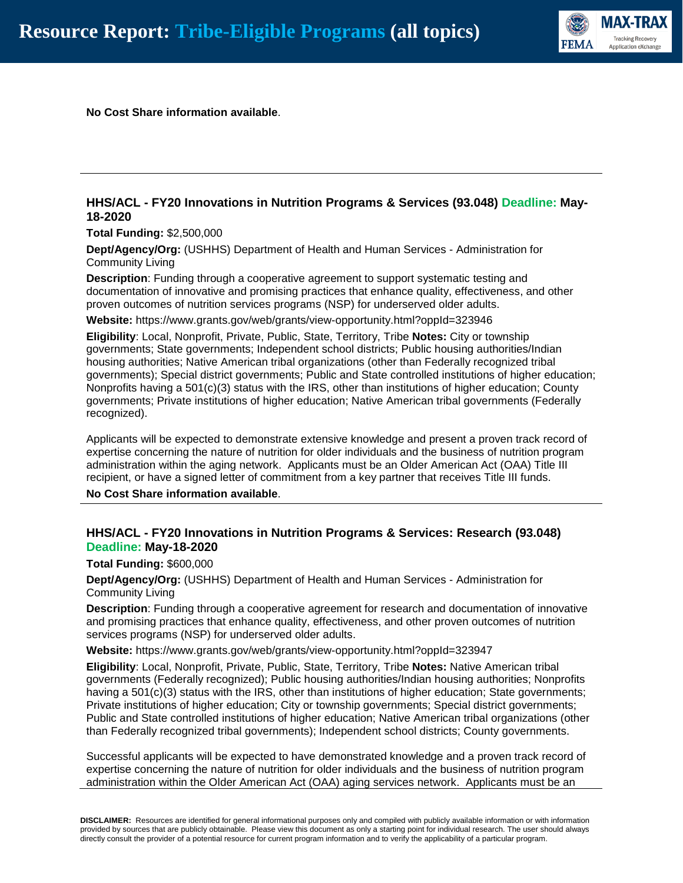**No Cost Share information available**.

---

### HHS/ACL - FY20 Innovations in Nutrition Programs & Services (93.048) Deadline: May-18-2020

**Total Funding:** $2,500,000

**Dept/Agency/Org:** (USHHS) Department of Health and Human Services - Administration for Community Living

**Description**: Funding through a cooperative agreement to support systematic testing and documentation of innovative and promising practices that enhance quality, effectiveness, and other proven outcomes of nutrition services programs (NSP) for underserved older adults.

**Website:** https://www.grants.gov/web/grants/view-opportunity.html?oppId=323946

**Eligibility**: Local, Nonprofit, Private, Public, State, Territory, Tribe **Notes:** City or township governments; State governments; Independent school districts; Public housing authorities/Indian housing authorities; Native American tribal organizations (other than Federally recognized tribal governments); Special district governments; Public and State controlled institutions of higher education; Nonprofits having a 501(c)(3) status with the IRS, other than institutions of higher education; County governments; Private institutions of higher education; Native American tribal governments (Federally recognized).

Applicants will be expected to demonstrate extensive knowledge and present a proven track record of expertise concerning the nature of nutrition for older individuals and the business of nutrition program administration within the aging network. Applicants must be an Older American Act (OAA) Title III recipient, or have a signed letter of commitment from a key partner that receives Title III funds.

**No Cost Share information available**.

---

### HHS/ACL - FY20 Innovations in Nutrition Programs & Services: Research (93.048) Deadline: May-18-2020

**Total Funding:** $600,000

**Dept/Agency/Org:** (USHHS) Department of Health and Human Services - Administration for Community Living

**Description**: Funding through a cooperative agreement for research and documentation of innovative and promising practices that enhance quality, effectiveness, and other proven outcomes of nutrition services programs (NSP) for underserved older adults.

**Website:** https://www.grants.gov/web/grants/view-opportunity.html?oppId=323947

**Eligibility**: Local, Nonprofit, Private, Public, State, Territory, Tribe **Notes:** Native American tribal governments (Federally recognized); Public housing authorities/Indian housing authorities; Nonprofits having a 501(c)(3) status with the IRS, other than institutions of higher education; State governments; Private institutions of higher education; City or township governments; Special district governments; Public and State controlled institutions of higher education; Native American tribal organizations (other than Federally recognized tribal governments); Independent school districts; County governments.

Successful applicants will be expected to have demonstrated knowledge and a proven track record of expertise concerning the nature of nutrition for older individuals and the business of nutrition program administration within the Older American Act (OAA) aging services network. Applicants must be an

---

**DISCLAIMER:** Resources are identified for general informational purposes only and compiled with publicly available information or with information provided by sources that are publicly obtainable. Please view this document as only a starting point for individual research. The user should always directly consult the provider of a potential resource for current program information and to verify the applicability of a particular program.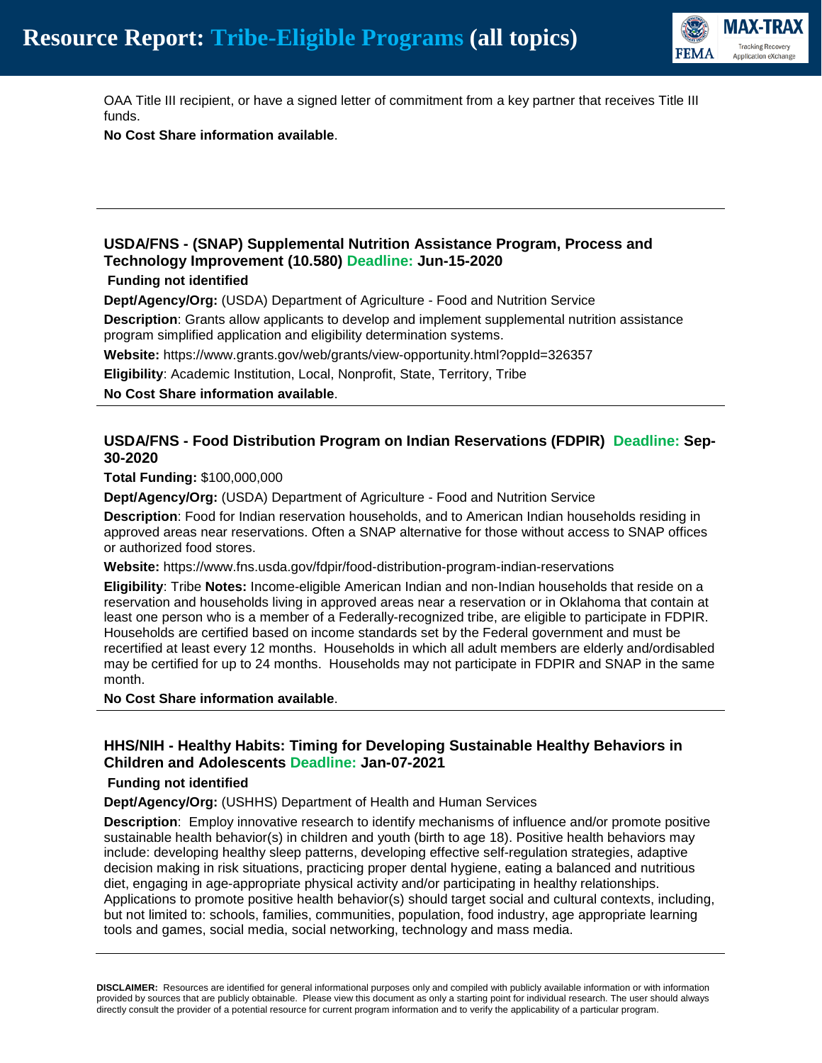OAA Title III recipient, or have a signed letter of commitment from a key partner that receives Title III funds.

**No Cost Share information available**.

---

### USDA/FNS - (SNAP) Supplemental Nutrition Assistance Program, Process and Technology Improvement (10.580) Deadline: Jun-15-2020

**Funding not identified**

**Dept/Agency/Org:** (USDA) Department of Agriculture - Food and Nutrition Service

**Description**: Grants allow applicants to develop and implement supplemental nutrition assistance program simplified application and eligibility determination systems.

**Website:** https://www.grants.gov/web/grants/view-opportunity.html?oppId=326357

**Eligibility**: Academic Institution, Local, Nonprofit, State, Territory, Tribe

**No Cost Share information available**.

---

### USDA/FNS - Food Distribution Program on Indian Reservations (FDPIR) Deadline: Sep-30-2020

**Total Funding:** $100,000,000

**Dept/Agency/Org:** (USDA) Department of Agriculture - Food and Nutrition Service

**Description**: Food for Indian reservation households, and to American Indian households residing in approved areas near reservations. Often a SNAP alternative for those without access to SNAP offices or authorized food stores.

**Website:** https://www.fns.usda.gov/fdpir/food-distribution-program-indian-reservations

**Eligibility**: Tribe **Notes:** Income-eligible American Indian and non-Indian households that reside on a reservation and households living in approved areas near a reservation or in Oklahoma that contain at least one person who is a member of a Federally-recognized tribe, are eligible to participate in FDPIR. Households are certified based on income standards set by the Federal government and must be recertified at least every 12 months. Households in which all adult members are elderly and/ordisabled may be certified for up to 24 months. Households may not participate in FDPIR and SNAP in the same month.

**No Cost Share information available**.

---

### HHS/NIH - Healthy Habits: Timing for Developing Sustainable Healthy Behaviors in Children and Adolescents Deadline: Jan-07-2021

**Funding not identified**

**Dept/Agency/Org:** (USHHS) Department of Health and Human Services

**Description**: Employ innovative research to identify mechanisms of influence and/or promote positive sustainable health behavior(s) in children and youth (birth to age 18). Positive health behaviors may include: developing healthy sleep patterns, developing effective self-regulation strategies, adaptive decision making in risk situations, practicing proper dental hygiene, eating a balanced and nutritious diet, engaging in age-appropriate physical activity and/or participating in healthy relationships. Applications to promote positive health behavior(s) should target social and cultural contexts, including, but not limited to: schools, families, communities, population, food industry, age appropriate learning tools and games, social media, social networking, technology and mass media.

---

**DISCLAIMER:** Resources are identified for general informational purposes only and compiled with publicly available information or with information provided by sources that are publicly obtainable. Please view this document as only a starting point for individual research. The user should always directly consult the provider of a potential resource for current program information and to verify the applicability of a particular program.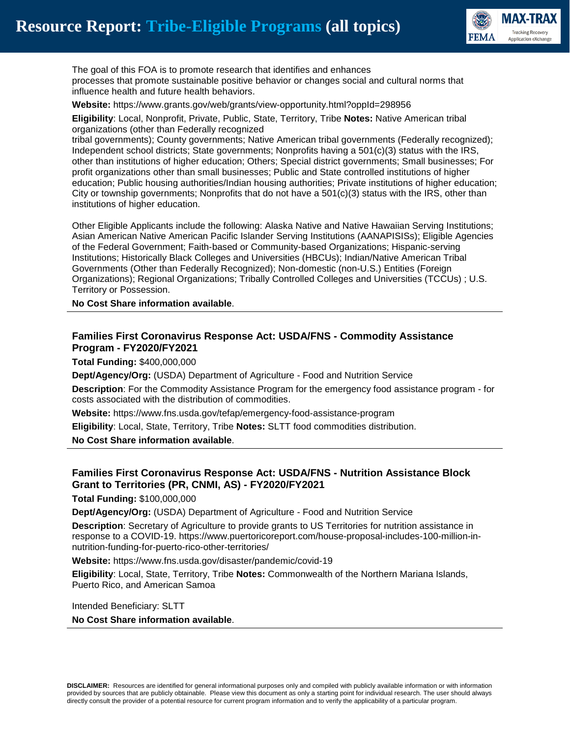The goal of this FOA is to promote research that identifies and enhances processes that promote sustainable positive behavior or changes social and cultural norms that influence health and future health behaviors.

**Website:** https://www.grants.gov/web/grants/view-opportunity.html?oppId=298956

**Eligibility**: Local, Nonprofit, Private, Public, State, Territory, Tribe **Notes:** Native American tribal organizations (other than Federally recognized tribal governments); County governments; Native American tribal governments (Federally recognized); Independent school districts; State governments; Nonprofits having a 501(c)(3) status with the IRS, other than institutions of higher education; Others; Special district governments; Small businesses; For profit organizations other than small businesses; Public and State controlled institutions of higher education; Public housing authorities/Indian housing authorities; Private institutions of higher education; City or township governments; Nonprofits that do not have a 501(c)(3) status with the IRS, other than institutions of higher education.

Other Eligible Applicants include the following: Alaska Native and Native Hawaiian Serving Institutions; Asian American Native American Pacific Islander Serving Institutions (AANAPISISs); Eligible Agencies of the Federal Government; Faith-based or Community-based Organizations; Hispanic-serving Institutions; Historically Black Colleges and Universities (HBCUs); Indian/Native American Tribal Governments (Other than Federally Recognized); Non-domestic (non-U.S.) Entities (Foreign Organizations); Regional Organizations; Tribally Controlled Colleges and Universities (TCCUs) ; U.S. Territory or Possession.

**No Cost Share information available**.

---

### Families First Coronavirus Response Act: USDA/FNS - Commodity Assistance Program - FY2020/FY2021

**Total Funding:** $400,000,000

**Dept/Agency/Org:** (USDA) Department of Agriculture - Food and Nutrition Service

**Description**: For the Commodity Assistance Program for the emergency food assistance program - for costs associated with the distribution of commodities.

**Website:** https://www.fns.usda.gov/tefap/emergency-food-assistance-program

**Eligibility**: Local, State, Territory, Tribe **Notes:** SLTT food commodities distribution.

**No Cost Share information available**.

---

### Families First Coronavirus Response Act: USDA/FNS - Nutrition Assistance Block Grant to Territories (PR, CNMI, AS) - FY2020/FY2021

**Total Funding:** $100,000,000

**Dept/Agency/Org:** (USDA) Department of Agriculture - Food and Nutrition Service

**Description**: Secretary of Agriculture to provide grants to US Territories for nutrition assistance in response to a COVID-19. https://www.puertoricoreport.com/house-proposal-includes-100-million-in-nutrition-funding-for-puerto-rico-other-territories/

**Website:** https://www.fns.usda.gov/disaster/pandemic/covid-19

**Eligibility**: Local, State, Territory, Tribe **Notes:** Commonwealth of the Northern Mariana Islands, Puerto Rico, and American Samoa

Intended Beneficiary: SLTT

**No Cost Share information available**.

---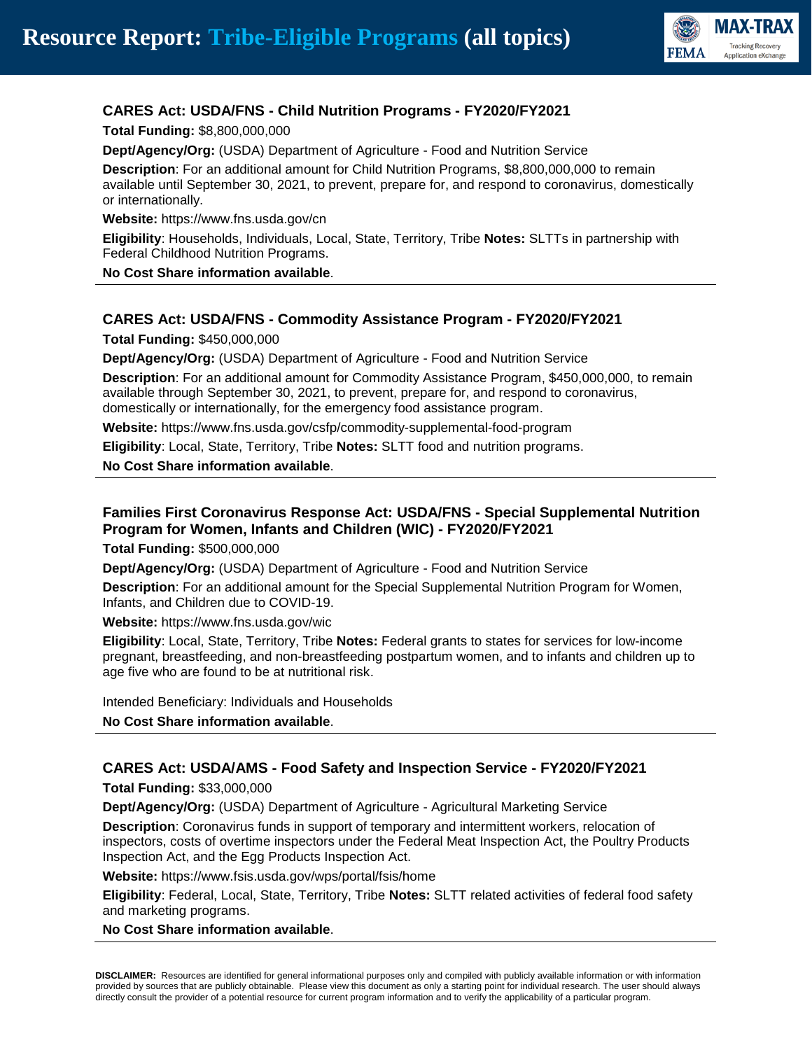### CARES Act: USDA/FNS - Child Nutrition Programs - FY2020/FY2021

**Total Funding:** $8,800,000,000

**Dept/Agency/Org:** (USDA) Department of Agriculture - Food and Nutrition Service

**Description**: For an additional amount for Child Nutrition Programs, $8,800,000,000 to remain available until September 30, 2021, to prevent, prepare for, and respond to coronavirus, domestically or internationally.

**Website:** https://www.fns.usda.gov/cn

**Eligibility**: Households, Individuals, Local, State, Territory, Tribe **Notes:** SLTTs in partnership with Federal Childhood Nutrition Programs.

**No Cost Share information available**.

---

### CARES Act: USDA/FNS - Commodity Assistance Program - FY2020/FY2021

**Total Funding:** $450,000,000

**Dept/Agency/Org:** (USDA) Department of Agriculture - Food and Nutrition Service

**Description**: For an additional amount for Commodity Assistance Program, $450,000,000, to remain available through September 30, 2021, to prevent, prepare for, and respond to coronavirus, domestically or internationally, for the emergency food assistance program.

**Website:** https://www.fns.usda.gov/csfp/commodity-supplemental-food-program

**Eligibility**: Local, State, Territory, Tribe **Notes:** SLTT food and nutrition programs.

**No Cost Share information available**.

---

### Families First Coronavirus Response Act: USDA/FNS - Special Supplemental Nutrition Program for Women, Infants and Children (WIC) - FY2020/FY2021

**Total Funding:** $500,000,000

**Dept/Agency/Org:** (USDA) Department of Agriculture - Food and Nutrition Service

**Description**: For an additional amount for the Special Supplemental Nutrition Program for Women, Infants, and Children due to COVID-19.

**Website:** https://www.fns.usda.gov/wic

**Eligibility**: Local, State, Territory, Tribe **Notes:** Federal grants to states for services for low-income pregnant, breastfeeding, and non-breastfeeding postpartum women, and to infants and children up to age five who are found to be at nutritional risk.

Intended Beneficiary: Individuals and Households

**No Cost Share information available**.

---

### CARES Act: USDA/AMS - Food Safety and Inspection Service - FY2020/FY2021

**Total Funding:** $33,000,000

**Dept/Agency/Org:** (USDA) Department of Agriculture - Agricultural Marketing Service

**Description**: Coronavirus funds in support of temporary and intermittent workers, relocation of inspectors, costs of overtime inspectors under the Federal Meat Inspection Act, the Poultry Products Inspection Act, and the Egg Products Inspection Act.

**Website:** https://www.fsis.usda.gov/wps/portal/fsis/home

**Eligibility**: Federal, Local, State, Territory, Tribe **Notes:** SLTT related activities of federal food safety and marketing programs.

**No Cost Share information available**.

---

**DISCLAIMER:** Resources are identified for general informational purposes only and compiled with publicly available information or with information provided by sources that are publicly obtainable. Please view this document as only a starting point for individual research. The user should always directly consult the provider of a potential resource for current program information and to verify the applicability of a particular program.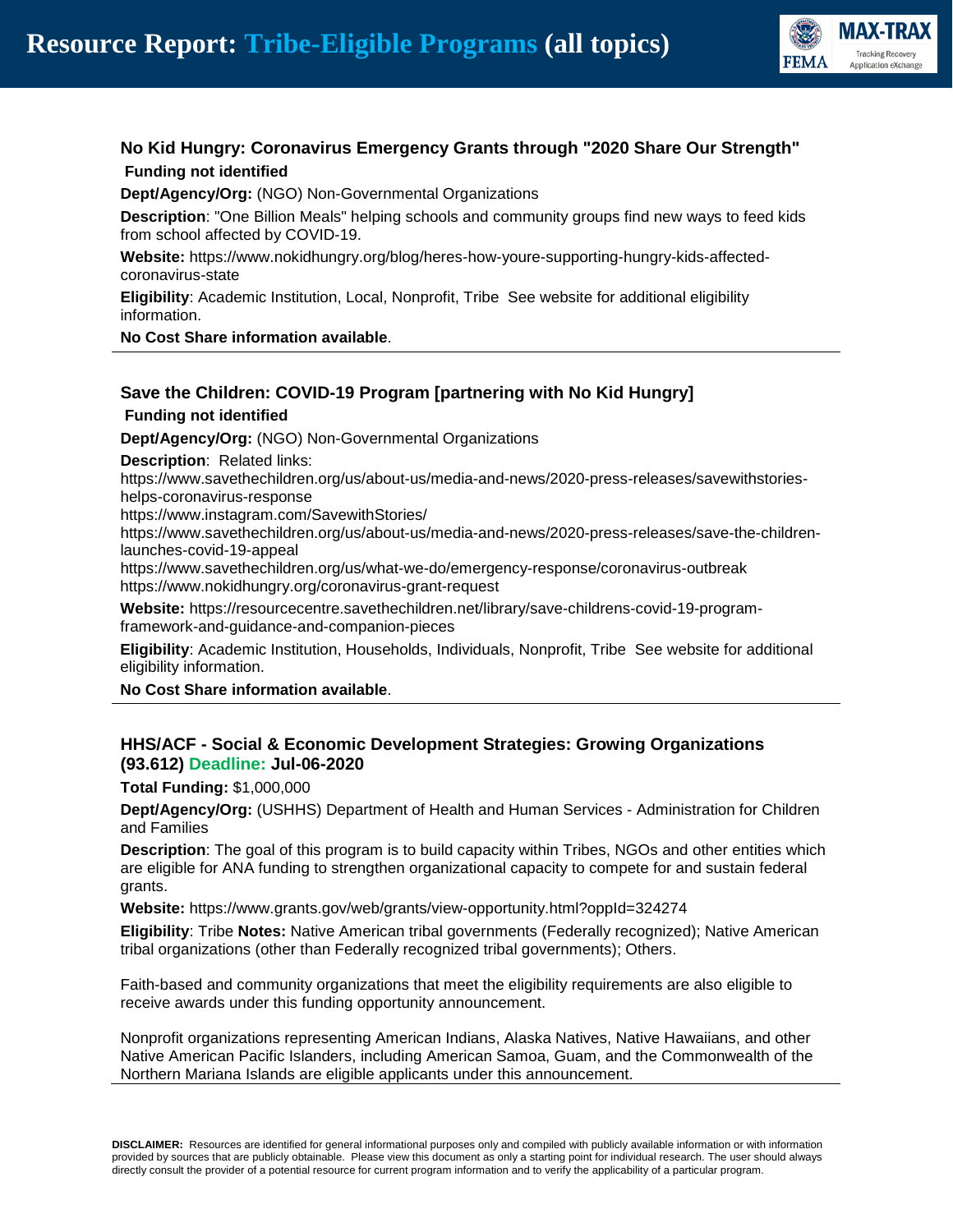### No Kid Hungry: Coronavirus Emergency Grants through "2020 Share Our Strength"

**Funding not identified**

**Dept/Agency/Org:** (NGO) Non-Governmental Organizations

**Description**: "One Billion Meals" helping schools and community groups find new ways to feed kids from school affected by COVID-19.

**Website:** https://www.nokidhungry.org/blog/heres-how-youre-supporting-hungry-kids-affected-coronavirus-state

**Eligibility**: Academic Institution, Local, Nonprofit, Tribe See website for additional eligibility information.

**No Cost Share information available**.

---

### Save the Children: COVID-19 Program [partnering with No Kid Hungry]

**Funding not identified**

**Dept/Agency/Org:** (NGO) Non-Governmental Organizations

**Description**: Related links:
https://www.savethechildren.org/us/about-us/media-and-news/2020-press-releases/savewithstories-helps-coronavirus-response
https://www.instagram.com/SavewithStories/
https://www.savethechildren.org/us/about-us/media-and-news/2020-press-releases/save-the-children-launches-covid-19-appeal
https://www.savethechildren.org/us/what-we-do/emergency-response/coronavirus-outbreak
https://www.nokidhungry.org/coronavirus-grant-request

**Website:** https://resourcentre.savethechildren.net/library/save-childrens-covid-19-program-framework-and-guidance-and-companion-pieces

**Eligibility**: Academic Institution, Households, Individuals, Nonprofit, Tribe See website for additional eligibility information.

**No Cost Share information available**.

---

### HHS/ACF - Social & Economic Development Strategies: Growing Organizations (93.612) Deadline: Jul-06-2020

**Total Funding:** $1,000,000

**Dept/Agency/Org:** (USHHS) Department of Health and Human Services - Administration for Children and Families

**Description**: The goal of this program is to build capacity within Tribes, NGOs and other entities which are eligible for ANA funding to strengthen organizational capacity to compete for and sustain federal grants.

**Website:** https://www.grants.gov/web/grants/view-opportunity.html?oppId=324274

**Eligibility**: Tribe **Notes:** Native American tribal governments (Federally recognized); Native American tribal organizations (other than Federally recognized tribal governments); Others.

Faith-based and community organizations that meet the eligibility requirements are also eligible to receive awards under this funding opportunity announcement.

Nonprofit organizations representing American Indians, Alaska Natives, Native Hawaiians, and other Native American Pacific Islanders, including American Samoa, Guam, and the Commonwealth of the Northern Mariana Islands are eligible applicants under this announcement.

---

**DISCLAIMER:** Resources are identified for general informational purposes only and compiled with publicly available information or with information provided by sources that are publicly obtainable. Please view this document as only a starting point for individual research. The user should always directly consult the provider of a potential resource for current program information and to verify the applicability of a particular program.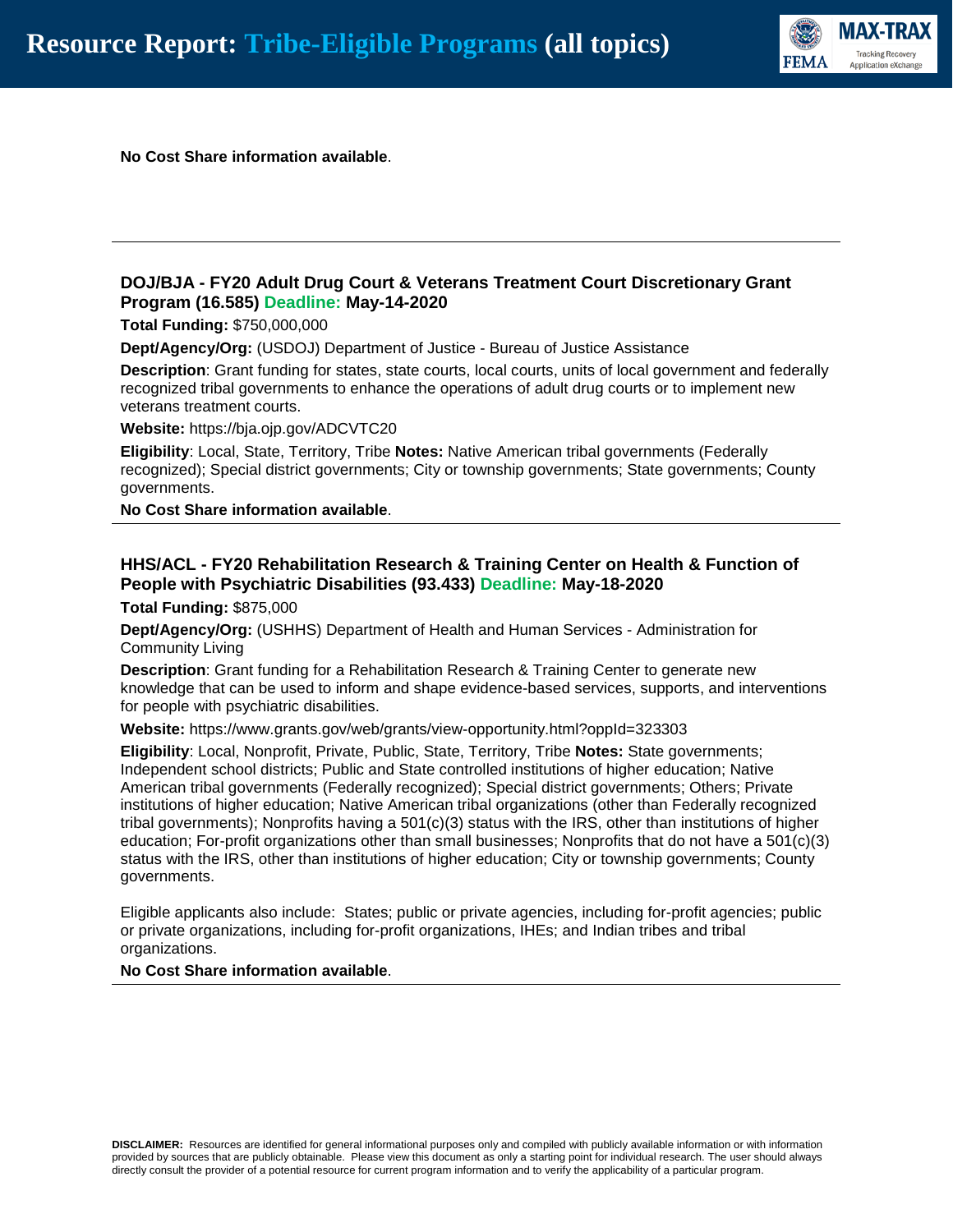**No Cost Share information available**.

---

### DOJ/BJA - FY20 Adult Drug Court & Veterans Treatment Court Discretionary Grant Program (16.585) Deadline: May-14-2020

**Total Funding:** $750,000,000

**Dept/Agency/Org:** (USDOJ) Department of Justice - Bureau of Justice Assistance

**Description**: Grant funding for states, state courts, local courts, units of local government and federally recognized tribal governments to enhance the operations of adult drug courts or to implement new veterans treatment courts.

**Website:** https://bja.ojp.gov/ADCVTC20

**Eligibility**: Local, State, Territory, Tribe **Notes:** Native American tribal governments (Federally recognized); Special district governments; City or township governments; State governments; County governments.

**No Cost Share information available**.

---

### HHS/ACL - FY20 Rehabilitation Research & Training Center on Health & Function of People with Psychiatric Disabilities (93.433) Deadline: May-18-2020

**Total Funding:** $875,000

**Dept/Agency/Org:** (USHHS) Department of Health and Human Services - Administration for Community Living

**Description**: Grant funding for a Rehabilitation Research & Training Center to generate new knowledge that can be used to inform and shape evidence-based services, supports, and interventions for people with psychiatric disabilities.

**Website:** https://www.grants.gov/web/grants/view-opportunity.html?oppId=323303

**Eligibility**: Local, Nonprofit, Private, Public, State, Territory, Tribe **Notes:** State governments; Independent school districts; Public and State controlled institutions of higher education; Native American tribal governments (Federally recognized); Special district governments; Others; Private institutions of higher education; Native American tribal organizations (other than Federally recognized tribal governments); Nonprofits having a 501(c)(3) status with the IRS, other than institutions of higher education; For-profit organizations other than small businesses; Nonprofits that do not have a 501(c)(3) status with the IRS, other than institutions of higher education; City or township governments; County governments.

Eligible applicants also include: States; public or private agencies, including for-profit agencies; public or private organizations, including for-profit organizations, IHEs; and Indian tribes and tribal organizations.

**No Cost Share information available**.

---

**DISCLAIMER:** Resources are identified for general informational purposes only and compiled with publicly available information or with information provided by sources that are publicly obtainable. Please view this document as only a starting point for individual research. The user should always directly consult the provider of a potential resource for current program information and to verify the applicability of a particular program.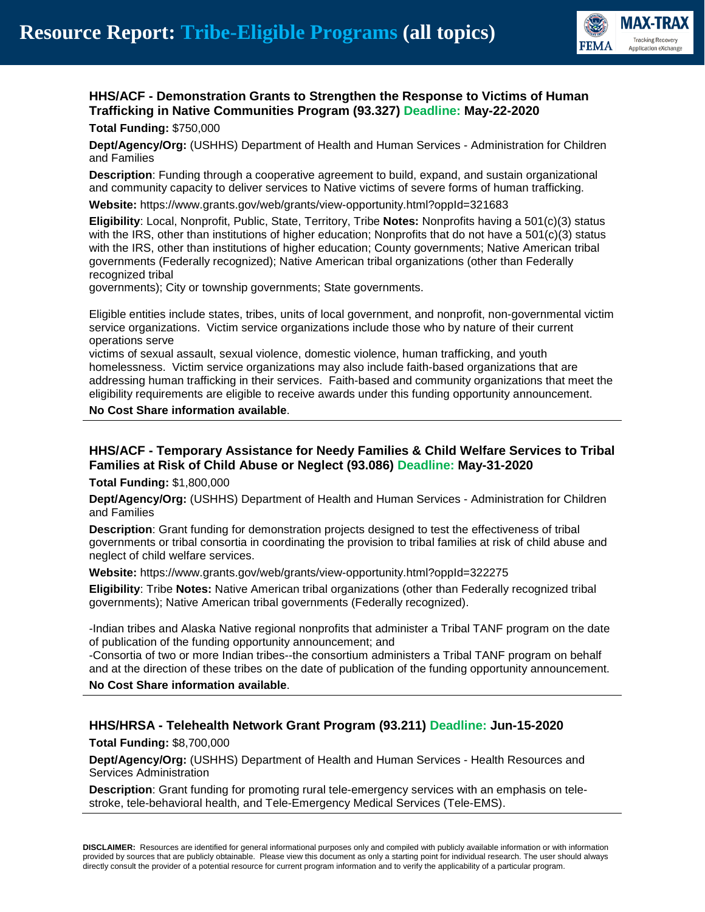# Resource Report: Tribe-Eligible Programs (all topics)

### HHS/ACF - Demonstration Grants to Strengthen the Response to Victims of Human Trafficking in Native Communities Program (93.327) Deadline: May-22-2020

**Total Funding:** $750,000

**Dept/Agency/Org:** (USHHS) Department of Health and Human Services - Administration for Children and Families

**Description**: Funding through a cooperative agreement to build, expand, and sustain organizational and community capacity to deliver services to Native victims of severe forms of human trafficking.

**Website:** https://www.grants.gov/web/grants/view-opportunity.html?oppId=321683

**Eligibility**: Local, Nonprofit, Public, State, Territory, Tribe **Notes:** Nonprofits having a 501(c)(3) status with the IRS, other than institutions of higher education; Nonprofits that do not have a 501(c)(3) status with the IRS, other than institutions of higher education; County governments; Native American tribal governments (Federally recognized); Native American tribal organizations (other than Federally recognized tribal
governments); City or township governments; State governments.

Eligible entities include states, tribes, units of local government, and nonprofit, non-governmental victim service organizations. Victim service organizations include those who by nature of their current operations serve
victims of sexual assault, sexual violence, domestic violence, human trafficking, and youth homelessness. Victim service organizations may also include faith-based organizations that are addressing human trafficking in their services. Faith-based and community organizations that meet the eligibility requirements are eligible to receive awards under this funding opportunity announcement.

**No Cost Share information available**.

---

### HHS/ACF - Temporary Assistance for Needy Families & Child Welfare Services to Tribal Families at Risk of Child Abuse or Neglect (93.086) Deadline: May-31-2020

**Total Funding:** $1,800,000

**Dept/Agency/Org:** (USHHS) Department of Health and Human Services - Administration for Children and Families

**Description**: Grant funding for demonstration projects designed to test the effectiveness of tribal governments or tribal consortia in coordinating the provision to tribal families at risk of child abuse and neglect of child welfare services.

**Website:** https://www.grants.gov/web/grants/view-opportunity.html?oppId=322275

**Eligibility**: Tribe **Notes:** Native American tribal organizations (other than Federally recognized tribal governments); Native American tribal governments (Federally recognized).

-Indian tribes and Alaska Native regional nonprofits that administer a Tribal TANF program on the date of publication of the funding opportunity announcement; and
-Consortia of two or more Indian tribes--the consortium administers a Tribal TANF program on behalf and at the direction of these tribes on the date of publication of the funding opportunity announcement.

**No Cost Share information available**.

---

### HHS/HRSA - Telehealth Network Grant Program (93.211) Deadline: Jun-15-2020

**Total Funding:** $8,700,000

**Dept/Agency/Org:** (USHHS) Department of Health and Human Services - Health Resources and Services Administration

**Description**: Grant funding for promoting rural tele-emergency services with an emphasis on tele-stroke, tele-behavioral health, and Tele-Emergency Medical Services (Tele-EMS).

---

**DISCLAIMER:** Resources are identified for general informational purposes only and compiled with publicly available information or with information provided by sources that are publicly obtainable. Please view this document as only a starting point for individual research. The user should always directly consult the provider of a potential resource for current program information and to verify the applicability of a particular program.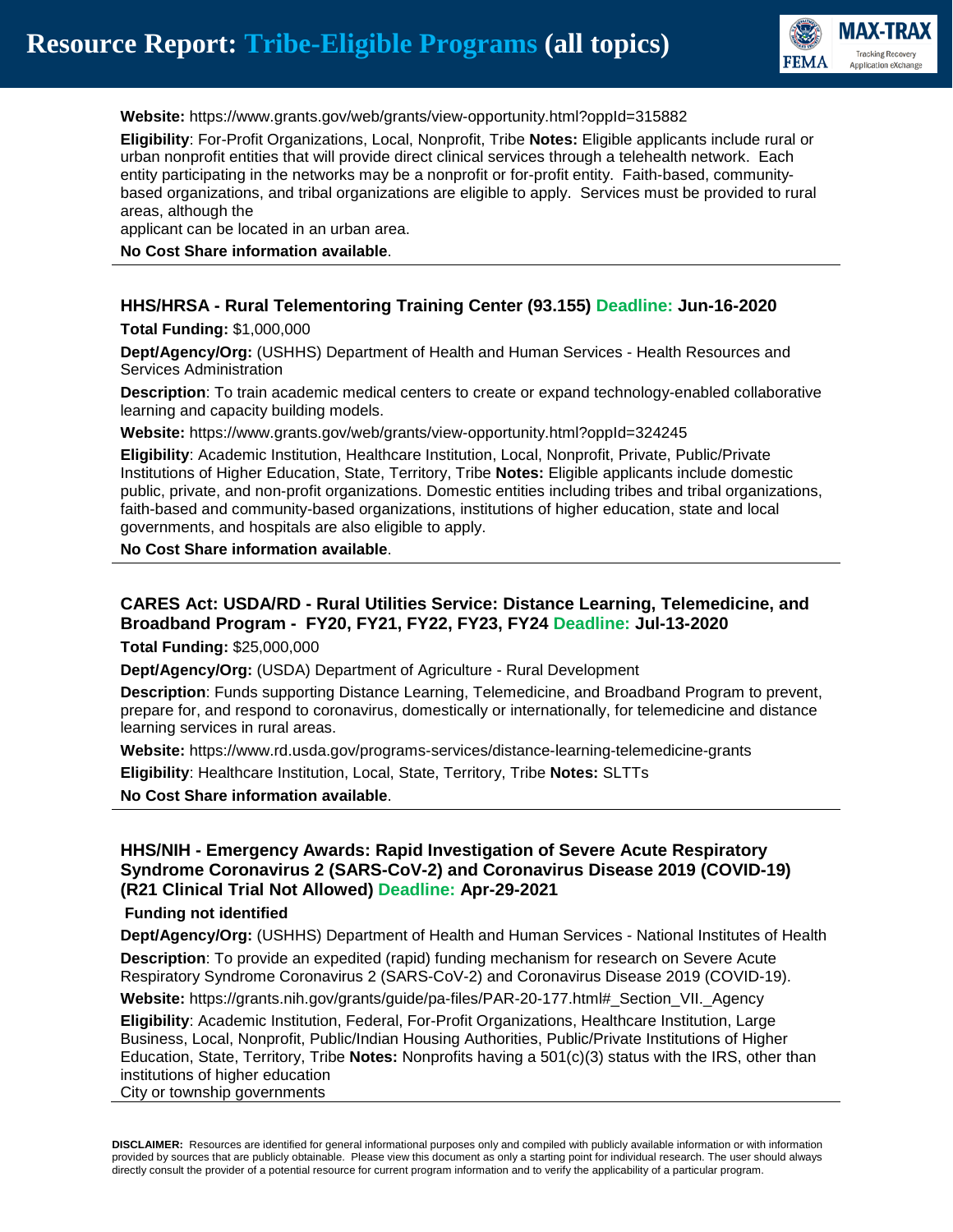**Website:** https://www.grants.gov/web/grants/view-opportunity.html?oppId=315882

**Eligibility**: For-Profit Organizations, Local, Nonprofit, Tribe **Notes:** Eligible applicants include rural or urban nonprofit entities that will provide direct clinical services through a telehealth network. Each entity participating in the networks may be a nonprofit or for-profit entity. Faith-based, community-based organizations, and tribal organizations are eligible to apply. Services must be provided to rural areas, although the
applicant can be located in an urban area.

**No Cost Share information available**.

---

### HHS/HRSA - Rural Telementoring Training Center (93.155) Deadline: Jun-16-2020

**Total Funding:** $1,000,000

**Dept/Agency/Org:** (USHHS) Department of Health and Human Services - Health Resources and Services Administration

**Description**: To train academic medical centers to create or expand technology-enabled collaborative learning and capacity building models.

**Website:** https://www.grants.gov/web/grants/view-opportunity.html?oppId=324245

**Eligibility**: Academic Institution, Healthcare Institution, Local, Nonprofit, Private, Public/Private Institutions of Higher Education, State, Territory, Tribe **Notes:** Eligible applicants include domestic public, private, and non-profit organizations. Domestic entities including tribes and tribal organizations, faith-based and community-based organizations, institutions of higher education, state and local governments, and hospitals are also eligible to apply.

**No Cost Share information available**.

---

### CARES Act: USDA/RD - Rural Utilities Service: Distance Learning, Telemedicine, and Broadband Program - FY20, FY21, FY22, FY23, FY24 Deadline: Jul-13-2020

**Total Funding:** $25,000,000

**Dept/Agency/Org:** (USDA) Department of Agriculture - Rural Development

**Description**: Funds supporting Distance Learning, Telemedicine, and Broadband Program to prevent, prepare for, and respond to coronavirus, domestically or internationally, for telemedicine and distance learning services in rural areas.

**Website:** https://www.rd.usda.gov/programs-services/distance-learning-telemedicine-grants

**Eligibility**: Healthcare Institution, Local, State, Territory, Tribe **Notes:** SLTTs

**No Cost Share information available**.

---

### HHS/NIH - Emergency Awards: Rapid Investigation of Severe Acute Respiratory Syndrome Coronavirus 2 (SARS-CoV-2) and Coronavirus Disease 2019 (COVID-19) (R21 Clinical Trial Not Allowed) Deadline: Apr-29-2021

**Funding not identified**

**Dept/Agency/Org:** (USHHS) Department of Health and Human Services - National Institutes of Health

**Description**: To provide an expedited (rapid) funding mechanism for research on Severe Acute Respiratory Syndrome Coronavirus 2 (SARS-CoV-2) and Coronavirus Disease 2019 (COVID-19).

**Website:** https://grants.nih.gov/grants/guide/pa-files/PAR-20-177.html#_Section_VII._Agency

**Eligibility**: Academic Institution, Federal, For-Profit Organizations, Healthcare Institution, Large Business, Local, Nonprofit, Public/Indian Housing Authorities, Public/Private Institutions of Higher Education, State, Territory, Tribe **Notes:** Nonprofits having a 501(c)(3) status with the IRS, other than institutions of higher education
City or township governments

---

**DISCLAIMER:** Resources are identified for general informational purposes only and compiled with publicly available information or with information provided by sources that are publicly obtainable. Please view this document as only a starting point for individual research. The user should always directly consult the provider of a potential resource for current program information and to verify the applicability of a particular program.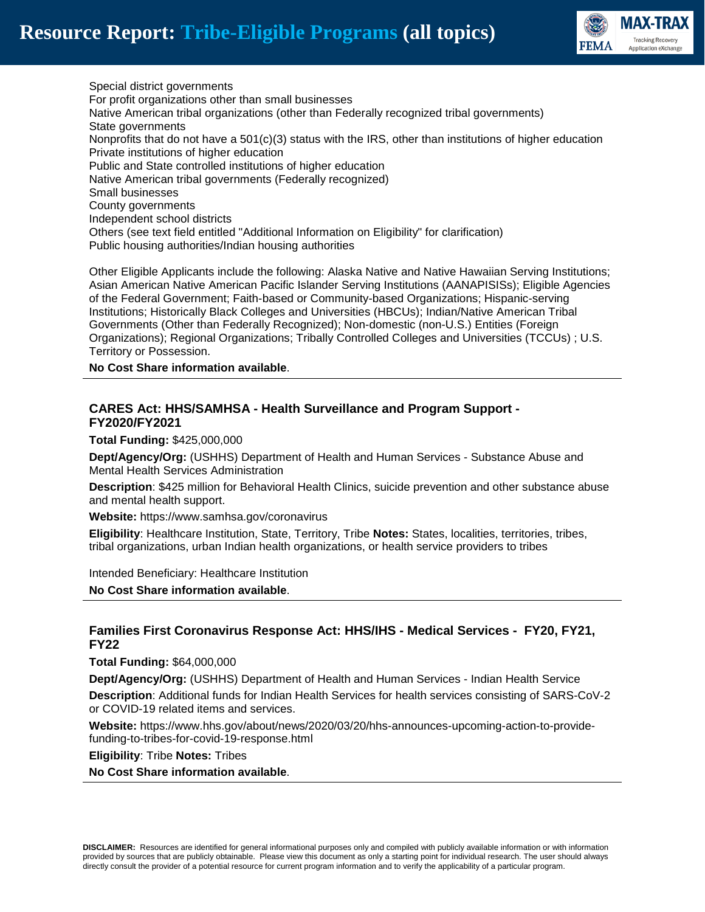Special district governments
For profit organizations other than small businesses
Native American tribal organizations (other than Federally recognized tribal governments)
State governments
Nonprofits that do not have a 501(c)(3) status with the IRS, other than institutions of higher education
Private institutions of higher education
Public and State controlled institutions of higher education
Native American tribal governments (Federally recognized)
Small businesses
County governments
Independent school districts
Others (see text field entitled "Additional Information on Eligibility" for clarification)
Public housing authorities/Indian housing authorities

Other Eligible Applicants include the following: Alaska Native and Native Hawaiian Serving Institutions; Asian American Native American Pacific Islander Serving Institutions (AANAPISISs); Eligible Agencies of the Federal Government; Faith-based or Community-based Organizations; Hispanic-serving Institutions; Historically Black Colleges and Universities (HBCUs); Indian/Native American Tribal Governments (Other than Federally Recognized); Non-domestic (non-U.S.) Entities (Foreign Organizations); Regional Organizations; Tribally Controlled Colleges and Universities (TCCUs) ; U.S. Territory or Possession.

**No Cost Share information available**.

---

### CARES Act: HHS/SAMHSA - Health Surveillance and Program Support - FY2020/FY2021

**Total Funding:** $425,000,000

**Dept/Agency/Org:** (USHHS) Department of Health and Human Services - Substance Abuse and Mental Health Services Administration

**Description**: $425 million for Behavioral Health Clinics, suicide prevention and other substance abuse and mental health support.

**Website:** https://www.samhsa.gov/coronavirus

**Eligibility**: Healthcare Institution, State, Territory, Tribe **Notes:** States, localities, territories, tribes, tribal organizations, urban Indian health organizations, or health service providers to tribes

Intended Beneficiary: Healthcare Institution

**No Cost Share information available**.

---

### Families First Coronavirus Response Act: HHS/IHS - Medical Services - FY20, FY21, FY22

**Total Funding:** $64,000,000

**Dept/Agency/Org:** (USHHS) Department of Health and Human Services - Indian Health Service

**Description**: Additional funds for Indian Health Services for health services consisting of SARS-CoV-2 or COVID-19 related items and services.

**Website:** https://www.hhs.gov/about/news/2020/03/20/hhs-announces-upcoming-action-to-provide-funding-to-tribes-for-covid-19-response.html

**Eligibility**: Tribe **Notes:** Tribes

**No Cost Share information available**.

---

**DISCLAIMER:** Resources are identified for general informational purposes only and compiled with publicly available information or with information provided by sources that are publicly obtainable. Please view this document as only a starting point for individual research. The user should always directly consult the provider of a potential resource for current program information and to verify the applicability of a particular program.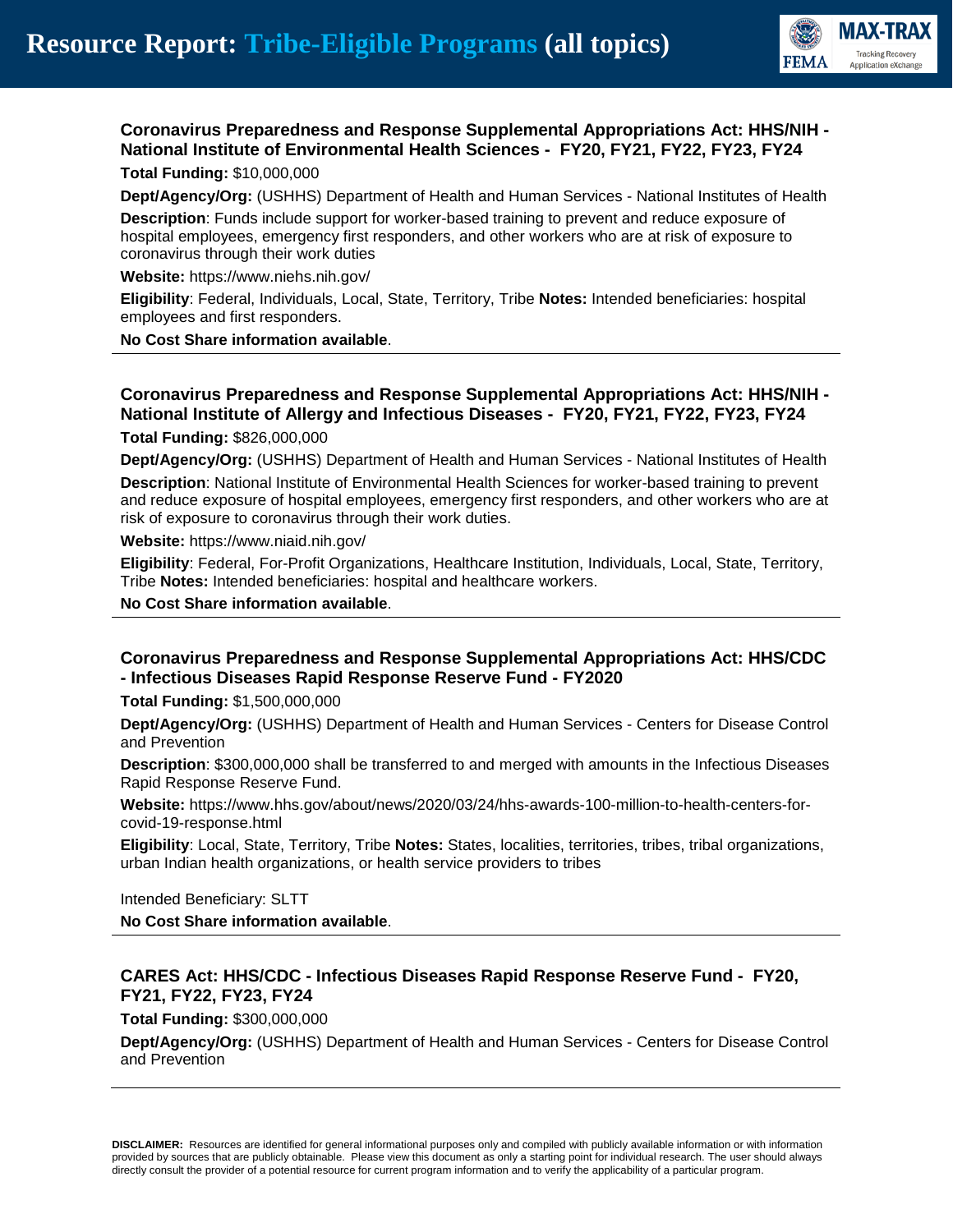### Coronavirus Preparedness and Response Supplemental Appropriations Act: HHS/NIH - National Institute of Environmental Health Sciences - FY20, FY21, FY22, FY23, FY24

**Total Funding:** $10,000,000

**Dept/Agency/Org:** (USHHS) Department of Health and Human Services - National Institutes of Health

**Description**: Funds include support for worker-based training to prevent and reduce exposure of hospital employees, emergency first responders, and other workers who are at risk of exposure to coronavirus through their work duties

**Website:** https://www.niehs.nih.gov/

**Eligibility**: Federal, Individuals, Local, State, Territory, Tribe **Notes:** Intended beneficiaries: hospital employees and first responders.

**No Cost Share information available**.

---

### Coronavirus Preparedness and Response Supplemental Appropriations Act: HHS/NIH - National Institute of Allergy and Infectious Diseases - FY20, FY21, FY22, FY23, FY24

**Total Funding:** $826,000,000

**Dept/Agency/Org:** (USHHS) Department of Health and Human Services - National Institutes of Health

**Description**: National Institute of Environmental Health Sciences for worker-based training to prevent and reduce exposure of hospital employees, emergency first responders, and other workers who are at risk of exposure to coronavirus through their work duties.

**Website:** https://www.niaid.nih.gov/

**Eligibility**: Federal, For-Profit Organizations, Healthcare Institution, Individuals, Local, State, Territory, Tribe **Notes:** Intended beneficiaries: hospital and healthcare workers.

**No Cost Share information available**.

---

### Coronavirus Preparedness and Response Supplemental Appropriations Act: HHS/CDC - Infectious Diseases Rapid Response Reserve Fund - FY2020

**Total Funding:** $1,500,000,000

**Dept/Agency/Org:** (USHHS) Department of Health and Human Services - Centers for Disease Control and Prevention

**Description**: $300,000,000 shall be transferred to and merged with amounts in the Infectious Diseases Rapid Response Reserve Fund.

**Website:** https://www.hhs.gov/about/news/2020/03/24/hhs-awards-100-million-to-health-centers-for-covid-19-response.html

**Eligibility**: Local, State, Territory, Tribe **Notes:** States, localities, territories, tribes, tribal organizations, urban Indian health organizations, or health service providers to tribes

Intended Beneficiary: SLTT

**No Cost Share information available**.

---

### CARES Act: HHS/CDC - Infectious Diseases Rapid Response Reserve Fund - FY20, FY21, FY22, FY23, FY24

**Total Funding:** $300,000,000

**Dept/Agency/Org:** (USHHS) Department of Health and Human Services - Centers for Disease Control and Prevention

---

**DISCLAIMER:** Resources are identified for general informational purposes only and compiled with publicly available information or with information provided by sources that are publicly obtainable. Please view this document as only a starting point for individual research. The user should always directly consult the provider of a potential resource for current program information and to verify the applicability of a particular program.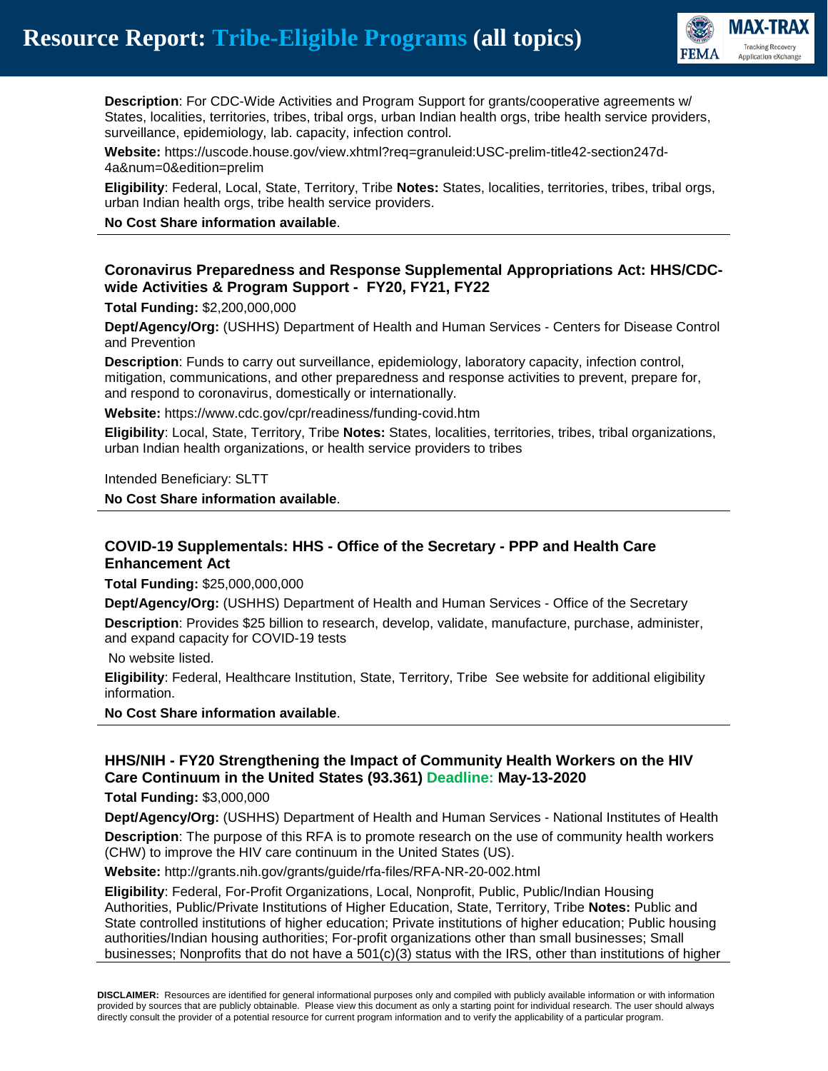**Description**: For CDC-Wide Activities and Program Support for grants/cooperative agreements w/ States, localities, territories, tribes, tribal orgs, urban Indian health orgs, tribe health service providers, surveillance, epidemiology, lab. capacity, infection control.

**Website:** https://uscode.house.gov/view.xhtml?req=granuleid:USC-prelim-title42-section247d-4a&num=0&edition=prelim

**Eligibility**: Federal, Local, State, Territory, Tribe **Notes:** States, localities, territories, tribes, tribal orgs, urban Indian health orgs, tribe health service providers.

**No Cost Share information available**.

---

### Coronavirus Preparedness and Response Supplemental Appropriations Act: HHS/CDC-wide Activities & Program Support - FY20, FY21, FY22

**Total Funding:** $2,200,000,000

**Dept/Agency/Org:** (USHHS) Department of Health and Human Services - Centers for Disease Control and Prevention

**Description**: Funds to carry out surveillance, epidemiology, laboratory capacity, infection control, mitigation, communications, and other preparedness and response activities to prevent, prepare for, and respond to coronavirus, domestically or internationally.

**Website:** https://www.cdc.gov/cpr/readiness/funding-covid.htm

**Eligibility**: Local, State, Territory, Tribe **Notes:** States, localities, territories, tribes, tribal organizations, urban Indian health organizations, or health service providers to tribes

Intended Beneficiary: SLTT

**No Cost Share information available**.

---

### COVID-19 Supplementals: HHS - Office of the Secretary - PPP and Health Care Enhancement Act

**Total Funding:** $25,000,000,000

**Dept/Agency/Org:** (USHHS) Department of Health and Human Services - Office of the Secretary

**Description**: Provides $25 billion to research, develop, validate, manufacture, purchase, administer, and expand capacity for COVID-19 tests

No website listed.

**Eligibility**: Federal, Healthcare Institution, State, Territory, Tribe See website for additional eligibility information.

**No Cost Share information available**.

---

### HHS/NIH - FY20 Strengthening the Impact of Community Health Workers on the HIV Care Continuum in the United States (93.361) Deadline: May-13-2020

**Total Funding:** $3,000,000

**Dept/Agency/Org:** (USHHS) Department of Health and Human Services - National Institutes of Health

**Description**: The purpose of this RFA is to promote research on the use of community health workers (CHW) to improve the HIV care continuum in the United States (US).

**Website:** http://grants.nih.gov/grants/guide/rfa-files/RFA-NR-20-002.html

**Eligibility**: Federal, For-Profit Organizations, Local, Nonprofit, Public, Public/Indian Housing Authorities, Public/Private Institutions of Higher Education, State, Territory, Tribe **Notes:** Public and State controlled institutions of higher education; Private institutions of higher education; Public housing authorities/Indian housing authorities; For-profit organizations other than small businesses; Small businesses; Nonprofits that do not have a 501(c)(3) status with the IRS, other than institutions of higher

---

**DISCLAIMER:** Resources are identified for general informational purposes only and compiled with publicly available information or with information provided by sources that are publicly obtainable. Please view this document as only a starting point for individual research. The user should always directly consult the provider of a potential resource for current program information and to verify the applicability of a particular program.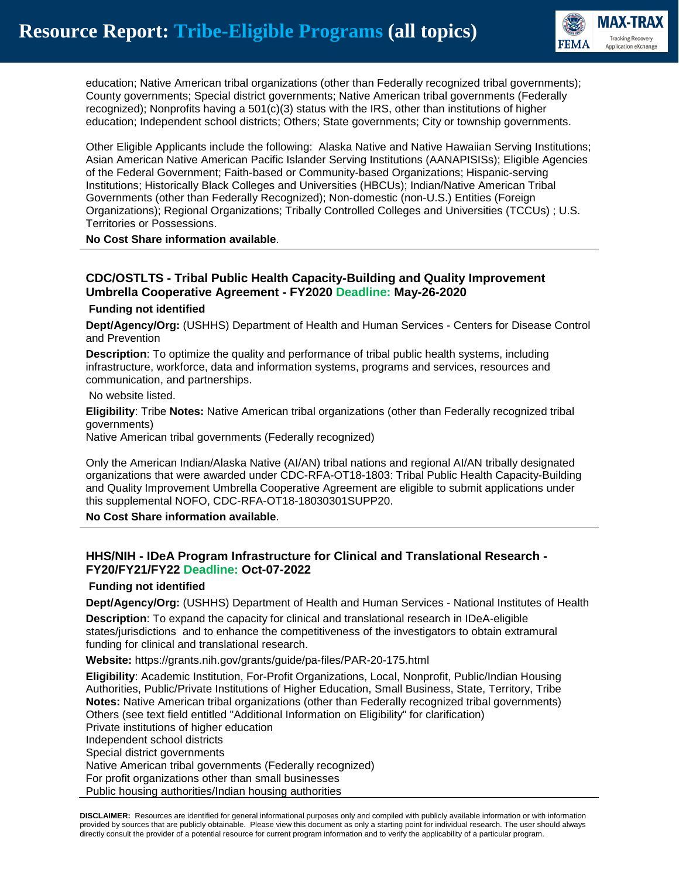education; Native American tribal organizations (other than Federally recognized tribal governments); County governments; Special district governments; Native American tribal governments (Federally recognized); Nonprofits having a 501(c)(3) status with the IRS, other than institutions of higher education; Independent school districts; Others; State governments; City or township governments.

Other Eligible Applicants include the following: Alaska Native and Native Hawaiian Serving Institutions; Asian American Native American Pacific Islander Serving Institutions (AANAPISISs); Eligible Agencies of the Federal Government; Faith-based or Community-based Organizations; Hispanic-serving Institutions; Historically Black Colleges and Universities (HBCUs); Indian/Native American Tribal Governments (other than Federally Recognized); Non-domestic (non-U.S.) Entities (Foreign Organizations); Regional Organizations; Tribally Controlled Colleges and Universities (TCCUs) ; U.S. Territories or Possessions.

**No Cost Share information available**.

---

### CDC/OSTLTS - Tribal Public Health Capacity-Building and Quality Improvement Umbrella Cooperative Agreement - FY2020 Deadline: May-26-2020

**Funding not identified**

**Dept/Agency/Org:** (USHHS) Department of Health and Human Services - Centers for Disease Control and Prevention

**Description**: To optimize the quality and performance of tribal public health systems, including infrastructure, workforce, data and information systems, programs and services, resources and communication, and partnerships.

No website listed.

**Eligibility**: Tribe **Notes:** Native American tribal organizations (other than Federally recognized tribal governments)
Native American tribal governments (Federally recognized)

Only the American Indian/Alaska Native (AI/AN) tribal nations and regional AI/AN tribally designated organizations that were awarded under CDC-RFA-OT18-1803: Tribal Public Health Capacity-Building and Quality Improvement Umbrella Cooperative Agreement are eligible to submit applications under this supplemental NOFO, CDC-RFA-OT18-18030301SUPP20.

**No Cost Share information available**.

---

### HHS/NIH - IDeA Program Infrastructure for Clinical and Translational Research - FY20/FY21/FY22 Deadline: Oct-07-2022

**Funding not identified**

**Dept/Agency/Org:** (USHHS) Department of Health and Human Services - National Institutes of Health

**Description**: To expand the capacity for clinical and translational research in IDeA-eligible states/jurisdictions and to enhance the competitiveness of the investigators to obtain extramural funding for clinical and translational research.

**Website:** https://grants.nih.gov/grants/guide/pa-files/PAR-20-175.html

**Eligibility**: Academic Institution, For-Profit Organizations, Local, Nonprofit, Public/Indian Housing Authorities, Public/Private Institutions of Higher Education, Small Business, State, Territory, Tribe
**Notes:** Native American tribal organizations (other than Federally recognized tribal governments)
Others (see text field entitled "Additional Information on Eligibility" for clarification)
Private institutions of higher education
Independent school districts
Special district governments
Native American tribal governments (Federally recognized)
For profit organizations other than small businesses
Public housing authorities/Indian housing authorities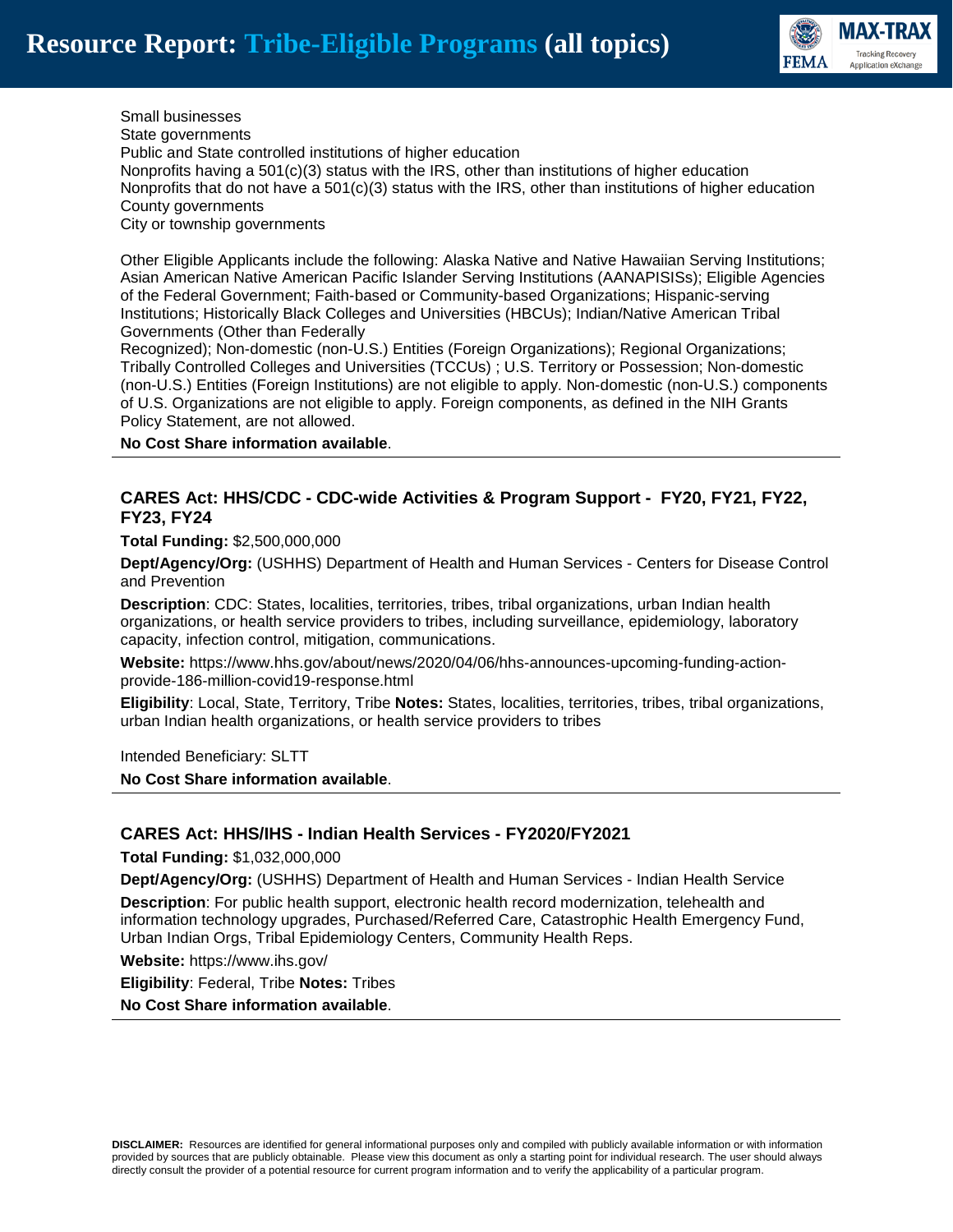Small businesses
State governments
Public and State controlled institutions of higher education
Nonprofits having a 501(c)(3) status with the IRS, other than institutions of higher education
Nonprofits that do not have a 501(c)(3) status with the IRS, other than institutions of higher education
County governments
City or township governments

Other Eligible Applicants include the following: Alaska Native and Native Hawaiian Serving Institutions; Asian American Native American Pacific Islander Serving Institutions (AANAPISISs); Eligible Agencies of the Federal Government; Faith-based or Community-based Organizations; Hispanic-serving Institutions; Historically Black Colleges and Universities (HBCUs); Indian/Native American Tribal Governments (Other than Federally
Recognized); Non-domestic (non-U.S.) Entities (Foreign Organizations); Regional Organizations; Tribally Controlled Colleges and Universities (TCCUs) ; U.S. Territory or Possession; Non-domestic (non-U.S.) Entities (Foreign Institutions) are not eligible to apply. Non-domestic (non-U.S.) components of U.S. Organizations are not eligible to apply. Foreign components, as defined in the NIH Grants Policy Statement, are not allowed.

**No Cost Share information available**.

---

### CARES Act: HHS/CDC - CDC-wide Activities & Program Support - FY20, FY21, FY22, FY23, FY24

**Total Funding:** $2,500,000,000

**Dept/Agency/Org:** (USHHS) Department of Health and Human Services - Centers for Disease Control and Prevention

**Description**: CDC: States, localities, territories, tribes, tribal organizations, urban Indian health organizations, or health service providers to tribes, including surveillance, epidemiology, laboratory capacity, infection control, mitigation, communications.

**Website:** https://www.hhs.gov/about/news/2020/04/06/hhs-announces-upcoming-funding-action-provide-186-million-covid19-response.html

**Eligibility**: Local, State, Territory, Tribe **Notes:** States, localities, territories, tribes, tribal organizations, urban Indian health organizations, or health service providers to tribes

Intended Beneficiary: SLTT

**No Cost Share information available**.

---

### CARES Act: HHS/IHS - Indian Health Services - FY2020/FY2021

**Total Funding:** $1,032,000,000

**Dept/Agency/Org:** (USHHS) Department of Health and Human Services - Indian Health Service

**Description**: For public health support, electronic health record modernization, telehealth and information technology upgrades, Purchased/Referred Care, Catastrophic Health Emergency Fund, Urban Indian Orgs, Tribal Epidemiology Centers, Community Health Reps.

**Website:** https://www.ihs.gov/

**Eligibility**: Federal, Tribe **Notes:** Tribes

**No Cost Share information available**.

---

**DISCLAIMER:** Resources are identified for general informational purposes only and compiled with publicly available information or with information provided by sources that are publicly obtainable. Please view this document as only a starting point for individual research. The user should always directly consult the provider of a potential resource for current program information and to verify the applicability of a particular program.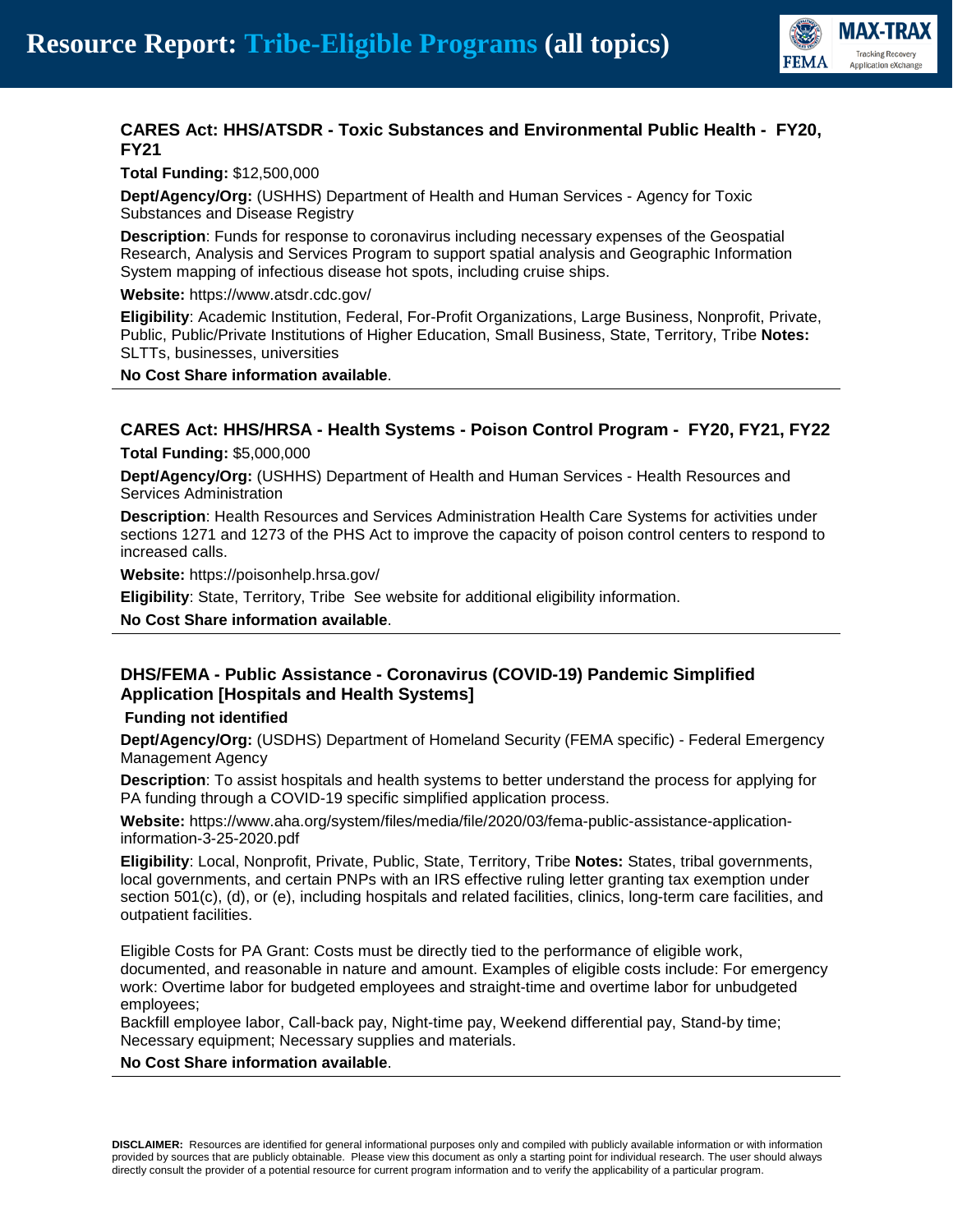### CARES Act: HHS/ATSDR - Toxic Substances and Environmental Public Health - FY20, FY21

**Total Funding:** $12,500,000

**Dept/Agency/Org:** (USHHS) Department of Health and Human Services - Agency for Toxic Substances and Disease Registry

**Description**: Funds for response to coronavirus including necessary expenses of the Geospatial Research, Analysis and Services Program to support spatial analysis and Geographic Information System mapping of infectious disease hot spots, including cruise ships.

**Website:** https://www.atsdr.cdc.gov/

**Eligibility**: Academic Institution, Federal, For-Profit Organizations, Large Business, Nonprofit, Private, Public, Public/Private Institutions of Higher Education, Small Business, State, Territory, Tribe **Notes:** SLTTs, businesses, universities

**No Cost Share information available**.

---

### CARES Act: HHS/HRSA - Health Systems - Poison Control Program - FY20, FY21, FY22

**Total Funding:** $5,000,000

**Dept/Agency/Org:** (USHHS) Department of Health and Human Services - Health Resources and Services Administration

**Description**: Health Resources and Services Administration Health Care Systems for activities under sections 1271 and 1273 of the PHS Act to improve the capacity of poison control centers to respond to increased calls.

**Website:** https://poisonhelp.hrsa.gov/

**Eligibility**: State, Territory, Tribe See website for additional eligibility information.

**No Cost Share information available**.

---

### DHS/FEMA - Public Assistance - Coronavirus (COVID-19) Pandemic Simplified Application [Hospitals and Health Systems]

**Funding not identified**

**Dept/Agency/Org:** (USDHS) Department of Homeland Security (FEMA specific) - Federal Emergency Management Agency

**Description**: To assist hospitals and health systems to better understand the process for applying for PA funding through a COVID-19 specific simplified application process.

**Website:** https://www.aha.org/system/files/media/file/2020/03/fema-public-assistance-application-information-3-25-2020.pdf

**Eligibility**: Local, Nonprofit, Private, Public, State, Territory, Tribe **Notes:** States, tribal governments, local governments, and certain PNPs with an IRS effective ruling letter granting tax exemption under section 501(c), (d), or (e), including hospitals and related facilities, clinics, long-term care facilities, and outpatient facilities.

Eligible Costs for PA Grant: Costs must be directly tied to the performance of eligible work, documented, and reasonable in nature and amount. Examples of eligible costs include: For emergency work: Overtime labor for budgeted employees and straight-time and overtime labor for unbudgeted employees;
Backfill employee labor, Call-back pay, Night-time pay, Weekend differential pay, Stand-by time; Necessary equipment; Necessary supplies and materials.

**No Cost Share information available**.

---

**DISCLAIMER:** Resources are identified for general informational purposes only and compiled with publicly available information or with information provided by sources that are publicly obtainable. Please view this document as only a starting point for individual research. The user should always directly consult the provider of a potential resource for current program information and to verify the applicability of a particular program.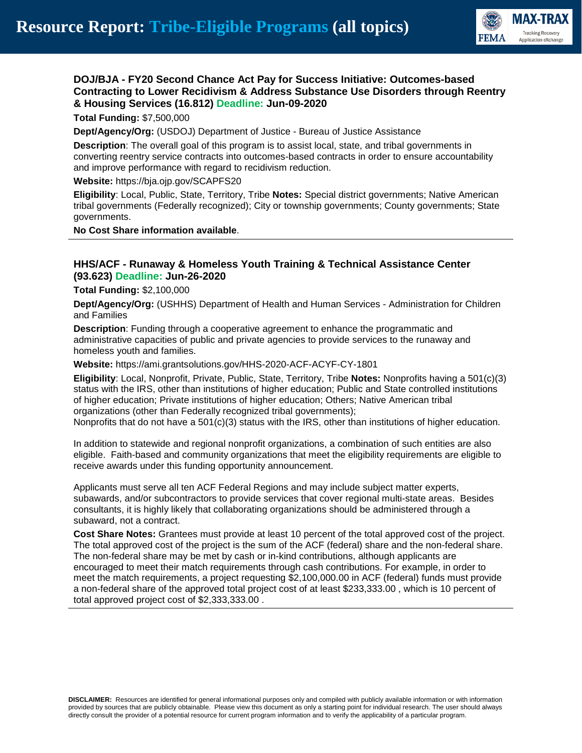### DOJ/BJA - FY20 Second Chance Act Pay for Success Initiative: Outcomes-based Contracting to Lower Recidivism & Address Substance Use Disorders through Reentry & Housing Services (16.812) Deadline: Jun-09-2020

**Total Funding:** $7,500,000

**Dept/Agency/Org:** (USDOJ) Department of Justice - Bureau of Justice Assistance

**Description**: The overall goal of this program is to assist local, state, and tribal governments in converting reentry service contracts into outcomes-based contracts in order to ensure accountability and improve performance with regard to recidivism reduction.

**Website:** https://bja.ojp.gov/SCAPFS20

**Eligibility**: Local, Public, State, Territory, Tribe **Notes:** Special district governments; Native American tribal governments (Federally recognized); City or township governments; County governments; State governments.

**No Cost Share information available**.

---

### HHS/ACF - Runaway & Homeless Youth Training & Technical Assistance Center (93.623) Deadline: Jun-26-2020

**Total Funding:** $2,100,000

**Dept/Agency/Org:** (USHHS) Department of Health and Human Services - Administration for Children and Families

**Description**: Funding through a cooperative agreement to enhance the programmatic and administrative capacities of public and private agencies to provide services to the runaway and homeless youth and families.

**Website:** https://ami.grantsolutions.gov/HHS-2020-ACF-ACYF-CY-1801

**Eligibility**: Local, Nonprofit, Private, Public, State, Territory, Tribe **Notes:** Nonprofits having a 501(c)(3) status with the IRS, other than institutions of higher education; Public and State controlled institutions of higher education; Private institutions of higher education; Others; Native American tribal organizations (other than Federally recognized tribal governments);
Nonprofits that do not have a 501(c)(3) status with the IRS, other than institutions of higher education.

In addition to statewide and regional nonprofit organizations, a combination of such entities are also eligible. Faith-based and community organizations that meet the eligibility requirements are eligible to receive awards under this funding opportunity announcement.

Applicants must serve all ten ACF Federal Regions and may include subject matter experts, subawards, and/or subcontractors to provide services that cover regional multi-state areas. Besides consultants, it is highly likely that collaborating organizations should be administered through a subaward, not a contract.

**Cost Share Notes:** Grantees must provide at least 10 percent of the total approved cost of the project. The total approved cost of the project is the sum of the ACF (federal) share and the non-federal share. The non-federal share may be met by cash or in-kind contributions, although applicants are encouraged to meet their match requirements through cash contributions. For example, in order to meet the match requirements, a project requesting $2,100,000.00 in ACF (federal) funds must provide a non-federal share of the approved total project cost of at least $233,333.00 , which is 10 percent of total approved project cost of $2,333,333.00 .

---

**DISCLAIMER:** Resources are identified for general informational purposes only and compiled with publicly available information or with information provided by sources that are publicly obtainable. Please view this document as only a starting point for individual research. The user should always directly consult the provider of a potential resource for current program information and to verify the applicability of a particular program.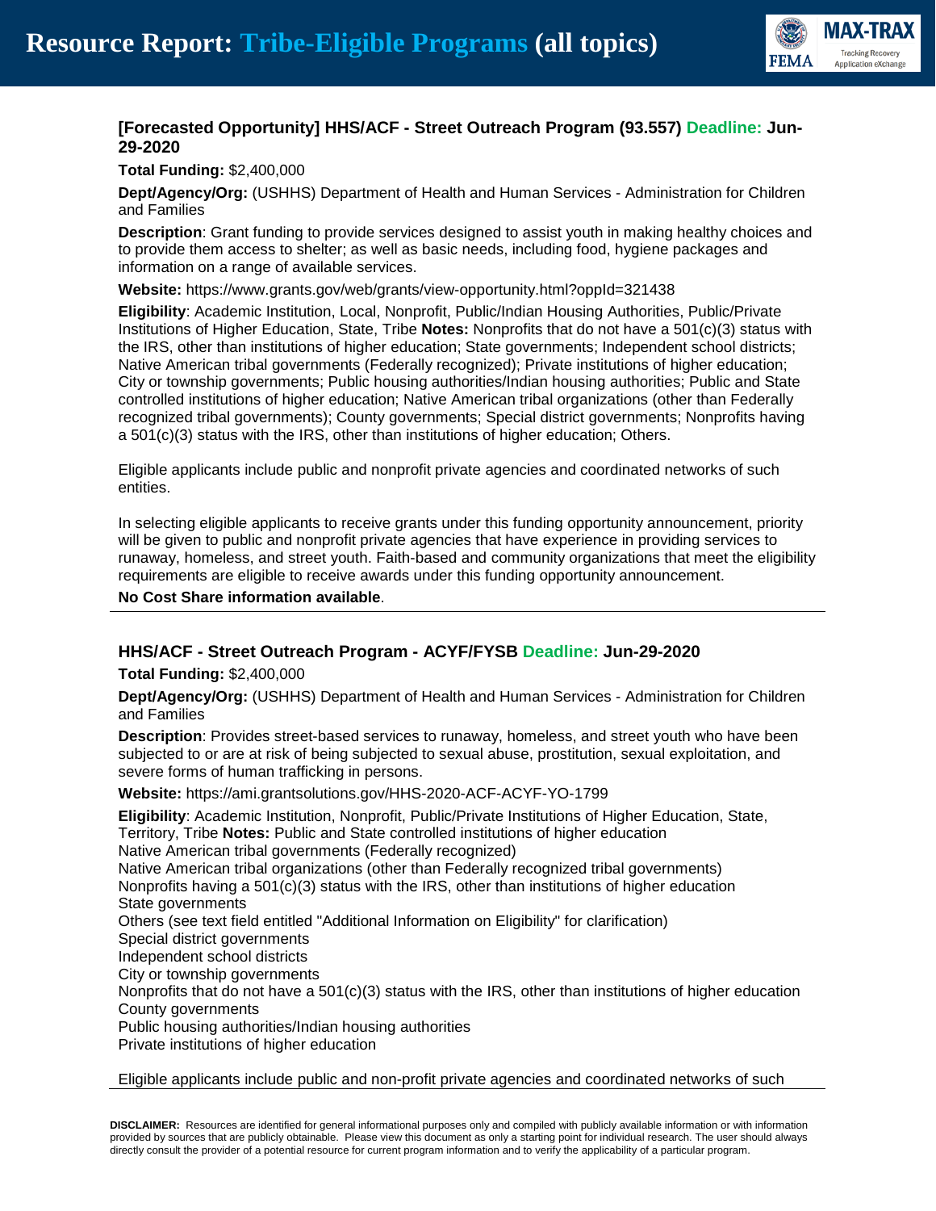### [Forecasted Opportunity] HHS/ACF - Street Outreach Program (93.557) Deadline: Jun-29-2020

**Total Funding:** $2,400,000

**Dept/Agency/Org:** (USHHS) Department of Health and Human Services - Administration for Children and Families

**Description**: Grant funding to provide services designed to assist youth in making healthy choices and to provide them access to shelter; as well as basic needs, including food, hygiene packages and information on a range of available services.

**Website:** https://www.grants.gov/web/grants/view-opportunity.html?oppId=321438

**Eligibility**: Academic Institution, Local, Nonprofit, Public/Indian Housing Authorities, Public/Private Institutions of Higher Education, State, Tribe **Notes:** Nonprofits that do not have a 501(c)(3) status with the IRS, other than institutions of higher education; State governments; Independent school districts; Native American tribal governments (Federally recognized); Private institutions of higher education; City or township governments; Public housing authorities/Indian housing authorities; Public and State controlled institutions of higher education; Native American tribal organizations (other than Federally recognized tribal governments); County governments; Special district governments; Nonprofits having a 501(c)(3) status with the IRS, other than institutions of higher education; Others.

Eligible applicants include public and nonprofit private agencies and coordinated networks of such entities.

In selecting eligible applicants to receive grants under this funding opportunity announcement, priority will be given to public and nonprofit private agencies that have experience in providing services to runaway, homeless, and street youth. Faith-based and community organizations that meet the eligibility requirements are eligible to receive awards under this funding opportunity announcement.

**No Cost Share information available**.

---

### HHS/ACF - Street Outreach Program - ACYF/FYSB Deadline: Jun-29-2020

**Total Funding:** $2,400,000

**Dept/Agency/Org:** (USHHS) Department of Health and Human Services - Administration for Children and Families

**Description**: Provides street-based services to runaway, homeless, and street youth who have been subjected to or are at risk of being subjected to sexual abuse, prostitution, sexual exploitation, and severe forms of human trafficking in persons.

**Website:** https://ami.grantsolutions.gov/HHS-2020-ACF-ACYF-YO-1799

**Eligibility**: Academic Institution, Nonprofit, Public/Private Institutions of Higher Education, State, Territory, Tribe **Notes:** Public and State controlled institutions of higher education
Native American tribal governments (Federally recognized)
Native American tribal organizations (other than Federally recognized tribal governments)
Nonprofits having a 501(c)(3) status with the IRS, other than institutions of higher education
State governments
Others (see text field entitled "Additional Information on Eligibility" for clarification)
Special district governments
Independent school districts
City or township governments
Nonprofits that do not have a 501(c)(3) status with the IRS, other than institutions of higher education
County governments
Public housing authorities/Indian housing authorities
Private institutions of higher education

Eligible applicants include public and non-profit private agencies and coordinated networks of such

---

**DISCLAIMER:** Resources are identified for general informational purposes only and compiled with publicly available information or with information provided by sources that are publicly obtainable. Please view this document as only a starting point for individual research. The user should always directly consult the provider of a potential resource for current program information and to verify the applicability of a particular program.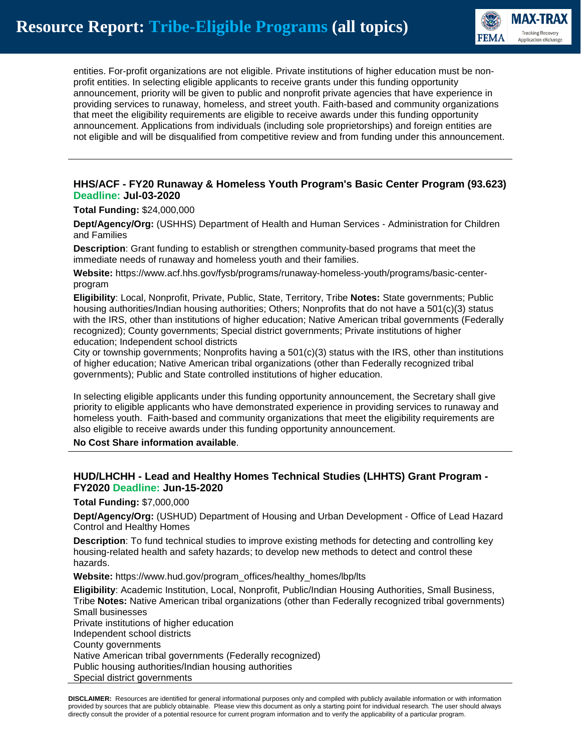entities. For-profit organizations are not eligible. Private institutions of higher education must be non-profit entities. In selecting eligible applicants to receive grants under this funding opportunity announcement, priority will be given to public and nonprofit private agencies that have experience in providing services to runaway, homeless, and street youth. Faith-based and community organizations that meet the eligibility requirements are eligible to receive awards under this funding opportunity announcement. Applications from individuals (including sole proprietorships) and foreign entities are not eligible and will be disqualified from competitive review and from funding under this announcement.

---

### HHS/ACF - FY20 Runaway & Homeless Youth Program's Basic Center Program (93.623) Deadline: Jul-03-2020

**Total Funding:** $24,000,000

**Dept/Agency/Org:** (USHHS) Department of Health and Human Services - Administration for Children and Families

**Description**: Grant funding to establish or strengthen community-based programs that meet the immediate needs of runaway and homeless youth and their families.

**Website:** https://www.acf.hhs.gov/fysb/programs/runaway-homeless-youth/programs/basic-center-program

**Eligibility**: Local, Nonprofit, Private, Public, State, Territory, Tribe **Notes:** State governments; Public housing authorities/Indian housing authorities; Others; Nonprofits that do not have a 501(c)(3) status with the IRS, other than institutions of higher education; Native American tribal governments (Federally recognized); County governments; Special district governments; Private institutions of higher education; Independent school districts
City or township governments; Nonprofits having a 501(c)(3) status with the IRS, other than institutions of higher education; Native American tribal organizations (other than Federally recognized tribal governments); Public and State controlled institutions of higher education.

In selecting eligible applicants under this funding opportunity announcement, the Secretary shall give priority to eligible applicants who have demonstrated experience in providing services to runaway and homeless youth. Faith-based and community organizations that meet the eligibility requirements are also eligible to receive awards under this funding opportunity announcement.

**No Cost Share information available**.

---

### HUD/LHCHH - Lead and Healthy Homes Technical Studies (LHHTS) Grant Program - FY2020 Deadline: Jun-15-2020

**Total Funding:** $7,000,000

**Dept/Agency/Org:** (USHUD) Department of Housing and Urban Development - Office of Lead Hazard Control and Healthy Homes

**Description**: To fund technical studies to improve existing methods for detecting and controlling key housing-related health and safety hazards; to develop new methods to detect and control these hazards.

**Website:** https://www.hud.gov/program_offices/healthy_homes/lbp/lts

**Eligibility**: Academic Institution, Local, Nonprofit, Public/Indian Housing Authorities, Small Business, Tribe **Notes:** Native American tribal organizations (other than Federally recognized tribal governments)
Small businesses
Private institutions of higher education
Independent school districts
County governments
Native American tribal governments (Federally recognized)
Public housing authorities/Indian housing authorities
Special district governments

---

**DISCLAIMER:** Resources are identified for general informational purposes only and compiled with publicly available information or with information provided by sources that are publicly obtainable. Please view this document as only a starting point for individual research. The user should always directly consult the provider of a potential resource for current program information and to verify the applicability of a particular program.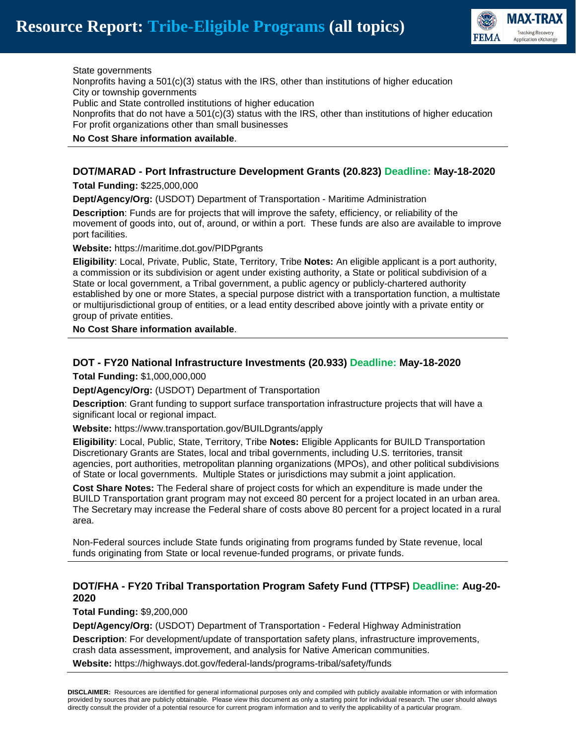State governments
Nonprofits having a 501(c)(3) status with the IRS, other than institutions of higher education
City or township governments
Public and State controlled institutions of higher education
Nonprofits that do not have a 501(c)(3) status with the IRS, other than institutions of higher education
For profit organizations other than small businesses

**No Cost Share information available**.

---

### DOT/MARAD - Port Infrastructure Development Grants (20.823) Deadline: May-18-2020

**Total Funding:** $225,000,000

**Dept/Agency/Org:** (USDOT) Department of Transportation - Maritime Administration

**Description**: Funds are for projects that will improve the safety, efficiency, or reliability of the movement of goods into, out of, around, or within a port. These funds are also are available to improve port facilities.

**Website:** https://maritime.dot.gov/PIDPgrants

**Eligibility**: Local, Private, Public, State, Territory, Tribe **Notes:** An eligible applicant is a port authority, a commission or its subdivision or agent under existing authority, a State or political subdivision of a State or local government, a Tribal government, a public agency or publicly-chartered authority established by one or more States, a special purpose district with a transportation function, a multistate or multijurisdictional group of entities, or a lead entity described above jointly with a private entity or group of private entities.

**No Cost Share information available**.

---

### DOT - FY20 National Infrastructure Investments (20.933) Deadline: May-18-2020

**Total Funding:** $1,000,000,000

**Dept/Agency/Org:** (USDOT) Department of Transportation

**Description**: Grant funding to support surface transportation infrastructure projects that will have a significant local or regional impact.

**Website:** https://www.transportation.gov/BUILDgrants/apply

**Eligibility**: Local, Public, State, Territory, Tribe **Notes:** Eligible Applicants for BUILD Transportation Discretionary Grants are States, local and tribal governments, including U.S. territories, transit agencies, port authorities, metropolitan planning organizations (MPOs), and other political subdivisions of State or local governments. Multiple States or jurisdictions may submit a joint application.

**Cost Share Notes:** The Federal share of project costs for which an expenditure is made under the BUILD Transportation grant program may not exceed 80 percent for a project located in an urban area. The Secretary may increase the Federal share of costs above 80 percent for a project located in a rural area.

Non-Federal sources include State funds originating from programs funded by State revenue, local funds originating from State or local revenue-funded programs, or private funds.

---

### DOT/FHA - FY20 Tribal Transportation Program Safety Fund (TTPSF) Deadline: Aug-20-2020

**Total Funding:** $9,200,000

**Dept/Agency/Org:** (USDOT) Department of Transportation - Federal Highway Administration

**Description**: For development/update of transportation safety plans, infrastructure improvements, crash data assessment, improvement, and analysis for Native American communities.

**Website:** https://highways.dot.gov/federal-lands/programs-tribal/safety/funds

---

**DISCLAIMER:** Resources are identified for general informational purposes only and compiled with publicly available information or with information provided by sources that are publicly obtainable. Please view this document as only a starting point for individual research. The user should always directly consult the provider of a potential resource for current program information and to verify the applicability of a particular program.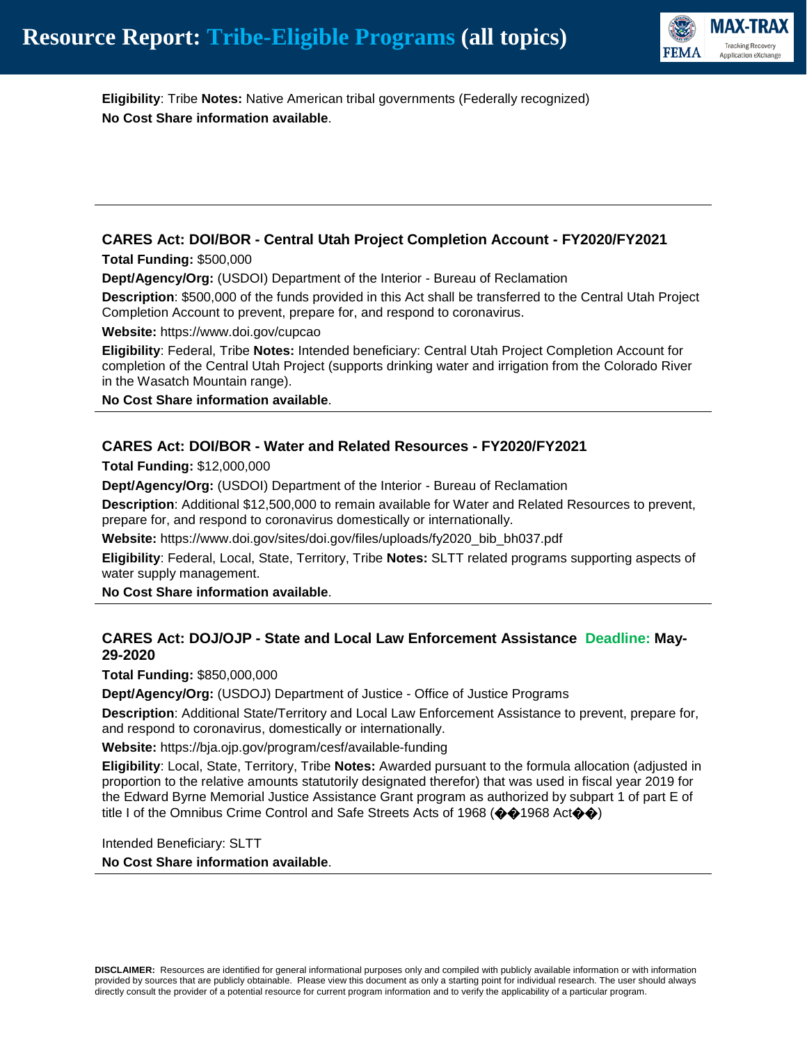**Eligibility**: Tribe **Notes:** Native American tribal governments (Federally recognized)

**No Cost Share information available**.

---

### CARES Act: DOI/BOR - Central Utah Project Completion Account - FY2020/FY2021

**Total Funding:** $500,000

**Dept/Agency/Org:** (USDOI) Department of the Interior - Bureau of Reclamation

**Description**: $500,000 of the funds provided in this Act shall be transferred to the Central Utah Project Completion Account to prevent, prepare for, and respond to coronavirus.

**Website:** https://www.doi.gov/cupcao

**Eligibility**: Federal, Tribe **Notes:** Intended beneficiary: Central Utah Project Completion Account for completion of the Central Utah Project (supports drinking water and irrigation from the Colorado River in the Wasatch Mountain range).

**No Cost Share information available**.

---

### CARES Act: DOI/BOR - Water and Related Resources - FY2020/FY2021

**Total Funding:** $12,000,000

**Dept/Agency/Org:** (USDOI) Department of the Interior - Bureau of Reclamation

**Description**: Additional $12,500,000 to remain available for Water and Related Resources to prevent, prepare for, and respond to coronavirus domestically or internationally.

**Website:** https://www.doi.gov/sites/doi.gov/files/uploads/fy2020_bib_bh037.pdf

**Eligibility**: Federal, Local, State, Territory, Tribe **Notes:** SLTT related programs supporting aspects of water supply management.

**No Cost Share information available**.

---

### CARES Act: DOJ/OJP - State and Local Law Enforcement Assistance Deadline: May-29-2020

**Total Funding:** $850,000,000

**Dept/Agency/Org:** (USDOJ) Department of Justice - Office of Justice Programs

**Description**: Additional State/Territory and Local Law Enforcement Assistance to prevent, prepare for, and respond to coronavirus, domestically or internationally.

**Website:** https://bja.ojp.gov/program/cesf/available-funding

**Eligibility**: Local, State, Territory, Tribe **Notes:** Awarded pursuant to the formula allocation (adjusted in proportion to the relative amounts statutorily designated therefor) that was used in fiscal year 2019 for the Edward Byrne Memorial Justice Assistance Grant program as authorized by subpart 1 of part E of title I of the Omnibus Crime Control and Safe Streets Acts of 1968 (��1968 Act��)

Intended Beneficiary: SLTT

**No Cost Share information available**.

---

**DISCLAIMER:** Resources are identified for general informational purposes only and compiled with publicly available information or with information provided by sources that are publicly obtainable. Please view this document as only a starting point for individual research. The user should always directly consult the provider of a potential resource for current program information and to verify the applicability of a particular program.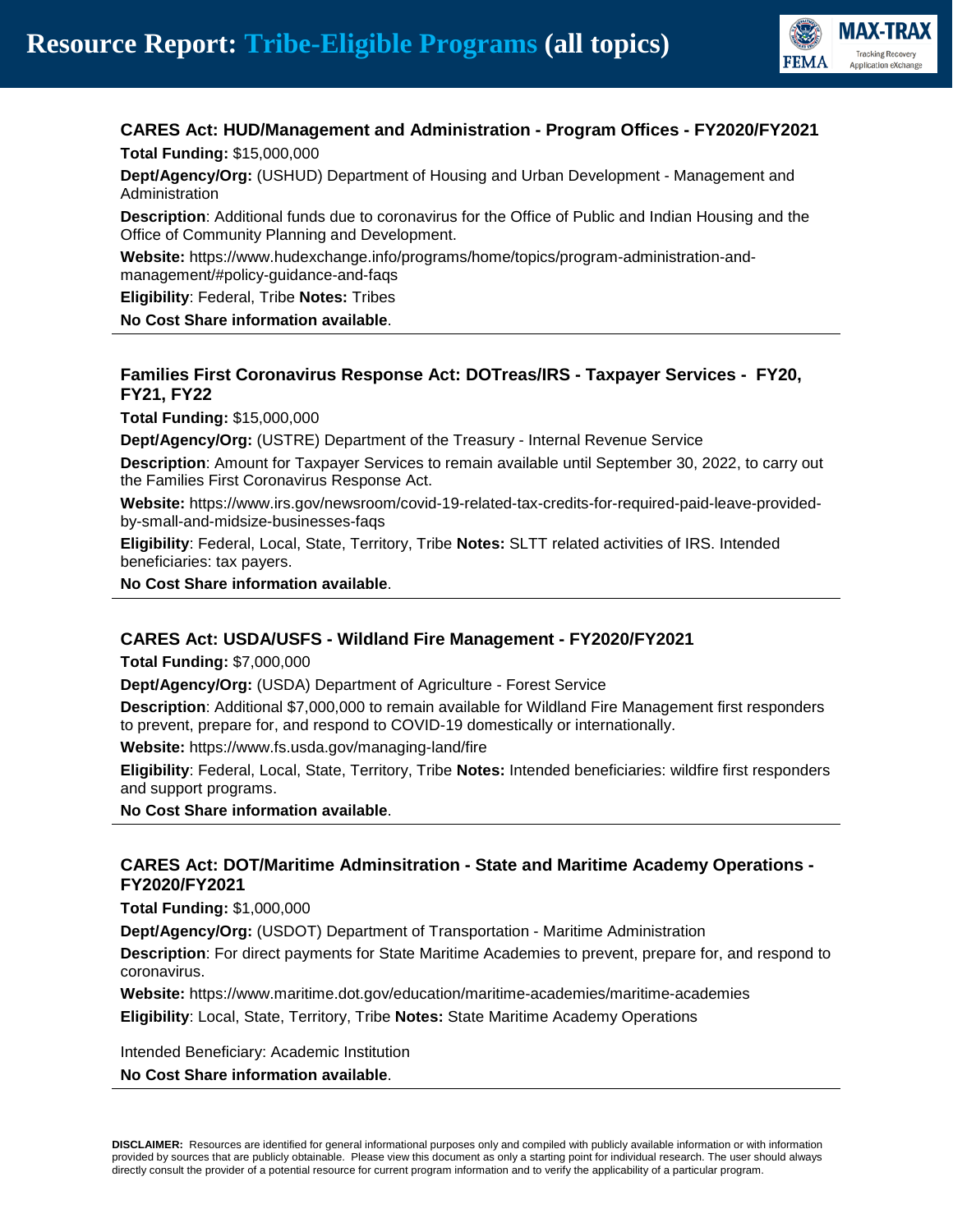### CARES Act: HUD/Management and Administration - Program Offices - FY2020/FY2021

**Total Funding:** $15,000,000

**Dept/Agency/Org:** (USHUD) Department of Housing and Urban Development - Management and Administration

**Description**: Additional funds due to coronavirus for the Office of Public and Indian Housing and the Office of Community Planning and Development.

**Website:** https://www.hudexchange.info/programs/home/topics/program-administration-and-management/#policy-guidance-and-faqs

**Eligibility**: Federal, Tribe **Notes:** Tribes

**No Cost Share information available**.

---

### Families First Coronavirus Response Act: DOTreas/IRS - Taxpayer Services - FY20, FY21, FY22

**Total Funding:** $15,000,000

**Dept/Agency/Org:** (USTRE) Department of the Treasury - Internal Revenue Service

**Description**: Amount for Taxpayer Services to remain available until September 30, 2022, to carry out the Families First Coronavirus Response Act.

**Website:** https://www.irs.gov/newsroom/covid-19-related-tax-credits-for-required-paid-leave-provided-by-small-and-midsize-businesses-faqs

**Eligibility**: Federal, Local, State, Territory, Tribe **Notes:** SLTT related activities of IRS. Intended beneficiaries: tax payers.

**No Cost Share information available**.

---

### CARES Act: USDA/USFS - Wildland Fire Management - FY2020/FY2021

**Total Funding:** $7,000,000

**Dept/Agency/Org:** (USDA) Department of Agriculture - Forest Service

**Description**: Additional $7,000,000 to remain available for Wildland Fire Management first responders to prevent, prepare for, and respond to COVID-19 domestically or internationally.

**Website:** https://www.fs.usda.gov/managing-land/fire

**Eligibility**: Federal, Local, State, Territory, Tribe **Notes:** Intended beneficiaries: wildfire first responders and support programs.

**No Cost Share information available**.

---

### CARES Act: DOT/Maritime Adminsitration - State and Maritime Academy Operations - FY2020/FY2021

**Total Funding:** $1,000,000

**Dept/Agency/Org:** (USDOT) Department of Transportation - Maritime Administration

**Description**: For direct payments for State Maritime Academies to prevent, prepare for, and respond to coronavirus.

**Website:** https://www.maritime.dot.gov/education/maritime-academies/maritime-academies

**Eligibility**: Local, State, Territory, Tribe **Notes:** State Maritime Academy Operations

Intended Beneficiary: Academic Institution

**No Cost Share information available**.

---

**DISCLAIMER:** Resources are identified for general informational purposes only and compiled with publicly available information or with information provided by sources that are publicly obtainable. Please view this document as only a starting point for individual research. The user should always directly consult the provider of a potential resource for current program information and to verify the applicability of a particular program.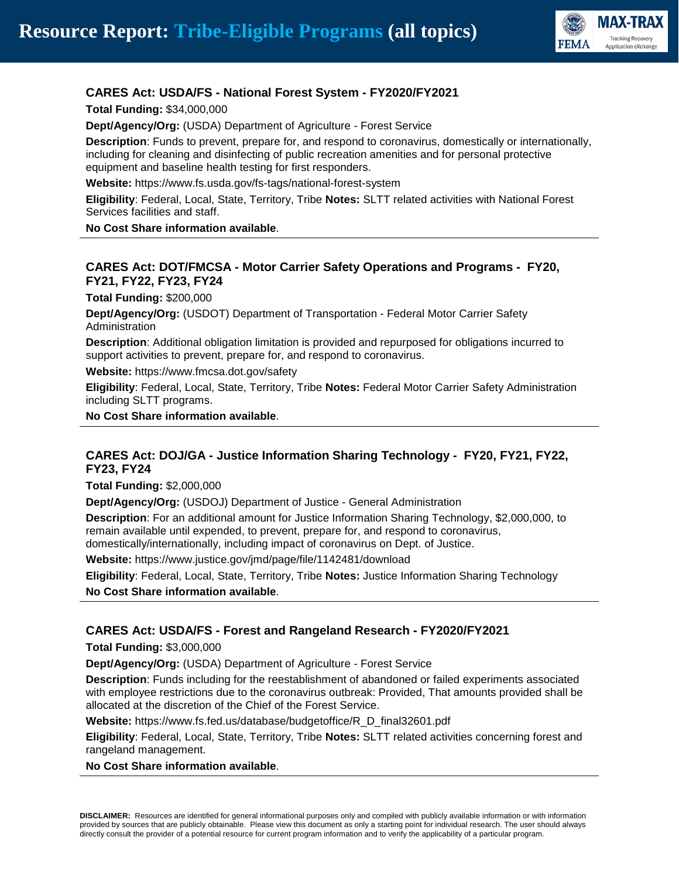### CARES Act: USDA/FS - National Forest System - FY2020/FY2021

**Total Funding:** $34,000,000

**Dept/Agency/Org:** (USDA) Department of Agriculture - Forest Service

**Description**: Funds to prevent, prepare for, and respond to coronavirus, domestically or internationally, including for cleaning and disinfecting of public recreation amenities and for personal protective equipment and baseline health testing for first responders.

**Website:** https://www.fs.usda.gov/fs-tags/national-forest-system

**Eligibility**: Federal, Local, State, Territory, Tribe **Notes:** SLTT related activities with National Forest Services facilities and staff.

**No Cost Share information available**.

---

### CARES Act: DOT/FMCSA - Motor Carrier Safety Operations and Programs - FY20, FY21, FY22, FY23, FY24

**Total Funding:** $200,000

**Dept/Agency/Org:** (USDOT) Department of Transportation - Federal Motor Carrier Safety Administration

**Description**: Additional obligation limitation is provided and repurposed for obligations incurred to support activities to prevent, prepare for, and respond to coronavirus.

**Website:** https://www.fmcsa.dot.gov/safety

**Eligibility**: Federal, Local, State, Territory, Tribe **Notes:** Federal Motor Carrier Safety Administration including SLTT programs.

**No Cost Share information available**.

---

### CARES Act: DOJ/GA - Justice Information Sharing Technology - FY20, FY21, FY22, FY23, FY24

**Total Funding:** $2,000,000

**Dept/Agency/Org:** (USDOJ) Department of Justice - General Administration

**Description**: For an additional amount for Justice Information Sharing Technology, $2,000,000, to remain available until expended, to prevent, prepare for, and respond to coronavirus, domestically/internationally, including impact of coronavirus on Dept. of Justice.

**Website:** https://www.justice.gov/jmd/page/file/1142481/download

**Eligibility**: Federal, Local, State, Territory, Tribe **Notes:** Justice Information Sharing Technology

**No Cost Share information available**.

---

### CARES Act: USDA/FS - Forest and Rangeland Research - FY2020/FY2021

**Total Funding:** $3,000,000

**Dept/Agency/Org:** (USDA) Department of Agriculture - Forest Service

**Description**: Funds including for the reestablishment of abandoned or failed experiments associated with employee restrictions due to the coronavirus outbreak: Provided, That amounts provided shall be allocated at the discretion of the Chief of the Forest Service.

**Website:** https://www.fs.fed.us/database/budgetoffice/R_D_final32601.pdf

**Eligibility**: Federal, Local, State, Territory, Tribe **Notes:** SLTT related activities concerning forest and rangeland management.

**No Cost Share information available**.

---

**DISCLAIMER:** Resources are identified for general informational purposes only and compiled with publicly available information or with information provided by sources that are publicly obtainable. Please view this document as only a starting point for individual research. The user should always directly consult the provider of a potential resource for current program information and to verify the applicability of a particular program.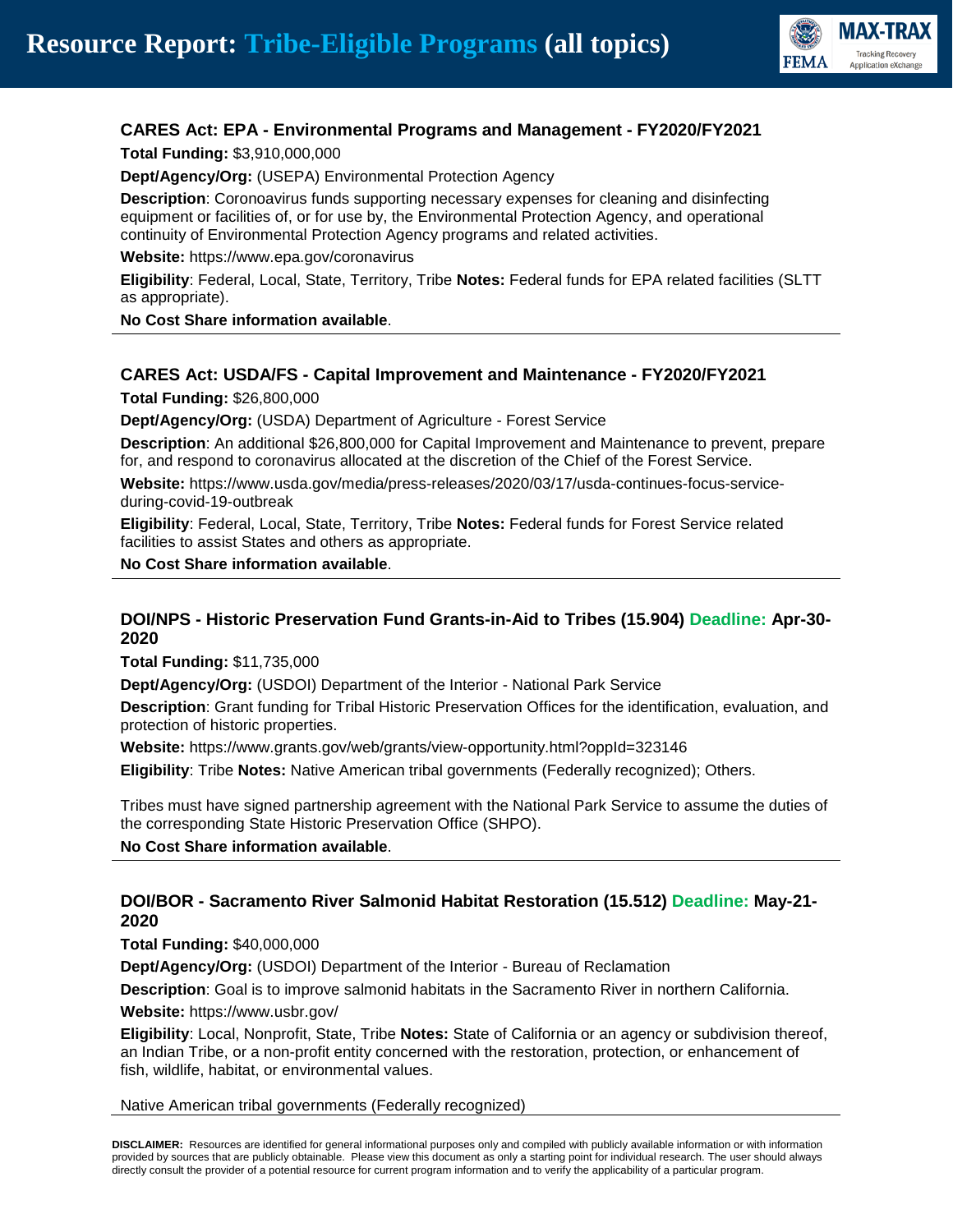## CARES Act: EPA - Environmental Programs and Management - FY2020/FY2021

**Total Funding:** $3,910,000,000

**Dept/Agency/Org:** (USEPA) Environmental Protection Agency

**Description**: Coronoavirus funds supporting necessary expenses for cleaning and disinfecting equipment or facilities of, or for use by, the Environmental Protection Agency, and operational continuity of Environmental Protection Agency programs and related activities.

**Website:** https://www.epa.gov/coronavirus

**Eligibility**: Federal, Local, State, Territory, Tribe **Notes:** Federal funds for EPA related facilities (SLTT as appropriate).

**No Cost Share information available**.

---

## CARES Act: USDA/FS - Capital Improvement and Maintenance - FY2020/FY2021

**Total Funding:** $26,800,000

**Dept/Agency/Org:** (USDA) Department of Agriculture - Forest Service

**Description**: An additional $26,800,000 for Capital Improvement and Maintenance to prevent, prepare for, and respond to coronavirus allocated at the discretion of the Chief of the Forest Service.

**Website:** https://www.usda.gov/media/press-releases/2020/03/17/usda-continues-focus-service-during-covid-19-outbreak

**Eligibility**: Federal, Local, State, Territory, Tribe **Notes:** Federal funds for Forest Service related facilities to assist States and others as appropriate.

**No Cost Share information available**.

---

## DOI/NPS - Historic Preservation Fund Grants-in-Aid to Tribes (15.904) Deadline: Apr-30-2020

**Total Funding:** $11,735,000

**Dept/Agency/Org:** (USDOI) Department of the Interior - National Park Service

**Description**: Grant funding for Tribal Historic Preservation Offices for the identification, evaluation, and protection of historic properties.

**Website:** https://www.grants.gov/web/grants/view-opportunity.html?oppId=323146

**Eligibility**: Tribe **Notes:** Native American tribal governments (Federally recognized); Others.

Tribes must have signed partnership agreement with the National Park Service to assume the duties of the corresponding State Historic Preservation Office (SHPO).

**No Cost Share information available**.

---

## DOI/BOR - Sacramento River Salmonid Habitat Restoration (15.512) Deadline: May-21-2020

**Total Funding:** $40,000,000

**Dept/Agency/Org:** (USDOI) Department of the Interior - Bureau of Reclamation

**Description**: Goal is to improve salmonid habitats in the Sacramento River in northern California.

**Website:** https://www.usbr.gov/

**Eligibility**: Local, Nonprofit, State, Tribe **Notes:** State of California or an agency or subdivision thereof, an Indian Tribe, or a non-profit entity concerned with the restoration, protection, or enhancement of fish, wildlife, habitat, or environmental values.

Native American tribal governments (Federally recognized)

---

**DISCLAIMER:** Resources are identified for general informational purposes only and compiled with publicly available information or with information provided by sources that are publicly obtainable. Please view this document as only a starting point for individual research. The user should always directly consult the provider of a potential resource for current program information and to verify the applicability of a particular program.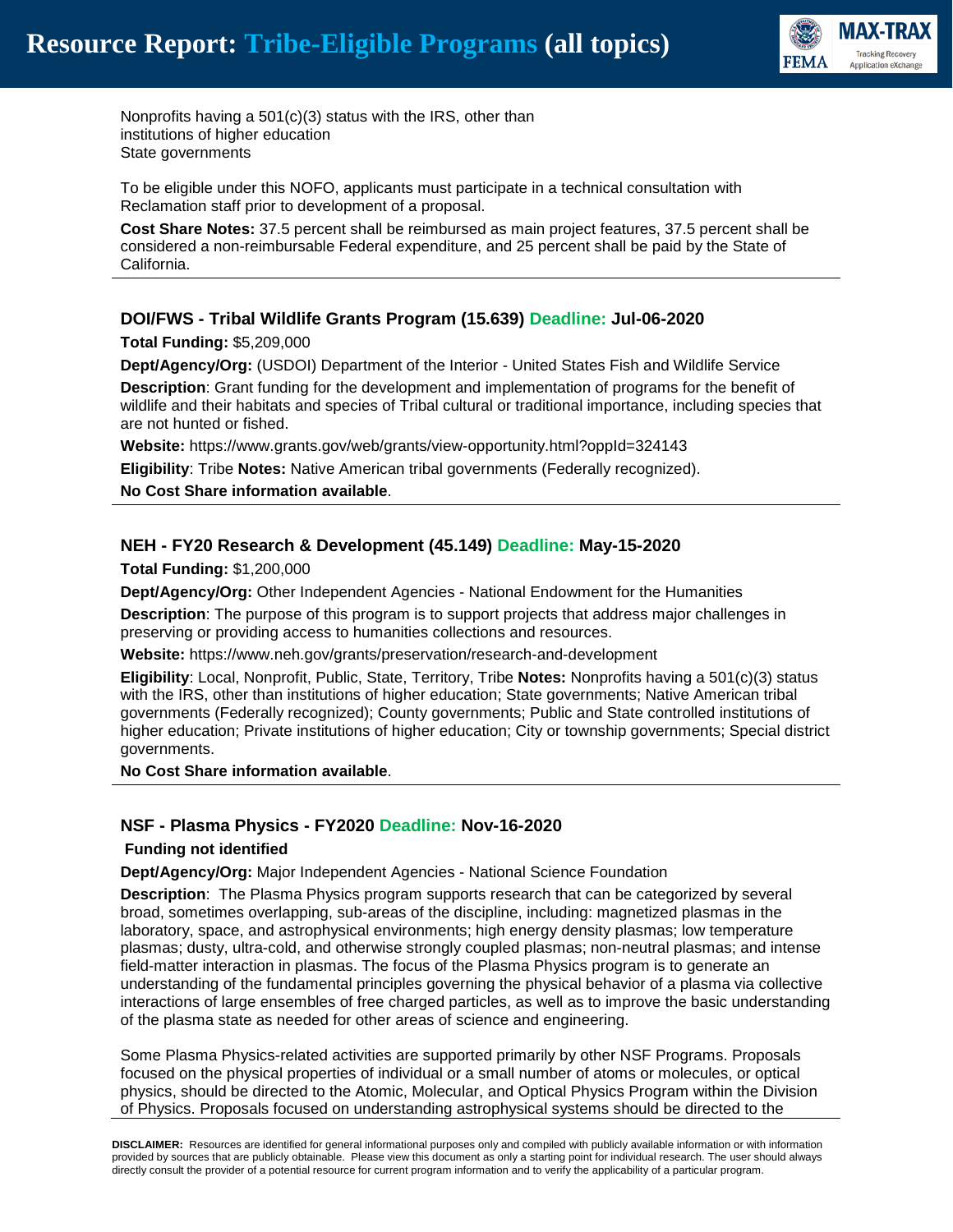Nonprofits having a 501(c)(3) status with the IRS, other than institutions of higher education
State governments

To be eligible under this NOFO, applicants must participate in a technical consultation with Reclamation staff prior to development of a proposal.

**Cost Share Notes:** 37.5 percent shall be reimbursed as main project features, 37.5 percent shall be considered a non-reimbursable Federal expenditure, and 25 percent shall be paid by the State of California.

---

### DOI/FWS - Tribal Wildlife Grants Program (15.639) Deadline: Jul-06-2020

**Total Funding:** $5,209,000

**Dept/Agency/Org:** (USDOI) Department of the Interior - United States Fish and Wildlife Service

**Description**: Grant funding for the development and implementation of programs for the benefit of wildlife and their habitats and species of Tribal cultural or traditional importance, including species that are not hunted or fished.

**Website:** https://www.grants.gov/web/grants/view-opportunity.html?oppId=324143

**Eligibility**: Tribe **Notes:** Native American tribal governments (Federally recognized).

**No Cost Share information available**.

---

### NEH - FY20 Research & Development (45.149) Deadline: May-15-2020

**Total Funding:** $1,200,000

**Dept/Agency/Org:** Other Independent Agencies - National Endowment for the Humanities

**Description**: The purpose of this program is to support projects that address major challenges in preserving or providing access to humanities collections and resources.

**Website:** https://www.neh.gov/grants/preservation/research-and-development

**Eligibility**: Local, Nonprofit, Public, State, Territory, Tribe **Notes:** Nonprofits having a 501(c)(3) status with the IRS, other than institutions of higher education; State governments; Native American tribal governments (Federally recognized); County governments; Public and State controlled institutions of higher education; Private institutions of higher education; City or township governments; Special district governments.

**No Cost Share information available**.

---

### NSF - Plasma Physics - FY2020 Deadline: Nov-16-2020

**Funding not identified**

**Dept/Agency/Org:** Major Independent Agencies - National Science Foundation

**Description**: The Plasma Physics program supports research that can be categorized by several broad, sometimes overlapping, sub-areas of the discipline, including: magnetized plasmas in the laboratory, space, and astrophysical environments; high energy density plasmas; low temperature plasmas; dusty, ultra-cold, and otherwise strongly coupled plasmas; non-neutral plasmas; and intense field-matter interaction in plasmas. The focus of the Plasma Physics program is to generate an understanding of the fundamental principles governing the physical behavior of a plasma via collective interactions of large ensembles of free charged particles, as well as to improve the basic understanding of the plasma state as needed for other areas of science and engineering.

Some Plasma Physics-related activities are supported primarily by other NSF Programs. Proposals focused on the physical properties of individual or a small number of atoms or molecules, or optical physics, should be directed to the Atomic, Molecular, and Optical Physics Program within the Division of Physics. Proposals focused on understanding astrophysical systems should be directed to the

**DISCLAIMER:** Resources are identified for general informational purposes only and compiled with publicly available information or with information provided by sources that are publicly obtainable. Please view this document as only a starting point for individual research. The user should always directly consult the provider of a potential resource for current program information and to verify the applicability of a particular program.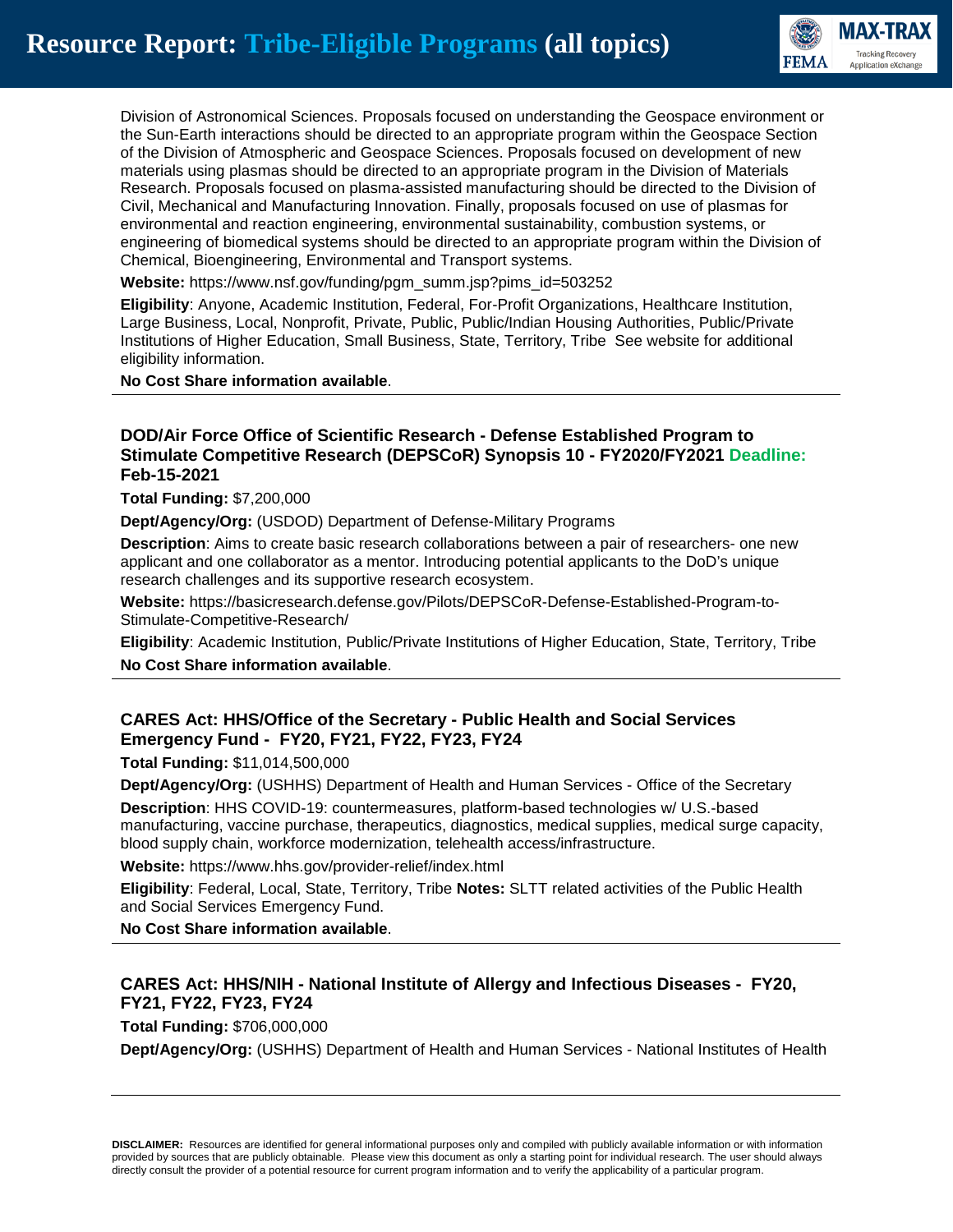Division of Astronomical Sciences. Proposals focused on understanding the Geospace environment or the Sun-Earth interactions should be directed to an appropriate program within the Geospace Section of the Division of Atmospheric and Geospace Sciences. Proposals focused on development of new materials using plasmas should be directed to an appropriate program in the Division of Materials Research. Proposals focused on plasma-assisted manufacturing should be directed to the Division of Civil, Mechanical and Manufacturing Innovation. Finally, proposals focused on use of plasmas for environmental and reaction engineering, environmental sustainability, combustion systems, or engineering of biomedical systems should be directed to an appropriate program within the Division of Chemical, Bioengineering, Environmental and Transport systems.

**Website:** https://www.nsf.gov/funding/pgm_summ.jsp?pims_id=503252

**Eligibility**: Anyone, Academic Institution, Federal, For-Profit Organizations, Healthcare Institution, Large Business, Local, Nonprofit, Private, Public, Public/Indian Housing Authorities, Public/Private Institutions of Higher Education, Small Business, State, Territory, Tribe See website for additional eligibility information.

**No Cost Share information available**.

---

### DOD/Air Force Office of Scientific Research - Defense Established Program to Stimulate Competitive Research (DEPSCoR) Synopsis 10 - FY2020/FY2021 Deadline: Feb-15-2021

**Total Funding:** $7,200,000

**Dept/Agency/Org:** (USDOD) Department of Defense-Military Programs

**Description**: Aims to create basic research collaborations between a pair of researchers- one new applicant and one collaborator as a mentor. Introducing potential applicants to the DoD's unique research challenges and its supportive research ecosystem.

**Website:** https://basicresearch.defense.gov/Pilots/DEPSCoR-Defense-Established-Program-to-Stimulate-Competitive-Research/

**Eligibility**: Academic Institution, Public/Private Institutions of Higher Education, State, Territory, Tribe

**No Cost Share information available**.

---

### CARES Act: HHS/Office of the Secretary - Public Health and Social Services Emergency Fund - FY20, FY21, FY22, FY23, FY24

**Total Funding:** $11,014,500,000

**Dept/Agency/Org:** (USHHS) Department of Health and Human Services - Office of the Secretary

**Description**: HHS COVID-19: countermeasures, platform-based technologies w/ U.S.-based manufacturing, vaccine purchase, therapeutics, diagnostics, medical supplies, medical surge capacity, blood supply chain, workforce modernization, telehealth access/infrastructure.

**Website:** https://www.hhs.gov/provider-relief/index.html

**Eligibility**: Federal, Local, State, Territory, Tribe **Notes:** SLTT related activities of the Public Health and Social Services Emergency Fund.

**No Cost Share information available**.

---

### CARES Act: HHS/NIH - National Institute of Allergy and Infectious Diseases - FY20, FY21, FY22, FY23, FY24

**Total Funding:** $706,000,000

**Dept/Agency/Org:** (USHHS) Department of Health and Human Services - National Institutes of Health

---

**DISCLAIMER:** Resources are identified for general informational purposes only and compiled with publicly available information or with information provided by sources that are publicly obtainable. Please view this document as only a starting point for individual research. The user should always directly consult the provider of a potential resource for current program information and to verify the applicability of a particular program.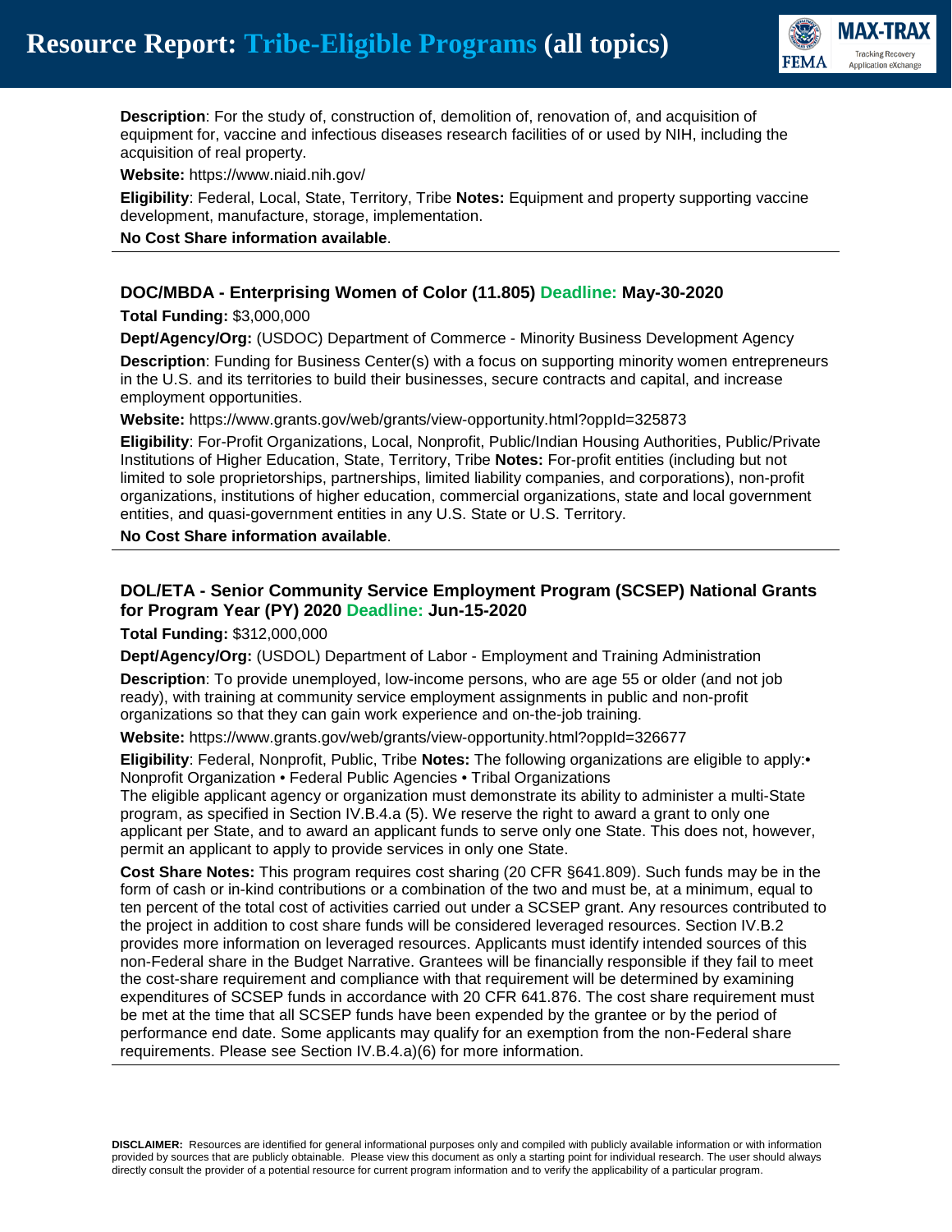**Description**: For the study of, construction of, demolition of, renovation of, and acquisition of equipment for, vaccine and infectious diseases research facilities of or used by NIH, including the acquisition of real property.

**Website:** https://www.niaid.nih.gov/

**Eligibility**: Federal, Local, State, Territory, Tribe **Notes:** Equipment and property supporting vaccine development, manufacture, storage, implementation.

**No Cost Share information available**.

---

### DOC/MBDA - Enterprising Women of Color (11.805) Deadline: May-30-2020

**Total Funding:** $3,000,000

**Dept/Agency/Org:** (USDOC) Department of Commerce - Minority Business Development Agency

**Description**: Funding for Business Center(s) with a focus on supporting minority women entrepreneurs in the U.S. and its territories to build their businesses, secure contracts and capital, and increase employment opportunities.

**Website:** https://www.grants.gov/web/grants/view-opportunity.html?oppId=325873

**Eligibility**: For-Profit Organizations, Local, Nonprofit, Public/Indian Housing Authorities, Public/Private Institutions of Higher Education, State, Territory, Tribe **Notes:** For-profit entities (including but not limited to sole proprietorships, partnerships, limited liability companies, and corporations), non-profit organizations, institutions of higher education, commercial organizations, state and local government entities, and quasi-government entities in any U.S. State or U.S. Territory.

**No Cost Share information available**.

---

### DOL/ETA - Senior Community Service Employment Program (SCSEP) National Grants for Program Year (PY) 2020 Deadline: Jun-15-2020

**Total Funding:** $312,000,000

**Dept/Agency/Org:** (USDOL) Department of Labor - Employment and Training Administration

**Description**: To provide unemployed, low-income persons, who are age 55 or older (and not job ready), with training at community service employment assignments in public and non-profit organizations so that they can gain work experience and on-the-job training.

**Website:** https://www.grants.gov/web/grants/view-opportunity.html?oppId=326677

**Eligibility**: Federal, Nonprofit, Public, Tribe **Notes:** The following organizations are eligible to apply:• Nonprofit Organization • Federal Public Agencies • Tribal Organizations
The eligible applicant agency or organization must demonstrate its ability to administer a multi-State program, as specified in Section IV.B.4.a (5). We reserve the right to award a grant to only one applicant per State, and to award an applicant funds to serve only one State. This does not, however, permit an applicant to apply to provide services in only one State.

**Cost Share Notes:** This program requires cost sharing (20 CFR §641.809). Such funds may be in the form of cash or in-kind contributions or a combination of the two and must be, at a minimum, equal to ten percent of the total cost of activities carried out under a SCSEP grant. Any resources contributed to the project in addition to cost share funds will be considered leveraged resources. Section IV.B.2 provides more information on leveraged resources. Applicants must identify intended sources of this non-Federal share in the Budget Narrative. Grantees will be financially responsible if they fail to meet the cost-share requirement and compliance with that requirement will be determined by examining expenditures of SCSEP funds in accordance with 20 CFR 641.876. The cost share requirement must be met at the time that all SCSEP funds have been expended by the grantee or by the period of performance end date. Some applicants may qualify for an exemption from the non-Federal share requirements. Please see Section IV.B.4.a)(6) for more information.

---

**DISCLAIMER:** Resources are identified for general informational purposes only and compiled with publicly available information or with information provided by sources that are publicly obtainable. Please view this document as only a starting point for individual research. The user should always directly consult the provider of a potential resource for current program information and to verify the applicability of a particular program.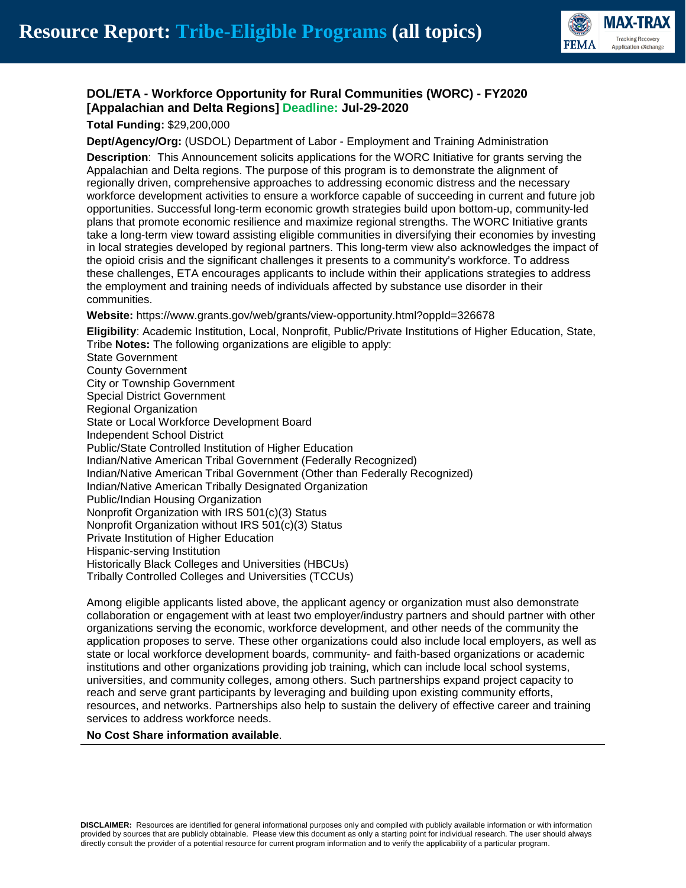### DOL/ETA - Workforce Opportunity for Rural Communities (WORC) - FY2020 [Appalachian and Delta Regions] Deadline: Jul-29-2020

**Total Funding:** $29,200,000

**Dept/Agency/Org:** (USDOL) Department of Labor - Employment and Training Administration

**Description**: This Announcement solicits applications for the WORC Initiative for grants serving the Appalachian and Delta regions. The purpose of this program is to demonstrate the alignment of regionally driven, comprehensive approaches to addressing economic distress and the necessary workforce development activities to ensure a workforce capable of succeeding in current and future job opportunities. Successful long-term economic growth strategies build upon bottom-up, community-led plans that promote economic resilience and maximize regional strengths. The WORC Initiative grants take a long-term view toward assisting eligible communities in diversifying their economies by investing in local strategies developed by regional partners. This long-term view also acknowledges the impact of the opioid crisis and the significant challenges it presents to a community's workforce. To address these challenges, ETA encourages applicants to include within their applications strategies to address the employment and training needs of individuals affected by substance use disorder in their communities.

**Website:** https://www.grants.gov/web/grants/view-opportunity.html?oppId=326678

**Eligibility**: Academic Institution, Local, Nonprofit, Public/Private Institutions of Higher Education, State, Tribe **Notes:** The following organizations are eligible to apply:
State Government
County Government
City or Township Government
Special District Government
Regional Organization
State or Local Workforce Development Board
Independent School District
Public/State Controlled Institution of Higher Education
Indian/Native American Tribal Government (Federally Recognized)
Indian/Native American Tribal Government (Other than Federally Recognized)
Indian/Native American Tribally Designated Organization
Public/Indian Housing Organization
Nonprofit Organization with IRS 501(c)(3) Status
Nonprofit Organization without IRS 501(c)(3) Status
Private Institution of Higher Education
Hispanic-serving Institution
Historically Black Colleges and Universities (HBCUs)
Tribally Controlled Colleges and Universities (TCCUs)

Among eligible applicants listed above, the applicant agency or organization must also demonstrate collaboration or engagement with at least two employer/industry partners and should partner with other organizations serving the economic, workforce development, and other needs of the community the application proposes to serve. These other organizations could also include local employers, as well as state or local workforce development boards, community- and faith-based organizations or academic institutions and other organizations providing job training, which can include local school systems, universities, and community colleges, among others. Such partnerships expand project capacity to reach and serve grant participants by leveraging and building upon existing community efforts, resources, and networks. Partnerships also help to sustain the delivery of effective career and training services to address workforce needs.

**No Cost Share information available**.

---

**DISCLAIMER:** Resources are identified for general informational purposes only and compiled with publicly available information or with information provided by sources that are publicly obtainable. Please view this document as only a starting point for individual research. The user should always directly consult the provider of a potential resource for current program information and to verify the applicability of a particular program.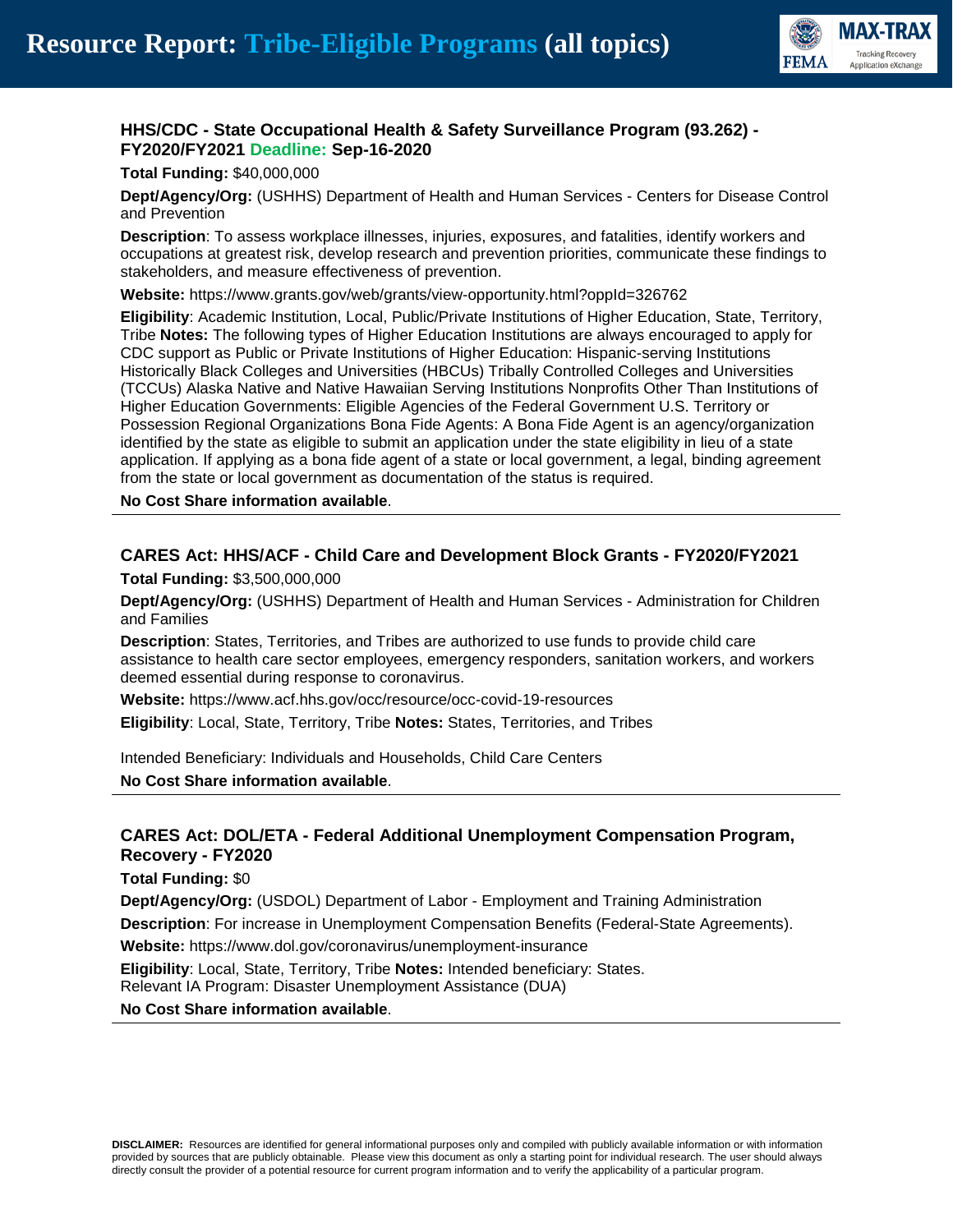### HHS/CDC - State Occupational Health & Safety Surveillance Program (93.262) - FY2020/FY2021 Deadline: Sep-16-2020

**Total Funding:** $40,000,000

**Dept/Agency/Org:** (USHHS) Department of Health and Human Services - Centers for Disease Control and Prevention

**Description**: To assess workplace illnesses, injuries, exposures, and fatalities, identify workers and occupations at greatest risk, develop research and prevention priorities, communicate these findings to stakeholders, and measure effectiveness of prevention.

**Website:** https://www.grants.gov/web/grants/view-opportunity.html?oppId=326762

**Eligibility**: Academic Institution, Local, Public/Private Institutions of Higher Education, State, Territory, Tribe **Notes:** The following types of Higher Education Institutions are always encouraged to apply for CDC support as Public or Private Institutions of Higher Education: Hispanic-serving Institutions Historically Black Colleges and Universities (HBCUs) Tribally Controlled Colleges and Universities (TCCUs) Alaska Native and Native Hawaiian Serving Institutions Nonprofits Other Than Institutions of Higher Education Governments: Eligible Agencies of the Federal Government U.S. Territory or Possession Regional Organizations Bona Fide Agents: A Bona Fide Agent is an agency/organization identified by the state as eligible to submit an application under the state eligibility in lieu of a state application. If applying as a bona fide agent of a state or local government, a legal, binding agreement from the state or local government as documentation of the status is required.

**No Cost Share information available**.

---

### CARES Act: HHS/ACF - Child Care and Development Block Grants - FY2020/FY2021

**Total Funding:** $3,500,000,000

**Dept/Agency/Org:** (USHHS) Department of Health and Human Services - Administration for Children and Families

**Description**: States, Territories, and Tribes are authorized to use funds to provide child care assistance to health care sector employees, emergency responders, sanitation workers, and workers deemed essential during response to coronavirus.

**Website:** https://www.acf.hhs.gov/occ/resource/occ-covid-19-resources

**Eligibility**: Local, State, Territory, Tribe **Notes:** States, Territories, and Tribes

Intended Beneficiary: Individuals and Households, Child Care Centers

**No Cost Share information available**.

---

### CARES Act: DOL/ETA - Federal Additional Unemployment Compensation Program, Recovery - FY2020

**Total Funding:** $0

**Dept/Agency/Org:** (USDOL) Department of Labor - Employment and Training Administration

**Description**: For increase in Unemployment Compensation Benefits (Federal-State Agreements).

**Website:** https://www.dol.gov/coronavirus/unemployment-insurance

**Eligibility**: Local, State, Territory, Tribe **Notes:** Intended beneficiary: States.
Relevant IA Program: Disaster Unemployment Assistance (DUA)

**No Cost Share information available**.

---

**DISCLAIMER:** Resources are identified for general informational purposes only and compiled with publicly available information or with information provided by sources that are publicly obtainable. Please view this document as only a starting point for individual research. The user should always directly consult the provider of a potential resource for current program information and to verify the applicability of a particular program.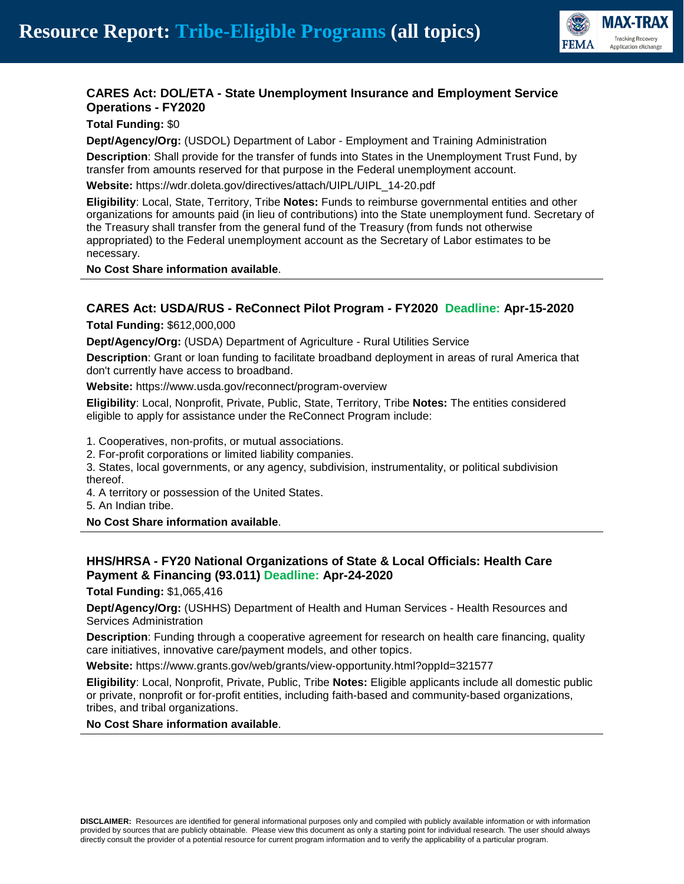### CARES Act: DOL/ETA - State Unemployment Insurance and Employment Service Operations - FY2020

**Total Funding:** $0

**Dept/Agency/Org:** (USDOL) Department of Labor - Employment and Training Administration

**Description**: Shall provide for the transfer of funds into States in the Unemployment Trust Fund, by transfer from amounts reserved for that purpose in the Federal unemployment account.

**Website:** https://wdr.doleta.gov/directives/attach/UIPL/UIPL_14-20.pdf

**Eligibility**: Local, State, Territory, Tribe **Notes:** Funds to reimburse governmental entities and other organizations for amounts paid (in lieu of contributions) into the State unemployment fund. Secretary of the Treasury shall transfer from the general fund of the Treasury (from funds not otherwise appropriated) to the Federal unemployment account as the Secretary of Labor estimates to be necessary.

**No Cost Share information available**.

---

### CARES Act: USDA/RUS - ReConnect Pilot Program - FY2020 Deadline: Apr-15-2020

**Total Funding:** $612,000,000

**Dept/Agency/Org:** (USDA) Department of Agriculture - Rural Utilities Service

**Description**: Grant or loan funding to facilitate broadband deployment in areas of rural America that don't currently have access to broadband.

**Website:** https://www.usda.gov/reconnect/program-overview

**Eligibility**: Local, Nonprofit, Private, Public, State, Territory, Tribe **Notes:** The entities considered eligible to apply for assistance under the ReConnect Program include:

1. Cooperatives, non-profits, or mutual associations.
2. For-profit corporations or limited liability companies.
3. States, local governments, or any agency, subdivision, instrumentality, or political subdivision thereof.
4. A territory or possession of the United States.
5. An Indian tribe.

**No Cost Share information available**.

---

### HHS/HRSA - FY20 National Organizations of State & Local Officials: Health Care Payment & Financing (93.011) Deadline: Apr-24-2020

**Total Funding:** $1,065,416

**Dept/Agency/Org:** (USHHS) Department of Health and Human Services - Health Resources and Services Administration

**Description**: Funding through a cooperative agreement for research on health care financing, quality care initiatives, innovative care/payment models, and other topics.

**Website:** https://www.grants.gov/web/grants/view-opportunity.html?oppId=321577

**Eligibility**: Local, Nonprofit, Private, Public, Tribe **Notes:** Eligible applicants include all domestic public or private, nonprofit or for-profit entities, including faith-based and community-based organizations, tribes, and tribal organizations.

**No Cost Share information available**.

---

**DISCLAIMER:** Resources are identified for general informational purposes only and compiled with publicly available information or with information provided by sources that are publicly obtainable. Please view this document as only a starting point for individual research. The user should always directly consult the provider of a potential resource for current program information and to verify the applicability of a particular program.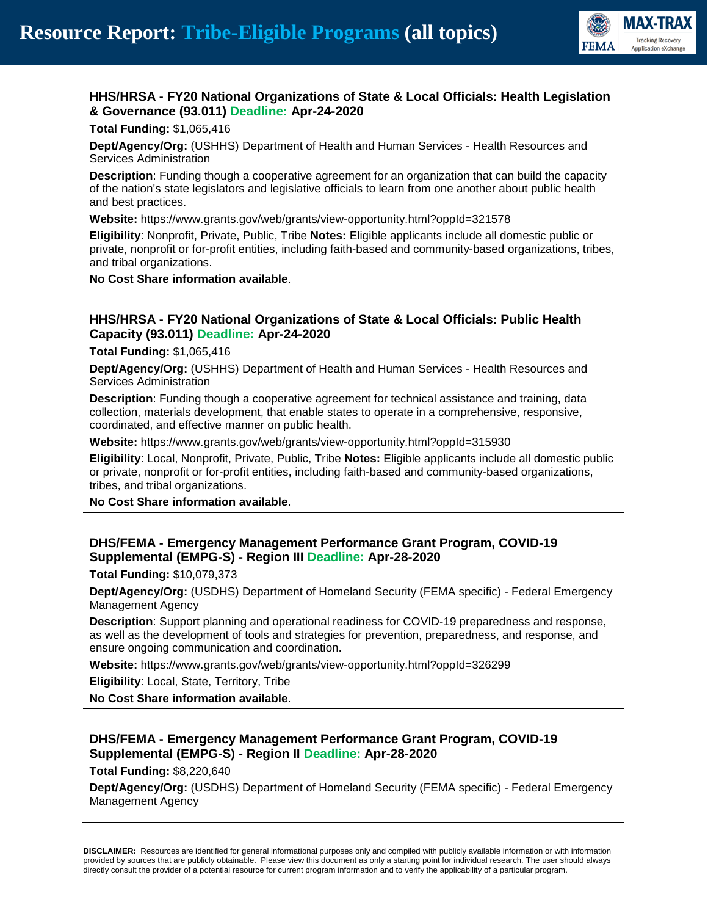### HHS/HRSA - FY20 National Organizations of State & Local Officials: Health Legislation & Governance (93.011) Deadline: Apr-24-2020

**Total Funding:** $1,065,416

**Dept/Agency/Org:** (USHHS) Department of Health and Human Services - Health Resources and Services Administration

**Description**: Funding though a cooperative agreement for an organization that can build the capacity of the nation's state legislators and legislative officials to learn from one another about public health and best practices.

**Website:** https://www.grants.gov/web/grants/view-opportunity.html?oppId=321578

**Eligibility**: Nonprofit, Private, Public, Tribe **Notes:** Eligible applicants include all domestic public or private, nonprofit or for-profit entities, including faith-based and community-based organizations, tribes, and tribal organizations.

**No Cost Share information available**.

---

### HHS/HRSA - FY20 National Organizations of State & Local Officials: Public Health Capacity (93.011) Deadline: Apr-24-2020

**Total Funding:** $1,065,416

**Dept/Agency/Org:** (USHHS) Department of Health and Human Services - Health Resources and Services Administration

**Description**: Funding though a cooperative agreement for technical assistance and training, data collection, materials development, that enable states to operate in a comprehensive, responsive, coordinated, and effective manner on public health.

**Website:** https://www.grants.gov/web/grants/view-opportunity.html?oppId=315930

**Eligibility**: Local, Nonprofit, Private, Public, Tribe **Notes:** Eligible applicants include all domestic public or private, nonprofit or for-profit entities, including faith-based and community-based organizations, tribes, and tribal organizations.

**No Cost Share information available**.

---

### DHS/FEMA - Emergency Management Performance Grant Program, COVID-19 Supplemental (EMPG-S) - Region III Deadline: Apr-28-2020

**Total Funding:** $10,079,373

**Dept/Agency/Org:** (USDHS) Department of Homeland Security (FEMA specific) - Federal Emergency Management Agency

**Description**: Support planning and operational readiness for COVID-19 preparedness and response, as well as the development of tools and strategies for prevention, preparedness, and response, and ensure ongoing communication and coordination.

**Website:** https://www.grants.gov/web/grants/view-opportunity.html?oppId=326299

**Eligibility**: Local, State, Territory, Tribe

**No Cost Share information available**.

---

### DHS/FEMA - Emergency Management Performance Grant Program, COVID-19 Supplemental (EMPG-S) - Region II Deadline: Apr-28-2020

**Total Funding:** $8,220,640

**Dept/Agency/Org:** (USDHS) Department of Homeland Security (FEMA specific) - Federal Emergency Management Agency

---

**DISCLAIMER:** Resources are identified for general informational purposes only and compiled with publicly available information or with information provided by sources that are publicly obtainable. Please view this document as only a starting point for individual research. The user should always directly consult the provider of a potential resource for current program information and to verify the applicability of a particular program.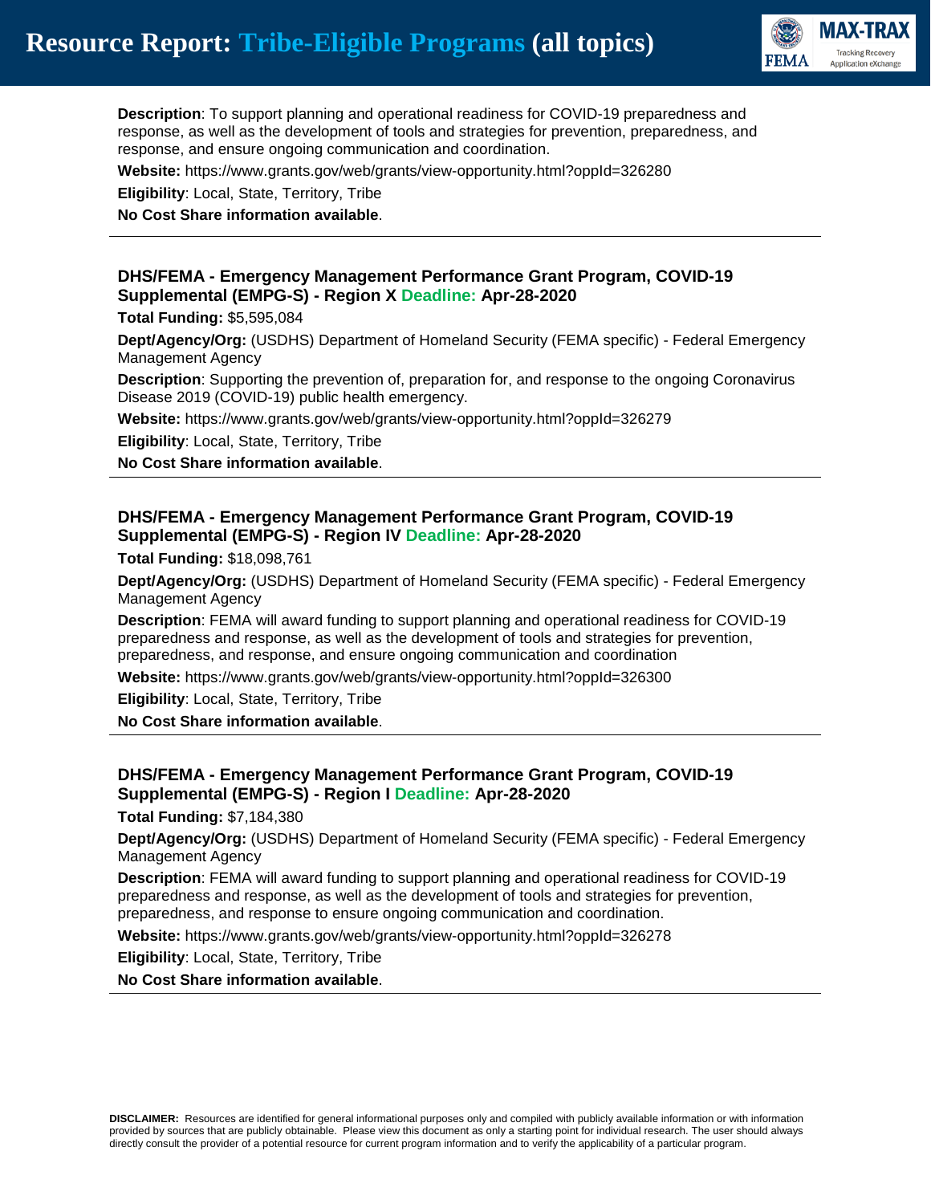**Description**: To support planning and operational readiness for COVID-19 preparedness and response, as well as the development of tools and strategies for prevention, preparedness, and response, and ensure ongoing communication and coordination.

**Website:** https://www.grants.gov/web/grants/view-opportunity.html?oppId=326280

**Eligibility**: Local, State, Territory, Tribe

**No Cost Share information available**.

---

### DHS/FEMA - Emergency Management Performance Grant Program, COVID-19 Supplemental (EMPG-S) - Region X Deadline: Apr-28-2020

**Total Funding:** $5,595,084

**Dept/Agency/Org:** (USDHS) Department of Homeland Security (FEMA specific) - Federal Emergency Management Agency

**Description**: Supporting the prevention of, preparation for, and response to the ongoing Coronavirus Disease 2019 (COVID-19) public health emergency.

**Website:** https://www.grants.gov/web/grants/view-opportunity.html?oppId=326279

**Eligibility**: Local, State, Territory, Tribe

**No Cost Share information available**.

---

### DHS/FEMA - Emergency Management Performance Grant Program, COVID-19 Supplemental (EMPG-S) - Region IV Deadline: Apr-28-2020

**Total Funding:** $18,098,761

**Dept/Agency/Org:** (USDHS) Department of Homeland Security (FEMA specific) - Federal Emergency Management Agency

**Description**: FEMA will award funding to support planning and operational readiness for COVID-19 preparedness and response, as well as the development of tools and strategies for prevention, preparedness, and response, and ensure ongoing communication and coordination

**Website:** https://www.grants.gov/web/grants/view-opportunity.html?oppId=326300

**Eligibility**: Local, State, Territory, Tribe

**No Cost Share information available**.

---

### DHS/FEMA - Emergency Management Performance Grant Program, COVID-19 Supplemental (EMPG-S) - Region I Deadline: Apr-28-2020

**Total Funding:** $7,184,380

**Dept/Agency/Org:** (USDHS) Department of Homeland Security (FEMA specific) - Federal Emergency Management Agency

**Description**: FEMA will award funding to support planning and operational readiness for COVID-19 preparedness and response, as well as the development of tools and strategies for prevention, preparedness, and response to ensure ongoing communication and coordination.

**Website:** https://www.grants.gov/web/grants/view-opportunity.html?oppId=326278

**Eligibility**: Local, State, Territory, Tribe

**No Cost Share information available**.

---

**DISCLAIMER:** Resources are identified for general informational purposes only and compiled with publicly available information or with information provided by sources that are publicly obtainable. Please view this document as only a starting point for individual research. The user should always directly consult the provider of a potential resource for current program information and to verify the applicability of a particular program.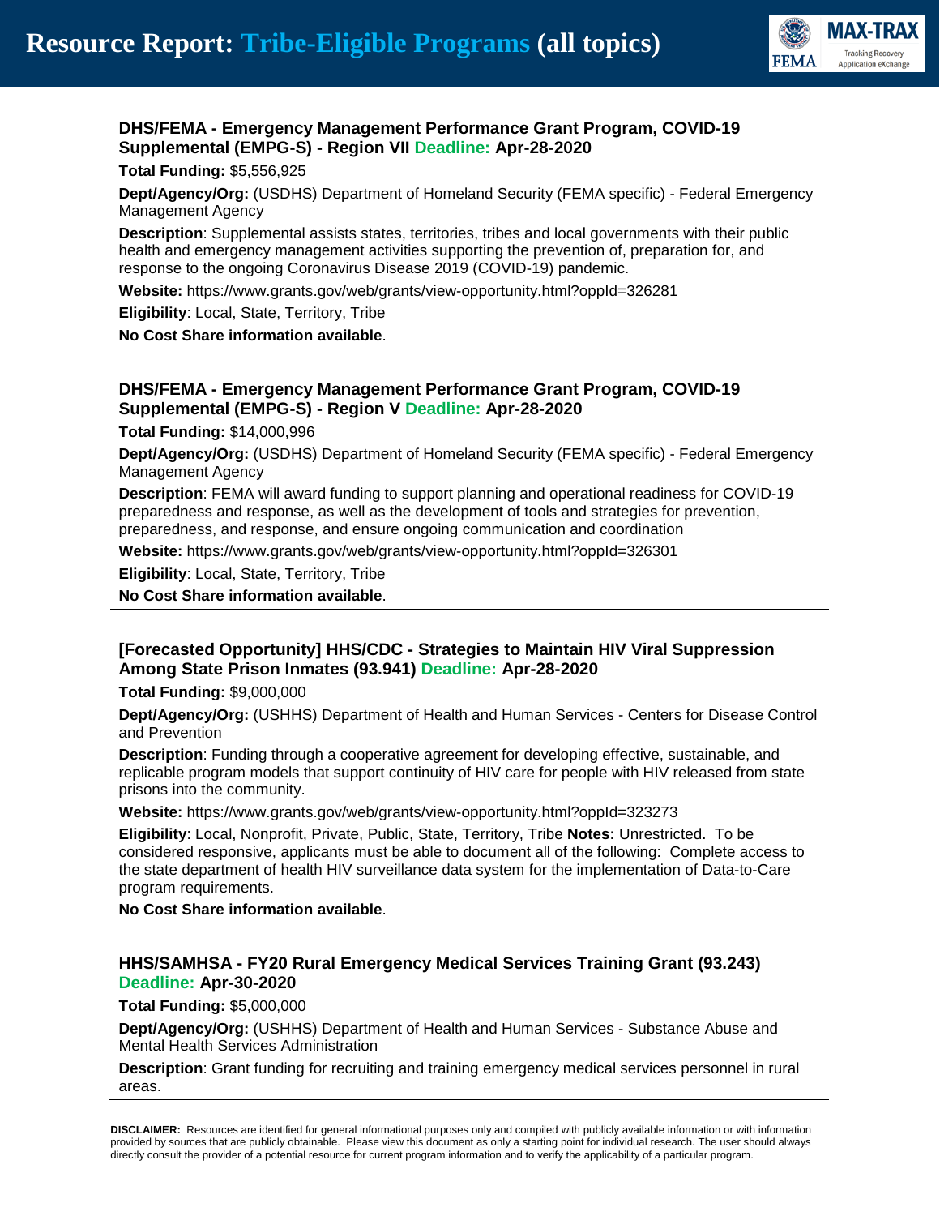### DHS/FEMA - Emergency Management Performance Grant Program, COVID-19 Supplemental (EMPG-S) - Region VII Deadline: Apr-28-2020

**Total Funding:** $5,556,925

**Dept/Agency/Org:** (USDHS) Department of Homeland Security (FEMA specific) - Federal Emergency Management Agency

**Description**: Supplemental assists states, territories, tribes and local governments with their public health and emergency management activities supporting the prevention of, preparation for, and response to the ongoing Coronavirus Disease 2019 (COVID-19) pandemic.

**Website:** https://www.grants.gov/web/grants/view-opportunity.html?oppId=326281

**Eligibility**: Local, State, Territory, Tribe

**No Cost Share information available**.

---

### DHS/FEMA - Emergency Management Performance Grant Program, COVID-19 Supplemental (EMPG-S) - Region V Deadline: Apr-28-2020

**Total Funding:** $14,000,996

**Dept/Agency/Org:** (USDHS) Department of Homeland Security (FEMA specific) - Federal Emergency Management Agency

**Description**: FEMA will award funding to support planning and operational readiness for COVID-19 preparedness and response, as well as the development of tools and strategies for prevention, preparedness, and response, and ensure ongoing communication and coordination

**Website:** https://www.grants.gov/web/grants/view-opportunity.html?oppId=326301

**Eligibility**: Local, State, Territory, Tribe

**No Cost Share information available**.

---

### [Forecasted Opportunity] HHS/CDC - Strategies to Maintain HIV Viral Suppression Among State Prison Inmates (93.941) Deadline: Apr-28-2020

**Total Funding:** $9,000,000

**Dept/Agency/Org:** (USHHS) Department of Health and Human Services - Centers for Disease Control and Prevention

**Description**: Funding through a cooperative agreement for developing effective, sustainable, and replicable program models that support continuity of HIV care for people with HIV released from state prisons into the community.

**Website:** https://www.grants.gov/web/grants/view-opportunity.html?oppId=323273

**Eligibility**: Local, Nonprofit, Private, Public, State, Territory, Tribe **Notes:** Unrestricted. To be considered responsive, applicants must be able to document all of the following: Complete access to the state department of health HIV surveillance data system for the implementation of Data-to-Care program requirements.

**No Cost Share information available**.

---

### HHS/SAMHSA - FY20 Rural Emergency Medical Services Training Grant (93.243) Deadline: Apr-30-2020

**Total Funding:** $5,000,000

**Dept/Agency/Org:** (USHHS) Department of Health and Human Services - Substance Abuse and Mental Health Services Administration

**Description**: Grant funding for recruiting and training emergency medical services personnel in rural areas.

---

**DISCLAIMER:** Resources are identified for general informational purposes only and compiled with publicly available information or with information provided by sources that are publicly obtainable. Please view this document as only a starting point for individual research. The user should always directly consult the provider of a potential resource for current program information and to verify the applicability of a particular program.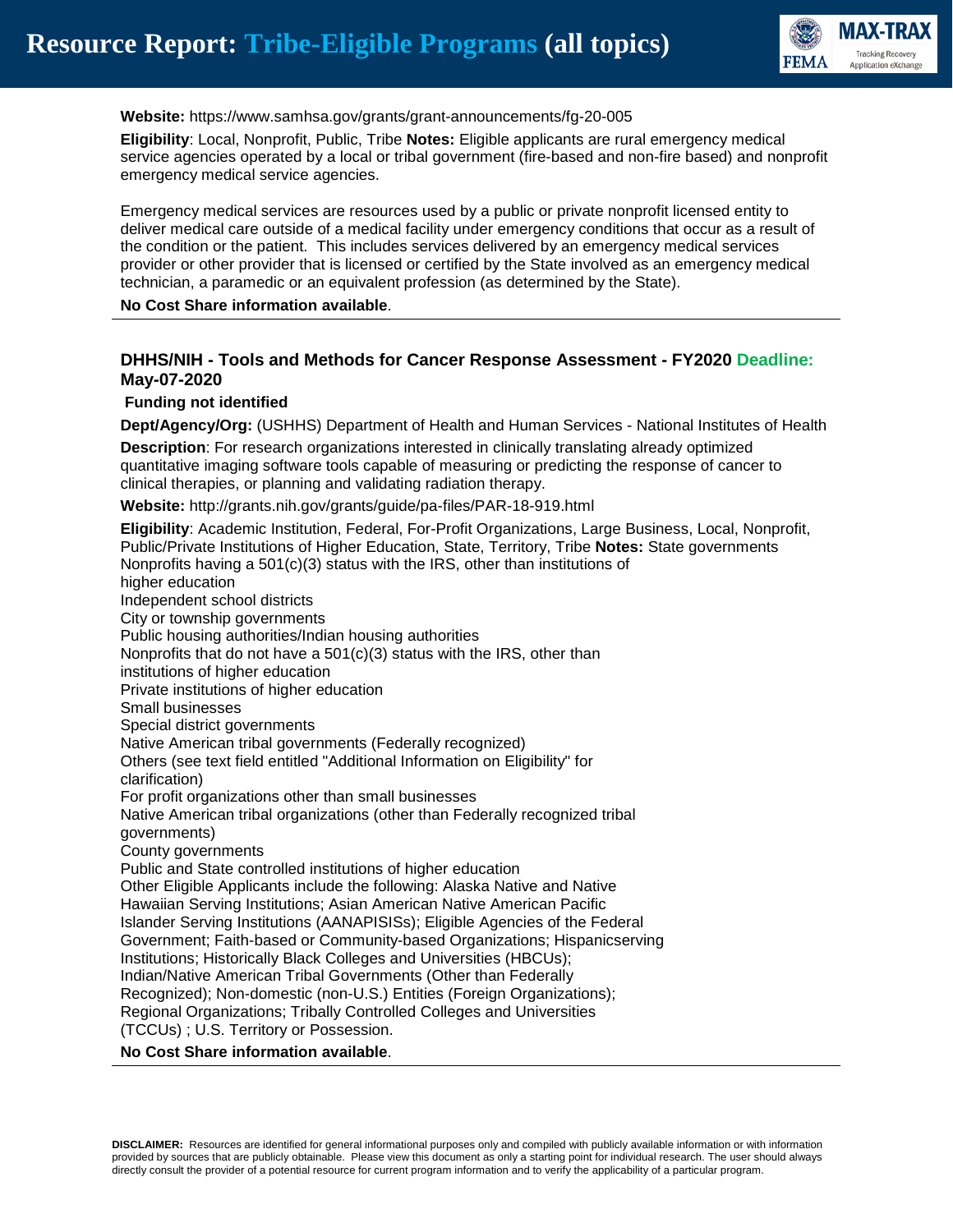**Website:** https://www.samhsa.gov/grants/grant-announcements/fg-20-005

**Eligibility**: Local, Nonprofit, Public, Tribe **Notes:** Eligible applicants are rural emergency medical service agencies operated by a local or tribal government (fire-based and non-fire based) and nonprofit emergency medical service agencies.

Emergency medical services are resources used by a public or private nonprofit licensed entity to deliver medical care outside of a medical facility under emergency conditions that occur as a result of the condition or the patient. This includes services delivered by an emergency medical services provider or other provider that is licensed or certified by the State involved as an emergency medical technician, a paramedic or an equivalent profession (as determined by the State).

**No Cost Share information available**.

---

### DHHS/NIH - Tools and Methods for Cancer Response Assessment - FY2020 Deadline: May-07-2020

**Funding not identified**

**Dept/Agency/Org:** (USHHS) Department of Health and Human Services - National Institutes of Health

**Description**: For research organizations interested in clinically translating already optimized quantitative imaging software tools capable of measuring or predicting the response of cancer to clinical therapies, or planning and validating radiation therapy.

**Website:** http://grants.nih.gov/grants/guide/pa-files/PAR-18-919.html

**Eligibility**: Academic Institution, Federal, For-Profit Organizations, Large Business, Local, Nonprofit, Public/Private Institutions of Higher Education, State, Territory, Tribe **Notes:** State governments
Nonprofits having a 501(c)(3) status with the IRS, other than institutions of higher education
Independent school districts
City or township governments
Public housing authorities/Indian housing authorities
Nonprofits that do not have a 501(c)(3) status with the IRS, other than institutions of higher education
Private institutions of higher education
Small businesses
Special district governments
Native American tribal governments (Federally recognized)
Others (see text field entitled "Additional Information on Eligibility" for clarification)
For profit organizations other than small businesses
Native American tribal organizations (other than Federally recognized tribal governments)
County governments
Public and State controlled institutions of higher education
Other Eligible Applicants include the following: Alaska Native and Native Hawaiian Serving Institutions; Asian American Native American Pacific Islander Serving Institutions (AANAPISISs); Eligible Agencies of the Federal Government; Faith-based or Community-based Organizations; Hispanicserving Institutions; Historically Black Colleges and Universities (HBCUs); Indian/Native American Tribal Governments (Other than Federally Recognized); Non-domestic (non-U.S.) Entities (Foreign Organizations); Regional Organizations; Tribally Controlled Colleges and Universities (TCCUs) ; U.S. Territory or Possession.

**No Cost Share information available**.

---

**DISCLAIMER:** Resources are identified for general informational purposes only and compiled with publicly available information or with information provided by sources that are publicly obtainable. Please view this document as only a starting point for individual research. The user should always directly consult the provider of a potential resource for current program information and to verify the applicability of a particular program.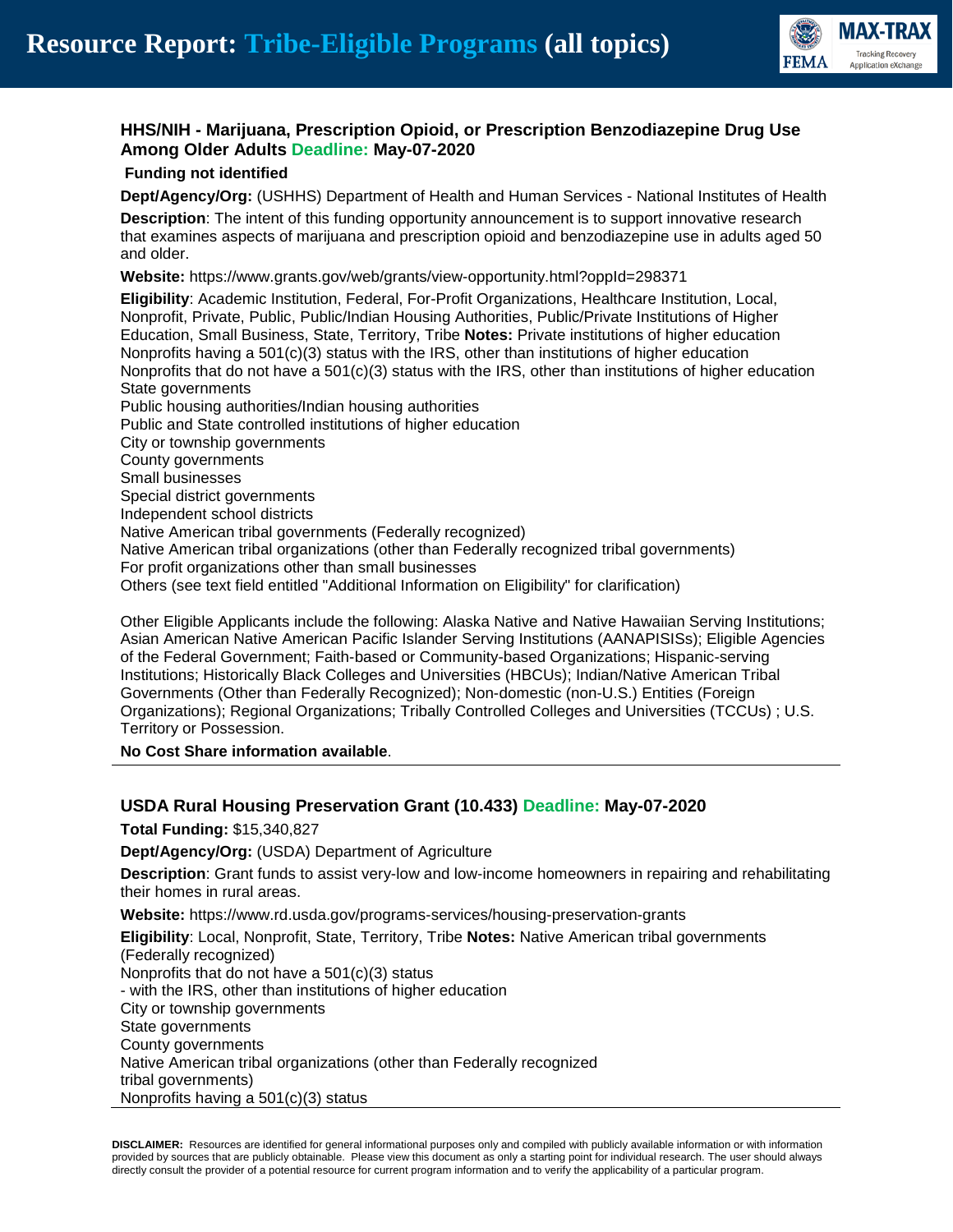### HHS/NIH - Marijuana, Prescription Opioid, or Prescription Benzodiazepine Drug Use Among Older Adults Deadline: May-07-2020

**Funding not identified**

**Dept/Agency/Org:** (USHHS) Department of Health and Human Services - National Institutes of Health

**Description**: The intent of this funding opportunity announcement is to support innovative research that examines aspects of marijuana and prescription opioid and benzodiazepine use in adults aged 50 and older.

**Website:** https://www.grants.gov/web/grants/view-opportunity.html?oppId=298371

**Eligibility**: Academic Institution, Federal, For-Profit Organizations, Healthcare Institution, Local, Nonprofit, Private, Public, Public/Indian Housing Authorities, Public/Private Institutions of Higher Education, Small Business, State, Territory, Tribe **Notes:** Private institutions of higher education
Nonprofits having a 501(c)(3) status with the IRS, other than institutions of higher education
Nonprofits that do not have a 501(c)(3) status with the IRS, other than institutions of higher education
State governments
Public housing authorities/Indian housing authorities
Public and State controlled institutions of higher education
City or township governments
County governments
Small businesses
Special district governments
Independent school districts
Native American tribal governments (Federally recognized)
Native American tribal organizations (other than Federally recognized tribal governments)
For profit organizations other than small businesses
Others (see text field entitled "Additional Information on Eligibility" for clarification)

Other Eligible Applicants include the following: Alaska Native and Native Hawaiian Serving Institutions; Asian American Native American Pacific Islander Serving Institutions (AANAPISISs); Eligible Agencies of the Federal Government; Faith-based or Community-based Organizations; Hispanic-serving Institutions; Historically Black Colleges and Universities (HBCUs); Indian/Native American Tribal Governments (Other than Federally Recognized); Non-domestic (non-U.S.) Entities (Foreign Organizations); Regional Organizations; Tribally Controlled Colleges and Universities (TCCUs) ; U.S. Territory or Possession.

**No Cost Share information available**.

---

### USDA Rural Housing Preservation Grant (10.433) Deadline: May-07-2020

**Total Funding:** $15,340,827

**Dept/Agency/Org:** (USDA) Department of Agriculture

**Description**: Grant funds to assist very-low and low-income homeowners in repairing and rehabilitating their homes in rural areas.

**Website:** https://www.rd.usda.gov/programs-services/housing-preservation-grants

**Eligibility**: Local, Nonprofit, State, Territory, Tribe **Notes:** Native American tribal governments (Federally recognized)
Nonprofits that do not have a 501(c)(3) status
- with the IRS, other than institutions of higher education
City or township governments
State governments
County governments
Native American tribal organizations (other than Federally recognized
tribal governments)
Nonprofits having a 501(c)(3) status

---

**DISCLAIMER:** Resources are identified for general informational purposes only and compiled with publicly available information or with information provided by sources that are publicly obtainable. Please view this document as only a starting point for individual research. The user should always directly consult the provider of a potential resource for current program information and to verify the applicability of a particular program.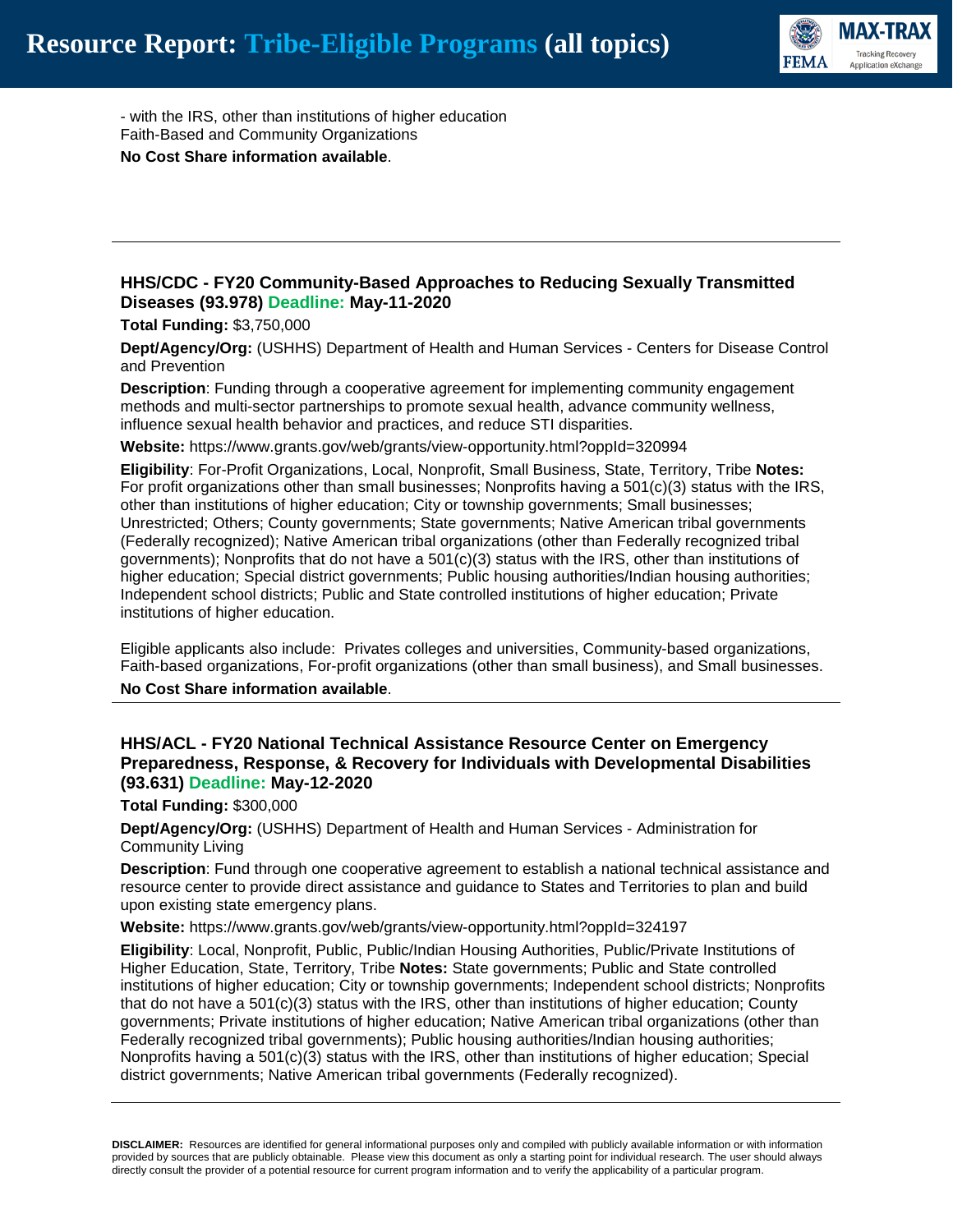- with the IRS, other than institutions of higher education
Faith-Based and Community Organizations

**No Cost Share information available**.

---

### HHS/CDC - FY20 Community-Based Approaches to Reducing Sexually Transmitted Diseases (93.978) Deadline: May-11-2020

**Total Funding:** $3,750,000

**Dept/Agency/Org:** (USHHS) Department of Health and Human Services - Centers for Disease Control and Prevention

**Description**: Funding through a cooperative agreement for implementing community engagement methods and multi-sector partnerships to promote sexual health, advance community wellness, influence sexual health behavior and practices, and reduce STI disparities.

**Website:** https://www.grants.gov/web/grants/view-opportunity.html?oppId=320994

**Eligibility**: For-Profit Organizations, Local, Nonprofit, Small Business, State, Territory, Tribe **Notes:** For profit organizations other than small businesses; Nonprofits having a 501(c)(3) status with the IRS, other than institutions of higher education; City or township governments; Small businesses; Unrestricted; Others; County governments; State governments; Native American tribal governments (Federally recognized); Native American tribal organizations (other than Federally recognized tribal governments); Nonprofits that do not have a 501(c)(3) status with the IRS, other than institutions of higher education; Special district governments; Public housing authorities/Indian housing authorities; Independent school districts; Public and State controlled institutions of higher education; Private institutions of higher education.

Eligible applicants also include: Privates colleges and universities, Community-based organizations, Faith-based organizations, For-profit organizations (other than small business), and Small businesses.

**No Cost Share information available**.

---

### HHS/ACL - FY20 National Technical Assistance Resource Center on Emergency Preparedness, Response, & Recovery for Individuals with Developmental Disabilities (93.631) Deadline: May-12-2020

**Total Funding:** $300,000

**Dept/Agency/Org:** (USHHS) Department of Health and Human Services - Administration for Community Living

**Description**: Fund through one cooperative agreement to establish a national technical assistance and resource center to provide direct assistance and guidance to States and Territories to plan and build upon existing state emergency plans.

**Website:** https://www.grants.gov/web/grants/view-opportunity.html?oppId=324197

**Eligibility**: Local, Nonprofit, Public, Public/Indian Housing Authorities, Public/Private Institutions of Higher Education, State, Territory, Tribe **Notes:** State governments; Public and State controlled institutions of higher education; City or township governments; Independent school districts; Nonprofits that do not have a 501(c)(3) status with the IRS, other than institutions of higher education; County governments; Private institutions of higher education; Native American tribal organizations (other than Federally recognized tribal governments); Public housing authorities/Indian housing authorities; Nonprofits having a 501(c)(3) status with the IRS, other than institutions of higher education; Special district governments; Native American tribal governments (Federally recognized).

---

**DISCLAIMER:** Resources are identified for general informational purposes only and compiled with publicly available information or with information provided by sources that are publicly obtainable. Please view this document as only a starting point for individual research. The user should always directly consult the provider of a potential resource for current program information and to verify the applicability of a particular program.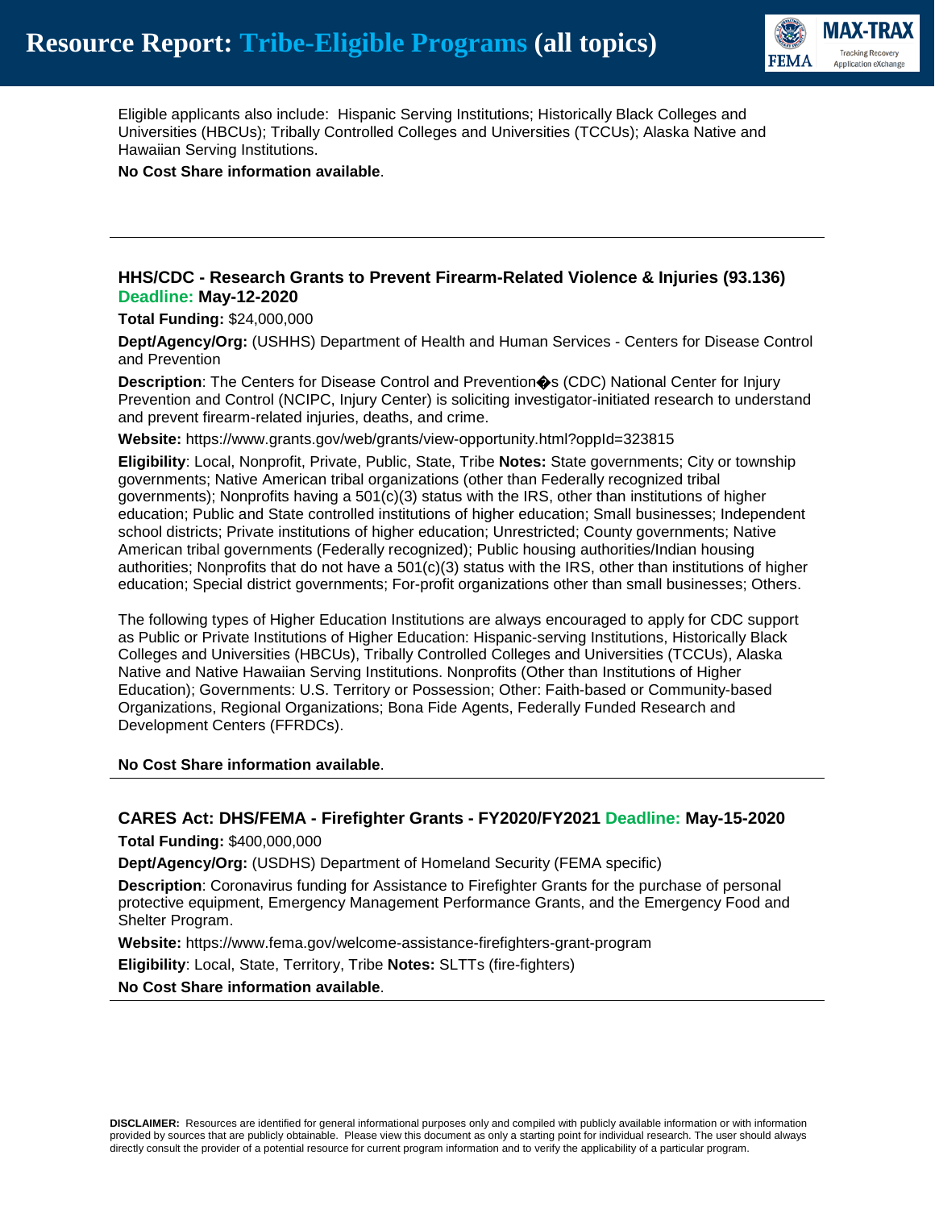Eligible applicants also include: Hispanic Serving Institutions; Historically Black Colleges and Universities (HBCUs); Tribally Controlled Colleges and Universities (TCCUs); Alaska Native and Hawaiian Serving Institutions.

**No Cost Share information available**.

---

### HHS/CDC - Research Grants to Prevent Firearm-Related Violence & Injuries (93.136) Deadline: May-12-2020

**Total Funding:** $24,000,000

**Dept/Agency/Org:** (USHHS) Department of Health and Human Services - Centers for Disease Control and Prevention

**Description**: The Centers for Disease Control and Prevention�s (CDC) National Center for Injury Prevention and Control (NCIPC, Injury Center) is soliciting investigator-initiated research to understand and prevent firearm-related injuries, deaths, and crime.

**Website:** https://www.grants.gov/web/grants/view-opportunity.html?oppId=323815

**Eligibility**: Local, Nonprofit, Private, Public, State, Tribe **Notes:** State governments; City or township governments; Native American tribal organizations (other than Federally recognized tribal governments); Nonprofits having a 501(c)(3) status with the IRS, other than institutions of higher education; Public and State controlled institutions of higher education; Small businesses; Independent school districts; Private institutions of higher education; Unrestricted; County governments; Native American tribal governments (Federally recognized); Public housing authorities/Indian housing authorities; Nonprofits that do not have a 501(c)(3) status with the IRS, other than institutions of higher education; Special district governments; For-profit organizations other than small businesses; Others.

The following types of Higher Education Institutions are always encouraged to apply for CDC support as Public or Private Institutions of Higher Education: Hispanic-serving Institutions, Historically Black Colleges and Universities (HBCUs), Tribally Controlled Colleges and Universities (TCCUs), Alaska Native and Native Hawaiian Serving Institutions. Nonprofits (Other than Institutions of Higher Education); Governments: U.S. Territory or Possession; Other: Faith-based or Community-based Organizations, Regional Organizations; Bona Fide Agents, Federally Funded Research and Development Centers (FFRDCs).

**No Cost Share information available**.

---

### CARES Act: DHS/FEMA - Firefighter Grants - FY2020/FY2021 Deadline: May-15-2020

**Total Funding:** $400,000,000

**Dept/Agency/Org:** (USDHS) Department of Homeland Security (FEMA specific)

**Description**: Coronavirus funding for Assistance to Firefighter Grants for the purchase of personal protective equipment, Emergency Management Performance Grants, and the Emergency Food and Shelter Program.

**Website:** https://www.fema.gov/welcome-assistance-firefighters-grant-program

**Eligibility**: Local, State, Territory, Tribe **Notes:** SLTTs (fire-fighters)

**No Cost Share information available**.

---

**DISCLAIMER:** Resources are identified for general informational purposes only and compiled with publicly available information or with information provided by sources that are publicly obtainable. Please view this document as only a starting point for individual research. The user should always directly consult the provider of a potential resource for current program information and to verify the applicability of a particular program.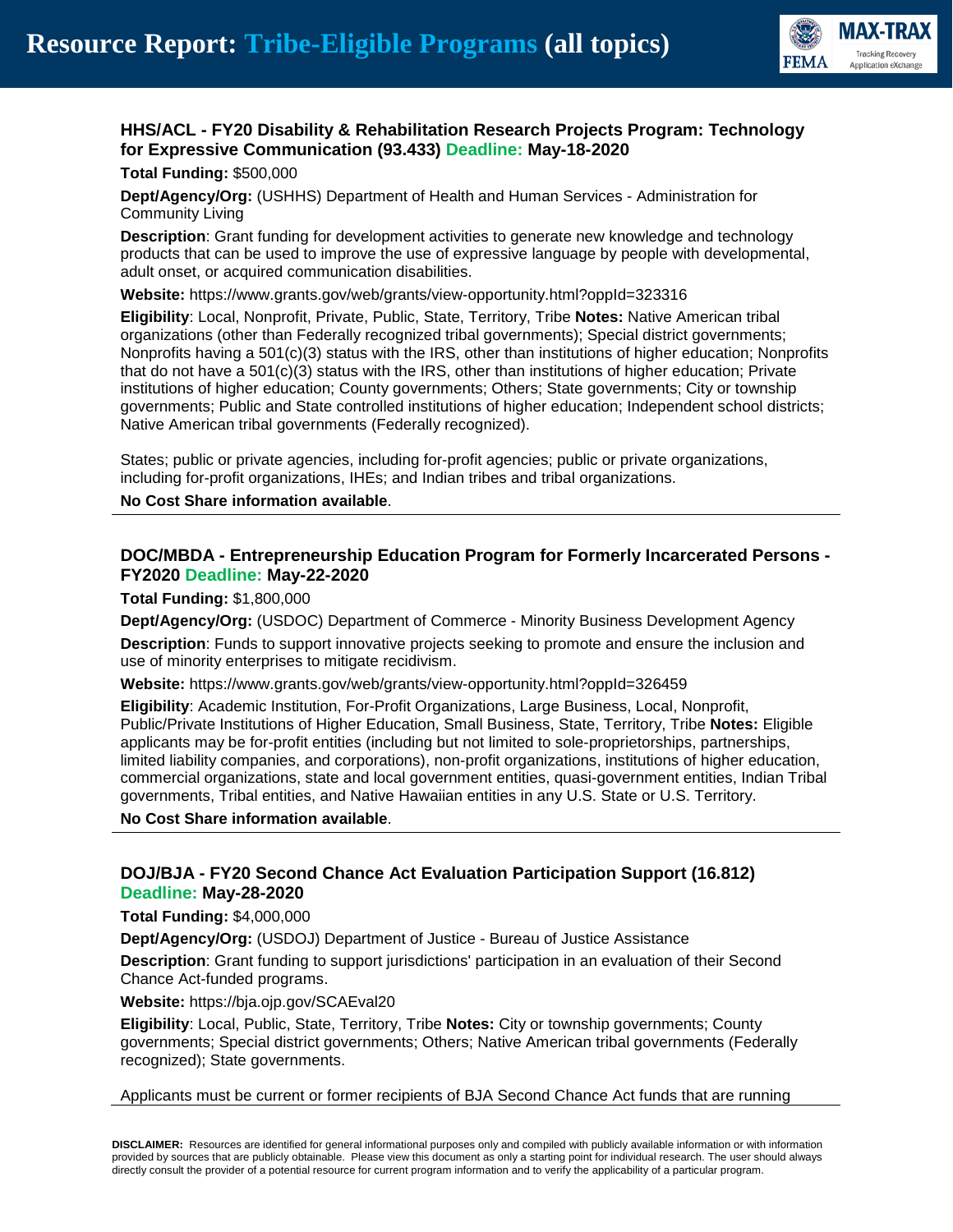### HHS/ACL - FY20 Disability & Rehabilitation Research Projects Program: Technology for Expressive Communication (93.433) Deadline: May-18-2020

**Total Funding:** $500,000

**Dept/Agency/Org:** (USHHS) Department of Health and Human Services - Administration for Community Living

**Description**: Grant funding for development activities to generate new knowledge and technology products that can be used to improve the use of expressive language by people with developmental, adult onset, or acquired communication disabilities.

**Website:** https://www.grants.gov/web/grants/view-opportunity.html?oppId=323316

**Eligibility**: Local, Nonprofit, Private, Public, State, Territory, Tribe **Notes:** Native American tribal organizations (other than Federally recognized tribal governments); Special district governments; Nonprofits having a 501(c)(3) status with the IRS, other than institutions of higher education; Nonprofits that do not have a 501(c)(3) status with the IRS, other than institutions of higher education; Private institutions of higher education; County governments; Others; State governments; City or township governments; Public and State controlled institutions of higher education; Independent school districts; Native American tribal governments (Federally recognized).

States; public or private agencies, including for-profit agencies; public or private organizations, including for-profit organizations, IHEs; and Indian tribes and tribal organizations.

**No Cost Share information available**.

---

### DOC/MBDA - Entrepreneurship Education Program for Formerly Incarcerated Persons - FY2020 Deadline: May-22-2020

**Total Funding:** $1,800,000

**Dept/Agency/Org:** (USDOC) Department of Commerce - Minority Business Development Agency

**Description**: Funds to support innovative projects seeking to promote and ensure the inclusion and use of minority enterprises to mitigate recidivism.

**Website:** https://www.grants.gov/web/grants/view-opportunity.html?oppId=326459

**Eligibility**: Academic Institution, For-Profit Organizations, Large Business, Local, Nonprofit, Public/Private Institutions of Higher Education, Small Business, State, Territory, Tribe **Notes:** Eligible applicants may be for-profit entities (including but not limited to sole-proprietorships, partnerships, limited liability companies, and corporations), non-profit organizations, institutions of higher education, commercial organizations, state and local government entities, quasi-government entities, Indian Tribal governments, Tribal entities, and Native Hawaiian entities in any U.S. State or U.S. Territory.

**No Cost Share information available**.

---

### DOJ/BJA - FY20 Second Chance Act Evaluation Participation Support (16.812) Deadline: May-28-2020

**Total Funding:** $4,000,000

**Dept/Agency/Org:** (USDOJ) Department of Justice - Bureau of Justice Assistance

**Description**: Grant funding to support jurisdictions' participation in an evaluation of their Second Chance Act-funded programs.

**Website:** https://bja.ojp.gov/SCAEval20

**Eligibility**: Local, Public, State, Territory, Tribe **Notes:** City or township governments; County governments; Special district governments; Others; Native American tribal governments (Federally recognized); State governments.

Applicants must be current or former recipients of BJA Second Chance Act funds that are running

---

**DISCLAIMER:** Resources are identified for general informational purposes only and compiled with publicly available information or with information provided by sources that are publicly obtainable. Please view this document as only a starting point for individual research. The user should always directly consult the provider of a potential resource for current program information and to verify the applicability of a particular program.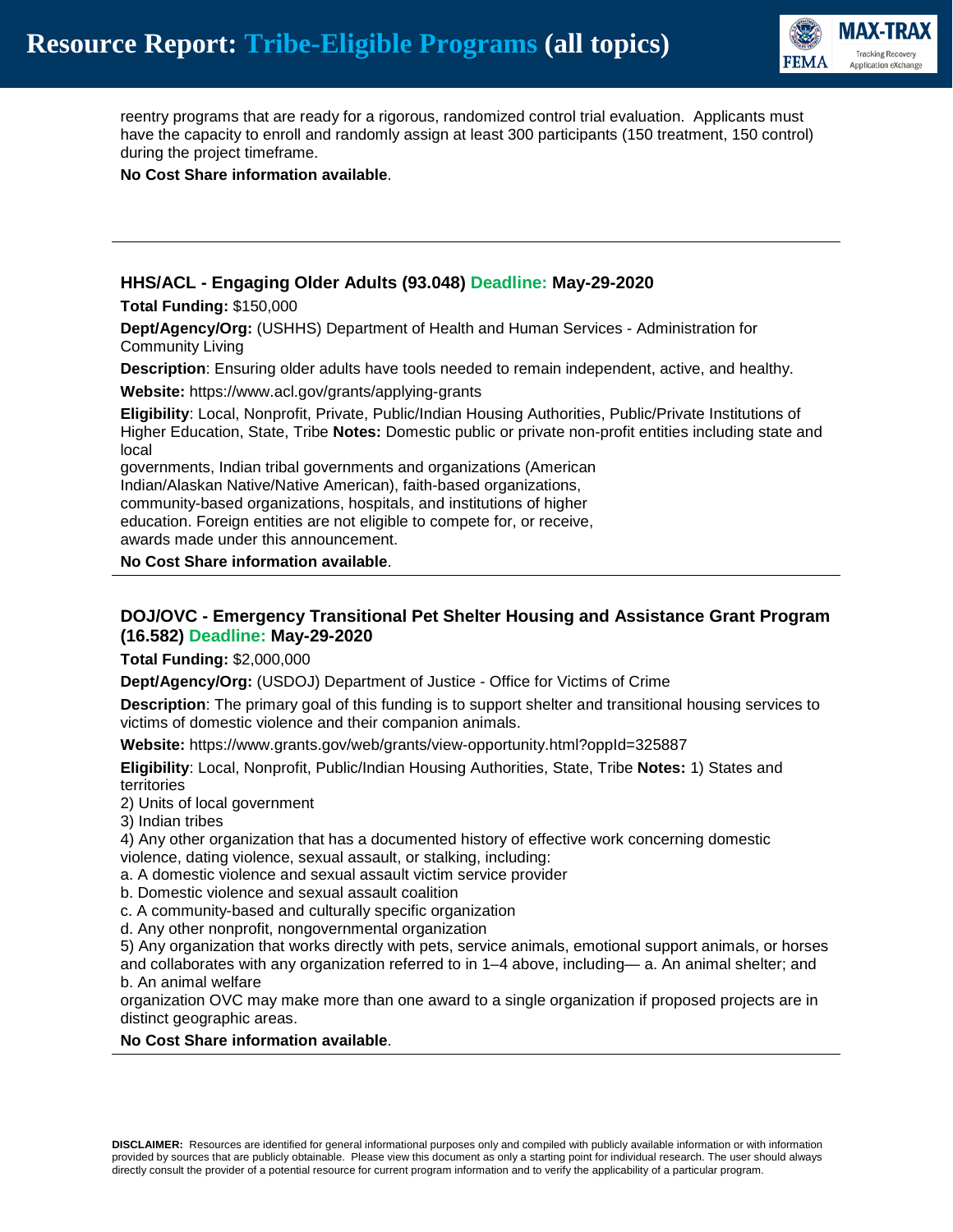reentry programs that are ready for a rigorous, randomized control trial evaluation. Applicants must have the capacity to enroll and randomly assign at least 300 participants (150 treatment, 150 control) during the project timeframe.

**No Cost Share information available**.

---

### HHS/ACL - Engaging Older Adults (93.048) Deadline: May-29-2020

**Total Funding:** $150,000

**Dept/Agency/Org:** (USHHS) Department of Health and Human Services - Administration for Community Living

**Description**: Ensuring older adults have tools needed to remain independent, active, and healthy.

**Website:** https://www.acl.gov/grants/applying-grants

**Eligibility**: Local, Nonprofit, Private, Public/Indian Housing Authorities, Public/Private Institutions of Higher Education, State, Tribe **Notes:** Domestic public or private non-profit entities including state and local
governments, Indian tribal governments and organizations (American Indian/Alaskan Native/Native American), faith-based organizations, community-based organizations, hospitals, and institutions of higher education. Foreign entities are not eligible to compete for, or receive, awards made under this announcement.

**No Cost Share information available**.

---

### DOJ/OVC - Emergency Transitional Pet Shelter Housing and Assistance Grant Program (16.582) Deadline: May-29-2020

**Total Funding:** $2,000,000

**Dept/Agency/Org:** (USDOJ) Department of Justice - Office for Victims of Crime

**Description**: The primary goal of this funding is to support shelter and transitional housing services to victims of domestic violence and their companion animals.

**Website:** https://www.grants.gov/web/grants/view-opportunity.html?oppId=325887

**Eligibility**: Local, Nonprofit, Public/Indian Housing Authorities, State, Tribe **Notes:** 1) States and territories
2) Units of local government
3) Indian tribes
4) Any other organization that has a documented history of effective work concerning domestic violence, dating violence, sexual assault, or stalking, including:
a. A domestic violence and sexual assault victim service provider
b. Domestic violence and sexual assault coalition
c. A community-based and culturally specific organization
d. Any other nonprofit, nongovernmental organization
5) Any organization that works directly with pets, service animals, emotional support animals, or horses and collaborates with any organization referred to in 1–4 above, including— a. An animal shelter; and b. An animal welfare
organization OVC may make more than one award to a single organization if proposed projects are in distinct geographic areas.

**No Cost Share information available**.

---

**DISCLAIMER:** Resources are identified for general informational purposes only and compiled with publicly available information or with information provided by sources that are publicly obtainable. Please view this document as only a starting point for individual research. The user should always directly consult the provider of a potential resource for current program information and to verify the applicability of a particular program.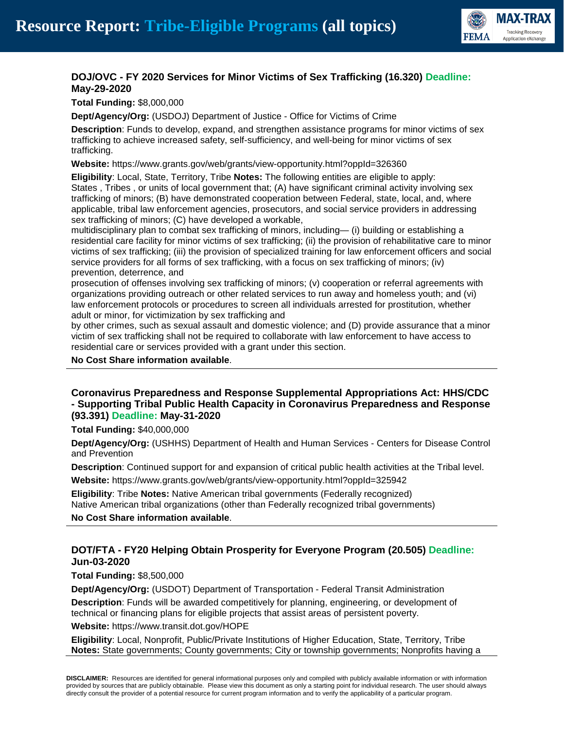### DOJ/OVC - FY 2020 Services for Minor Victims of Sex Trafficking (16.320) Deadline: May-29-2020

**Total Funding:** $8,000,000

**Dept/Agency/Org:** (USDOJ) Department of Justice - Office for Victims of Crime

**Description**: Funds to develop, expand, and strengthen assistance programs for minor victims of sex trafficking to achieve increased safety, self-sufficiency, and well-being for minor victims of sex trafficking.

**Website:** https://www.grants.gov/web/grants/view-opportunity.html?oppId=326360

**Eligibility**: Local, State, Territory, Tribe **Notes:** The following entities are eligible to apply: States , Tribes , or units of local government that; (A) have significant criminal activity involving sex trafficking of minors; (B) have demonstrated cooperation between Federal, state, local, and, where applicable, tribal law enforcement agencies, prosecutors, and social service providers in addressing sex trafficking of minors; (C) have developed a workable,
multidisciplinary plan to combat sex trafficking of minors, including— (i) building or establishing a residential care facility for minor victims of sex trafficking; (ii) the provision of rehabilitative care to minor victims of sex trafficking; (iii) the provision of specialized training for law enforcement officers and social service providers for all forms of sex trafficking, with a focus on sex trafficking of minors; (iv) prevention, deterrence, and
prosecution of offenses involving sex trafficking of minors; (v) cooperation or referral agreements with organizations providing outreach or other related services to run away and homeless youth; and (vi) law enforcement protocols or procedures to screen all individuals arrested for prostitution, whether adult or minor, for victimization by sex trafficking and
by other crimes, such as sexual assault and domestic violence; and (D) provide assurance that a minor victim of sex trafficking shall not be required to collaborate with law enforcement to have access to residential care or services provided with a grant under this section.

**No Cost Share information available**.

---

### Coronavirus Preparedness and Response Supplemental Appropriations Act: HHS/CDC - Supporting Tribal Public Health Capacity in Coronavirus Preparedness and Response (93.391) Deadline: May-31-2020

**Total Funding:** $40,000,000

**Dept/Agency/Org:** (USHHS) Department of Health and Human Services - Centers for Disease Control and Prevention

**Description**: Continued support for and expansion of critical public health activities at the Tribal level.

**Website:** https://www.grants.gov/web/grants/view-opportunity.html?oppId=325942

**Eligibility**: Tribe **Notes:** Native American tribal governments (Federally recognized)
Native American tribal organizations (other than Federally recognized tribal governments)

**No Cost Share information available**.

---

### DOT/FTA - FY20 Helping Obtain Prosperity for Everyone Program (20.505) Deadline: Jun-03-2020

**Total Funding:** $8,500,000

**Dept/Agency/Org:** (USDOT) Department of Transportation - Federal Transit Administration

**Description**: Funds will be awarded competitively for planning, engineering, or development of technical or financing plans for eligible projects that assist areas of persistent poverty.

**Website:** https://www.transit.dot.gov/HOPE

**Eligibility**: Local, Nonprofit, Public/Private Institutions of Higher Education, State, Territory, Tribe
**Notes:** State governments; County governments; City or township governments; Nonprofits having a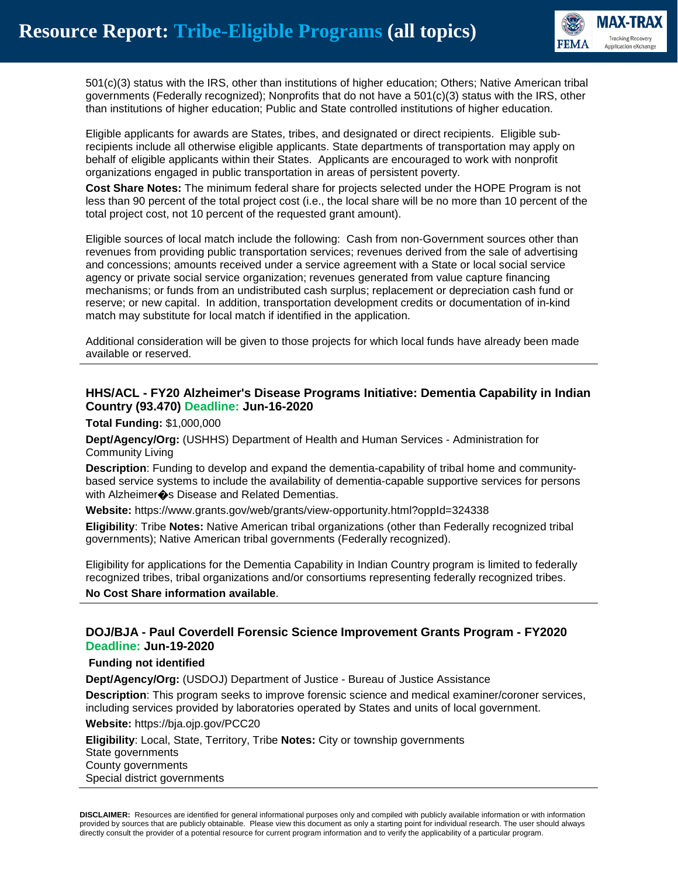501(c)(3) status with the IRS, other than institutions of higher education; Others; Native American tribal governments (Federally recognized); Nonprofits that do not have a 501(c)(3) status with the IRS, other than institutions of higher education; Public and State controlled institutions of higher education.

Eligible applicants for awards are States, tribes, and designated or direct recipients. Eligible sub-recipients include all otherwise eligible applicants. State departments of transportation may apply on behalf of eligible applicants within their States. Applicants are encouraged to work with nonprofit organizations engaged in public transportation in areas of persistent poverty.

**Cost Share Notes:** The minimum federal share for projects selected under the HOPE Program is not less than 90 percent of the total project cost (i.e., the local share will be no more than 10 percent of the total project cost, not 10 percent of the requested grant amount).

Eligible sources of local match include the following: Cash from non-Government sources other than revenues from providing public transportation services; revenues derived from the sale of advertising and concessions; amounts received under a service agreement with a State or local social service agency or private social service organization; revenues generated from value capture financing mechanisms; or funds from an undistributed cash surplus; replacement or depreciation cash fund or reserve; or new capital. In addition, transportation development credits or documentation of in-kind match may substitute for local match if identified in the application.

Additional consideration will be given to those projects for which local funds have already been made available or reserved.

---

### HHS/ACL - FY20 Alzheimer's Disease Programs Initiative: Dementia Capability in Indian Country (93.470) Deadline: Jun-16-2020

**Total Funding:** $1,000,000

**Dept/Agency/Org:** (USHHS) Department of Health and Human Services - Administration for Community Living

**Description**: Funding to develop and expand the dementia-capability of tribal home and community-based service systems to include the availability of dementia-capable supportive services for persons with Alzheimer�s Disease and Related Dementias.

**Website:** https://www.grants.gov/web/grants/view-opportunity.html?oppId=324338

**Eligibility**: Tribe **Notes:** Native American tribal organizations (other than Federally recognized tribal governments); Native American tribal governments (Federally recognized).

Eligibility for applications for the Dementia Capability in Indian Country program is limited to federally recognized tribes, tribal organizations and/or consortiums representing federally recognized tribes.

**No Cost Share information available**.

---

### DOJ/BJA - Paul Coverdell Forensic Science Improvement Grants Program - FY2020 Deadline: Jun-19-2020

**Funding not identified**

**Dept/Agency/Org:** (USDOJ) Department of Justice - Bureau of Justice Assistance

**Description**: This program seeks to improve forensic science and medical examiner/coroner services, including services provided by laboratories operated by States and units of local government.

**Website:** https://bja.ojp.gov/PCC20

**Eligibility**: Local, State, Territory, Tribe **Notes:** City or township governments
State governments
County governments
Special district governments

---

**DISCLAIMER:** Resources are identified for general informational purposes only and compiled with publicly available information or with information provided by sources that are publicly obtainable. Please view this document as only a starting point for individual research. The user should always directly consult the provider of a potential resource for current program information and to verify the applicability of a particular program.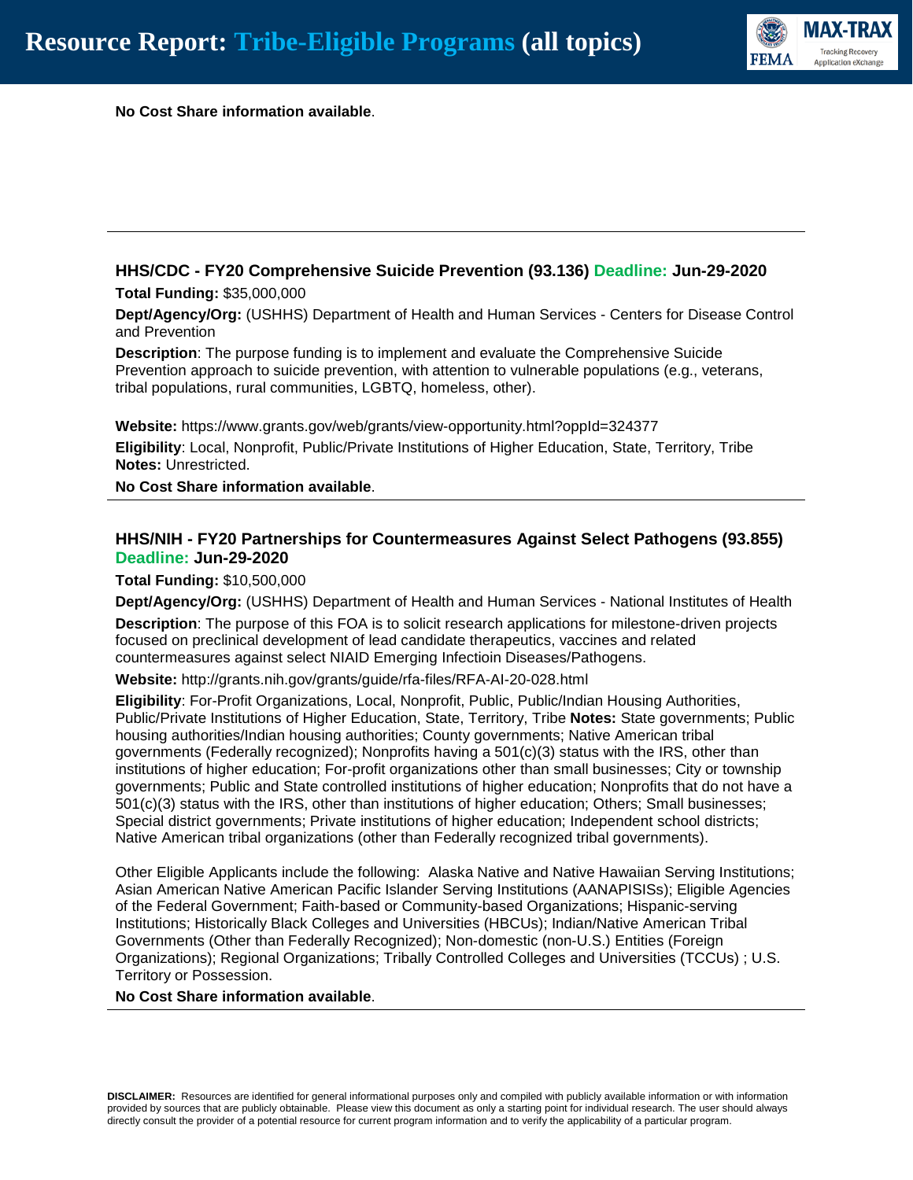**No Cost Share information available**.

---

### HHS/CDC - FY20 Comprehensive Suicide Prevention (93.136) Deadline: Jun-29-2020

**Total Funding:** $35,000,000

**Dept/Agency/Org:** (USHHS) Department of Health and Human Services - Centers for Disease Control and Prevention

**Description**: The purpose funding is to implement and evaluate the Comprehensive Suicide Prevention approach to suicide prevention, with attention to vulnerable populations (e.g., veterans, tribal populations, rural communities, LGBTQ, homeless, other).

**Website:** https://www.grants.gov/web/grants/view-opportunity.html?oppId=324377

**Eligibility**: Local, Nonprofit, Public/Private Institutions of Higher Education, State, Territory, Tribe
**Notes:** Unrestricted.

**No Cost Share information available**.

---

### HHS/NIH - FY20 Partnerships for Countermeasures Against Select Pathogens (93.855) Deadline: Jun-29-2020

**Total Funding:** $10,500,000

**Dept/Agency/Org:** (USHHS) Department of Health and Human Services - National Institutes of Health

**Description**: The purpose of this FOA is to solicit research applications for milestone-driven projects focused on preclinical development of lead candidate therapeutics, vaccines and related countermeasures against select NIAID Emerging Infectioin Diseases/Pathogens.

**Website:** http://grants.nih.gov/grants/guide/rfa-files/RFA-AI-20-028.html

**Eligibility**: For-Profit Organizations, Local, Nonprofit, Public, Public/Indian Housing Authorities, Public/Private Institutions of Higher Education, State, Territory, Tribe **Notes:** State governments; Public housing authorities/Indian housing authorities; County governments; Native American tribal governments (Federally recognized); Nonprofits having a 501(c)(3) status with the IRS, other than institutions of higher education; For-profit organizations other than small businesses; City or township governments; Public and State controlled institutions of higher education; Nonprofits that do not have a 501(c)(3) status with the IRS, other than institutions of higher education; Others; Small businesses; Special district governments; Private institutions of higher education; Independent school districts; Native American tribal organizations (other than Federally recognized tribal governments).

Other Eligible Applicants include the following: Alaska Native and Native Hawaiian Serving Institutions; Asian American Native American Pacific Islander Serving Institutions (AANAPISISs); Eligible Agencies of the Federal Government; Faith-based or Community-based Organizations; Hispanic-serving Institutions; Historically Black Colleges and Universities (HBCUs); Indian/Native American Tribal Governments (Other than Federally Recognized); Non-domestic (non-U.S.) Entities (Foreign Organizations); Regional Organizations; Tribally Controlled Colleges and Universities (TCCUs) ; U.S. Territory or Possession.

**No Cost Share information available**.

---

**DISCLAIMER:** Resources are identified for general informational purposes only and compiled with publicly available information or with information provided by sources that are publicly obtainable. Please view this document as only a starting point for individual research. The user should always directly consult the provider of a potential resource for current program information and to verify the applicability of a particular program.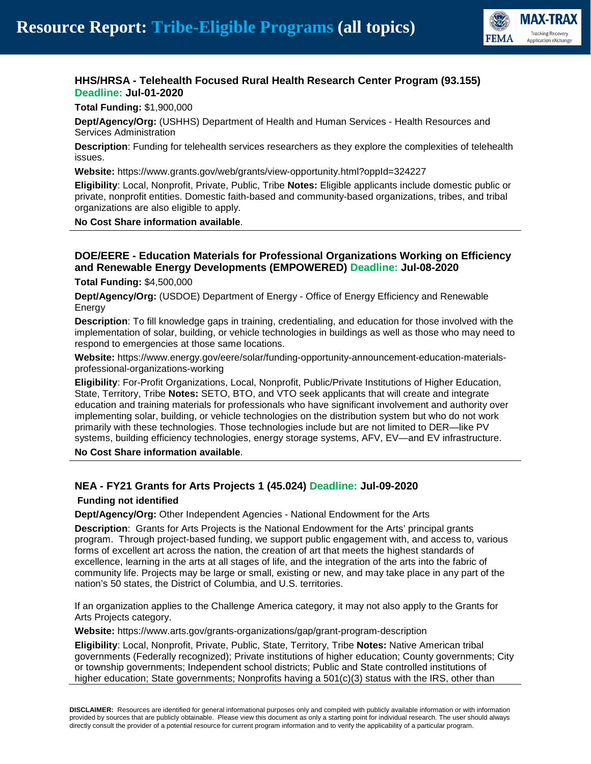### HHS/HRSA - Telehealth Focused Rural Health Research Center Program (93.155) Deadline: Jul-01-2020

**Total Funding:** $1,900,000

**Dept/Agency/Org:** (USHHS) Department of Health and Human Services - Health Resources and Services Administration

**Description**: Funding for telehealth services researchers as they explore the complexities of telehealth issues.

**Website:** https://www.grants.gov/web/grants/view-opportunity.html?oppId=324227

**Eligibility**: Local, Nonprofit, Private, Public, Tribe **Notes:** Eligible applicants include domestic public or private, nonprofit entities. Domestic faith-based and community-based organizations, tribes, and tribal organizations are also eligible to apply.

**No Cost Share information available**.

---

### DOE/EERE - Education Materials for Professional Organizations Working on Efficiency and Renewable Energy Developments (EMPOWERED) Deadline: Jul-08-2020

**Total Funding:** $4,500,000

**Dept/Agency/Org:** (USDOE) Department of Energy - Office of Energy Efficiency and Renewable Energy

**Description**: To fill knowledge gaps in training, credentialing, and education for those involved with the implementation of solar, building, or vehicle technologies in buildings as well as those who may need to respond to emergencies at those same locations.

**Website:** https://www.energy.gov/eere/solar/funding-opportunity-announcement-education-materials-professional-organizations-working

**Eligibility**: For-Profit Organizations, Local, Nonprofit, Public/Private Institutions of Higher Education, State, Territory, Tribe **Notes:** SETO, BTO, and VTO seek applicants that will create and integrate education and training materials for professionals who have significant involvement and authority over implementing solar, building, or vehicle technologies on the distribution system but who do not work primarily with these technologies. Those technologies include but are not limited to DER—like PV systems, building efficiency technologies, energy storage systems, AFV, EV—and EV infrastructure.

**No Cost Share information available**.

---

### NEA - FY21 Grants for Arts Projects 1 (45.024) Deadline: Jul-09-2020

**Funding not identified**

**Dept/Agency/Org:** Other Independent Agencies - National Endowment for the Arts

**Description**: Grants for Arts Projects is the National Endowment for the Arts' principal grants program. Through project-based funding, we support public engagement with, and access to, various forms of excellent art across the nation, the creation of art that meets the highest standards of excellence, learning in the arts at all stages of life, and the integration of the arts into the fabric of community life. Projects may be large or small, existing or new, and may take place in any part of the nation's 50 states, the District of Columbia, and U.S. territories.

If an organization applies to the Challenge America category, it may not also apply to the Grants for Arts Projects category.

**Website:** https://www.arts.gov/grants-organizations/gap/grant-program-description

**Eligibility**: Local, Nonprofit, Private, Public, State, Territory, Tribe **Notes:** Native American tribal governments (Federally recognized); Private institutions of higher education; County governments; City or township governments; Independent school districts; Public and State controlled institutions of higher education; State governments; Nonprofits having a 501(c)(3) status with the IRS, other than

---

**DISCLAIMER:** Resources are identified for general informational purposes only and compiled with publicly available information or with information provided by sources that are publicly obtainable. Please view this document as only a starting point for individual research. The user should always directly consult the provider of a potential resource for current program information and to verify the applicability of a particular program.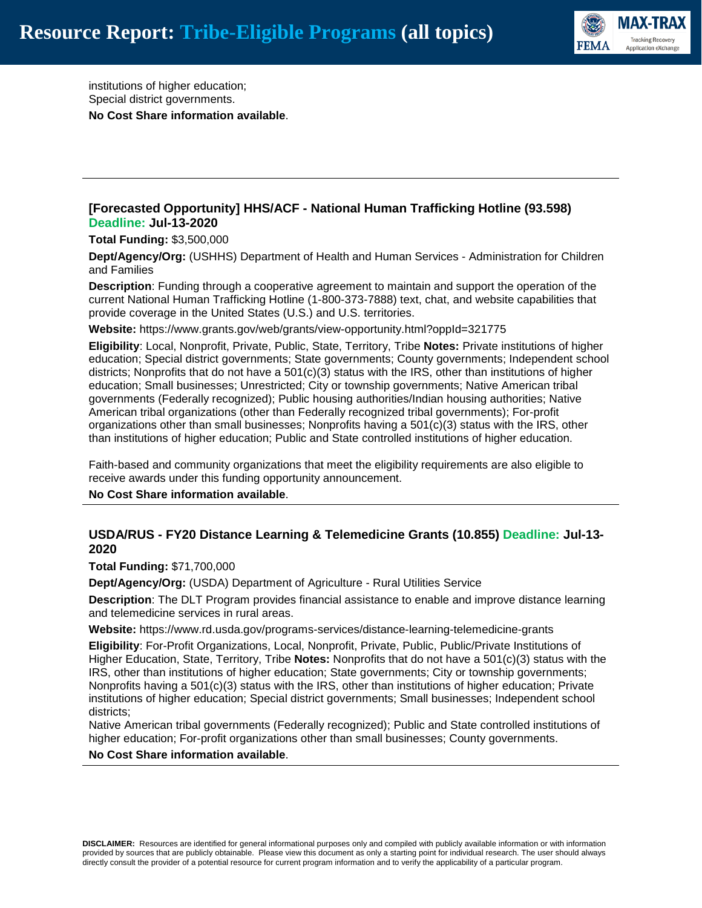institutions of higher education;
Special district governments.

**No Cost Share information available**.

---

### [Forecasted Opportunity] HHS/ACF - National Human Trafficking Hotline (93.598) Deadline: Jul-13-2020

**Total Funding:** $3,500,000

**Dept/Agency/Org:** (USHHS) Department of Health and Human Services - Administration for Children and Families

**Description**: Funding through a cooperative agreement to maintain and support the operation of the current National Human Trafficking Hotline (1-800-373-7888) text, chat, and website capabilities that provide coverage in the United States (U.S.) and U.S. territories.

**Website:** https://www.grants.gov/web/grants/view-opportunity.html?oppId=321775

**Eligibility**: Local, Nonprofit, Private, Public, State, Territory, Tribe **Notes:** Private institutions of higher education; Special district governments; State governments; County governments; Independent school districts; Nonprofits that do not have a 501(c)(3) status with the IRS, other than institutions of higher education; Small businesses; Unrestricted; City or township governments; Native American tribal governments (Federally recognized); Public housing authorities/Indian housing authorities; Native American tribal organizations (other than Federally recognized tribal governments); For-profit organizations other than small businesses; Nonprofits having a 501(c)(3) status with the IRS, other than institutions of higher education; Public and State controlled institutions of higher education.

Faith-based and community organizations that meet the eligibility requirements are also eligible to receive awards under this funding opportunity announcement.

**No Cost Share information available**.

---

### USDA/RUS - FY20 Distance Learning & Telemedicine Grants (10.855) Deadline: Jul-13-2020

**Total Funding:** $71,700,000

**Dept/Agency/Org:** (USDA) Department of Agriculture - Rural Utilities Service

**Description**: The DLT Program provides financial assistance to enable and improve distance learning and telemedicine services in rural areas.

**Website:** https://www.rd.usda.gov/programs-services/distance-learning-telemedicine-grants

**Eligibility**: For-Profit Organizations, Local, Nonprofit, Private, Public, Public/Private Institutions of Higher Education, State, Territory, Tribe **Notes:** Nonprofits that do not have a 501(c)(3) status with the IRS, other than institutions of higher education; State governments; City or township governments; Nonprofits having a 501(c)(3) status with the IRS, other than institutions of higher education; Private institutions of higher education; Special district governments; Small businesses; Independent school districts;
Native American tribal governments (Federally recognized); Public and State controlled institutions of higher education; For-profit organizations other than small businesses; County governments.

**No Cost Share information available**.

---

**DISCLAIMER:** Resources are identified for general informational purposes only and compiled with publicly available information or with information provided by sources that are publicly obtainable. Please view this document as only a starting point for individual research. The user should always directly consult the provider of a potential resource for current program information and to verify the applicability of a particular program.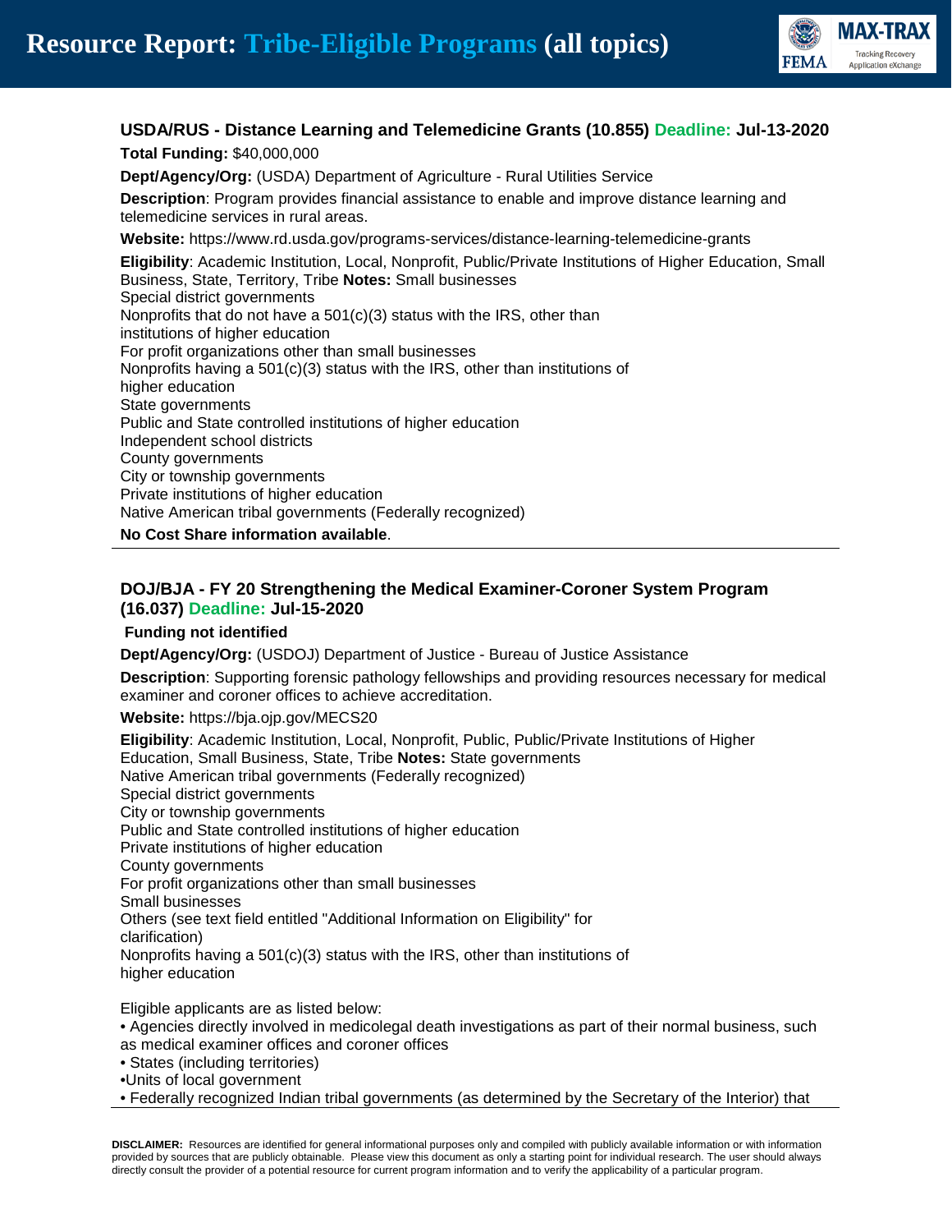### USDA/RUS - Distance Learning and Telemedicine Grants (10.855) Deadline: Jul-13-2020

**Total Funding:** $40,000,000

**Dept/Agency/Org:** (USDA) Department of Agriculture - Rural Utilities Service

**Description**: Program provides financial assistance to enable and improve distance learning and telemedicine services in rural areas.

**Website:** https://www.rd.usda.gov/programs-services/distance-learning-telemedicine-grants

**Eligibility**: Academic Institution, Local, Nonprofit, Public/Private Institutions of Higher Education, Small Business, State, Territory, Tribe **Notes:** Small businesses
Special district governments
Nonprofits that do not have a 501(c)(3) status with the IRS, other than institutions of higher education
For profit organizations other than small businesses
Nonprofits having a 501(c)(3) status with the IRS, other than institutions of higher education
State governments
Public and State controlled institutions of higher education
Independent school districts
County governments
City or township governments
Private institutions of higher education
Native American tribal governments (Federally recognized)

**No Cost Share information available**.

---

### DOJ/BJA - FY 20 Strengthening the Medical Examiner-Coroner System Program (16.037) Deadline: Jul-15-2020

**Funding not identified**

**Dept/Agency/Org:** (USDOJ) Department of Justice - Bureau of Justice Assistance

**Description**: Supporting forensic pathology fellowships and providing resources necessary for medical examiner and coroner offices to achieve accreditation.

**Website:** https://bja.ojp.gov/MECS20

**Eligibility**: Academic Institution, Local, Nonprofit, Public, Public/Private Institutions of Higher Education, Small Business, State, Tribe **Notes:** State governments
Native American tribal governments (Federally recognized)
Special district governments
City or township governments
Public and State controlled institutions of higher education
Private institutions of higher education
County governments
For profit organizations other than small businesses
Small businesses
Others (see text field entitled "Additional Information on Eligibility" for clarification)
Nonprofits having a 501(c)(3) status with the IRS, other than institutions of higher education

Eligible applicants are as listed below:
• Agencies directly involved in medicolegal death investigations as part of their normal business, such as medical examiner offices and coroner offices
• States (including territories)
•Units of local government
• Federally recognized Indian tribal governments (as determined by the Secretary of the Interior) that

**DISCLAIMER:** Resources are identified for general informational purposes only and compiled with publicly available information or with information provided by sources that are publicly obtainable. Please view this document as only a starting point for individual research. The user should always directly consult the provider of a potential resource for current program information and to verify the applicability of a particular program.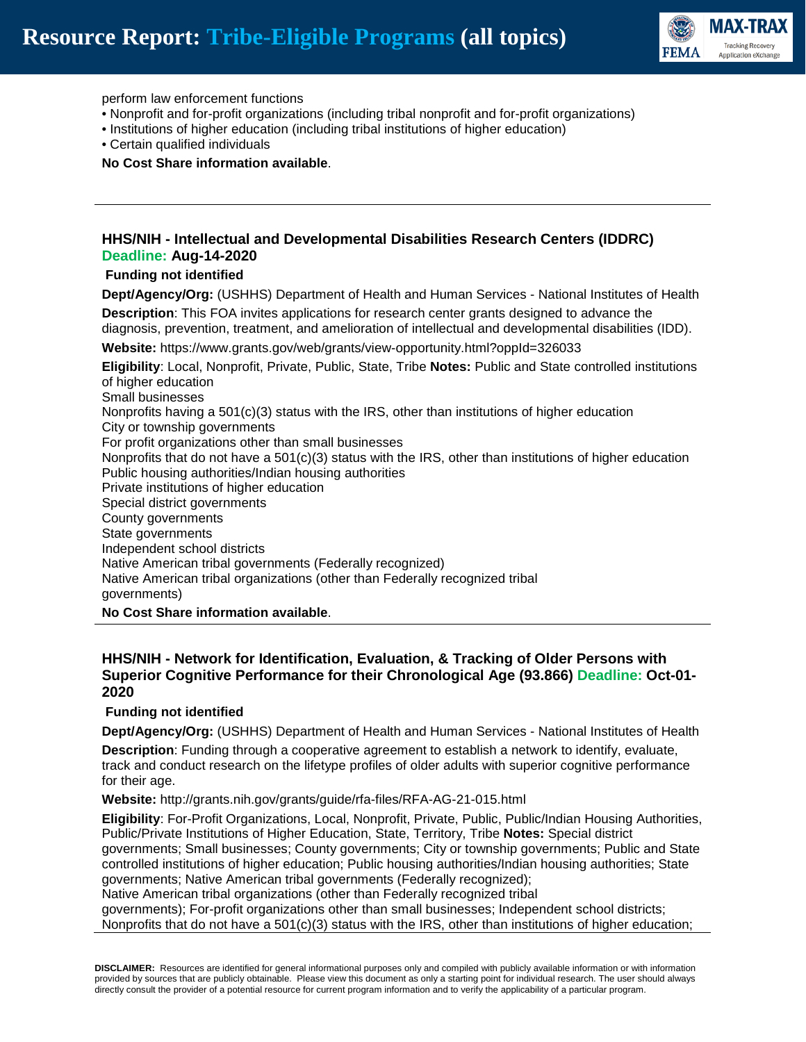perform law enforcement functions
• Nonprofit and for-profit organizations (including tribal nonprofit and for-profit organizations)
• Institutions of higher education (including tribal institutions of higher education)
• Certain qualified individuals

**No Cost Share information available**.

---

### HHS/NIH - Intellectual and Developmental Disabilities Research Centers (IDDRC) Deadline: Aug-14-2020

**Funding not identified**

**Dept/Agency/Org:** (USHHS) Department of Health and Human Services - National Institutes of Health

**Description**: This FOA invites applications for research center grants designed to advance the diagnosis, prevention, treatment, and amelioration of intellectual and developmental disabilities (IDD).

**Website:** https://www.grants.gov/web/grants/view-opportunity.html?oppId=326033

**Eligibility**: Local, Nonprofit, Private, Public, State, Tribe **Notes:** Public and State controlled institutions of higher education
Small businesses
Nonprofits having a 501(c)(3) status with the IRS, other than institutions of higher education
City or township governments
For profit organizations other than small businesses
Nonprofits that do not have a 501(c)(3) status with the IRS, other than institutions of higher education
Public housing authorities/Indian housing authorities
Private institutions of higher education
Special district governments
County governments
State governments
Independent school districts
Native American tribal governments (Federally recognized)
Native American tribal organizations (other than Federally recognized tribal governments)

**No Cost Share information available**.

---

### HHS/NIH - Network for Identification, Evaluation, & Tracking of Older Persons with Superior Cognitive Performance for their Chronological Age (93.866) Deadline: Oct-01-2020

**Funding not identified**

**Dept/Agency/Org:** (USHHS) Department of Health and Human Services - National Institutes of Health

**Description**: Funding through a cooperative agreement to establish a network to identify, evaluate, track and conduct research on the lifetype profiles of older adults with superior cognitive performance for their age.

**Website:** http://grants.nih.gov/grants/guide/rfa-files/RFA-AG-21-015.html

**Eligibility**: For-Profit Organizations, Local, Nonprofit, Private, Public, Public/Indian Housing Authorities, Public/Private Institutions of Higher Education, State, Territory, Tribe **Notes:** Special district governments; Small businesses; County governments; City or township governments; Public and State controlled institutions of higher education; Public housing authorities/Indian housing authorities; State governments; Native American tribal governments (Federally recognized);
Native American tribal organizations (other than Federally recognized tribal governments); For-profit organizations other than small businesses; Independent school districts; Nonprofits that do not have a 501(c)(3) status with the IRS, other than institutions of higher education;

---

**DISCLAIMER:** Resources are identified for general informational purposes only and compiled with publicly available information or with information provided by sources that are publicly obtainable. Please view this document as only a starting point for individual research. The user should always directly consult the provider of a potential resource for current program information and to verify the applicability of a particular program.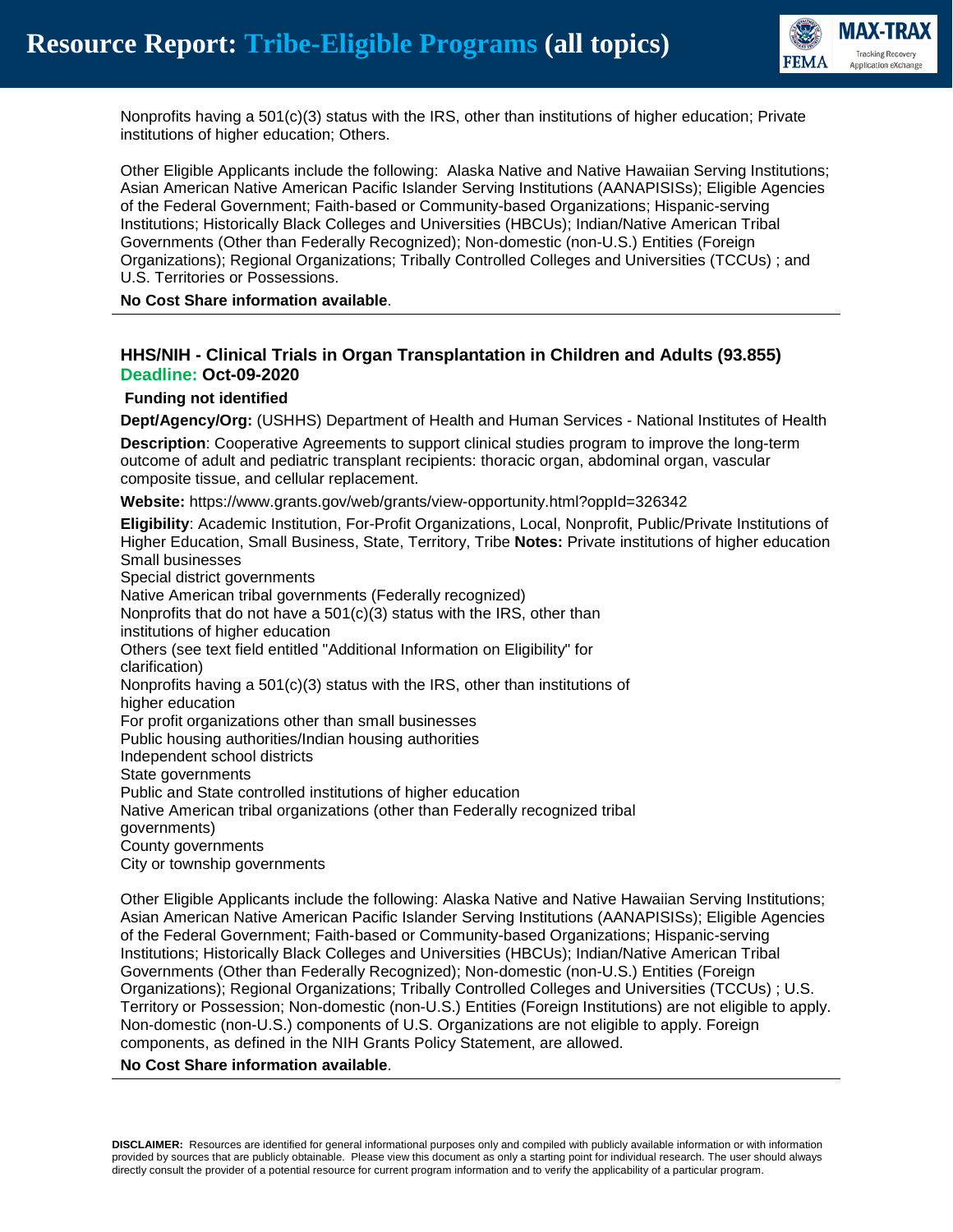Nonprofits having a 501(c)(3) status with the IRS, other than institutions of higher education; Private institutions of higher education; Others.

Other Eligible Applicants include the following:  Alaska Native and Native Hawaiian Serving Institutions; Asian American Native American Pacific Islander Serving Institutions (AANAPISISs); Eligible Agencies of the Federal Government; Faith-based or Community-based Organizations; Hispanic-serving Institutions; Historically Black Colleges and Universities (HBCUs); Indian/Native American Tribal Governments (Other than Federally Recognized); Non-domestic (non-U.S.) Entities (Foreign Organizations); Regional Organizations; Tribally Controlled Colleges and Universities (TCCUs) ; and U.S. Territories or Possessions.

**No Cost Share information available**.

---

### HHS/NIH - Clinical Trials in Organ Transplantation in Children and Adults (93.855)
**Deadline: Oct-09-2020**

**Funding not identified**

**Dept/Agency/Org:** (USHHS) Department of Health and Human Services - National Institutes of Health

**Description**: Cooperative Agreements to support clinical studies program to improve the long-term outcome of adult and pediatric transplant recipients: thoracic organ, abdominal organ, vascular composite tissue, and cellular replacement.

**Website:** https://www.grants.gov/web/grants/view-opportunity.html?oppId=326342

**Eligibility**: Academic Institution, For-Profit Organizations, Local, Nonprofit, Public/Private Institutions of Higher Education, Small Business, State, Territory, Tribe **Notes:** Private institutions of higher education
Small businesses
Special district governments
Native American tribal governments (Federally recognized)
Nonprofits that do not have a 501(c)(3) status with the IRS, other than institutions of higher education
Others (see text field entitled "Additional Information on Eligibility" for clarification)
Nonprofits having a 501(c)(3) status with the IRS, other than institutions of higher education
For profit organizations other than small businesses
Public housing authorities/Indian housing authorities
Independent school districts
State governments
Public and State controlled institutions of higher education
Native American tribal organizations (other than Federally recognized tribal governments)
County governments
City or township governments

Other Eligible Applicants include the following: Alaska Native and Native Hawaiian Serving Institutions; Asian American Native American Pacific Islander Serving Institutions (AANAPISISs); Eligible Agencies of the Federal Government; Faith-based or Community-based Organizations; Hispanic-serving Institutions; Historically Black Colleges and Universities (HBCUs); Indian/Native American Tribal Governments (Other than Federally Recognized); Non-domestic (non-U.S.) Entities (Foreign Organizations); Regional Organizations; Tribally Controlled Colleges and Universities (TCCUs) ; U.S. Territory or Possession; Non-domestic (non-U.S.) Entities (Foreign Institutions) are not eligible to apply. Non-domestic (non-U.S.) components of U.S. Organizations are not eligible to apply. Foreign components, as defined in the NIH Grants Policy Statement, are allowed.

**No Cost Share information available**.

---

**DISCLAIMER:** Resources are identified for general informational purposes only and compiled with publicly available information or with information provided by sources that are publicly obtainable. Please view this document as only a starting point for individual research. The user should always directly consult the provider of a potential resource for current program information and to verify the applicability of a particular program.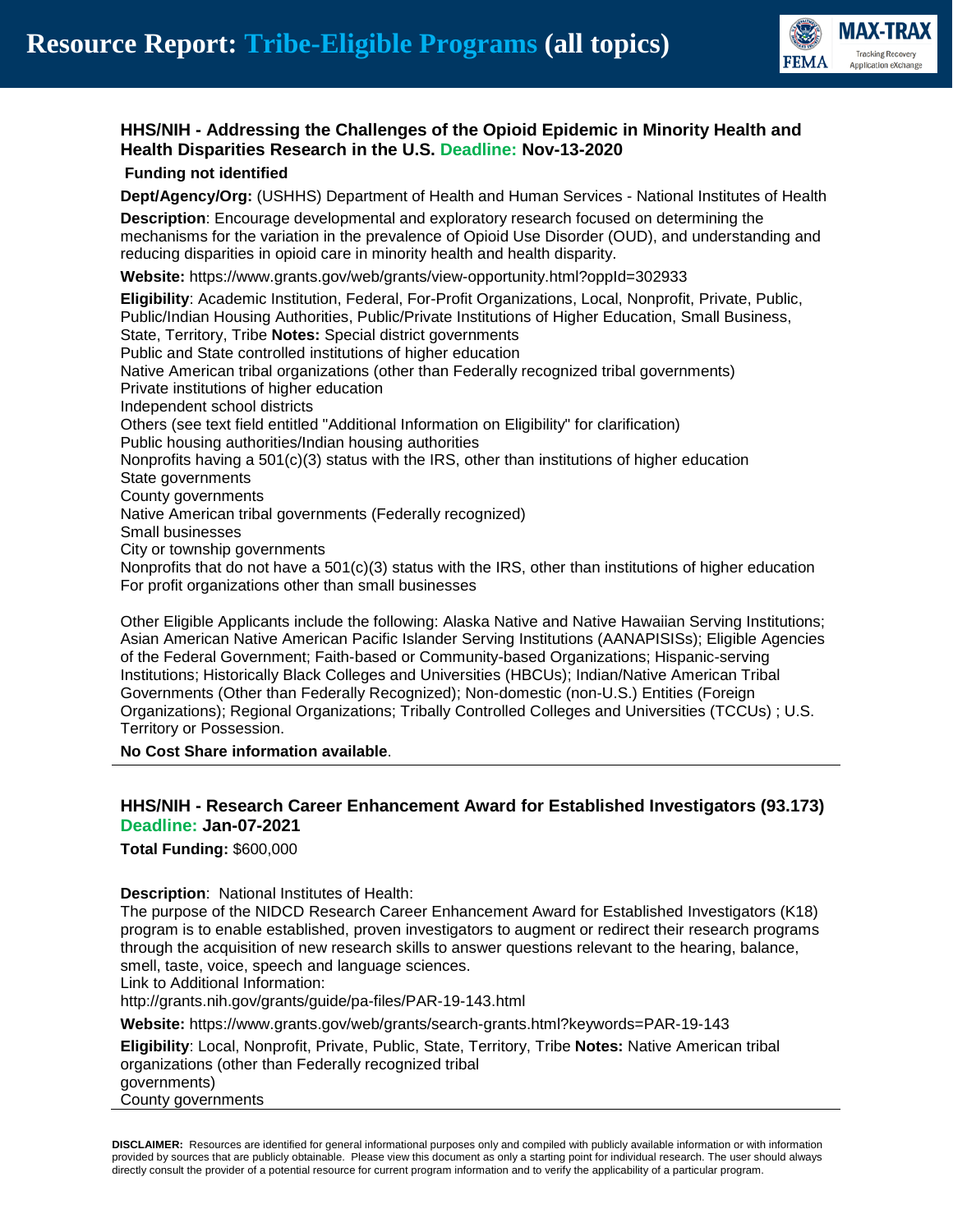### HHS/NIH - Addressing the Challenges of the Opioid Epidemic in Minority Health and Health Disparities Research in the U.S. Deadline: Nov-13-2020

**Funding not identified**

**Dept/Agency/Org:** (USHHS) Department of Health and Human Services - National Institutes of Health

**Description**: Encourage developmental and exploratory research focused on determining the mechanisms for the variation in the prevalence of Opioid Use Disorder (OUD), and understanding and reducing disparities in opioid care in minority health and health disparity.

**Website:** https://www.grants.gov/web/grants/view-opportunity.html?oppId=302933

**Eligibility**: Academic Institution, Federal, For-Profit Organizations, Local, Nonprofit, Private, Public, Public/Indian Housing Authorities, Public/Private Institutions of Higher Education, Small Business, State, Territory, Tribe **Notes:** Special district governments
Public and State controlled institutions of higher education
Native American tribal organizations (other than Federally recognized tribal governments)
Private institutions of higher education
Independent school districts
Others (see text field entitled "Additional Information on Eligibility" for clarification)
Public housing authorities/Indian housing authorities
Nonprofits having a 501(c)(3) status with the IRS, other than institutions of higher education
State governments
County governments
Native American tribal governments (Federally recognized)
Small businesses
City or township governments
Nonprofits that do not have a 501(c)(3) status with the IRS, other than institutions of higher education
For profit organizations other than small businesses

Other Eligible Applicants include the following: Alaska Native and Native Hawaiian Serving Institutions; Asian American Native American Pacific Islander Serving Institutions (AANAPISISs); Eligible Agencies of the Federal Government; Faith-based or Community-based Organizations; Hispanic-serving Institutions; Historically Black Colleges and Universities (HBCUs); Indian/Native American Tribal Governments (Other than Federally Recognized); Non-domestic (non-U.S.) Entities (Foreign Organizations); Regional Organizations; Tribally Controlled Colleges and Universities (TCCUs) ; U.S. Territory or Possession.

**No Cost Share information available**.

---

### HHS/NIH - Research Career Enhancement Award for Established Investigators (93.173) Deadline: Jan-07-2021

**Total Funding:** $600,000

**Description**: National Institutes of Health:
The purpose of the NIDCD Research Career Enhancement Award for Established Investigators (K18) program is to enable established, proven investigators to augment or redirect their research programs through the acquisition of new research skills to answer questions relevant to the hearing, balance, smell, taste, voice, speech and language sciences.
Link to Additional Information:
http://grants.nih.gov/grants/guide/pa-files/PAR-19-143.html

**Website:** https://www.grants.gov/web/grants/search-grants.html?keywords=PAR-19-143

**Eligibility**: Local, Nonprofit, Private, Public, State, Territory, Tribe **Notes:** Native American tribal organizations (other than Federally recognized tribal governments)
County governments

---

**DISCLAIMER:** Resources are identified for general informational purposes only and compiled with publicly available information or with information provided by sources that are publicly obtainable. Please view this document as only a starting point for individual research. The user should always directly consult the provider of a potential resource for current program information and to verify the applicability of a particular program.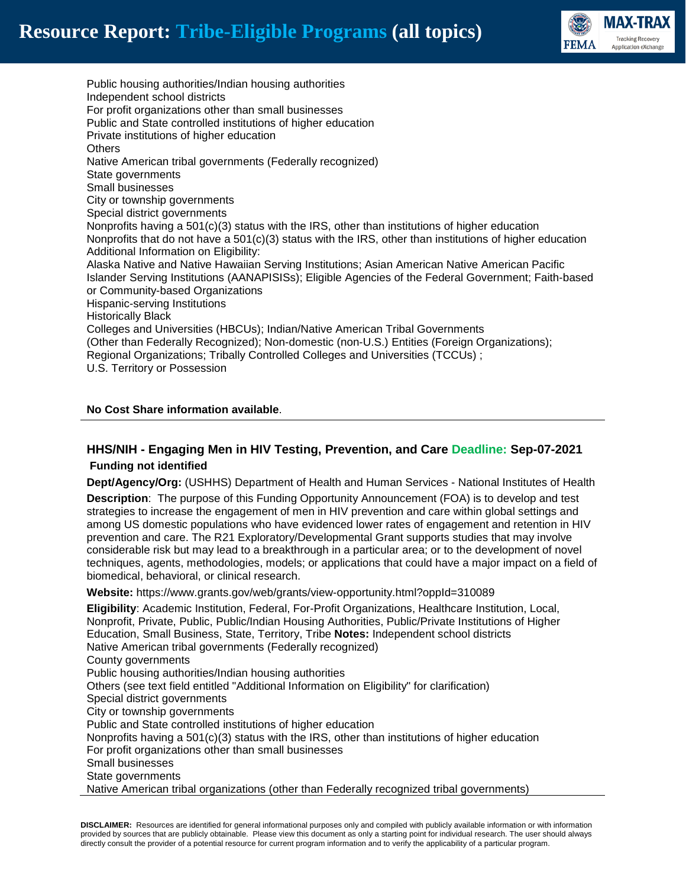Public housing authorities/Indian housing authorities
Independent school districts
For profit organizations other than small businesses
Public and State controlled institutions of higher education
Private institutions of higher education
Others
Native American tribal governments (Federally recognized)
State governments
Small businesses
City or township governments
Special district governments
Nonprofits having a 501(c)(3) status with the IRS, other than institutions of higher education
Nonprofits that do not have a 501(c)(3) status with the IRS, other than institutions of higher education
Additional Information on Eligibility:
Alaska Native and Native Hawaiian Serving Institutions; Asian American Native American Pacific Islander Serving Institutions (AANAPISISs); Eligible Agencies of the Federal Government; Faith-based or Community-based Organizations
Hispanic-serving Institutions
Historically Black
Colleges and Universities (HBCUs); Indian/Native American Tribal Governments
(Other than Federally Recognized); Non-domestic (non-U.S.) Entities (Foreign Organizations);
Regional Organizations; Tribally Controlled Colleges and Universities (TCCUs) ;
U.S. Territory or Possession

**No Cost Share information available**.

---

### HHS/NIH - Engaging Men in HIV Testing, Prevention, and Care Deadline: Sep-07-2021

**Funding not identified**

**Dept/Agency/Org:** (USHHS) Department of Health and Human Services - National Institutes of Health

**Description**: The purpose of this Funding Opportunity Announcement (FOA) is to develop and test strategies to increase the engagement of men in HIV prevention and care within global settings and among US domestic populations who have evidenced lower rates of engagement and retention in HIV prevention and care. The R21 Exploratory/Developmental Grant supports studies that may involve considerable risk but may lead to a breakthrough in a particular area; or to the development of novel techniques, agents, methodologies, models; or applications that could have a major impact on a field of biomedical, behavioral, or clinical research.

**Website:** https://www.grants.gov/web/grants/view-opportunity.html?oppId=310089

**Eligibility**: Academic Institution, Federal, For-Profit Organizations, Healthcare Institution, Local, Nonprofit, Private, Public, Public/Indian Housing Authorities, Public/Private Institutions of Higher Education, Small Business, State, Territory, Tribe **Notes:** Independent school districts
Native American tribal governments (Federally recognized)
County governments
Public housing authorities/Indian housing authorities
Others (see text field entitled "Additional Information on Eligibility" for clarification)
Special district governments
City or township governments
Public and State controlled institutions of higher education
Nonprofits having a 501(c)(3) status with the IRS, other than institutions of higher education
For profit organizations other than small businesses
Small businesses
State governments
Native American tribal organizations (other than Federally recognized tribal governments)

**DISCLAIMER:** Resources are identified for general informational purposes only and compiled with publicly available information or with information provided by sources that are publicly obtainable. Please view this document as only a starting point for individual research. The user should always directly consult the provider of a potential resource for current program information and to verify the applicability of a particular program.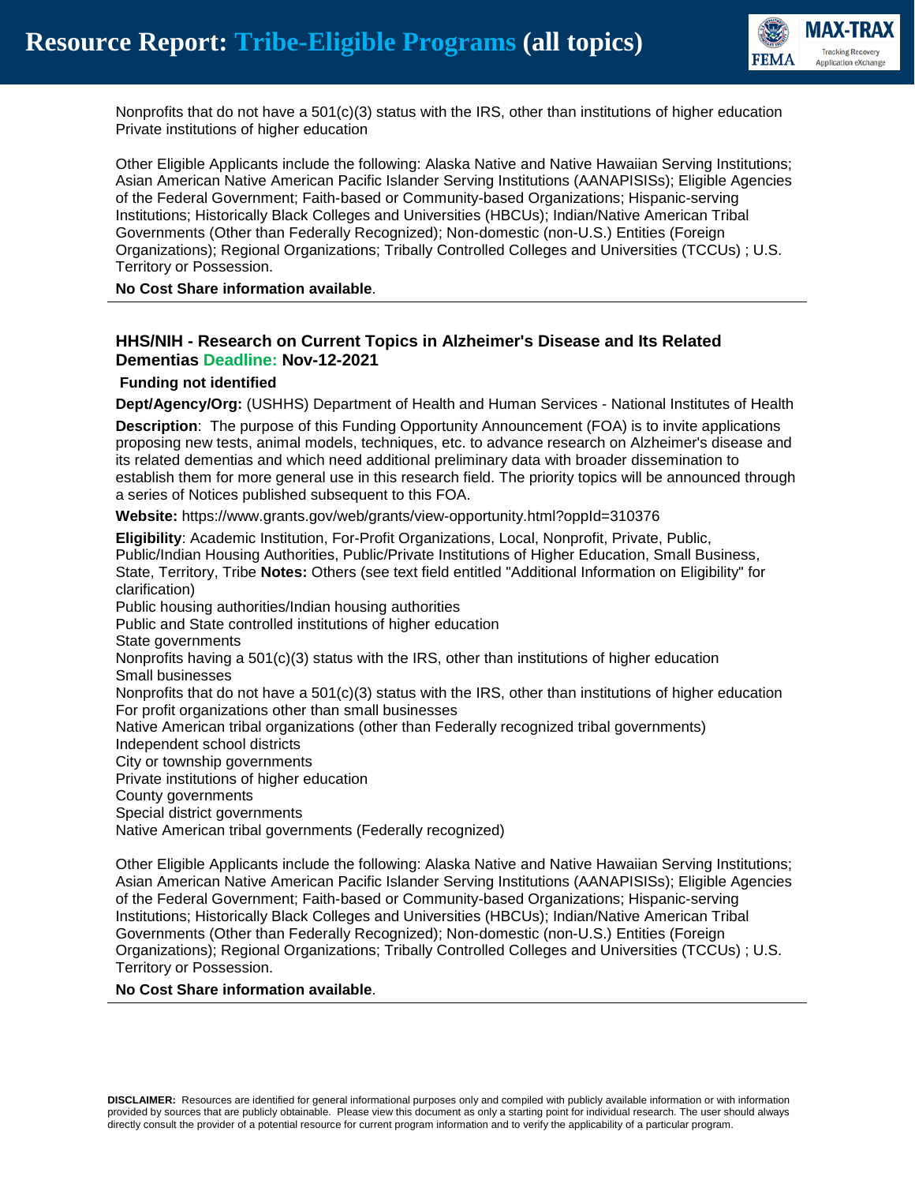Nonprofits that do not have a 501(c)(3) status with the IRS, other than institutions of higher education
Private institutions of higher education

Other Eligible Applicants include the following: Alaska Native and Native Hawaiian Serving Institutions; Asian American Native American Pacific Islander Serving Institutions (AANAPISISs); Eligible Agencies of the Federal Government; Faith-based or Community-based Organizations; Hispanic-serving Institutions; Historically Black Colleges and Universities (HBCUs); Indian/Native American Tribal Governments (Other than Federally Recognized); Non-domestic (non-U.S.) Entities (Foreign Organizations); Regional Organizations; Tribally Controlled Colleges and Universities (TCCUs) ; U.S. Territory or Possession.

**No Cost Share information available**.

---

### HHS/NIH - Research on Current Topics in Alzheimer's Disease and Its Related Dementias Deadline: Nov-12-2021

**Funding not identified**

**Dept/Agency/Org:** (USHHS) Department of Health and Human Services - National Institutes of Health

**Description**: The purpose of this Funding Opportunity Announcement (FOA) is to invite applications proposing new tests, animal models, techniques, etc. to advance research on Alzheimer's disease and its related dementias and which need additional preliminary data with broader dissemination to establish them for more general use in this research field. The priority topics will be announced through a series of Notices published subsequent to this FOA.

**Website:** https://www.grants.gov/web/grants/view-opportunity.html?oppId=310376

**Eligibility**: Academic Institution, For-Profit Organizations, Local, Nonprofit, Private, Public, Public/Indian Housing Authorities, Public/Private Institutions of Higher Education, Small Business, State, Territory, Tribe **Notes:** Others (see text field entitled "Additional Information on Eligibility" for clarification)
Public housing authorities/Indian housing authorities
Public and State controlled institutions of higher education
State governments
Nonprofits having a 501(c)(3) status with the IRS, other than institutions of higher education
Small businesses
Nonprofits that do not have a 501(c)(3) status with the IRS, other than institutions of higher education
For profit organizations other than small businesses
Native American tribal organizations (other than Federally recognized tribal governments)
Independent school districts
City or township governments
Private institutions of higher education
County governments
Special district governments
Native American tribal governments (Federally recognized)

Other Eligible Applicants include the following: Alaska Native and Native Hawaiian Serving Institutions; Asian American Native American Pacific Islander Serving Institutions (AANAPISISs); Eligible Agencies of the Federal Government; Faith-based or Community-based Organizations; Hispanic-serving Institutions; Historically Black Colleges and Universities (HBCUs); Indian/Native American Tribal Governments (Other than Federally Recognized); Non-domestic (non-U.S.) Entities (Foreign Organizations); Regional Organizations; Tribally Controlled Colleges and Universities (TCCUs) ; U.S. Territory or Possession.

**No Cost Share information available**.

---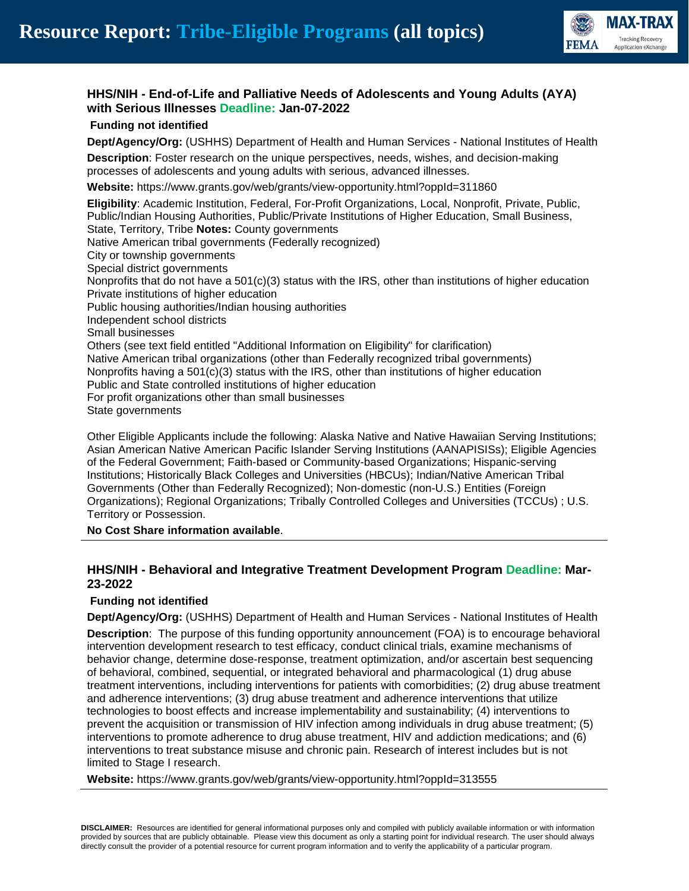### HHS/NIH - End-of-Life and Palliative Needs of Adolescents and Young Adults (AYA) with Serious Illnesses Deadline: Jan-07-2022

**Funding not identified**

**Dept/Agency/Org:** (USHHS) Department of Health and Human Services - National Institutes of Health

**Description**: Foster research on the unique perspectives, needs, wishes, and decision-making processes of adolescents and young adults with serious, advanced illnesses.

**Website:** https://www.grants.gov/web/grants/view-opportunity.html?oppId=311860

**Eligibility**: Academic Institution, Federal, For-Profit Organizations, Local, Nonprofit, Private, Public, Public/Indian Housing Authorities, Public/Private Institutions of Higher Education, Small Business, State, Territory, Tribe **Notes:** County governments
Native American tribal governments (Federally recognized)
City or township governments
Special district governments
Nonprofits that do not have a 501(c)(3) status with the IRS, other than institutions of higher education
Private institutions of higher education
Public housing authorities/Indian housing authorities
Independent school districts
Small businesses
Others (see text field entitled "Additional Information on Eligibility" for clarification)
Native American tribal organizations (other than Federally recognized tribal governments)
Nonprofits having a 501(c)(3) status with the IRS, other than institutions of higher education
Public and State controlled institutions of higher education
For profit organizations other than small businesses
State governments

Other Eligible Applicants include the following: Alaska Native and Native Hawaiian Serving Institutions; Asian American Native American Pacific Islander Serving Institutions (AANAPISISs); Eligible Agencies of the Federal Government; Faith-based or Community-based Organizations; Hispanic-serving Institutions; Historically Black Colleges and Universities (HBCUs); Indian/Native American Tribal Governments (Other than Federally Recognized); Non-domestic (non-U.S.) Entities (Foreign Organizations); Regional Organizations; Tribally Controlled Colleges and Universities (TCCUs) ; U.S. Territory or Possession.

**No Cost Share information available**.

---

### HHS/NIH - Behavioral and Integrative Treatment Development Program Deadline: Mar-23-2022

**Funding not identified**

**Dept/Agency/Org:** (USHHS) Department of Health and Human Services - National Institutes of Health

**Description**: The purpose of this funding opportunity announcement (FOA) is to encourage behavioral intervention development research to test efficacy, conduct clinical trials, examine mechanisms of behavior change, determine dose-response, treatment optimization, and/or ascertain best sequencing of behavioral, combined, sequential, or integrated behavioral and pharmacological (1) drug abuse treatment interventions, including interventions for patients with comorbidities; (2) drug abuse treatment and adherence interventions; (3) drug abuse treatment and adherence interventions that utilize technologies to boost effects and increase implementability and sustainability; (4) interventions to prevent the acquisition or transmission of HIV infection among individuals in drug abuse treatment; (5) interventions to promote adherence to drug abuse treatment, HIV and addiction medications; and (6) interventions to treat substance misuse and chronic pain. Research of interest includes but is not limited to Stage I research.

**Website:** https://www.grants.gov/web/grants/view-opportunity.html?oppId=313555

---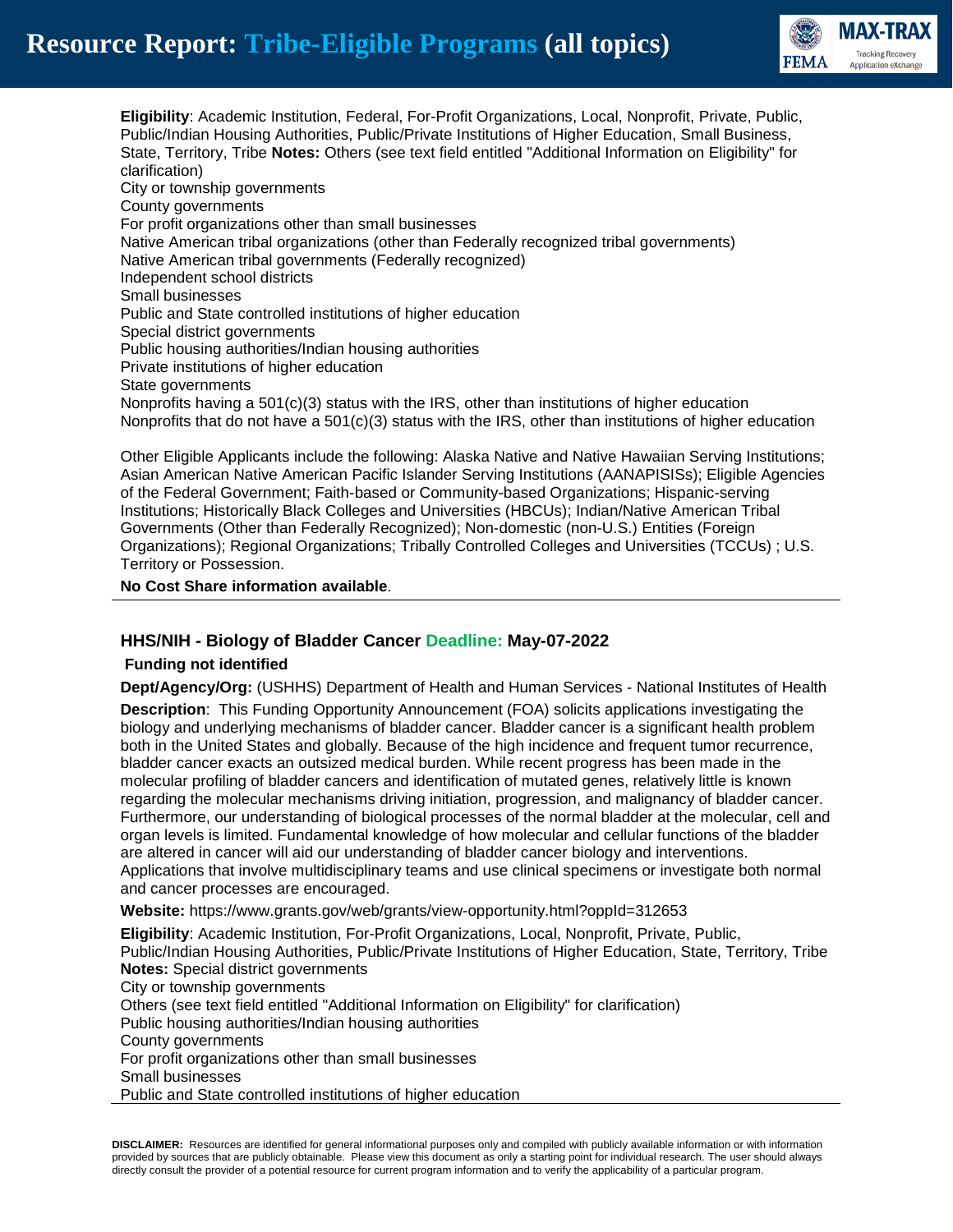**Eligibility**: Academic Institution, Federal, For-Profit Organizations, Local, Nonprofit, Private, Public, Public/Indian Housing Authorities, Public/Private Institutions of Higher Education, Small Business, State, Territory, Tribe **Notes:** Others (see text field entitled "Additional Information on Eligibility" for clarification)
City or township governments
County governments
For profit organizations other than small businesses
Native American tribal organizations (other than Federally recognized tribal governments)
Native American tribal governments (Federally recognized)
Independent school districts
Small businesses
Public and State controlled institutions of higher education
Special district governments
Public housing authorities/Indian housing authorities
Private institutions of higher education
State governments
Nonprofits having a 501(c)(3) status with the IRS, other than institutions of higher education
Nonprofits that do not have a 501(c)(3) status with the IRS, other than institutions of higher education

Other Eligible Applicants include the following: Alaska Native and Native Hawaiian Serving Institutions; Asian American Native American Pacific Islander Serving Institutions (AANAPISISs); Eligible Agencies of the Federal Government; Faith-based or Community-based Organizations; Hispanic-serving Institutions; Historically Black Colleges and Universities (HBCUs); Indian/Native American Tribal Governments (Other than Federally Recognized); Non-domestic (non-U.S.) Entities (Foreign Organizations); Regional Organizations; Tribally Controlled Colleges and Universities (TCCUs) ; U.S. Territory or Possession.

**No Cost Share information available**.

---

### HHS/NIH - Biology of Bladder Cancer Deadline: May-07-2022

**Funding not identified**

**Dept/Agency/Org:** (USHHS) Department of Health and Human Services - National Institutes of Health

**Description**: This Funding Opportunity Announcement (FOA) solicits applications investigating the biology and underlying mechanisms of bladder cancer. Bladder cancer is a significant health problem both in the United States and globally. Because of the high incidence and frequent tumor recurrence, bladder cancer exacts an outsized medical burden. While recent progress has been made in the molecular profiling of bladder cancers and identification of mutated genes, relatively little is known regarding the molecular mechanisms driving initiation, progression, and malignancy of bladder cancer. Furthermore, our understanding of biological processes of the normal bladder at the molecular, cell and organ levels is limited. Fundamental knowledge of how molecular and cellular functions of the bladder are altered in cancer will aid our understanding of bladder cancer biology and interventions. Applications that involve multidisciplinary teams and use clinical specimens or investigate both normal and cancer processes are encouraged.

**Website:** https://www.grants.gov/web/grants/view-opportunity.html?oppId=312653

**Eligibility**: Academic Institution, For-Profit Organizations, Local, Nonprofit, Private, Public, Public/Indian Housing Authorities, Public/Private Institutions of Higher Education, State, Territory, Tribe **Notes:** Special district governments
City or township governments
Others (see text field entitled "Additional Information on Eligibility" for clarification)
Public housing authorities/Indian housing authorities
County governments
For profit organizations other than small businesses
Small businesses
Public and State controlled institutions of higher education

**DISCLAIMER:** Resources are identified for general informational purposes only and compiled with publicly available information or with information provided by sources that are publicly obtainable. Please view this document as only a starting point for individual research. The user should always directly consult the provider of a potential resource for current program information and to verify the applicability of a particular program.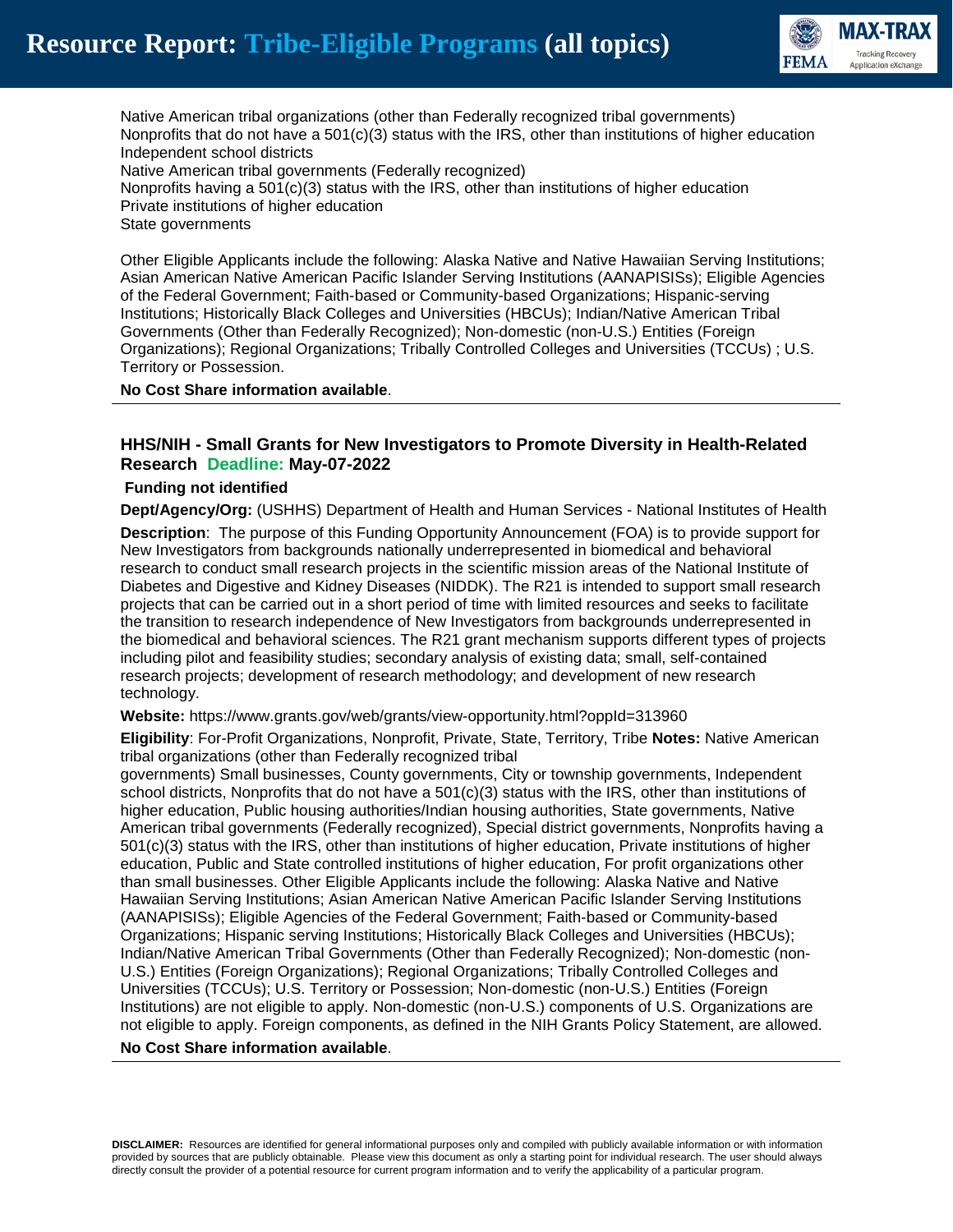Native American tribal organizations (other than Federally recognized tribal governments)
Nonprofits that do not have a 501(c)(3) status with the IRS, other than institutions of higher education
Independent school districts
Native American tribal governments (Federally recognized)
Nonprofits having a 501(c)(3) status with the IRS, other than institutions of higher education
Private institutions of higher education
State governments

Other Eligible Applicants include the following: Alaska Native and Native Hawaiian Serving Institutions; Asian American Native American Pacific Islander Serving Institutions (AANAPISISs); Eligible Agencies of the Federal Government; Faith-based or Community-based Organizations; Hispanic-serving Institutions; Historically Black Colleges and Universities (HBCUs); Indian/Native American Tribal Governments (Other than Federally Recognized); Non-domestic (non-U.S.) Entities (Foreign Organizations); Regional Organizations; Tribally Controlled Colleges and Universities (TCCUs) ; U.S. Territory or Possession.

**No Cost Share information available**.

---

### HHS/NIH - Small Grants for New Investigators to Promote Diversity in Health-Related Research Deadline: May-07-2022

**Funding not identified**

**Dept/Agency/Org:** (USHHS) Department of Health and Human Services - National Institutes of Health

**Description**: The purpose of this Funding Opportunity Announcement (FOA) is to provide support for New Investigators from backgrounds nationally underrepresented in biomedical and behavioral research to conduct small research projects in the scientific mission areas of the National Institute of Diabetes and Digestive and Kidney Diseases (NIDDK). The R21 is intended to support small research projects that can be carried out in a short period of time with limited resources and seeks to facilitate the transition to research independence of New Investigators from backgrounds underrepresented in the biomedical and behavioral sciences. The R21 grant mechanism supports different types of projects including pilot and feasibility studies; secondary analysis of existing data; small, self-contained research projects; development of research methodology; and development of new research technology.

**Website:** https://www.grants.gov/web/grants/view-opportunity.html?oppId=313960

**Eligibility**: For-Profit Organizations, Nonprofit, Private, State, Territory, Tribe **Notes:** Native American tribal organizations (other than Federally recognized tribal governments) Small businesses, County governments, City or township governments, Independent school districts, Nonprofits that do not have a 501(c)(3) status with the IRS, other than institutions of higher education, Public housing authorities/Indian housing authorities, State governments, Native American tribal governments (Federally recognized), Special district governments, Nonprofits having a 501(c)(3) status with the IRS, other than institutions of higher education, Private institutions of higher education, Public and State controlled institutions of higher education, For profit organizations other than small businesses. Other Eligible Applicants include the following: Alaska Native and Native Hawaiian Serving Institutions; Asian American Native American Pacific Islander Serving Institutions (AANAPISISs); Eligible Agencies of the Federal Government; Faith-based or Community-based Organizations; Hispanic serving Institutions; Historically Black Colleges and Universities (HBCUs); Indian/Native American Tribal Governments (Other than Federally Recognized); Non-domestic (non-U.S.) Entities (Foreign Organizations); Regional Organizations; Tribally Controlled Colleges and Universities (TCCUs); U.S. Territory or Possession; Non-domestic (non-U.S.) Entities (Foreign Institutions) are not eligible to apply. Non-domestic (non-U.S.) components of U.S. Organizations are not eligible to apply. Foreign components, as defined in the NIH Grants Policy Statement, are allowed.

**No Cost Share information available**.

---

**DISCLAIMER:** Resources are identified for general informational purposes only and compiled with publicly available information or with information provided by sources that are publicly obtainable. Please view this document as only a starting point for individual research. The user should always directly consult the provider of a potential resource for current program information and to verify the applicability of a particular program.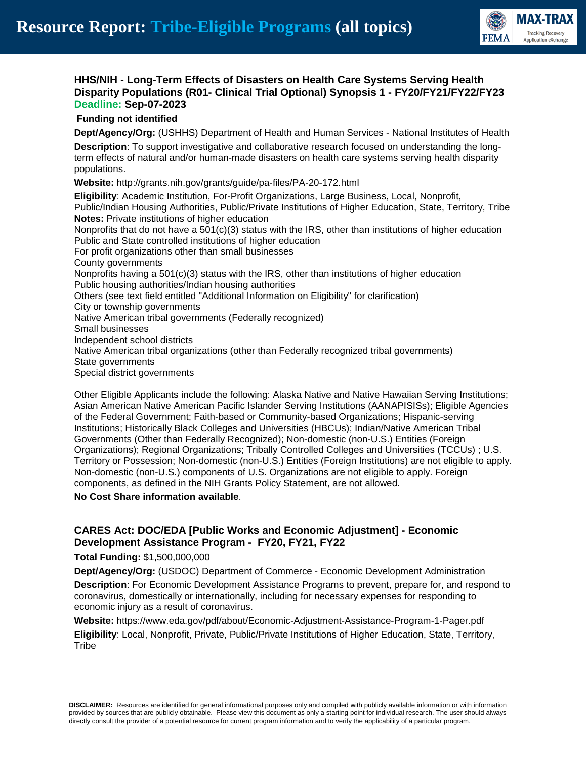### HHS/NIH - Long-Term Effects of Disasters on Health Care Systems Serving Health Disparity Populations (R01- Clinical Trial Optional) Synopsis 1 - FY20/FY21/FY22/FY23

**Deadline: Sep-07-2023**

**Funding not identified**

**Dept/Agency/Org:** (USHHS) Department of Health and Human Services - National Institutes of Health

**Description**: To support investigative and collaborative research focused on understanding the long-term effects of natural and/or human-made disasters on health care systems serving health disparity populations.

**Website:** http://grants.nih.gov/grants/guide/pa-files/PA-20-172.html

**Eligibility**: Academic Institution, For-Profit Organizations, Large Business, Local, Nonprofit, Public/Indian Housing Authorities, Public/Private Institutions of Higher Education, State, Territory, Tribe

**Notes:** Private institutions of higher education
Nonprofits that do not have a 501(c)(3) status with the IRS, other than institutions of higher education
Public and State controlled institutions of higher education
For profit organizations other than small businesses
County governments
Nonprofits having a 501(c)(3) status with the IRS, other than institutions of higher education
Public housing authorities/Indian housing authorities
Others (see text field entitled "Additional Information on Eligibility" for clarification)
City or township governments
Native American tribal governments (Federally recognized)
Small businesses
Independent school districts
Native American tribal organizations (other than Federally recognized tribal governments)
State governments
Special district governments

Other Eligible Applicants include the following: Alaska Native and Native Hawaiian Serving Institutions; Asian American Native American Pacific Islander Serving Institutions (AANAPISISs); Eligible Agencies of the Federal Government; Faith-based or Community-based Organizations; Hispanic-serving Institutions; Historically Black Colleges and Universities (HBCUs); Indian/Native American Tribal Governments (Other than Federally Recognized); Non-domestic (non-U.S.) Entities (Foreign Organizations); Regional Organizations; Tribally Controlled Colleges and Universities (TCCUs) ; U.S. Territory or Possession; Non-domestic (non-U.S.) Entities (Foreign Institutions) are not eligible to apply. Non-domestic (non-U.S.) components of U.S. Organizations are not eligible to apply. Foreign components, as defined in the NIH Grants Policy Statement, are not allowed.

**No Cost Share information available**.

---

### CARES Act: DOC/EDA [Public Works and Economic Adjustment] - Economic Development Assistance Program - FY20, FY21, FY22

**Total Funding:** $1,500,000,000

**Dept/Agency/Org:** (USDOC) Department of Commerce - Economic Development Administration

**Description**: For Economic Development Assistance Programs to prevent, prepare for, and respond to coronavirus, domestically or internationally, including for necessary expenses for responding to economic injury as a result of coronavirus.

**Website:** https://www.eda.gov/pdf/about/Economic-Adjustment-Assistance-Program-1-Pager.pdf

**Eligibility**: Local, Nonprofit, Private, Public/Private Institutions of Higher Education, State, Territory, Tribe

---

**DISCLAIMER:** Resources are identified for general informational purposes only and compiled with publicly available information or with information provided by sources that are publicly obtainable. Please view this document as only a starting point for individual research. The user should always directly consult the provider of a potential resource for current program information and to verify the applicability of a particular program.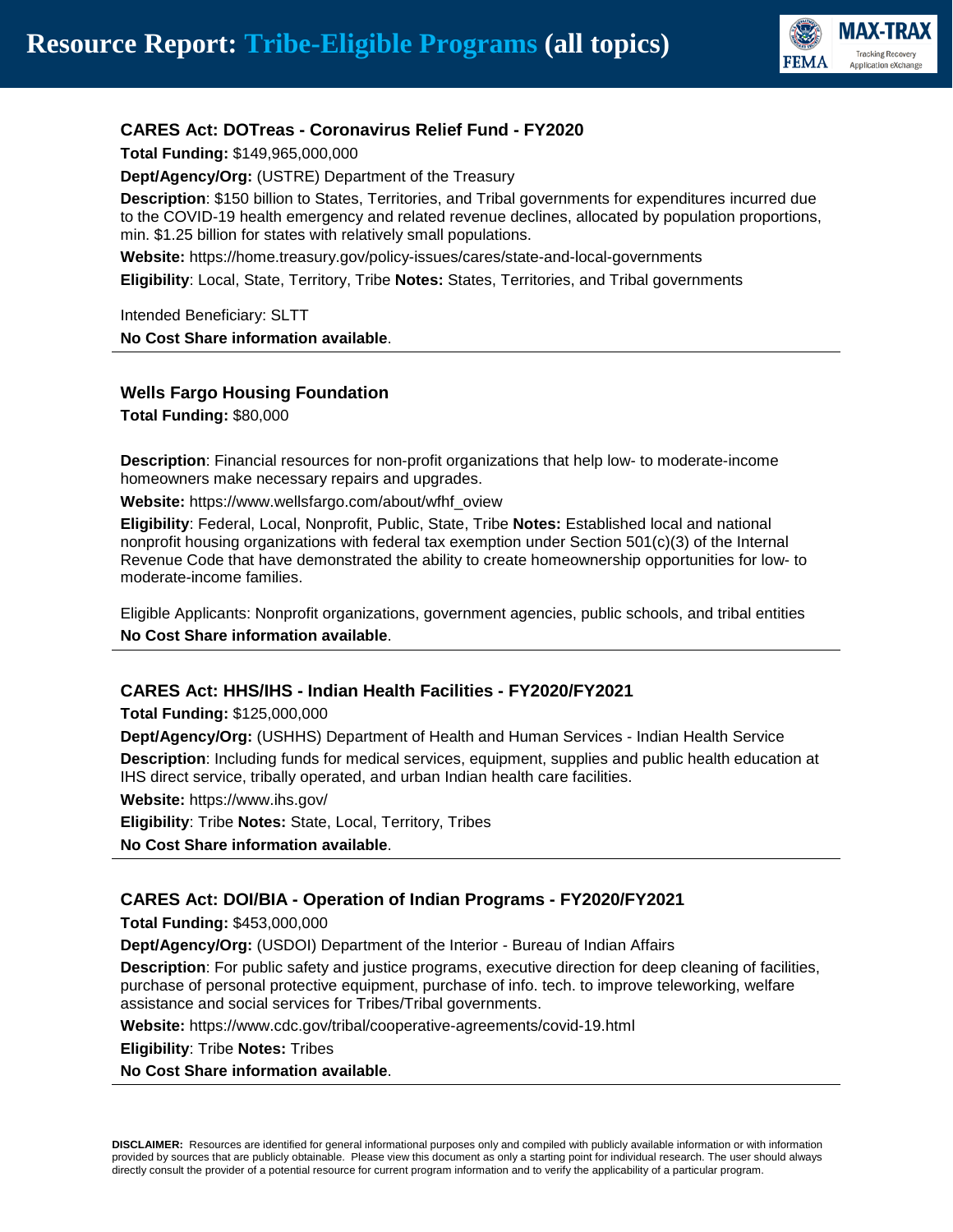### CARES Act: DOTreas - Coronavirus Relief Fund - FY2020

**Total Funding:** $149,965,000,000

**Dept/Agency/Org:** (USTRE) Department of the Treasury

**Description**: $150 billion to States, Territories, and Tribal governments for expenditures incurred due to the COVID-19 health emergency and related revenue declines, allocated by population proportions, min. $1.25 billion for states with relatively small populations.

**Website:** https://home.treasury.gov/policy-issues/cares/state-and-local-governments

**Eligibility**: Local, State, Territory, Tribe **Notes:** States, Territories, and Tribal governments

Intended Beneficiary: SLTT

**No Cost Share information available**.

---

### Wells Fargo Housing Foundation

**Total Funding:** $80,000

**Description**: Financial resources for non-profit organizations that help low- to moderate-income homeowners make necessary repairs and upgrades.

**Website:** https://www.wellsfargo.com/about/wfhf_oview

**Eligibility**: Federal, Local, Nonprofit, Public, State, Tribe **Notes:** Established local and national nonprofit housing organizations with federal tax exemption under Section 501(c)(3) of the Internal Revenue Code that have demonstrated the ability to create homeownership opportunities for low- to moderate-income families.

Eligible Applicants: Nonprofit organizations, government agencies, public schools, and tribal entities

**No Cost Share information available**.

---

### CARES Act: HHS/IHS - Indian Health Facilities - FY2020/FY2021

**Total Funding:** $125,000,000

**Dept/Agency/Org:** (USHHS) Department of Health and Human Services - Indian Health Service

**Description**: Including funds for medical services, equipment, supplies and public health education at IHS direct service, tribally operated, and urban Indian health care facilities.

**Website:** https://www.ihs.gov/

**Eligibility**: Tribe **Notes:** State, Local, Territory, Tribes

**No Cost Share information available**.

---

### CARES Act: DOI/BIA - Operation of Indian Programs - FY2020/FY2021

**Total Funding:** $453,000,000

**Dept/Agency/Org:** (USDOI) Department of the Interior - Bureau of Indian Affairs

**Description**: For public safety and justice programs, executive direction for deep cleaning of facilities, purchase of personal protective equipment, purchase of info. tech. to improve teleworking, welfare assistance and social services for Tribes/Tribal governments.

**Website:** https://www.cdc.gov/tribal/cooperative-agreements/covid-19.html

**Eligibility**: Tribe **Notes:** Tribes

**No Cost Share information available**.

---

**DISCLAIMER:** Resources are identified for general informational purposes only and compiled with publicly available information or with information provided by sources that are publicly obtainable. Please view this document as only a starting point for individual research. The user should always directly consult the provider of a potential resource for current program information and to verify the applicability of a particular program.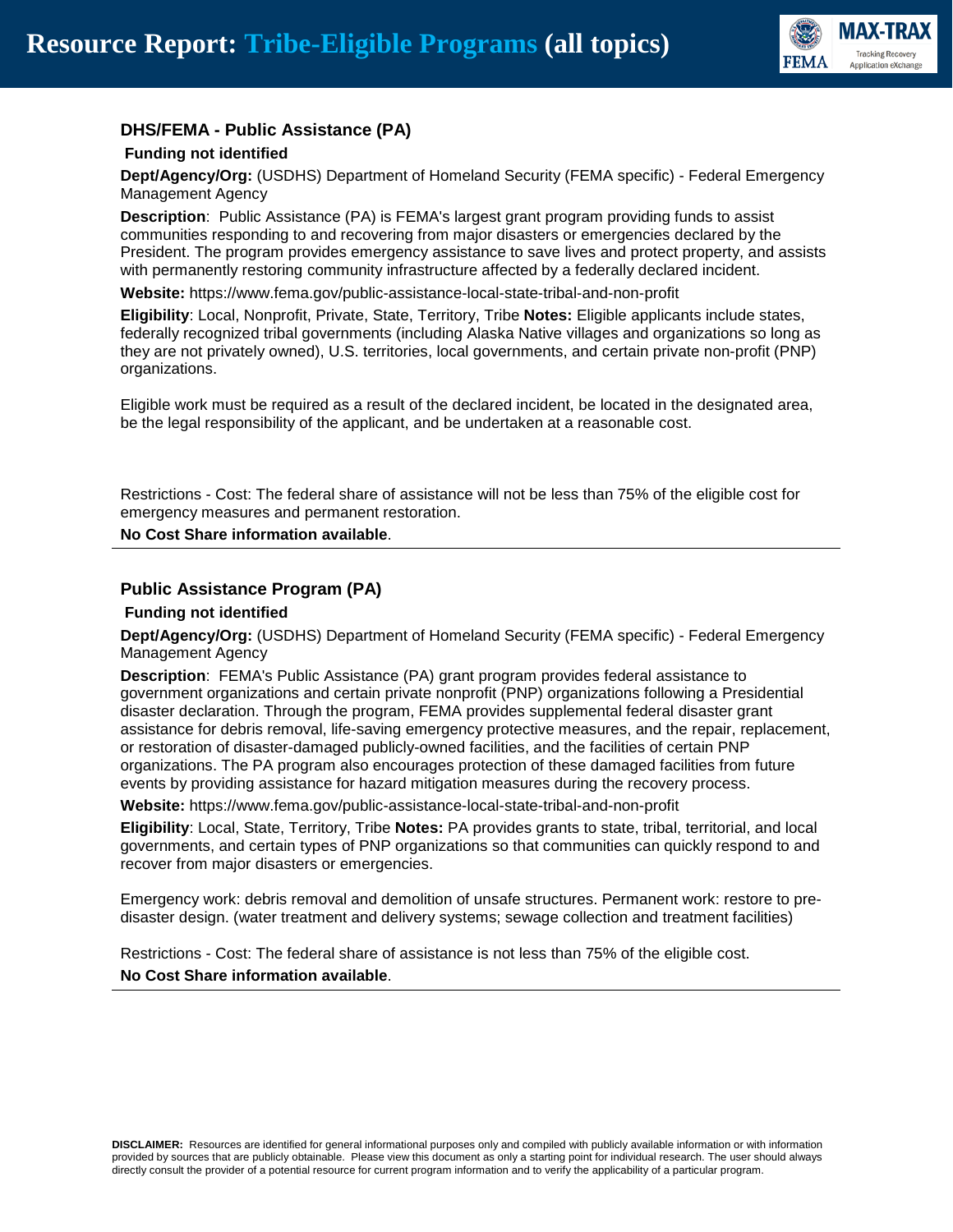### DHS/FEMA - Public Assistance (PA)

**Funding not identified**

**Dept/Agency/Org:** (USDHS) Department of Homeland Security (FEMA specific) - Federal Emergency Management Agency

**Description**: Public Assistance (PA) is FEMA's largest grant program providing funds to assist communities responding to and recovering from major disasters or emergencies declared by the President. The program provides emergency assistance to save lives and protect property, and assists with permanently restoring community infrastructure affected by a federally declared incident.

**Website:** https://www.fema.gov/public-assistance-local-state-tribal-and-non-profit

**Eligibility**: Local, Nonprofit, Private, State, Territory, Tribe **Notes:** Eligible applicants include states, federally recognized tribal governments (including Alaska Native villages and organizations so long as they are not privately owned), U.S. territories, local governments, and certain private non-profit (PNP) organizations.

Eligible work must be required as a result of the declared incident, be located in the designated area, be the legal responsibility of the applicant, and be undertaken at a reasonable cost.

Restrictions - Cost: The federal share of assistance will not be less than 75% of the eligible cost for emergency measures and permanent restoration.

**No Cost Share information available**.

---

### Public Assistance Program (PA)

**Funding not identified**

**Dept/Agency/Org:** (USDHS) Department of Homeland Security (FEMA specific) - Federal Emergency Management Agency

**Description**: FEMA's Public Assistance (PA) grant program provides federal assistance to government organizations and certain private nonprofit (PNP) organizations following a Presidential disaster declaration. Through the program, FEMA provides supplemental federal disaster grant assistance for debris removal, life-saving emergency protective measures, and the repair, replacement, or restoration of disaster-damaged publicly-owned facilities, and the facilities of certain PNP organizations. The PA program also encourages protection of these damaged facilities from future events by providing assistance for hazard mitigation measures during the recovery process.

**Website:** https://www.fema.gov/public-assistance-local-state-tribal-and-non-profit

**Eligibility**: Local, State, Territory, Tribe **Notes:** PA provides grants to state, tribal, territorial, and local governments, and certain types of PNP organizations so that communities can quickly respond to and recover from major disasters or emergencies.

Emergency work: debris removal and demolition of unsafe structures. Permanent work: restore to pre-disaster design. (water treatment and delivery systems; sewage collection and treatment facilities)

Restrictions - Cost: The federal share of assistance is not less than 75% of the eligible cost.

**No Cost Share information available**.

---

**DISCLAIMER:** Resources are identified for general informational purposes only and compiled with publicly available information or with information provided by sources that are publicly obtainable. Please view this document as only a starting point for individual research. The user should always directly consult the provider of a potential resource for current program information and to verify the applicability of a particular program.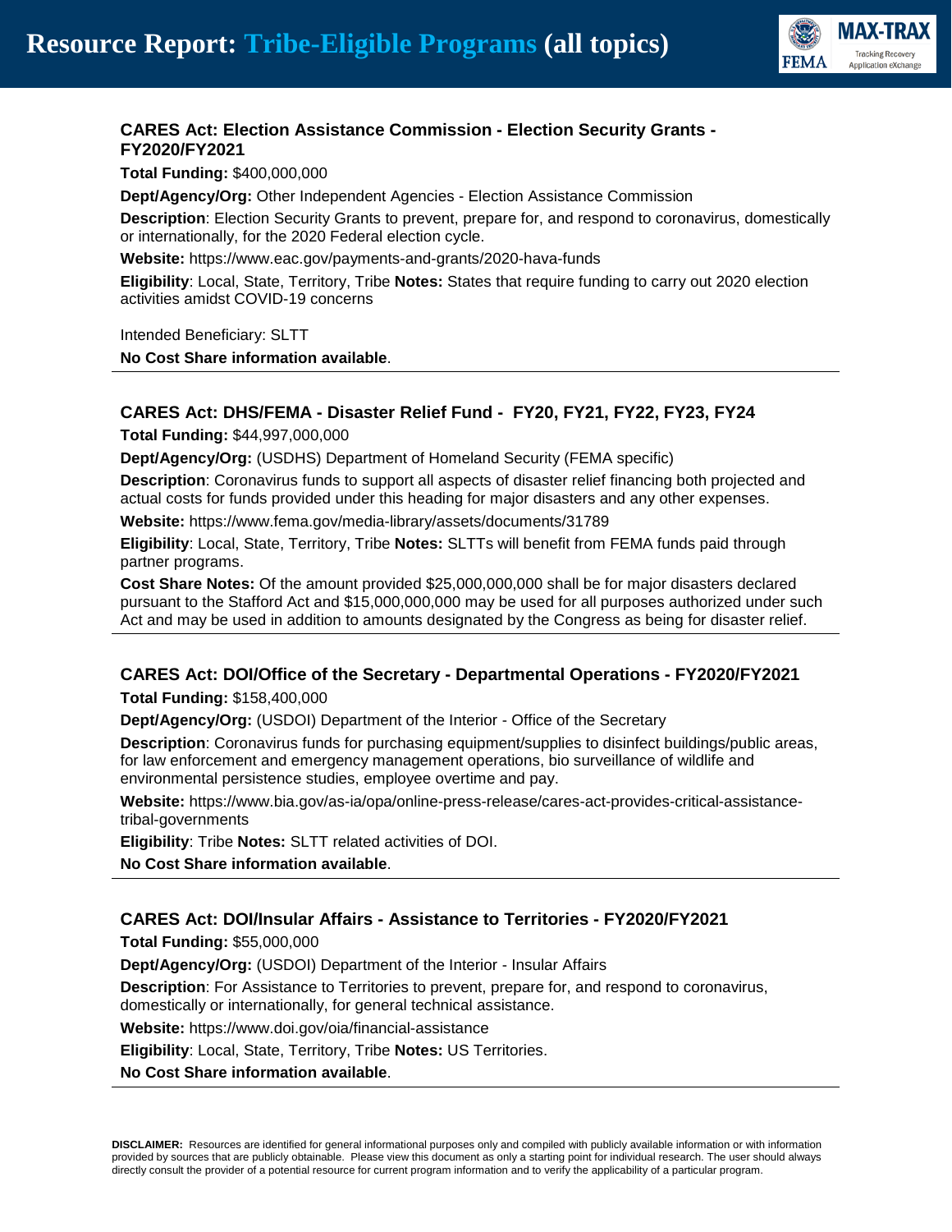### CARES Act: Election Assistance Commission - Election Security Grants - FY2020/FY2021

**Total Funding:** $400,000,000

**Dept/Agency/Org:** Other Independent Agencies - Election Assistance Commission

**Description**: Election Security Grants to prevent, prepare for, and respond to coronavirus, domestically or internationally, for the 2020 Federal election cycle.

**Website:** https://www.eac.gov/payments-and-grants/2020-hava-funds

**Eligibility**: Local, State, Territory, Tribe **Notes:** States that require funding to carry out 2020 election activities amidst COVID-19 concerns

Intended Beneficiary: SLTT

**No Cost Share information available**.

---

### CARES Act: DHS/FEMA - Disaster Relief Fund - FY20, FY21, FY22, FY23, FY24

**Total Funding:** $44,997,000,000

**Dept/Agency/Org:** (USDHS) Department of Homeland Security (FEMA specific)

**Description**: Coronavirus funds to support all aspects of disaster relief financing both projected and actual costs for funds provided under this heading for major disasters and any other expenses.

**Website:** https://www.fema.gov/media-library/assets/documents/31789

**Eligibility**: Local, State, Territory, Tribe **Notes:** SLTTs will benefit from FEMA funds paid through partner programs.

**Cost Share Notes:** Of the amount provided $25,000,000,000 shall be for major disasters declared pursuant to the Stafford Act and $15,000,000,000 may be used for all purposes authorized under such Act and may be used in addition to amounts designated by the Congress as being for disaster relief.

---

### CARES Act: DOI/Office of the Secretary - Departmental Operations - FY2020/FY2021

**Total Funding:** $158,400,000

**Dept/Agency/Org:** (USDOI) Department of the Interior - Office of the Secretary

**Description**: Coronavirus funds for purchasing equipment/supplies to disinfect buildings/public areas, for law enforcement and emergency management operations, bio surveillance of wildlife and environmental persistence studies, employee overtime and pay.

**Website:** https://www.bia.gov/as-ia/opa/online-press-release/cares-act-provides-critical-assistance-tribal-governments

**Eligibility**: Tribe **Notes:** SLTT related activities of DOI.

**No Cost Share information available**.

---

### CARES Act: DOI/Insular Affairs - Assistance to Territories - FY2020/FY2021

**Total Funding:** $55,000,000

**Dept/Agency/Org:** (USDOI) Department of the Interior - Insular Affairs

**Description**: For Assistance to Territories to prevent, prepare for, and respond to coronavirus, domestically or internationally, for general technical assistance.

**Website:** https://www.doi.gov/oia/financial-assistance

**Eligibility**: Local, State, Territory, Tribe **Notes:** US Territories.

**No Cost Share information available**.

---

**DISCLAIMER:** Resources are identified for general informational purposes only and compiled with publicly available information or with information provided by sources that are publicly obtainable. Please view this document as only a starting point for individual research. The user should always directly consult the provider of a potential resource for current program information and to verify the applicability of a particular program.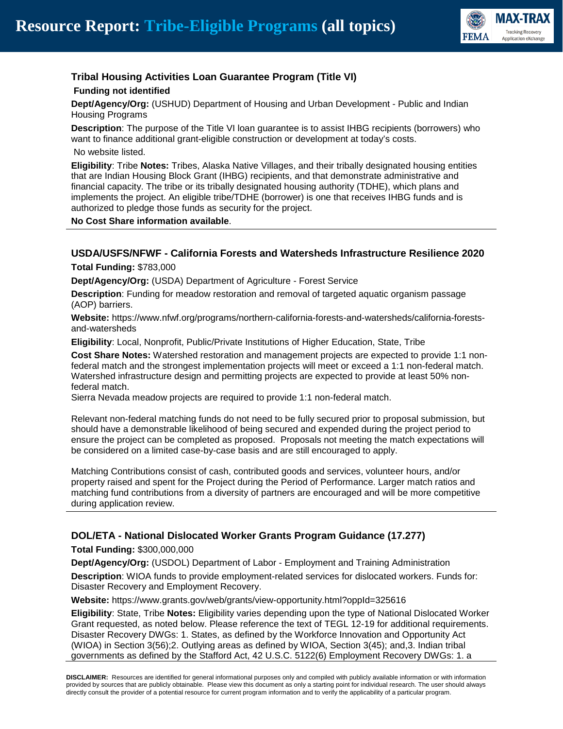### Tribal Housing Activities Loan Guarantee Program (Title VI)

**Funding not identified**

**Dept/Agency/Org:** (USHUD) Department of Housing and Urban Development - Public and Indian Housing Programs

**Description**: The purpose of the Title VI loan guarantee is to assist IHBG recipients (borrowers) who want to finance additional grant-eligible construction or development at today's costs.

No website listed.

**Eligibility**: Tribe **Notes:** Tribes, Alaska Native Villages, and their tribally designated housing entities that are Indian Housing Block Grant (IHBG) recipients, and that demonstrate administrative and financial capacity. The tribe or its tribally designated housing authority (TDHE), which plans and implements the project. An eligible tribe/TDHE (borrower) is one that receives IHBG funds and is authorized to pledge those funds as security for the project.

**No Cost Share information available**.

---

### USDA/USFS/NFWF - California Forests and Watersheds Infrastructure Resilience 2020

**Total Funding:** $783,000

**Dept/Agency/Org:** (USDA) Department of Agriculture - Forest Service

**Description**: Funding for meadow restoration and removal of targeted aquatic organism passage (AOP) barriers.

**Website:** https://www.nfwf.org/programs/northern-california-forests-and-watersheds/california-forests-and-watersheds

**Eligibility**: Local, Nonprofit, Public/Private Institutions of Higher Education, State, Tribe

**Cost Share Notes:** Watershed restoration and management projects are expected to provide 1:1 non-federal match and the strongest implementation projects will meet or exceed a 1:1 non-federal match. Watershed infrastructure design and permitting projects are expected to provide at least 50% non-federal match.
Sierra Nevada meadow projects are required to provide 1:1 non-federal match.

Relevant non-federal matching funds do not need to be fully secured prior to proposal submission, but should have a demonstrable likelihood of being secured and expended during the project period to ensure the project can be completed as proposed. Proposals not meeting the match expectations will be considered on a limited case-by-case basis and are still encouraged to apply.

Matching Contributions consist of cash, contributed goods and services, volunteer hours, and/or property raised and spent for the Project during the Period of Performance. Larger match ratios and matching fund contributions from a diversity of partners are encouraged and will be more competitive during application review.

---

### DOL/ETA - National Dislocated Worker Grants Program Guidance (17.277)

**Total Funding:** $300,000,000

**Dept/Agency/Org:** (USDOL) Department of Labor - Employment and Training Administration

**Description**: WIOA funds to provide employment-related services for dislocated workers. Funds for: Disaster Recovery and Employment Recovery.

**Website:** https://www.grants.gov/web/grants/view-opportunity.html?oppId=325616

**Eligibility**: State, Tribe **Notes:** Eligibility varies depending upon the type of National Dislocated Worker Grant requested, as noted below. Please reference the text of TEGL 12-19 for additional requirements. Disaster Recovery DWGs: 1. States, as defined by the Workforce Innovation and Opportunity Act (WIOA) in Section 3(56);2. Outlying areas as defined by WIOA, Section 3(45); and,3. Indian tribal governments as defined by the Stafford Act, 42 U.S.C. 5122(6) Employment Recovery DWGs: 1. a

---

**DISCLAIMER:** Resources are identified for general informational purposes only and compiled with publicly available information or with information provided by sources that are publicly obtainable. Please view this document as only a starting point for individual research. The user should always directly consult the provider of a potential resource for current program information and to verify the applicability of a particular program.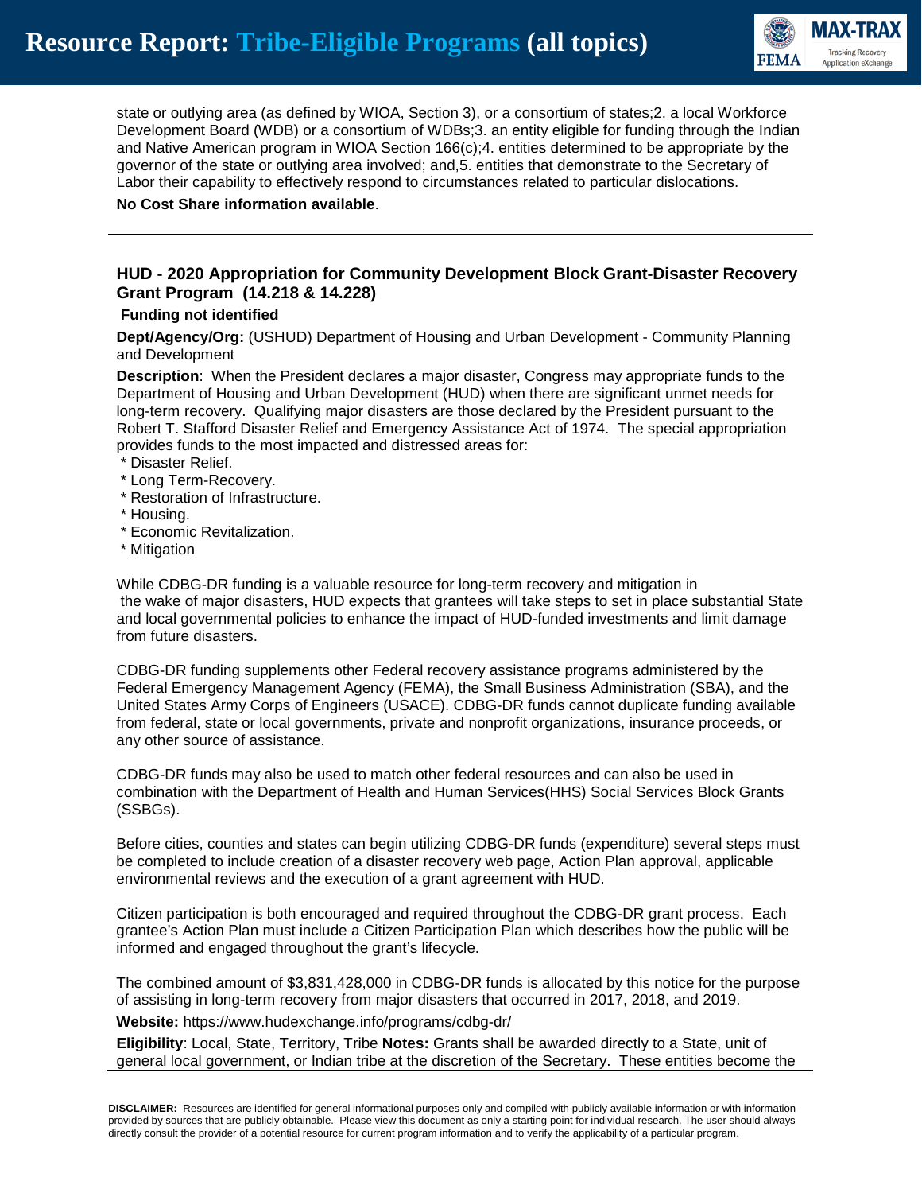state or outlying area (as defined by WIOA, Section 3), or a consortium of states;2. a local Workforce Development Board (WDB) or a consortium of WDBs;3. an entity eligible for funding through the Indian and Native American program in WIOA Section 166(c);4. entities determined to be appropriate by the governor of the state or outlying area involved; and,5. entities that demonstrate to the Secretary of Labor their capability to effectively respond to circumstances related to particular dislocations.

**No Cost Share information available**.

---

### HUD - 2020 Appropriation for Community Development Block Grant-Disaster Recovery Grant Program (14.218 & 14.228)

**Funding not identified**

**Dept/Agency/Org:** (USHUD) Department of Housing and Urban Development - Community Planning and Development

**Description**: When the President declares a major disaster, Congress may appropriate funds to the Department of Housing and Urban Development (HUD) when there are significant unmet needs for long-term recovery. Qualifying major disasters are those declared by the President pursuant to the Robert T. Stafford Disaster Relief and Emergency Assistance Act of 1974. The special appropriation provides funds to the most impacted and distressed areas for:

* Disaster Relief.
* Long Term-Recovery.
* Restoration of Infrastructure.
* Housing.
* Economic Revitalization.
* Mitigation

While CDBG-DR funding is a valuable resource for long-term recovery and mitigation in the wake of major disasters, HUD expects that grantees will take steps to set in place substantial State and local governmental policies to enhance the impact of HUD-funded investments and limit damage from future disasters.

CDBG-DR funding supplements other Federal recovery assistance programs administered by the Federal Emergency Management Agency (FEMA), the Small Business Administration (SBA), and the United States Army Corps of Engineers (USACE). CDBG-DR funds cannot duplicate funding available from federal, state or local governments, private and nonprofit organizations, insurance proceeds, or any other source of assistance.

CDBG-DR funds may also be used to match other federal resources and can also be used in combination with the Department of Health and Human Services(HHS) Social Services Block Grants (SSBGs).

Before cities, counties and states can begin utilizing CDBG-DR funds (expenditure) several steps must be completed to include creation of a disaster recovery web page, Action Plan approval, applicable environmental reviews and the execution of a grant agreement with HUD.

Citizen participation is both encouraged and required throughout the CDBG-DR grant process. Each grantee's Action Plan must include a Citizen Participation Plan which describes how the public will be informed and engaged throughout the grant's lifecycle.

The combined amount of $3,831,428,000 in CDBG-DR funds is allocated by this notice for the purpose of assisting in long-term recovery from major disasters that occurred in 2017, 2018, and 2019.

**Website:** https://www.hudexchange.info/programs/cdbg-dr/

**Eligibility**: Local, State, Territory, Tribe **Notes:** Grants shall be awarded directly to a State, unit of general local government, or Indian tribe at the discretion of the Secretary. These entities become the

**DISCLAIMER:** Resources are identified for general informational purposes only and compiled with publicly available information or with information provided by sources that are publicly obtainable. Please view this document as only a starting point for individual research. The user should always directly consult the provider of a potential resource for current program information and to verify the applicability of a particular program.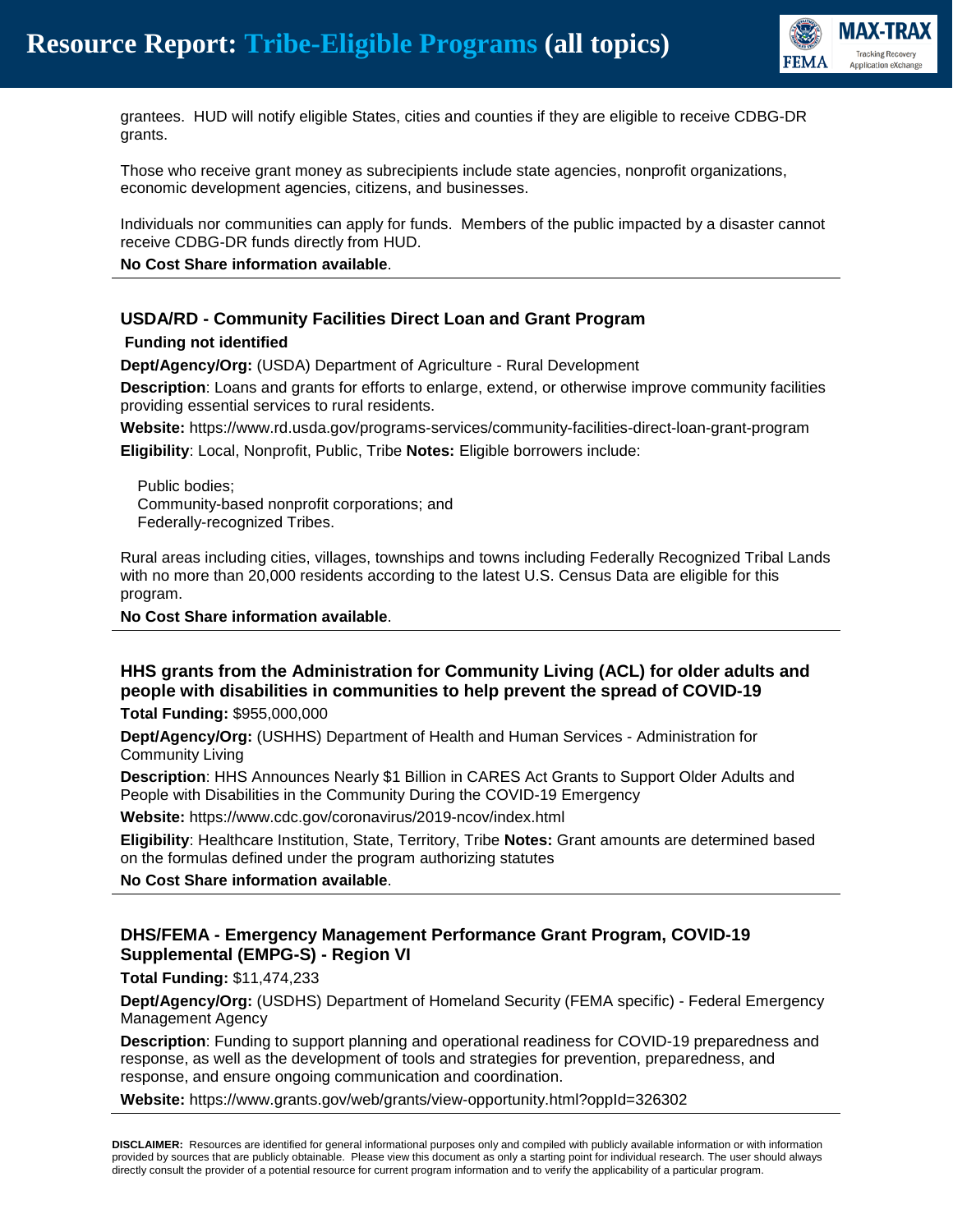grantees. HUD will notify eligible States, cities and counties if they are eligible to receive CDBG-DR grants.

Those who receive grant money as subrecipients include state agencies, nonprofit organizations, economic development agencies, citizens, and businesses.

Individuals nor communities can apply for funds. Members of the public impacted by a disaster cannot receive CDBG-DR funds directly from HUD.

**No Cost Share information available**.

---

### USDA/RD - Community Facilities Direct Loan and Grant Program

**Funding not identified**

**Dept/Agency/Org:** (USDA) Department of Agriculture - Rural Development

**Description**: Loans and grants for efforts to enlarge, extend, or otherwise improve community facilities providing essential services to rural residents.

**Website:** https://www.rd.usda.gov/programs-services/community-facilities-direct-loan-grant-program

**Eligibility**: Local, Nonprofit, Public, Tribe **Notes:** Eligible borrowers include:

Public bodies;
Community-based nonprofit corporations; and
Federally-recognized Tribes.

Rural areas including cities, villages, townships and towns including Federally Recognized Tribal Lands with no more than 20,000 residents according to the latest U.S. Census Data are eligible for this program.

**No Cost Share information available**.

---

### HHS grants from the Administration for Community Living (ACL) for older adults and people with disabilities in communities to help prevent the spread of COVID-19

**Total Funding:** $955,000,000

**Dept/Agency/Org:** (USHHS) Department of Health and Human Services - Administration for Community Living

**Description**: HHS Announces Nearly $1 Billion in CARES Act Grants to Support Older Adults and People with Disabilities in the Community During the COVID-19 Emergency

**Website:** https://www.cdc.gov/coronavirus/2019-ncov/index.html

**Eligibility**: Healthcare Institution, State, Territory, Tribe **Notes:** Grant amounts are determined based on the formulas defined under the program authorizing statutes

**No Cost Share information available**.

---

### DHS/FEMA - Emergency Management Performance Grant Program, COVID-19 Supplemental (EMPG-S) - Region VI

**Total Funding:** $11,474,233

**Dept/Agency/Org:** (USDHS) Department of Homeland Security (FEMA specific) - Federal Emergency Management Agency

**Description**: Funding to support planning and operational readiness for COVID-19 preparedness and response, as well as the development of tools and strategies for prevention, preparedness, and response, and ensure ongoing communication and coordination.

**Website:** https://www.grants.gov/web/grants/view-opportunity.html?oppId=326302

---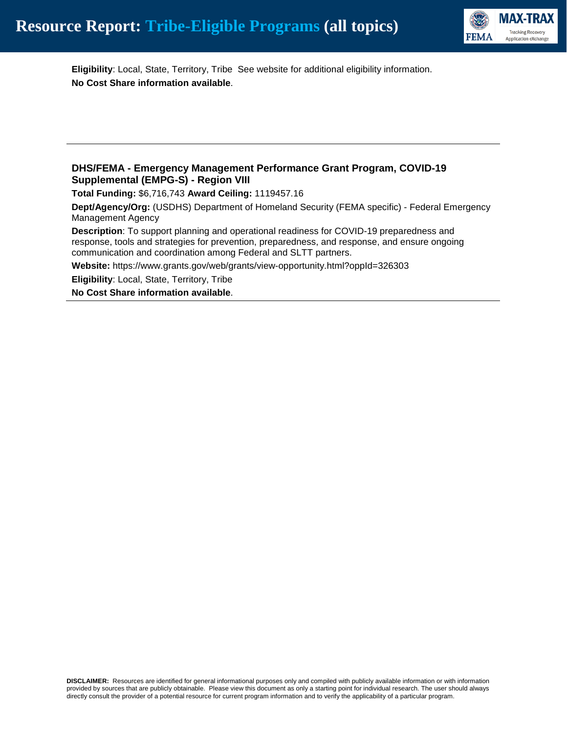**Eligibility**: Local, State, Territory, Tribe  See website for additional eligibility information.

**No Cost Share information available**.

---

### DHS/FEMA - Emergency Management Performance Grant Program, COVID-19 Supplemental (EMPG-S) - Region VIII

**Total Funding:** $6,716,743 **Award Ceiling:** 1119457.16

**Dept/Agency/Org:** (USDHS) Department of Homeland Security (FEMA specific) - Federal Emergency Management Agency

**Description**: To support planning and operational readiness for COVID-19 preparedness and response, tools and strategies for prevention, preparedness, and response, and ensure ongoing communication and coordination among Federal and SLTT partners.

**Website:** https://www.grants.gov/web/grants/view-opportunity.html?oppId=326303

**Eligibility**: Local, State, Territory, Tribe

**No Cost Share information available**.

---

**DISCLAIMER:** Resources are identified for general informational purposes only and compiled with publicly available information or with information provided by sources that are publicly obtainable. Please view this document as only a starting point for individual research. The user should always directly consult the provider of a potential resource for current program information and to verify the applicability of a particular program.